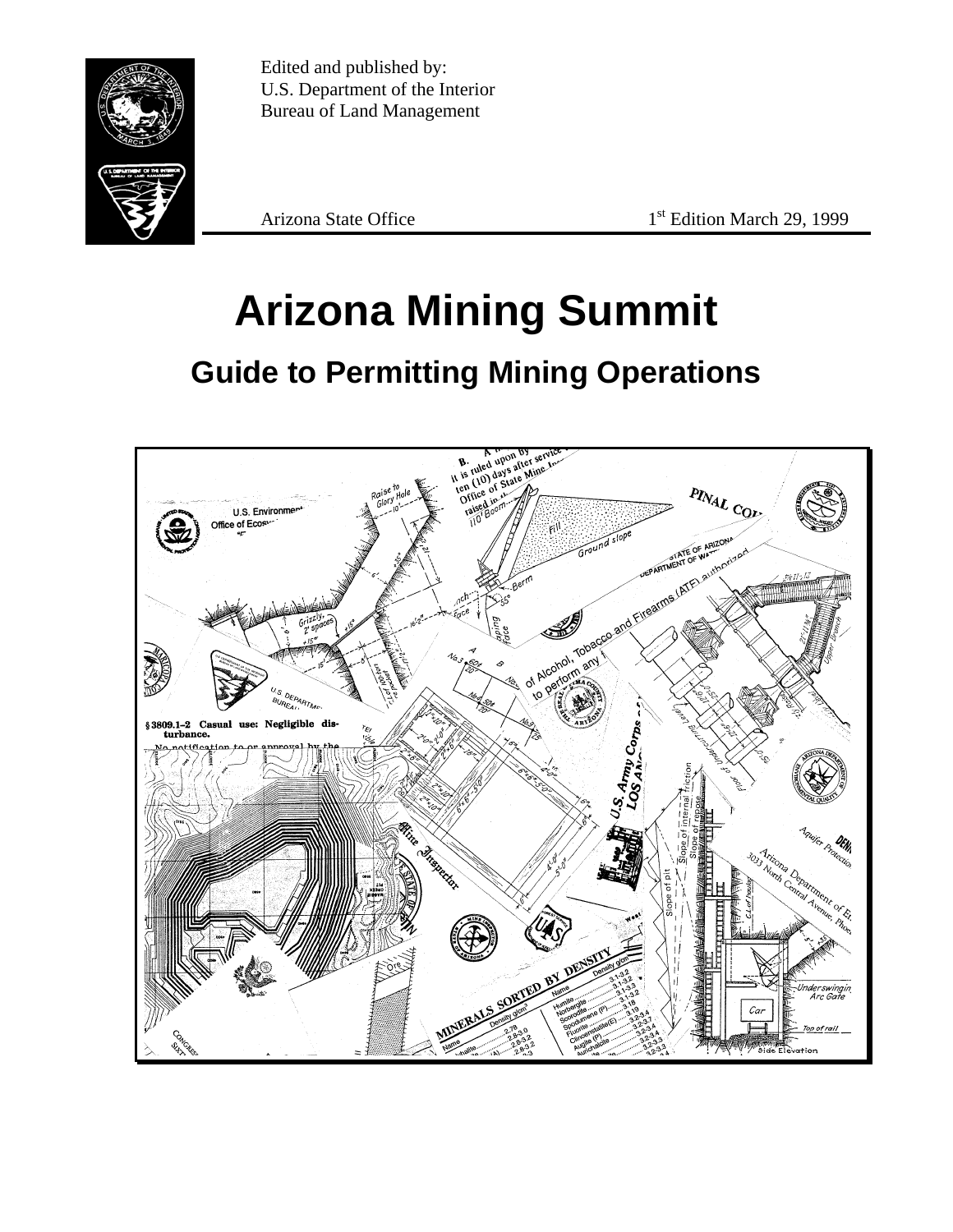Edited and published by:
U.S. Department of the Interior
Bureau of Land Management

Arizona State Office 1st Edition March 29, 1999

# Arizona Mining Summit

## Guide to Permitting Mining Operations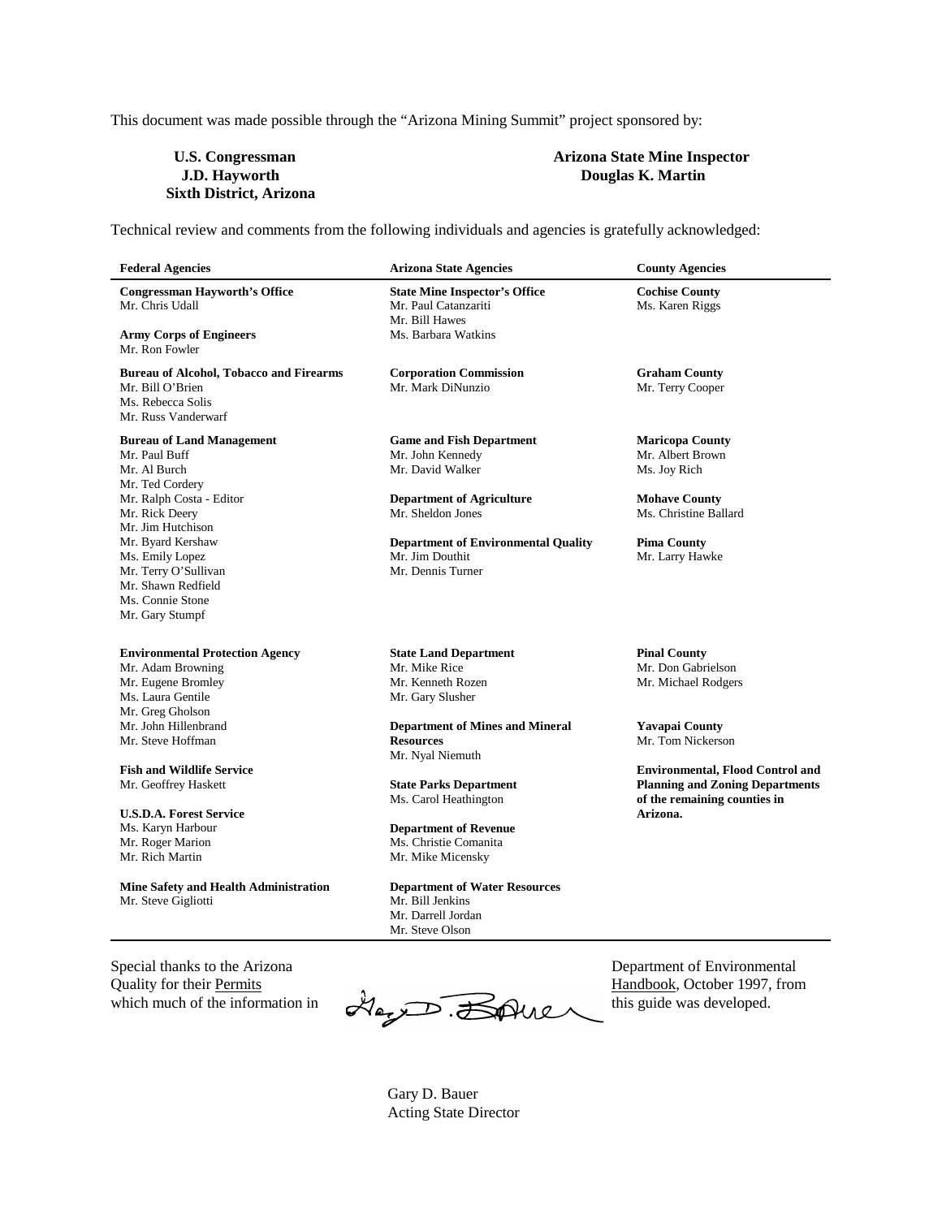This document was made possible through the "Arizona Mining Summit" project sponsored by:

**U.S. Congressman**
**J.D. Hayworth**
**Sixth District, Arizona**

**Arizona State Mine Inspector**
**Douglas K. Martin**

Technical review and comments from the following individuals and agencies is gratefully acknowledged:

| Federal Agencies | Arizona State Agencies | County Agencies |
|---|---|---|
| **Congressman Hayworth's Office**<br>Mr. Chris Udall<br><br>**Army Corps of Engineers**<br>Mr. Ron Fowler | **State Mine Inspector's Office**<br>Mr. Paul Catanzariti<br>Mr. Bill Hawes<br>Ms. Barbara Watkins | **Cochise County**<br>Ms. Karen Riggs |
| **Bureau of Alcohol, Tobacco and Firearms**<br>Mr. Bill O'Brien<br>Ms. Rebecca Solis<br>Mr. Russ Vanderwarf | **Corporation Commission**<br>Mr. Mark DiNunzio | **Graham County**<br>Mr. Terry Cooper |
| **Bureau of Land Management**<br>Mr. Paul Buff<br>Mr. Al Burch<br>Mr. Ted Cordery<br>Mr. Ralph Costa - Editor<br>Mr. Rick Deery<br>Mr. Jim Hutchison<br>Mr. Byard Kershaw<br>Ms. Emily Lopez<br>Mr. Terry O'Sullivan<br>Mr. Shawn Redfield<br>Ms. Connie Stone<br>Mr. Gary Stumpf | **Game and Fish Department**<br>Mr. John Kennedy<br>Mr. David Walker<br><br>**Department of Agriculture**<br>Mr. Sheldon Jones<br><br>**Department of Environmental Quality**<br>Mr. Jim Douthit<br>Mr. Dennis Turner | **Maricopa County**<br>Mr. Albert Brown<br>Ms. Joy Rich<br><br>**Mohave County**<br>Ms. Christine Ballard<br><br>**Pima County**<br>Mr. Larry Hawke |
| **Environmental Protection Agency**<br>Mr. Adam Browning<br>Mr. Eugene Bromley<br>Ms. Laura Gentile<br>Mr. Greg Gholson<br>Mr. John Hillenbrand<br>Mr. Steve Hoffman<br><br>**Fish and Wildlife Service**<br>Mr. Geoffrey Haskett<br><br>**U.S.D.A. Forest Service**<br>Ms. Karyn Harbour<br>Mr. Roger Marion<br>Mr. Rich Martin<br><br>**Mine Safety and Health Administration**<br>Mr. Steve Gigliotti | **State Land Department**<br>Mr. Mike Rice<br>Mr. Kenneth Rozen<br>Mr. Gary Slusher<br><br>**Department of Mines and Mineral Resources**<br>Mr. Nyal Niemuth<br><br>**State Parks Department**<br>Ms. Carol Heathington<br><br>**Department of Revenue**<br>Ms. Christie Comanita<br>Mr. Mike Micensky<br><br>**Department of Water Resources**<br>Mr. Bill Jenkins<br>Mr. Darrell Jordan<br>Mr. Steve Olson | **Pinal County**<br>Mr. Don Gabrielson<br>Mr. Michael Rodgers<br><br>**Yavapai County**<br>Mr. Tom Nickerson<br><br>**Environmental, Flood Control and Planning and Zoning Departments of the remaining counties in Arizona.** |

Special thanks to the Arizona Department of Environmental Quality for their Permits Handbook, October 1997, from which much of the information in this guide was developed.

Gary D. Bauer
Acting State Director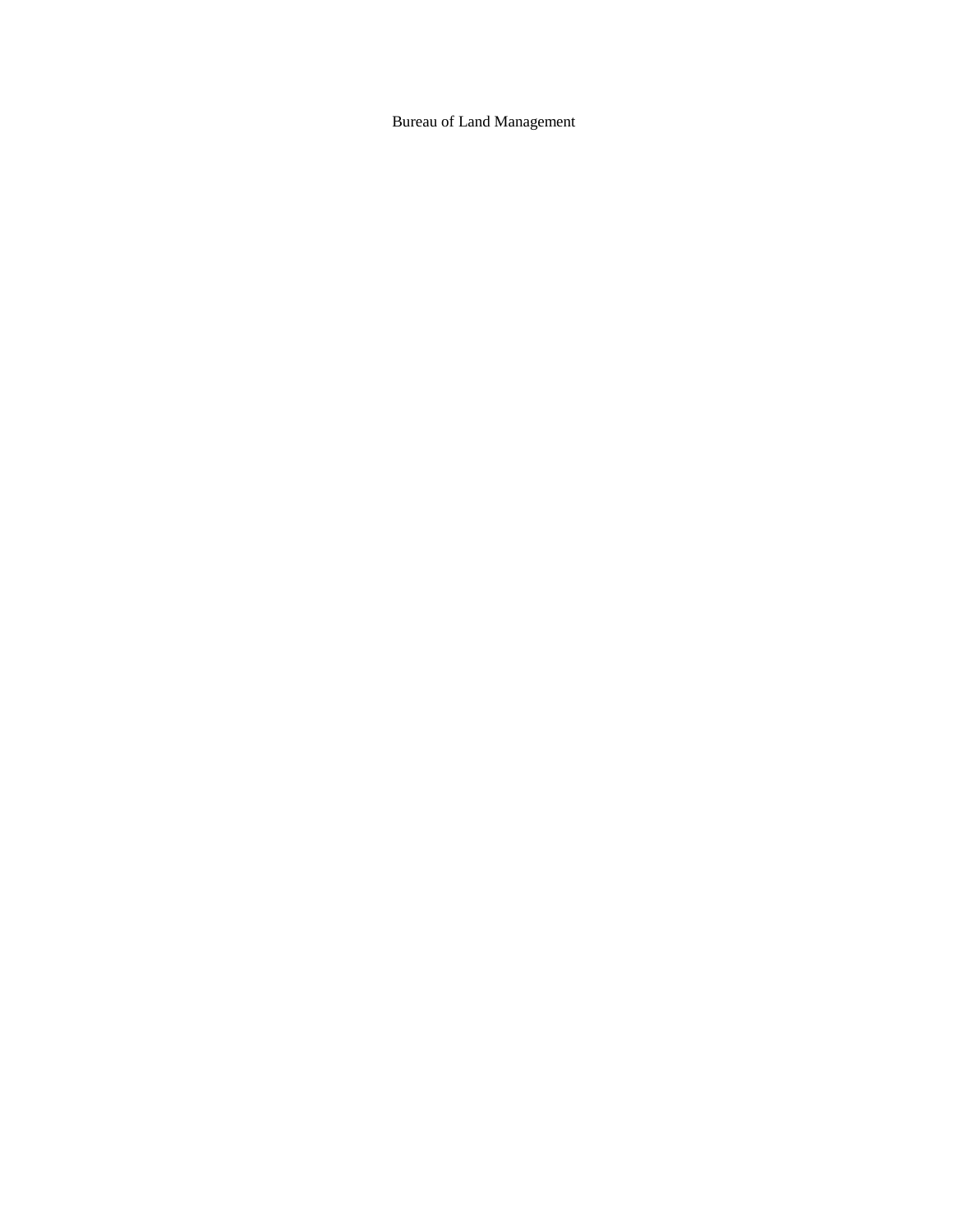Bureau of Land Management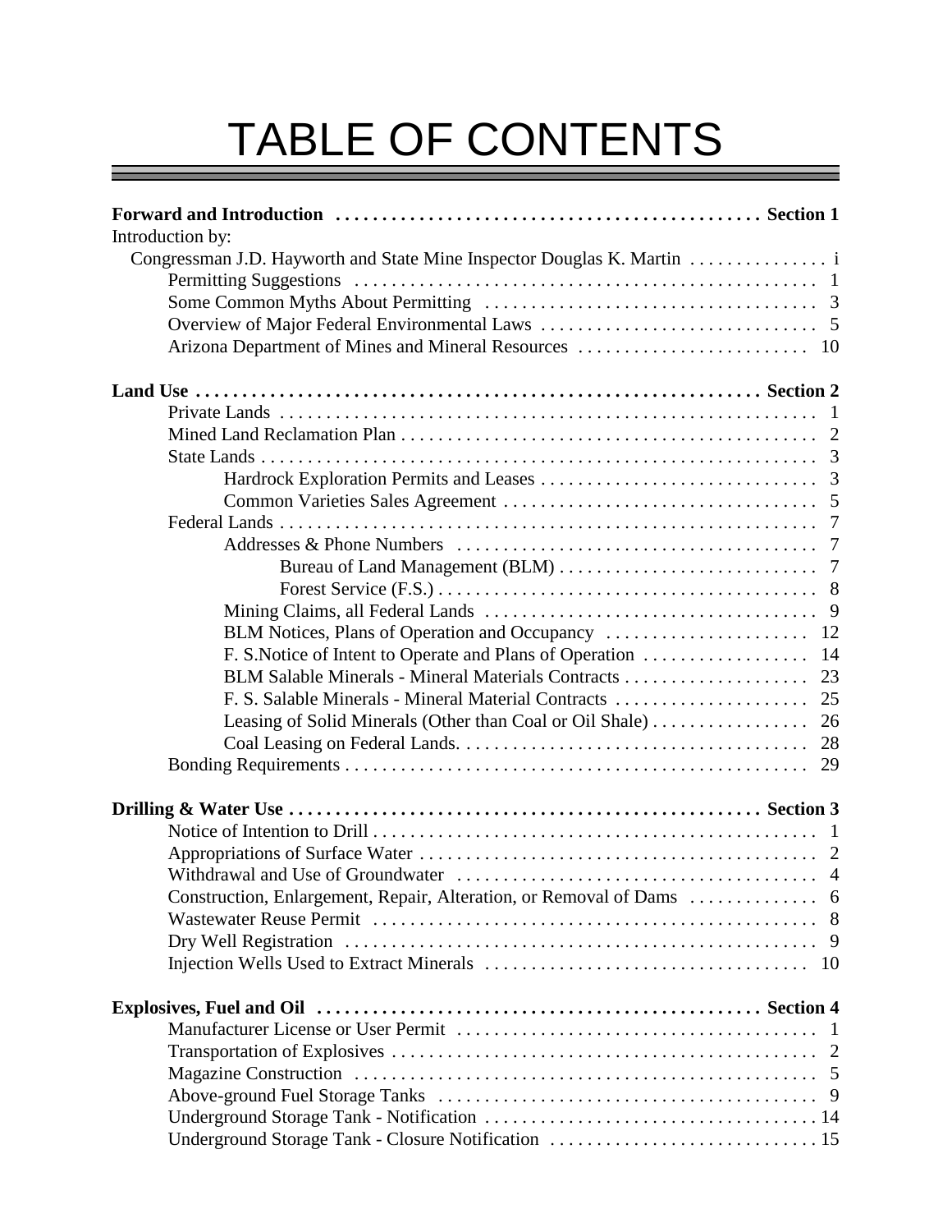# TABLE OF CONTENTS

| | |
|---|---|
| **Forward and Introduction** | **Section 1** |
| Introduction by: | |
| Congressman J.D. Hayworth and State Mine Inspector Douglas K. Martin | i |
| Permitting Suggestions | 1 |
| Some Common Myths About Permitting | 3 |
| Overview of Major Federal Environmental Laws | 5 |
| Arizona Department of Mines and Mineral Resources | 10 |
| **Land Use** | **Section 2** |
| Private Lands | 1 |
| Mined Land Reclamation Plan | 2 |
| State Lands | 3 |
| Hardrock Exploration Permits and Leases | 3 |
| Common Varieties Sales Agreement | 5 |
| Federal Lands | 7 |
| Addresses & Phone Numbers | 7 |
| Bureau of Land Management (BLM) | 7 |
| Forest Service (F.S.) | 8 |
| Mining Claims, all Federal Lands | 9 |
| BLM Notices, Plans of Operation and Occupancy | 12 |
| F. S.Notice of Intent to Operate and Plans of Operation | 14 |
| BLM Salable Minerals - Mineral Materials Contracts | 23 |
| F. S. Salable Minerals - Mineral Material Contracts | 25 |
| Leasing of Solid Minerals (Other than Coal or Oil Shale) | 26 |
| Coal Leasing on Federal Lands. | 28 |
| Bonding Requirements | 29 |
| **Drilling & Water Use** | **Section 3** |
| Notice of Intention to Drill | 1 |
| Appropriations of Surface Water | 2 |
| Withdrawal and Use of Groundwater | 4 |
| Construction, Enlargement, Repair, Alteration, or Removal of Dams | 6 |
| Wastewater Reuse Permit | 8 |
| Dry Well Registration | 9 |
| Injection Wells Used to Extract Minerals | 10 |
| **Explosives, Fuel and Oil** | **Section 4** |
| Manufacturer License or User Permit | 1 |
| Transportation of Explosives | 2 |
| Magazine Construction | 5 |
| Above-ground Fuel Storage Tanks | 9 |
| Underground Storage Tank - Notification | 14 |
| Underground Storage Tank - Closure Notification | 15 |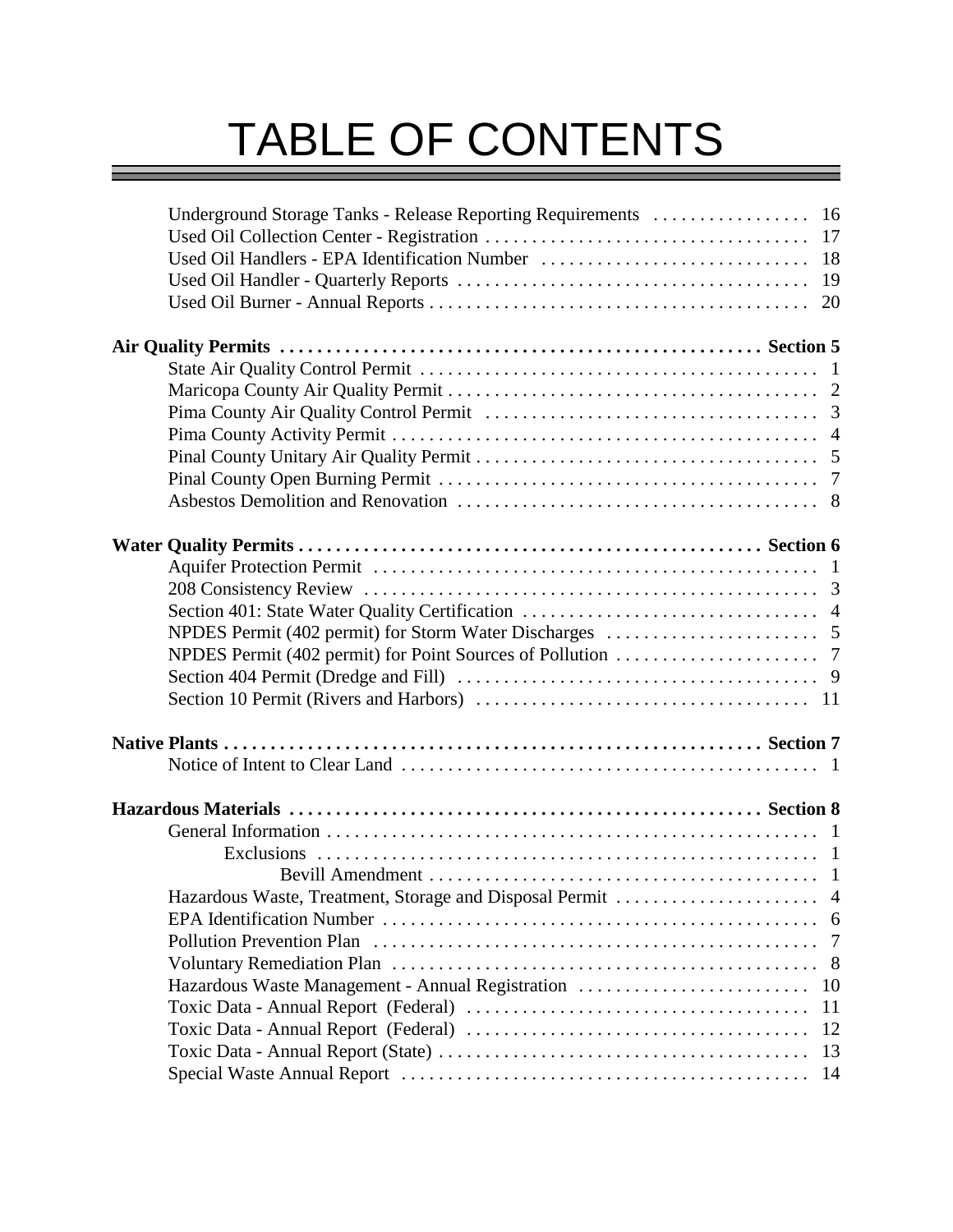# TABLE OF CONTENTS

- Underground Storage Tanks - Release Reporting Requirements . . . 16
- Used Oil Collection Center - Registration . . . 17
- Used Oil Handlers - EPA Identification Number . . . 18
- Used Oil Handler - Quarterly Reports . . . 19
- Used Oil Burner - Annual Reports . . . 20

**Air Quality Permits . . . Section 5**

- State Air Quality Control Permit . . . 1
- Maricopa County Air Quality Permit . . . 2
- Pima County Air Quality Control Permit . . . 3
- Pima County Activity Permit . . . 4
- Pinal County Unitary Air Quality Permit . . . 5
- Pinal County Open Burning Permit . . . 7
- Asbestos Demolition and Renovation . . . 8

**Water Quality Permits . . . Section 6**

- Aquifer Protection Permit . . . 1
- 208 Consistency Review . . . 3
- Section 401: State Water Quality Certification . . . 4
- NPDES Permit (402 permit) for Storm Water Discharges . . . 5
- NPDES Permit (402 permit) for Point Sources of Pollution . . . 7
- Section 404 Permit (Dredge and Fill) . . . 9
- Section 10 Permit (Rivers and Harbors) . . . 11

**Native Plants . . . Section 7**

- Notice of Intent to Clear Land . . . 1

**Hazardous Materials . . . Section 8**

- General Information . . . 1
  - Exclusions . . . 1
    - Bevill Amendment . . . 1
- Hazardous Waste, Treatment, Storage and Disposal Permit . . . 4
- EPA Identification Number . . . 6
- Pollution Prevention Plan . . . 7
- Voluntary Remediation Plan . . . 8
- Hazardous Waste Management - Annual Registration . . . 10
- Toxic Data - Annual Report (Federal) . . . 11
- Toxic Data - Annual Report (Federal) . . . 12
- Toxic Data - Annual Report (State) . . . 13
- Special Waste Annual Report . . . 14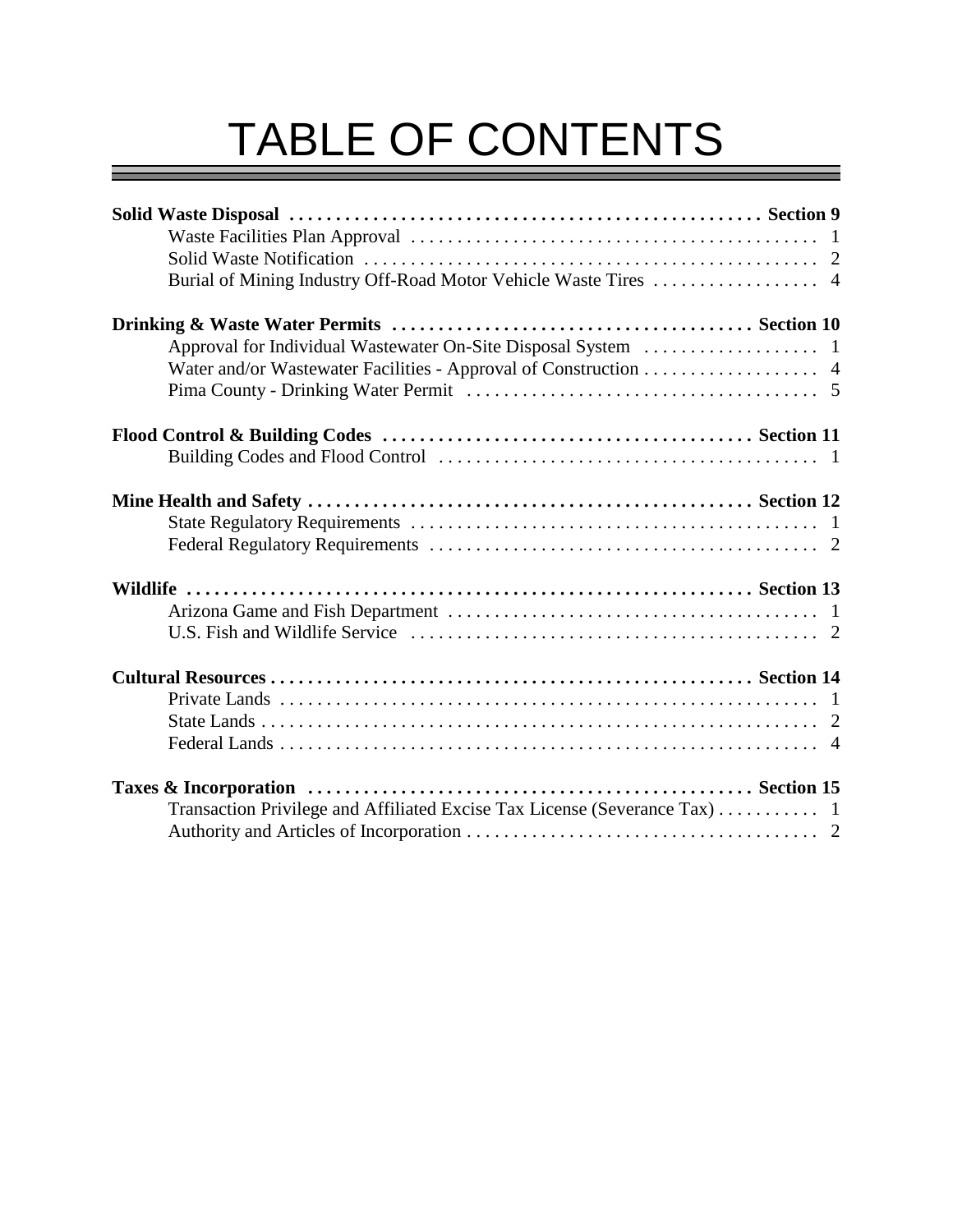# TABLE OF CONTENTS

**Solid Waste Disposal . . . . . . . . . . . . . . . . . . . . . . . . . . . . . . . . . . . . . . . . . . . . . . . . . . Section 9**

- Waste Facilities Plan Approval . . . . . . . . . . . . . . . . . . . . . . . . . . . . . . . . . . . . . . . . . . . 1
- Solid Waste Notification . . . . . . . . . . . . . . . . . . . . . . . . . . . . . . . . . . . . . . . . . . . . . . . . 2
- Burial of Mining Industry Off-Road Motor Vehicle Waste Tires . . . . . . . . . . . . . . . . . . 4

**Drinking & Waste Water Permits . . . . . . . . . . . . . . . . . . . . . . . . . . . . . . . . . . . . . . . Section 10**

- Approval for Individual Wastewater On-Site Disposal System . . . . . . . . . . . . . . . . . . . 1
- Water and/or Wastewater Facilities - Approval of Construction . . . . . . . . . . . . . . . . . . . 4
- Pima County - Drinking Water Permit . . . . . . . . . . . . . . . . . . . . . . . . . . . . . . . . . . . . . 5

**Flood Control & Building Codes . . . . . . . . . . . . . . . . . . . . . . . . . . . . . . . . . . . . . . . . Section 11**

- Building Codes and Flood Control . . . . . . . . . . . . . . . . . . . . . . . . . . . . . . . . . . . . . . . . 1

**Mine Health and Safety . . . . . . . . . . . . . . . . . . . . . . . . . . . . . . . . . . . . . . . . . . . . . . . . Section 12**

- State Regulatory Requirements . . . . . . . . . . . . . . . . . . . . . . . . . . . . . . . . . . . . . . . . . . . 1
- Federal Regulatory Requirements . . . . . . . . . . . . . . . . . . . . . . . . . . . . . . . . . . . . . . . . . 2

**Wildlife . . . . . . . . . . . . . . . . . . . . . . . . . . . . . . . . . . . . . . . . . . . . . . . . . . . . . . . . . . . . Section 13**

- Arizona Game and Fish Department . . . . . . . . . . . . . . . . . . . . . . . . . . . . . . . . . . . . . . . 1
- U.S. Fish and Wildlife Service . . . . . . . . . . . . . . . . . . . . . . . . . . . . . . . . . . . . . . . . . . . 2

**Cultural Resources . . . . . . . . . . . . . . . . . . . . . . . . . . . . . . . . . . . . . . . . . . . . . . . . . . . Section 14**

- Private Lands . . . . . . . . . . . . . . . . . . . . . . . . . . . . . . . . . . . . . . . . . . . . . . . . . . . . . . . . . 1
- State Lands . . . . . . . . . . . . . . . . . . . . . . . . . . . . . . . . . . . . . . . . . . . . . . . . . . . . . . . . . . 2
- Federal Lands . . . . . . . . . . . . . . . . . . . . . . . . . . . . . . . . . . . . . . . . . . . . . . . . . . . . . . . . . 4

**Taxes & Incorporation . . . . . . . . . . . . . . . . . . . . . . . . . . . . . . . . . . . . . . . . . . . . . . . . Section 15**

- Transaction Privilege and Affiliated Excise Tax License (Severance Tax) . . . . . . . . . . . 1
- Authority and Articles of Incorporation . . . . . . . . . . . . . . . . . . . . . . . . . . . . . . . . . . . . . 2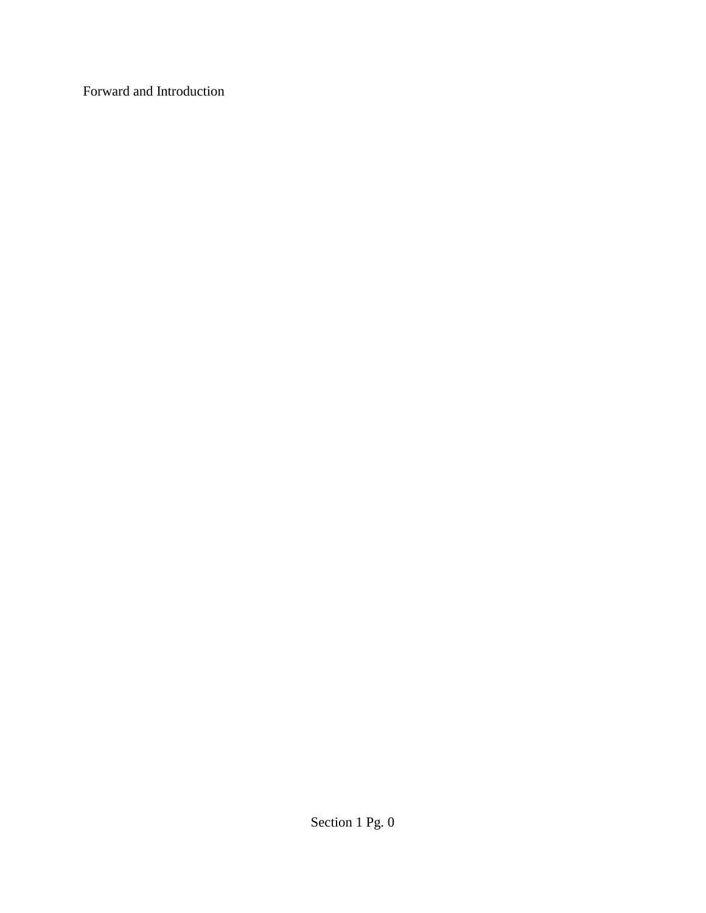Forward and Introduction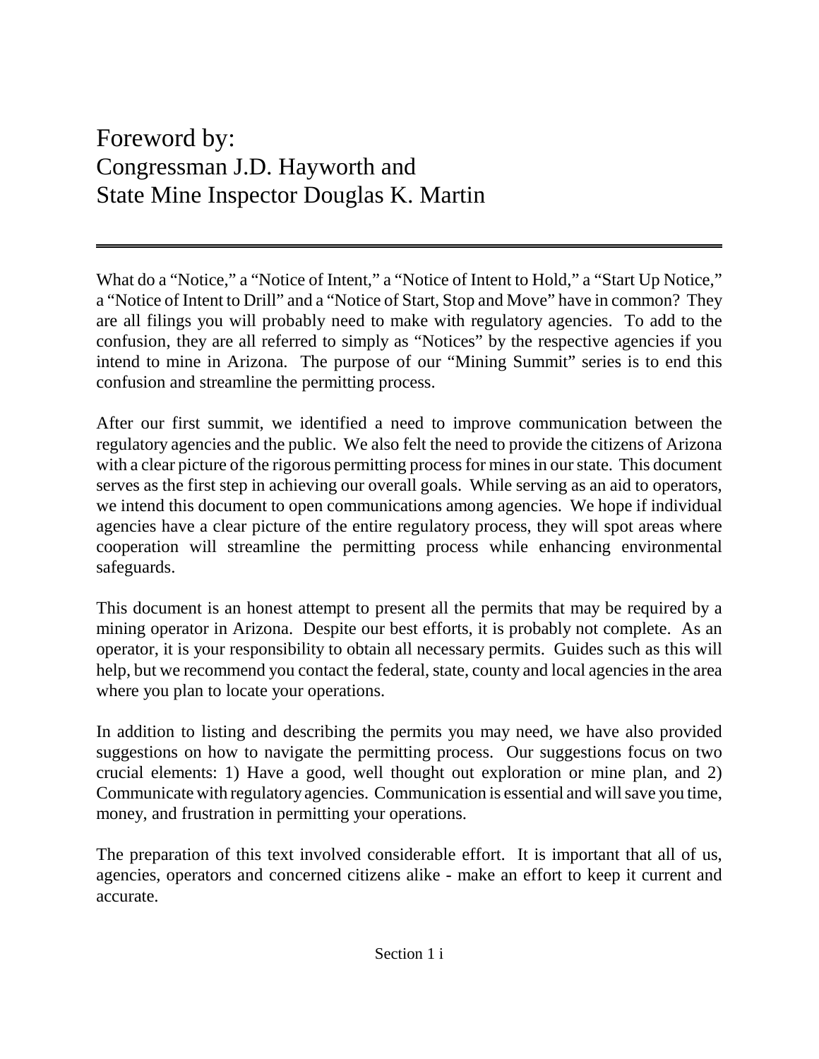# Foreword by:
# Congressman J.D. Hayworth and
# State Mine Inspector Douglas K. Martin

---

What do a "Notice," a "Notice of Intent," a "Notice of Intent to Hold," a "Start Up Notice," a "Notice of Intent to Drill" and a "Notice of Start, Stop and Move" have in common? They are all filings you will probably need to make with regulatory agencies. To add to the confusion, they are all referred to simply as "Notices" by the respective agencies if you intend to mine in Arizona. The purpose of our "Mining Summit" series is to end this confusion and streamline the permitting process.

After our first summit, we identified a need to improve communication between the regulatory agencies and the public. We also felt the need to provide the citizens of Arizona with a clear picture of the rigorous permitting process for mines in our state. This document serves as the first step in achieving our overall goals. While serving as an aid to operators, we intend this document to open communications among agencies. We hope if individual agencies have a clear picture of the entire regulatory process, they will spot areas where cooperation will streamline the permitting process while enhancing environmental safeguards.

This document is an honest attempt to present all the permits that may be required by a mining operator in Arizona. Despite our best efforts, it is probably not complete. As an operator, it is your responsibility to obtain all necessary permits. Guides such as this will help, but we recommend you contact the federal, state, county and local agencies in the area where you plan to locate your operations.

In addition to listing and describing the permits you may need, we have also provided suggestions on how to navigate the permitting process. Our suggestions focus on two crucial elements: 1) Have a good, well thought out exploration or mine plan, and 2) Communicate with regulatory agencies. Communication is essential and will save you time, money, and frustration in permitting your operations.

The preparation of this text involved considerable effort. It is important that all of us, agencies, operators and concerned citizens alike - make an effort to keep it current and accurate.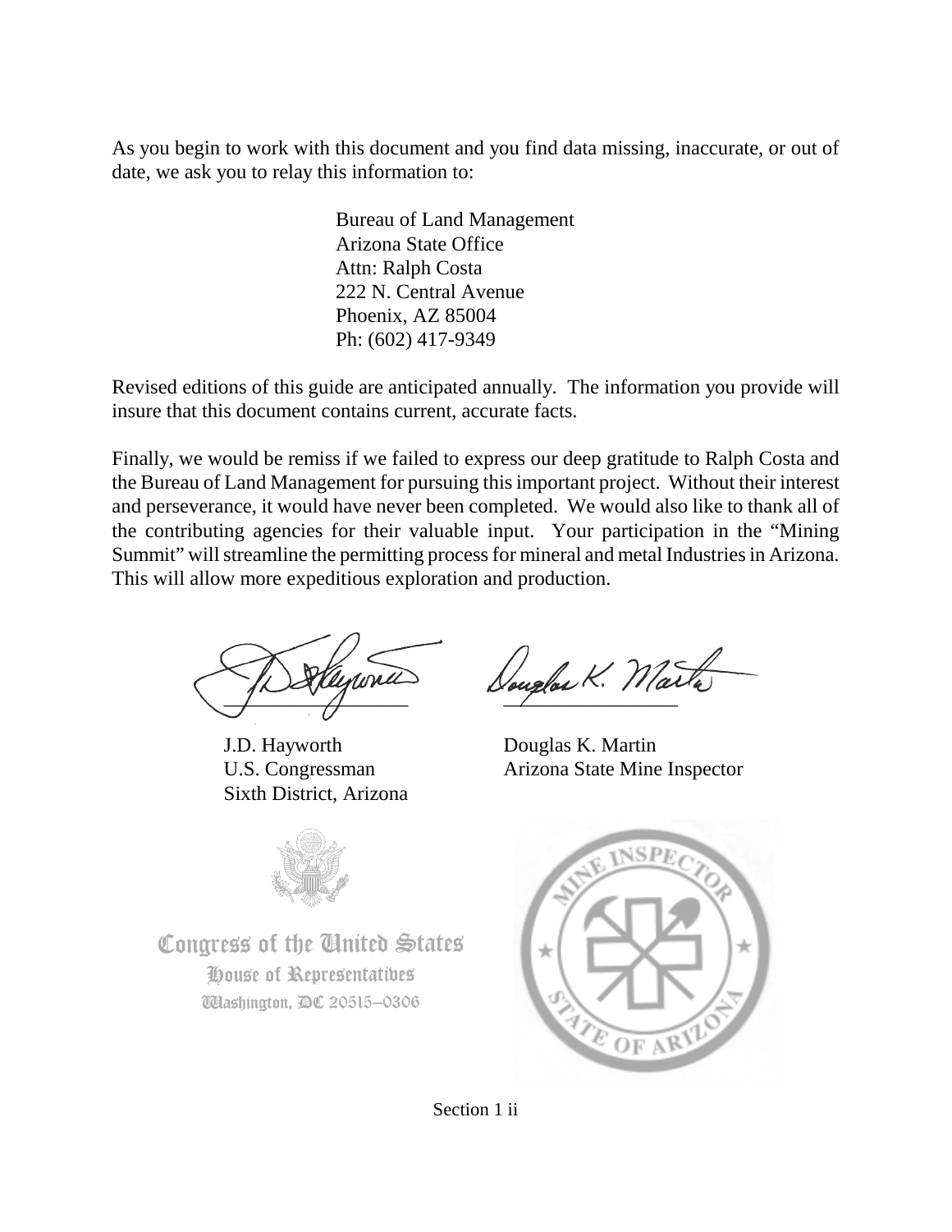As you begin to work with this document and you find data missing, inaccurate, or out of date, we ask you to relay this information to:

Bureau of Land Management
Arizona State Office
Attn: Ralph Costa
222 N. Central Avenue
Phoenix, AZ 85004
Ph: (602) 417-9349

Revised editions of this guide are anticipated annually. The information you provide will insure that this document contains current, accurate facts.

Finally, we would be remiss if we failed to express our deep gratitude to Ralph Costa and the Bureau of Land Management for pursuing this important project. Without their interest and perseverance, it would have never been completed. We would also like to thank all of the contributing agencies for their valuable input. Your participation in the "Mining Summit" will streamline the permitting process for mineral and metal Industries in Arizona. This will allow more expeditious exploration and production.

J.D. Hayworth
U.S. Congressman
Sixth District, Arizona

Douglas K. Martin
Arizona State Mine Inspector

Congress of the United States
House of Representatives
Washington, DC 20515–0306

MINE INSPECTOR
STATE OF ARIZONA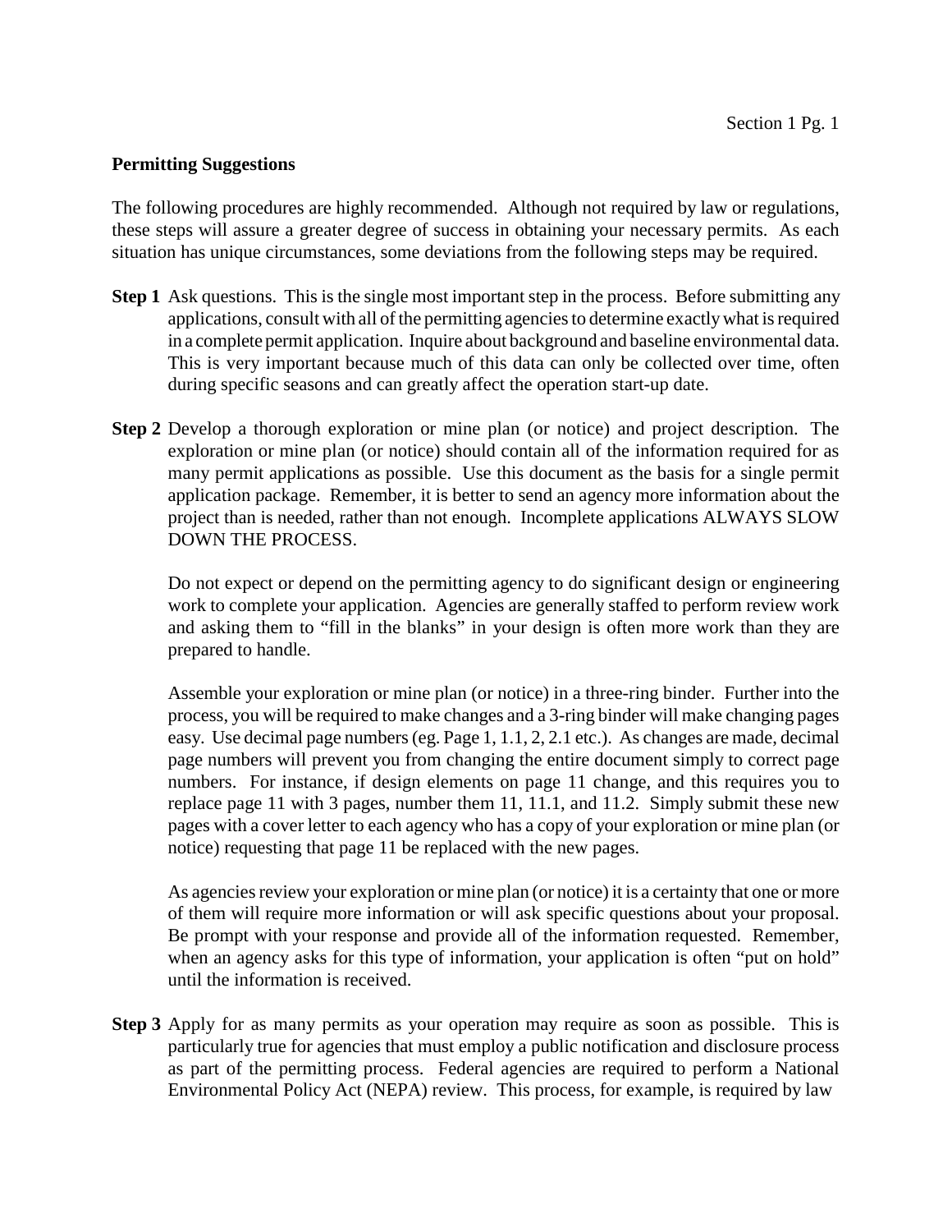**Permitting Suggestions**

The following procedures are highly recommended. Although not required by law or regulations, these steps will assure a greater degree of success in obtaining your necessary permits. As each situation has unique circumstances, some deviations from the following steps may be required.

**Step 1** Ask questions. This is the single most important step in the process. Before submitting any applications, consult with all of the permitting agencies to determine exactly what is required in a complete permit application. Inquire about background and baseline environmental data. This is very important because much of this data can only be collected over time, often during specific seasons and can greatly affect the operation start-up date.

**Step 2** Develop a thorough exploration or mine plan (or notice) and project description. The exploration or mine plan (or notice) should contain all of the information required for as many permit applications as possible. Use this document as the basis for a single permit application package. Remember, it is better to send an agency more information about the project than is needed, rather than not enough. Incomplete applications ALWAYS SLOW DOWN THE PROCESS.

Do not expect or depend on the permitting agency to do significant design or engineering work to complete your application. Agencies are generally staffed to perform review work and asking them to "fill in the blanks" in your design is often more work than they are prepared to handle.

Assemble your exploration or mine plan (or notice) in a three-ring binder. Further into the process, you will be required to make changes and a 3-ring binder will make changing pages easy. Use decimal page numbers (eg. Page 1, 1.1, 2, 2.1 etc.). As changes are made, decimal page numbers will prevent you from changing the entire document simply to correct page numbers. For instance, if design elements on page 11 change, and this requires you to replace page 11 with 3 pages, number them 11, 11.1, and 11.2. Simply submit these new pages with a cover letter to each agency who has a copy of your exploration or mine plan (or notice) requesting that page 11 be replaced with the new pages.

As agencies review your exploration or mine plan (or notice) it is a certainty that one or more of them will require more information or will ask specific questions about your proposal. Be prompt with your response and provide all of the information requested. Remember, when an agency asks for this type of information, your application is often "put on hold" until the information is received.

**Step 3** Apply for as many permits as your operation may require as soon as possible. This is particularly true for agencies that must employ a public notification and disclosure process as part of the permitting process. Federal agencies are required to perform a National Environmental Policy Act (NEPA) review. This process, for example, is required by law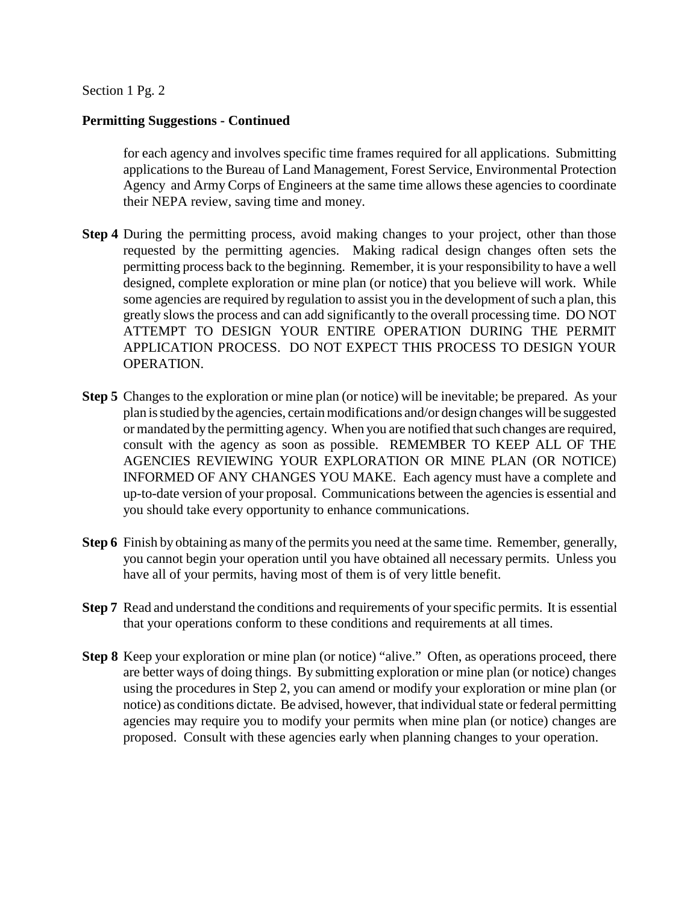**Permitting Suggestions - Continued**

for each agency and involves specific time frames required for all applications. Submitting applications to the Bureau of Land Management, Forest Service, Environmental Protection Agency and Army Corps of Engineers at the same time allows these agencies to coordinate their NEPA review, saving time and money.

**Step 4** During the permitting process, avoid making changes to your project, other than those requested by the permitting agencies. Making radical design changes often sets the permitting process back to the beginning. Remember, it is your responsibility to have a well designed, complete exploration or mine plan (or notice) that you believe will work. While some agencies are required by regulation to assist you in the development of such a plan, this greatly slows the process and can add significantly to the overall processing time. DO NOT ATTEMPT TO DESIGN YOUR ENTIRE OPERATION DURING THE PERMIT APPLICATION PROCESS. DO NOT EXPECT THIS PROCESS TO DESIGN YOUR OPERATION.

**Step 5** Changes to the exploration or mine plan (or notice) will be inevitable; be prepared. As your plan is studied by the agencies, certain modifications and/or design changes will be suggested or mandated by the permitting agency. When you are notified that such changes are required, consult with the agency as soon as possible. REMEMBER TO KEEP ALL OF THE AGENCIES REVIEWING YOUR EXPLORATION OR MINE PLAN (OR NOTICE) INFORMED OF ANY CHANGES YOU MAKE. Each agency must have a complete and up-to-date version of your proposal. Communications between the agencies is essential and you should take every opportunity to enhance communications.

**Step 6** Finish by obtaining as many of the permits you need at the same time. Remember, generally, you cannot begin your operation until you have obtained all necessary permits. Unless you have all of your permits, having most of them is of very little benefit.

**Step 7** Read and understand the conditions and requirements of your specific permits. It is essential that your operations conform to these conditions and requirements at all times.

**Step 8** Keep your exploration or mine plan (or notice) "alive." Often, as operations proceed, there are better ways of doing things. By submitting exploration or mine plan (or notice) changes using the procedures in Step 2, you can amend or modify your exploration or mine plan (or notice) as conditions dictate. Be advised, however, that individual state or federal permitting agencies may require you to modify your permits when mine plan (or notice) changes are proposed. Consult with these agencies early when planning changes to your operation.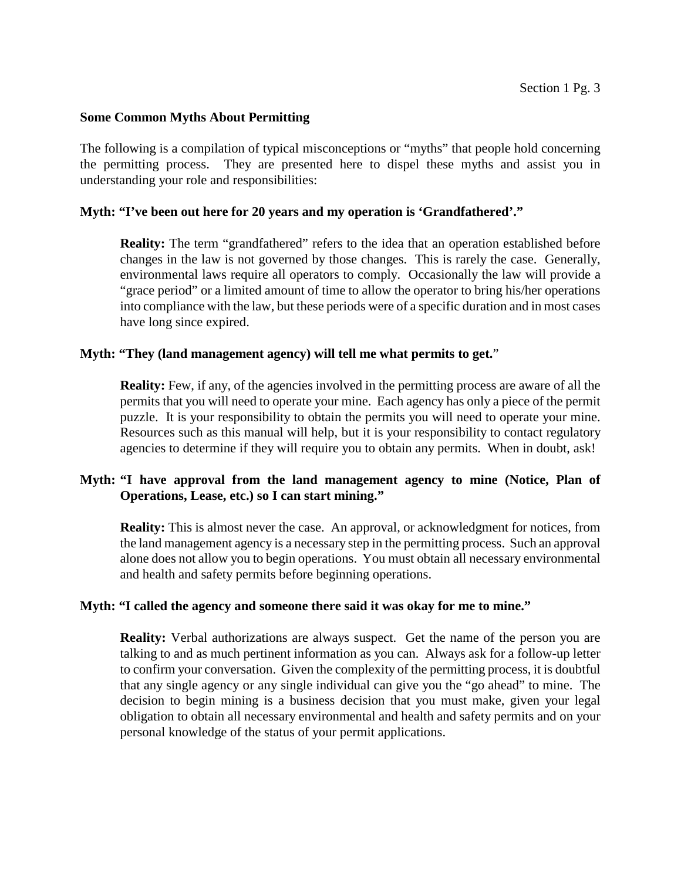**Some Common Myths About Permitting**

The following is a compilation of typical misconceptions or "myths" that people hold concerning the permitting process. They are presented here to dispel these myths and assist you in understanding your role and responsibilities:

**Myth: "I've been out here for 20 years and my operation is 'Grandfathered'."**

> **Reality:** The term "grandfathered" refers to the idea that an operation established before changes in the law is not governed by those changes. This is rarely the case. Generally, environmental laws require all operators to comply. Occasionally the law will provide a "grace period" or a limited amount of time to allow the operator to bring his/her operations into compliance with the law, but these periods were of a specific duration and in most cases have long since expired.

**Myth: "They (land management agency) will tell me what permits to get."**

> **Reality:** Few, if any, of the agencies involved in the permitting process are aware of all the permits that you will need to operate your mine. Each agency has only a piece of the permit puzzle. It is your responsibility to obtain the permits you will need to operate your mine. Resources such as this manual will help, but it is your responsibility to contact regulatory agencies to determine if they will require you to obtain any permits. When in doubt, ask!

**Myth: "I have approval from the land management agency to mine (Notice, Plan of Operations, Lease, etc.) so I can start mining."**

> **Reality:** This is almost never the case. An approval, or acknowledgment for notices, from the land management agency is a necessary step in the permitting process. Such an approval alone does not allow you to begin operations. You must obtain all necessary environmental and health and safety permits before beginning operations.

**Myth: "I called the agency and someone there said it was okay for me to mine."**

> **Reality:** Verbal authorizations are always suspect. Get the name of the person you are talking to and as much pertinent information as you can. Always ask for a follow-up letter to confirm your conversation. Given the complexity of the permitting process, it is doubtful that any single agency or any single individual can give you the "go ahead" to mine. The decision to begin mining is a business decision that you must make, given your legal obligation to obtain all necessary environmental and health and safety permits and on your personal knowledge of the status of your permit applications.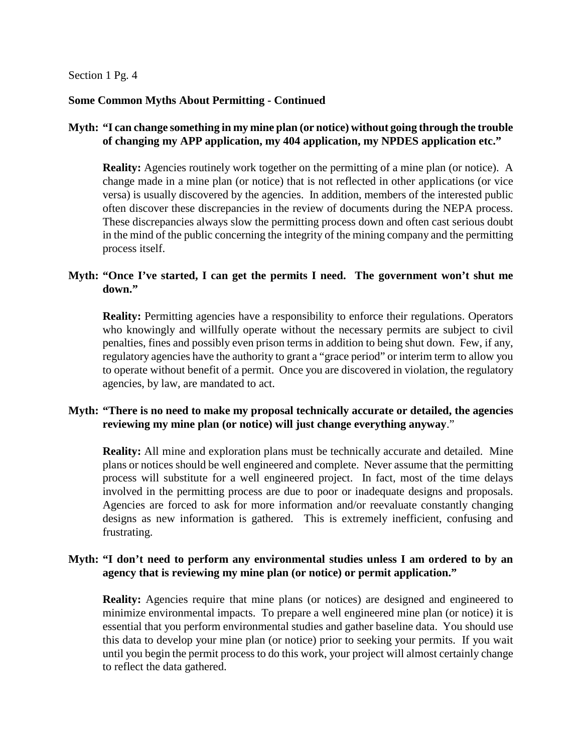## Some Common Myths About Permitting - Continued

**Myth: "I can change something in my mine plan (or notice) without going through the trouble of changing my APP application, my 404 application, my NPDES application etc."**

**Reality:** Agencies routinely work together on the permitting of a mine plan (or notice). A change made in a mine plan (or notice) that is not reflected in other applications (or vice versa) is usually discovered by the agencies. In addition, members of the interested public often discover these discrepancies in the review of documents during the NEPA process. These discrepancies always slow the permitting process down and often cast serious doubt in the mind of the public concerning the integrity of the mining company and the permitting process itself.

**Myth: "Once I've started, I can get the permits I need. The government won't shut me down."**

**Reality:** Permitting agencies have a responsibility to enforce their regulations. Operators who knowingly and willfully operate without the necessary permits are subject to civil penalties, fines and possibly even prison terms in addition to being shut down. Few, if any, regulatory agencies have the authority to grant a "grace period" or interim term to allow you to operate without benefit of a permit. Once you are discovered in violation, the regulatory agencies, by law, are mandated to act.

**Myth: "There is no need to make my proposal technically accurate or detailed, the agencies reviewing my mine plan (or notice) will just change everything anyway."**

**Reality:** All mine and exploration plans must be technically accurate and detailed. Mine plans or notices should be well engineered and complete. Never assume that the permitting process will substitute for a well engineered project. In fact, most of the time delays involved in the permitting process are due to poor or inadequate designs and proposals. Agencies are forced to ask for more information and/or reevaluate constantly changing designs as new information is gathered. This is extremely inefficient, confusing and frustrating.

**Myth: "I don't need to perform any environmental studies unless I am ordered to by an agency that is reviewing my mine plan (or notice) or permit application."**

**Reality:** Agencies require that mine plans (or notices) are designed and engineered to minimize environmental impacts. To prepare a well engineered mine plan (or notice) it is essential that you perform environmental studies and gather baseline data. You should use this data to develop your mine plan (or notice) prior to seeking your permits. If you wait until you begin the permit process to do this work, your project will almost certainly change to reflect the data gathered.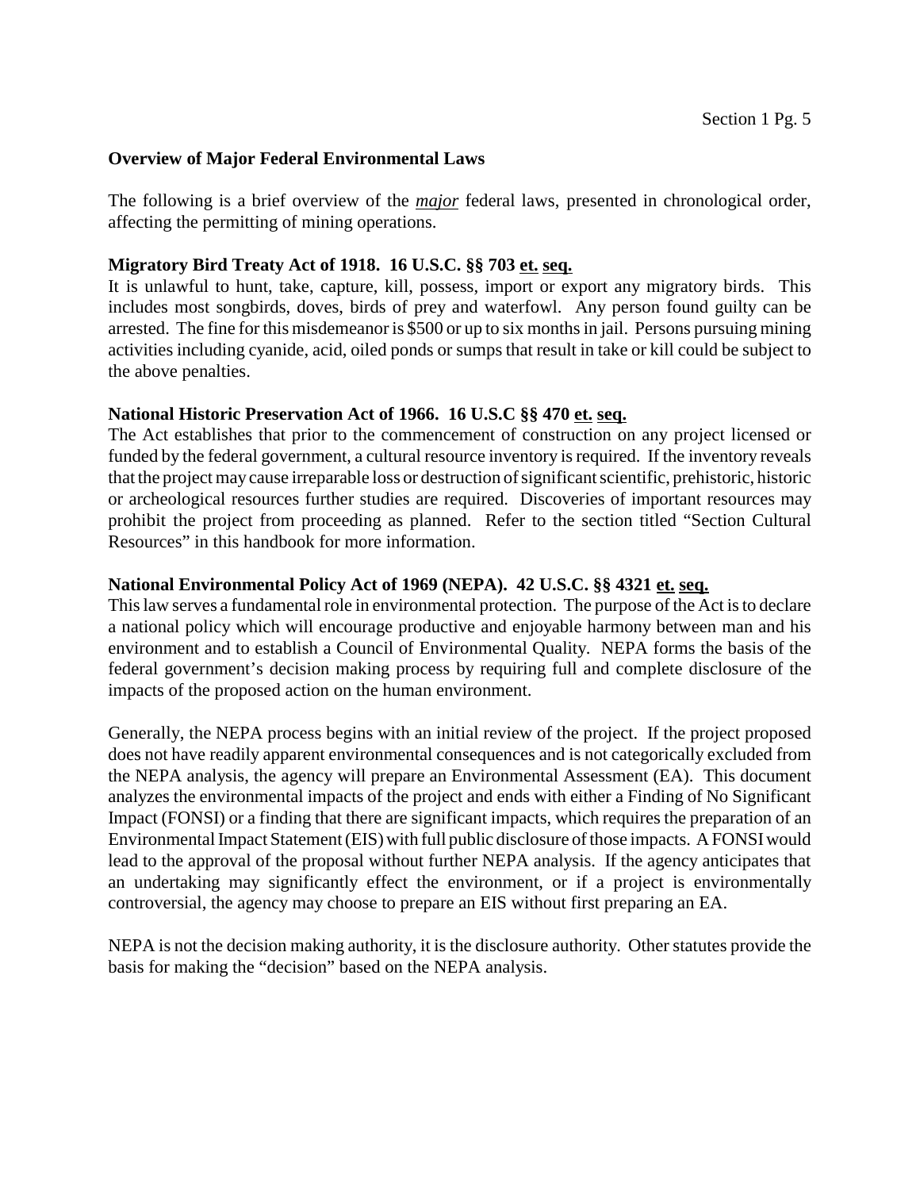## Overview of Major Federal Environmental Laws

The following is a brief overview of the *major* federal laws, presented in chronological order, affecting the permitting of mining operations.

### Migratory Bird Treaty Act of 1918. 16 U.S.C. §§ 703 et. seq.

It is unlawful to hunt, take, capture, kill, possess, import or export any migratory birds. This includes most songbirds, doves, birds of prey and waterfowl. Any person found guilty can be arrested. The fine for this misdemeanor is $500 or up to six months in jail. Persons pursuing mining activities including cyanide, acid, oiled ponds or sumps that result in take or kill could be subject to the above penalties.

### National Historic Preservation Act of 1966. 16 U.S.C §§ 470 et. seq.

The Act establishes that prior to the commencement of construction on any project licensed or funded by the federal government, a cultural resource inventory is required. If the inventory reveals that the project may cause irreparable loss or destruction of significant scientific, prehistoric, historic or archeological resources further studies are required. Discoveries of important resources may prohibit the project from proceeding as planned. Refer to the section titled "Section Cultural Resources" in this handbook for more information.

### National Environmental Policy Act of 1969 (NEPA). 42 U.S.C. §§ 4321 et. seq.

This law serves a fundamental role in environmental protection. The purpose of the Act is to declare a national policy which will encourage productive and enjoyable harmony between man and his environment and to establish a Council of Environmental Quality. NEPA forms the basis of the federal government's decision making process by requiring full and complete disclosure of the impacts of the proposed action on the human environment.

Generally, the NEPA process begins with an initial review of the project. If the project proposed does not have readily apparent environmental consequences and is not categorically excluded from the NEPA analysis, the agency will prepare an Environmental Assessment (EA). This document analyzes the environmental impacts of the project and ends with either a Finding of No Significant Impact (FONSI) or a finding that there are significant impacts, which requires the preparation of an Environmental Impact Statement (EIS) with full public disclosure of those impacts. A FONSI would lead to the approval of the proposal without further NEPA analysis. If the agency anticipates that an undertaking may significantly effect the environment, or if a project is environmentally controversial, the agency may choose to prepare an EIS without first preparing an EA.

NEPA is not the decision making authority, it is the disclosure authority. Other statutes provide the basis for making the "decision" based on the NEPA analysis.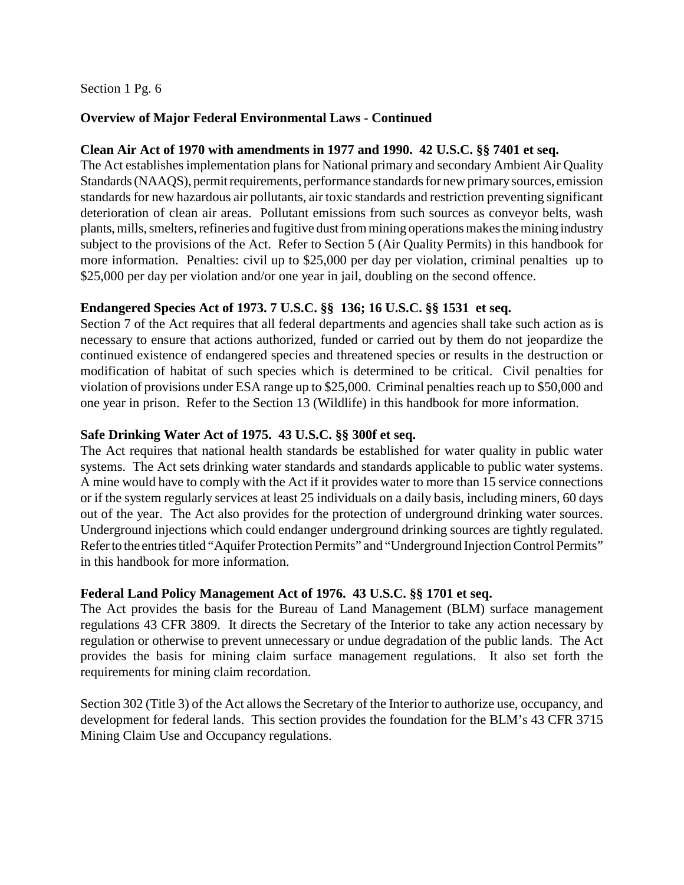Section 1 Pg. 6

## Overview of Major Federal Environmental Laws - Continued

**Clean Air Act of 1970 with amendments in 1977 and 1990. 42 U.S.C. §§ 7401 et seq.**
The Act establishes implementation plans for National primary and secondary Ambient Air Quality Standards (NAAQS), permit requirements, performance standards for new primary sources, emission standards for new hazardous air pollutants, air toxic standards and restriction preventing significant deterioration of clean air areas. Pollutant emissions from such sources as conveyor belts, wash plants, mills, smelters, refineries and fugitive dust from mining operations makes the mining industry subject to the provisions of the Act. Refer to Section 5 (Air Quality Permits) in this handbook for more information. Penalties: civil up to $25,000 per day per violation, criminal penalties up to $25,000 per day per violation and/or one year in jail, doubling on the second offence.

**Endangered Species Act of 1973. 7 U.S.C. §§ 136; 16 U.S.C. §§ 1531 et seq.**
Section 7 of the Act requires that all federal departments and agencies shall take such action as is necessary to ensure that actions authorized, funded or carried out by them do not jeopardize the continued existence of endangered species and threatened species or results in the destruction or modification of habitat of such species which is determined to be critical. Civil penalties for violation of provisions under ESA range up to $25,000. Criminal penalties reach up to $50,000 and one year in prison. Refer to the Section 13 (Wildlife) in this handbook for more information.

**Safe Drinking Water Act of 1975. 43 U.S.C. §§ 300f et seq.**
The Act requires that national health standards be established for water quality in public water systems. The Act sets drinking water standards and standards applicable to public water systems. A mine would have to comply with the Act if it provides water to more than 15 service connections or if the system regularly services at least 25 individuals on a daily basis, including miners, 60 days out of the year. The Act also provides for the protection of underground drinking water sources. Underground injections which could endanger underground drinking sources are tightly regulated. Refer to the entries titled "Aquifer Protection Permits" and "Underground Injection Control Permits" in this handbook for more information.

**Federal Land Policy Management Act of 1976. 43 U.S.C. §§ 1701 et seq.**
The Act provides the basis for the Bureau of Land Management (BLM) surface management regulations 43 CFR 3809. It directs the Secretary of the Interior to take any action necessary by regulation or otherwise to prevent unnecessary or undue degradation of the public lands. The Act provides the basis for mining claim surface management regulations. It also set forth the requirements for mining claim recordation.

Section 302 (Title 3) of the Act allows the Secretary of the Interior to authorize use, occupancy, and development for federal lands. This section provides the foundation for the BLM's 43 CFR 3715 Mining Claim Use and Occupancy regulations.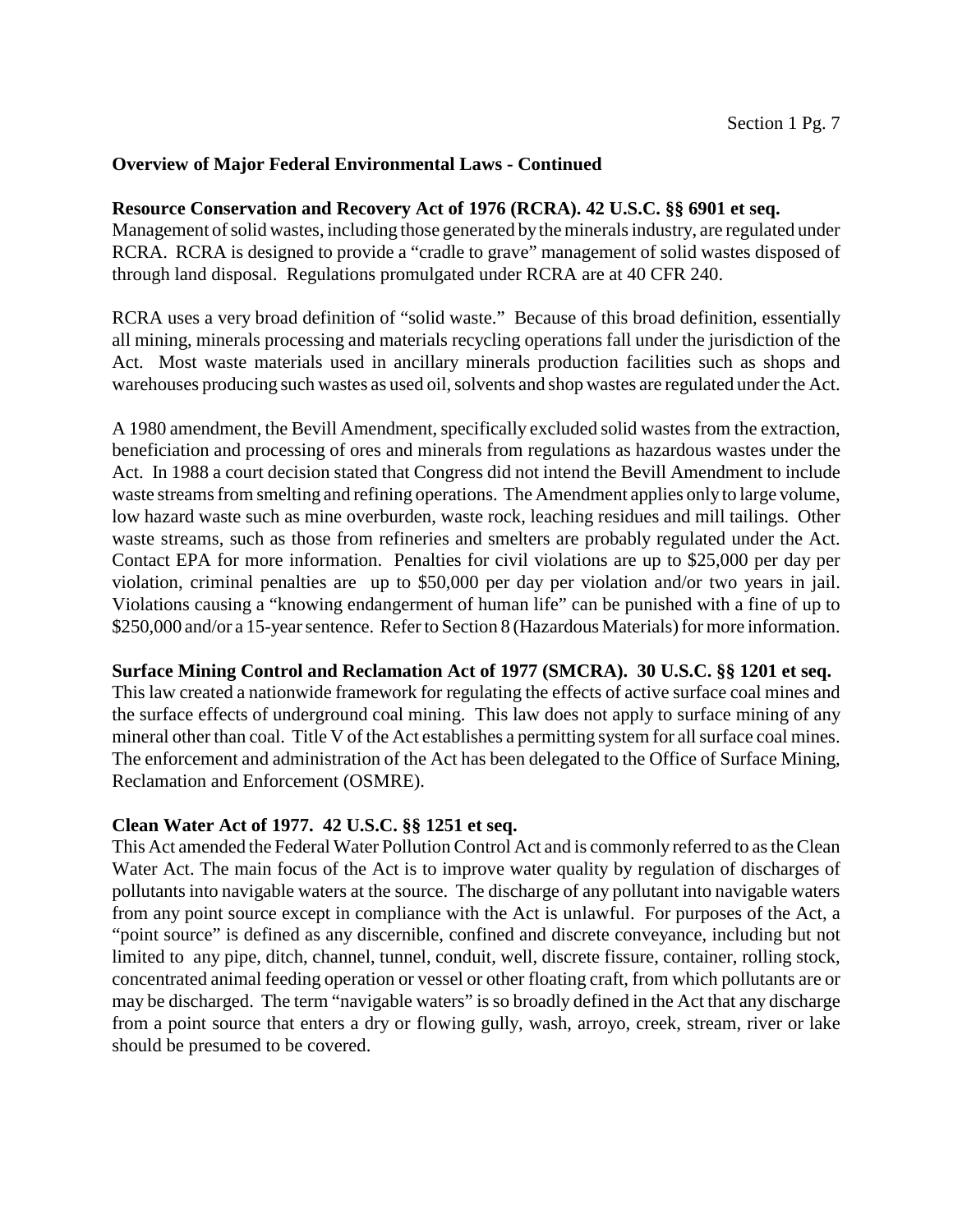**Overview of Major Federal Environmental Laws - Continued**

**Resource Conservation and Recovery Act of 1976 (RCRA). 42 U.S.C. §§ 6901 et seq.**
Management of solid wastes, including those generated by the minerals industry, are regulated under RCRA. RCRA is designed to provide a "cradle to grave" management of solid wastes disposed of through land disposal. Regulations promulgated under RCRA are at 40 CFR 240.

RCRA uses a very broad definition of "solid waste." Because of this broad definition, essentially all mining, minerals processing and materials recycling operations fall under the jurisdiction of the Act. Most waste materials used in ancillary minerals production facilities such as shops and warehouses producing such wastes as used oil, solvents and shop wastes are regulated under the Act.

A 1980 amendment, the Bevill Amendment, specifically excluded solid wastes from the extraction, beneficiation and processing of ores and minerals from regulations as hazardous wastes under the Act. In 1988 a court decision stated that Congress did not intend the Bevill Amendment to include waste streams from smelting and refining operations. The Amendment applies only to large volume, low hazard waste such as mine overburden, waste rock, leaching residues and mill tailings. Other waste streams, such as those from refineries and smelters are probably regulated under the Act. Contact EPA for more information. Penalties for civil violations are up to $25,000 per day per violation, criminal penalties are up to $50,000 per day per violation and/or two years in jail. Violations causing a "knowing endangerment of human life" can be punished with a fine of up to $250,000 and/or a 15-year sentence. Refer to Section 8 (Hazardous Materials) for more information.

**Surface Mining Control and Reclamation Act of 1977 (SMCRA). 30 U.S.C. §§ 1201 et seq.**
This law created a nationwide framework for regulating the effects of active surface coal mines and the surface effects of underground coal mining. This law does not apply to surface mining of any mineral other than coal. Title V of the Act establishes a permitting system for all surface coal mines. The enforcement and administration of the Act has been delegated to the Office of Surface Mining, Reclamation and Enforcement (OSMRE).

**Clean Water Act of 1977. 42 U.S.C. §§ 1251 et seq.**
This Act amended the Federal Water Pollution Control Act and is commonly referred to as the Clean Water Act. The main focus of the Act is to improve water quality by regulation of discharges of pollutants into navigable waters at the source. The discharge of any pollutant into navigable waters from any point source except in compliance with the Act is unlawful. For purposes of the Act, a "point source" is defined as any discernible, confined and discrete conveyance, including but not limited to any pipe, ditch, channel, tunnel, conduit, well, discrete fissure, container, rolling stock, concentrated animal feeding operation or vessel or other floating craft, from which pollutants are or may be discharged. The term "navigable waters" is so broadly defined in the Act that any discharge from a point source that enters a dry or flowing gully, wash, arroyo, creek, stream, river or lake should be presumed to be covered.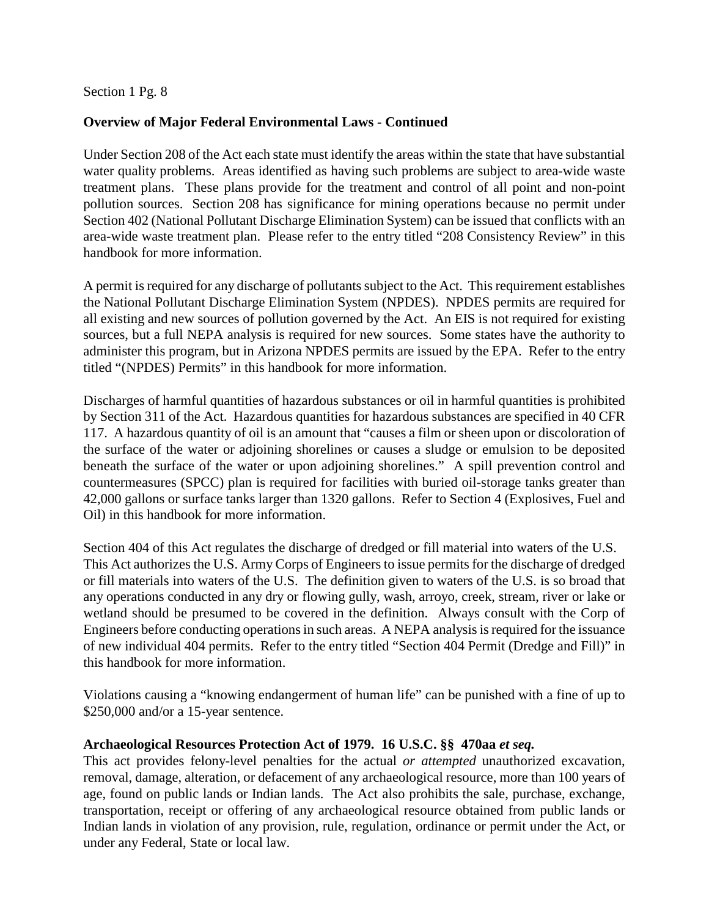**Overview of Major Federal Environmental Laws - Continued**

Under Section 208 of the Act each state must identify the areas within the state that have substantial water quality problems. Areas identified as having such problems are subject to area-wide waste treatment plans. These plans provide for the treatment and control of all point and non-point pollution sources. Section 208 has significance for mining operations because no permit under Section 402 (National Pollutant Discharge Elimination System) can be issued that conflicts with an area-wide waste treatment plan. Please refer to the entry titled "208 Consistency Review" in this handbook for more information.

A permit is required for any discharge of pollutants subject to the Act. This requirement establishes the National Pollutant Discharge Elimination System (NPDES). NPDES permits are required for all existing and new sources of pollution governed by the Act. An EIS is not required for existing sources, but a full NEPA analysis is required for new sources. Some states have the authority to administer this program, but in Arizona NPDES permits are issued by the EPA. Refer to the entry titled "(NPDES) Permits" in this handbook for more information.

Discharges of harmful quantities of hazardous substances or oil in harmful quantities is prohibited by Section 311 of the Act. Hazardous quantities for hazardous substances are specified in 40 CFR 117. A hazardous quantity of oil is an amount that "causes a film or sheen upon or discoloration of the surface of the water or adjoining shorelines or causes a sludge or emulsion to be deposited beneath the surface of the water or upon adjoining shorelines." A spill prevention control and countermeasures (SPCC) plan is required for facilities with buried oil-storage tanks greater than 42,000 gallons or surface tanks larger than 1320 gallons. Refer to Section 4 (Explosives, Fuel and Oil) in this handbook for more information.

Section 404 of this Act regulates the discharge of dredged or fill material into waters of the U.S. This Act authorizes the U.S. Army Corps of Engineers to issue permits for the discharge of dredged or fill materials into waters of the U.S. The definition given to waters of the U.S. is so broad that any operations conducted in any dry or flowing gully, wash, arroyo, creek, stream, river or lake or wetland should be presumed to be covered in the definition. Always consult with the Corp of Engineers before conducting operations in such areas. A NEPA analysis is required for the issuance of new individual 404 permits. Refer to the entry titled "Section 404 Permit (Dredge and Fill)" in this handbook for more information.

Violations causing a "knowing endangerment of human life" can be punished with a fine of up to $250,000 and/or a 15-year sentence.

**Archaeological Resources Protection Act of 1979. 16 U.S.C. §§ 470aa *et seq.***

This act provides felony-level penalties for the actual *or attempted* unauthorized excavation, removal, damage, alteration, or defacement of any archaeological resource, more than 100 years of age, found on public lands or Indian lands. The Act also prohibits the sale, purchase, exchange, transportation, receipt or offering of any archaeological resource obtained from public lands or Indian lands in violation of any provision, rule, regulation, ordinance or permit under the Act, or under any Federal, State or local law.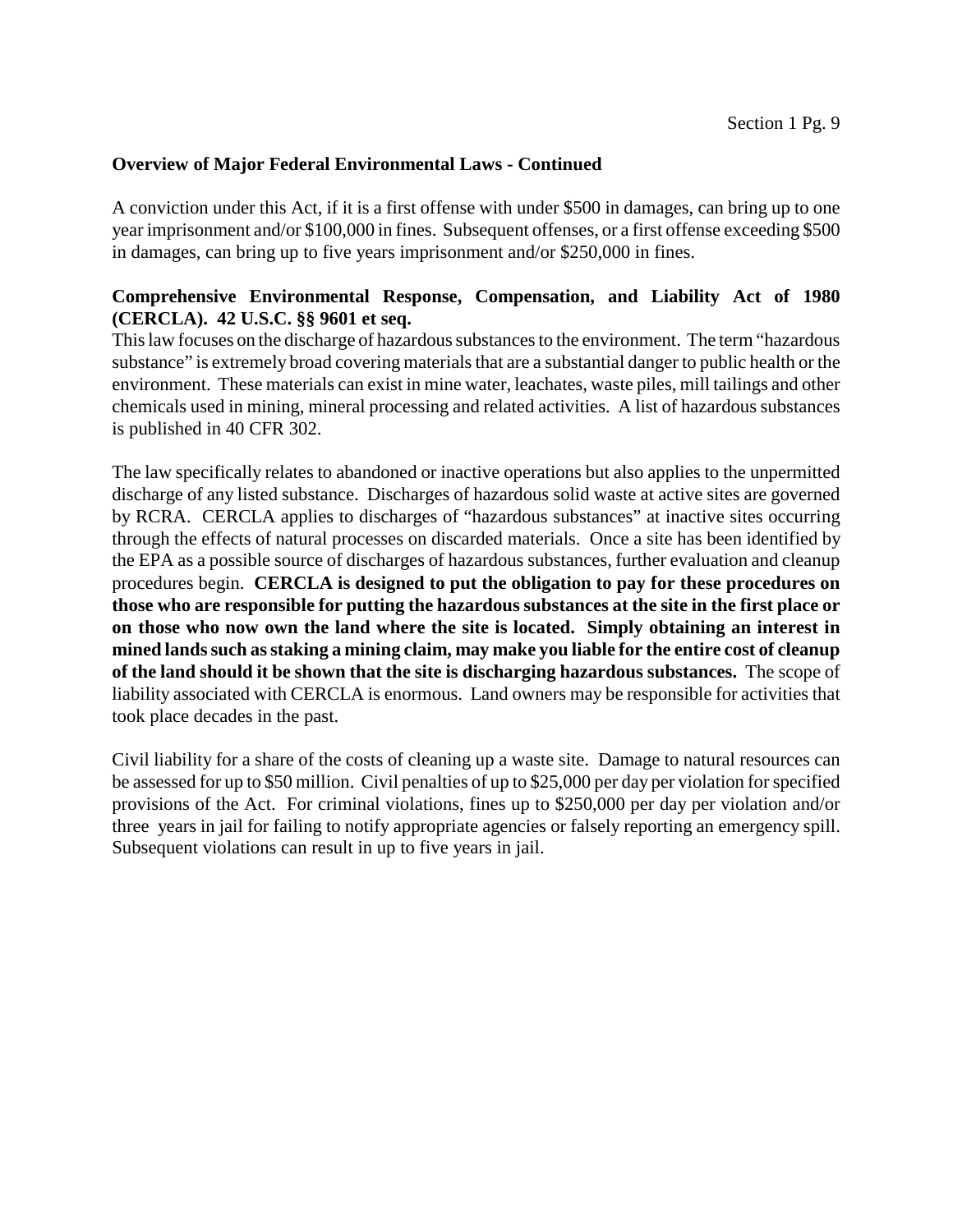**Overview of Major Federal Environmental Laws - Continued**

A conviction under this Act, if it is a first offense with under $500 in damages, can bring up to one year imprisonment and/or $100,000 in fines. Subsequent offenses, or a first offense exceeding $500 in damages, can bring up to five years imprisonment and/or $250,000 in fines.

**Comprehensive Environmental Response, Compensation, and Liability Act of 1980 (CERCLA). 42 U.S.C. §§ 9601 et seq.**

This law focuses on the discharge of hazardous substances to the environment. The term "hazardous substance" is extremely broad covering materials that are a substantial danger to public health or the environment. These materials can exist in mine water, leachates, waste piles, mill tailings and other chemicals used in mining, mineral processing and related activities. A list of hazardous substances is published in 40 CFR 302.

The law specifically relates to abandoned or inactive operations but also applies to the unpermitted discharge of any listed substance. Discharges of hazardous solid waste at active sites are governed by RCRA. CERCLA applies to discharges of "hazardous substances" at inactive sites occurring through the effects of natural processes on discarded materials. Once a site has been identified by the EPA as a possible source of discharges of hazardous substances, further evaluation and cleanup procedures begin. **CERCLA is designed to put the obligation to pay for these procedures on those who are responsible for putting the hazardous substances at the site in the first place or on those who now own the land where the site is located. Simply obtaining an interest in mined lands such as staking a mining claim, may make you liable for the entire cost of cleanup of the land should it be shown that the site is discharging hazardous substances.** The scope of liability associated with CERCLA is enormous. Land owners may be responsible for activities that took place decades in the past.

Civil liability for a share of the costs of cleaning up a waste site. Damage to natural resources can be assessed for up to $50 million. Civil penalties of up to $25,000 per day per violation for specified provisions of the Act. For criminal violations, fines up to $250,000 per day per violation and/or three years in jail for failing to notify appropriate agencies or falsely reporting an emergency spill. Subsequent violations can result in up to five years in jail.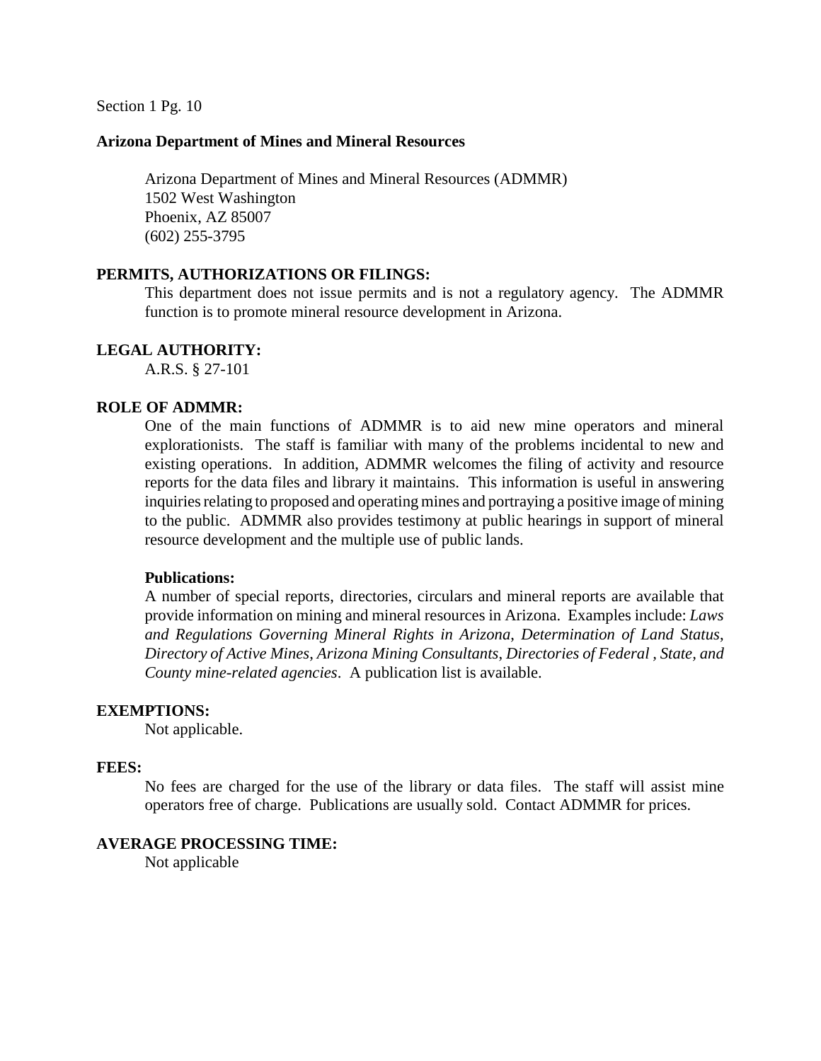## Arizona Department of Mines and Mineral Resources

Arizona Department of Mines and Mineral Resources (ADMMR)
1502 West Washington
Phoenix, AZ 85007
(602) 255-3795

**PERMITS, AUTHORIZATIONS OR FILINGS:**

This department does not issue permits and is not a regulatory agency. The ADMMR function is to promote mineral resource development in Arizona.

**LEGAL AUTHORITY:**

A.R.S. § 27-101

**ROLE OF ADMMR:**

One of the main functions of ADMMR is to aid new mine operators and mineral explorationists. The staff is familiar with many of the problems incidental to new and existing operations. In addition, ADMMR welcomes the filing of activity and resource reports for the data files and library it maintains. This information is useful in answering inquiries relating to proposed and operating mines and portraying a positive image of mining to the public. ADMMR also provides testimony at public hearings in support of mineral resource development and the multiple use of public lands.

**Publications:**

A number of special reports, directories, circulars and mineral reports are available that provide information on mining and mineral resources in Arizona. Examples include: *Laws and Regulations Governing Mineral Rights in Arizona*, *Determination of Land Status*, *Directory of Active Mines*, *Arizona Mining Consultants*, *Directories of Federal , State, and County mine-related agencies*. A publication list is available.

**EXEMPTIONS:**

Not applicable.

**FEES:**

No fees are charged for the use of the library or data files. The staff will assist mine operators free of charge. Publications are usually sold. Contact ADMMR for prices.

**AVERAGE PROCESSING TIME:**

Not applicable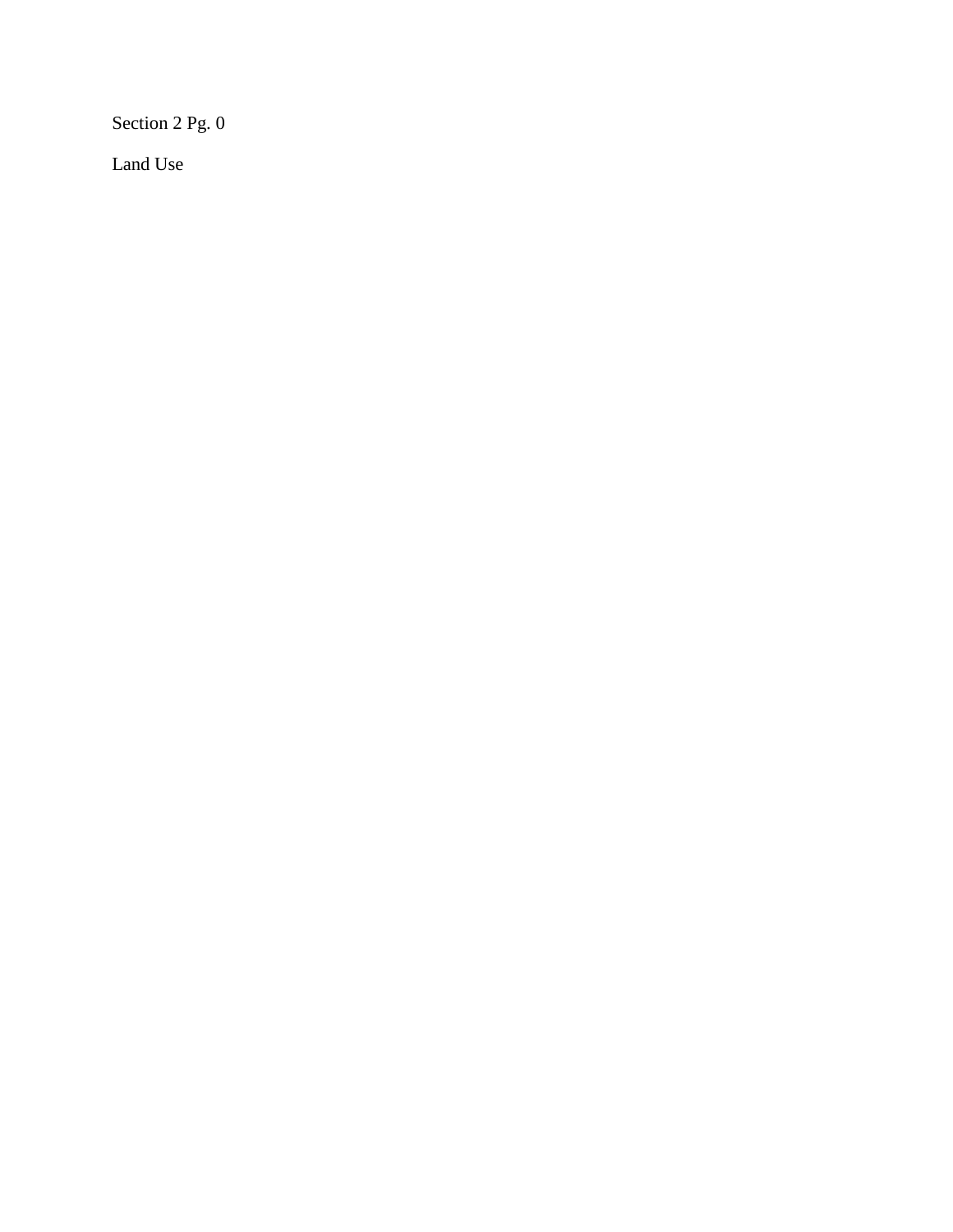Section 2 Pg. 0

Land Use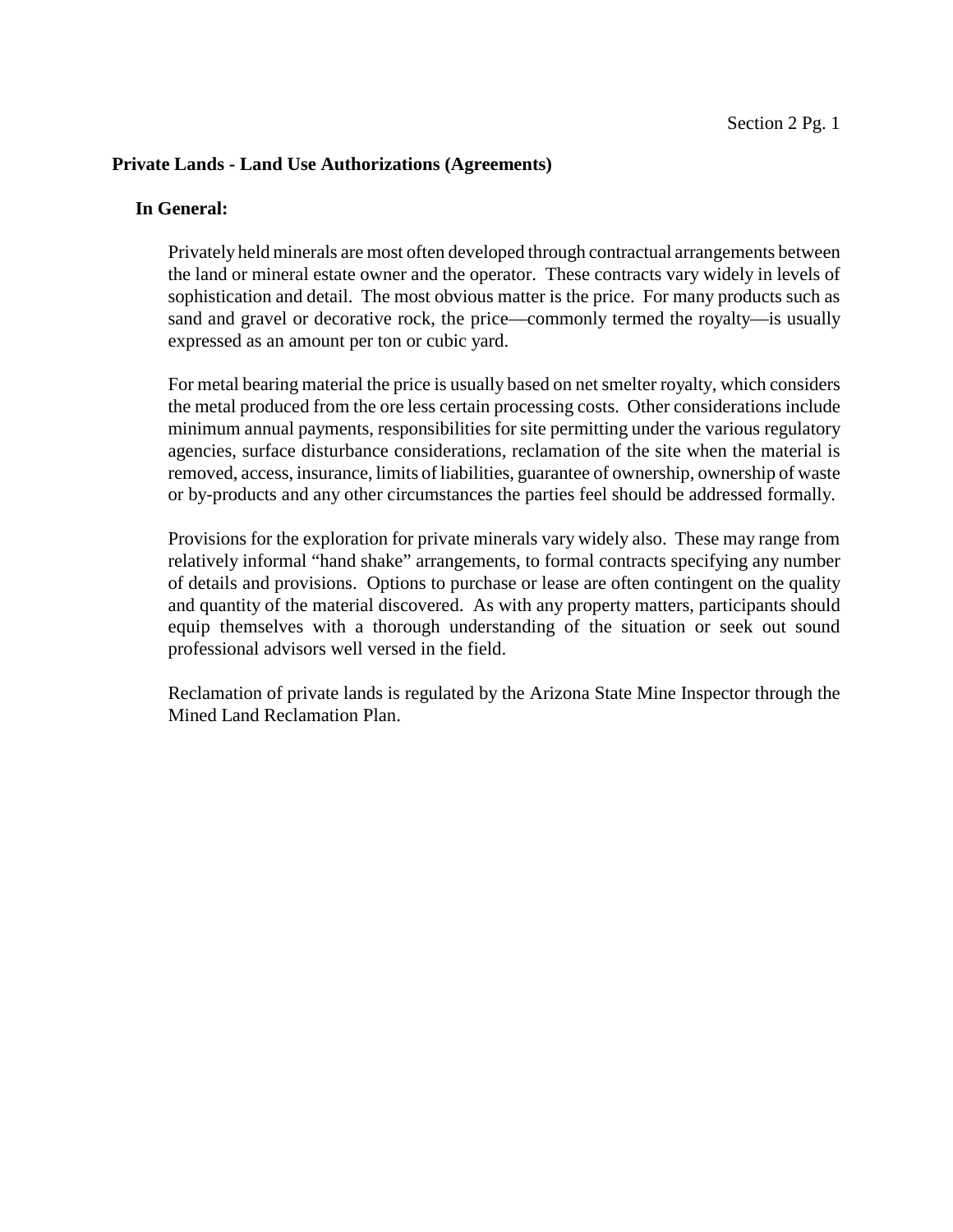## Private Lands - Land Use Authorizations (Agreements)

### In General:

Privately held minerals are most often developed through contractual arrangements between the land or mineral estate owner and the operator. These contracts vary widely in levels of sophistication and detail. The most obvious matter is the price. For many products such as sand and gravel or decorative rock, the price—commonly termed the royalty—is usually expressed as an amount per ton or cubic yard.

For metal bearing material the price is usually based on net smelter royalty, which considers the metal produced from the ore less certain processing costs. Other considerations include minimum annual payments, responsibilities for site permitting under the various regulatory agencies, surface disturbance considerations, reclamation of the site when the material is removed, access, insurance, limits of liabilities, guarantee of ownership, ownership of waste or by-products and any other circumstances the parties feel should be addressed formally.

Provisions for the exploration for private minerals vary widely also. These may range from relatively informal "hand shake" arrangements, to formal contracts specifying any number of details and provisions. Options to purchase or lease are often contingent on the quality and quantity of the material discovered. As with any property matters, participants should equip themselves with a thorough understanding of the situation or seek out sound professional advisors well versed in the field.

Reclamation of private lands is regulated by the Arizona State Mine Inspector through the Mined Land Reclamation Plan.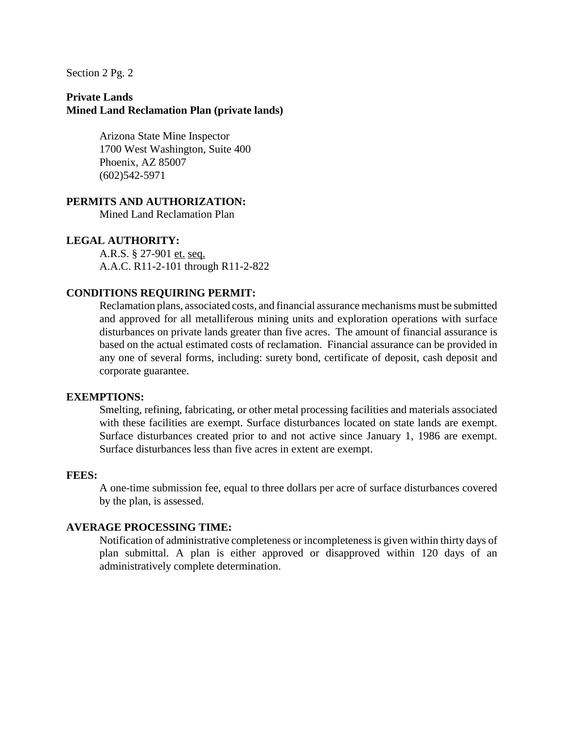**Private Lands**
**Mined Land Reclamation Plan (private lands)**

Arizona State Mine Inspector
1700 West Washington, Suite 400
Phoenix, AZ 85007
(602)542-5971

**PERMITS AND AUTHORIZATION:**

Mined Land Reclamation Plan

**LEGAL AUTHORITY:**

A.R.S. § 27-901 et. seq.
A.A.C. R11-2-101 through R11-2-822

**CONDITIONS REQUIRING PERMIT:**

Reclamation plans, associated costs, and financial assurance mechanisms must be submitted and approved for all metalliferous mining units and exploration operations with surface disturbances on private lands greater than five acres. The amount of financial assurance is based on the actual estimated costs of reclamation. Financial assurance can be provided in any one of several forms, including: surety bond, certificate of deposit, cash deposit and corporate guarantee.

**EXEMPTIONS:**

Smelting, refining, fabricating, or other metal processing facilities and materials associated with these facilities are exempt. Surface disturbances located on state lands are exempt. Surface disturbances created prior to and not active since January 1, 1986 are exempt. Surface disturbances less than five acres in extent are exempt.

**FEES:**

A one-time submission fee, equal to three dollars per acre of surface disturbances covered by the plan, is assessed.

**AVERAGE PROCESSING TIME:**

Notification of administrative completeness or incompleteness is given within thirty days of plan submittal. A plan is either approved or disapproved within 120 days of an administratively complete determination.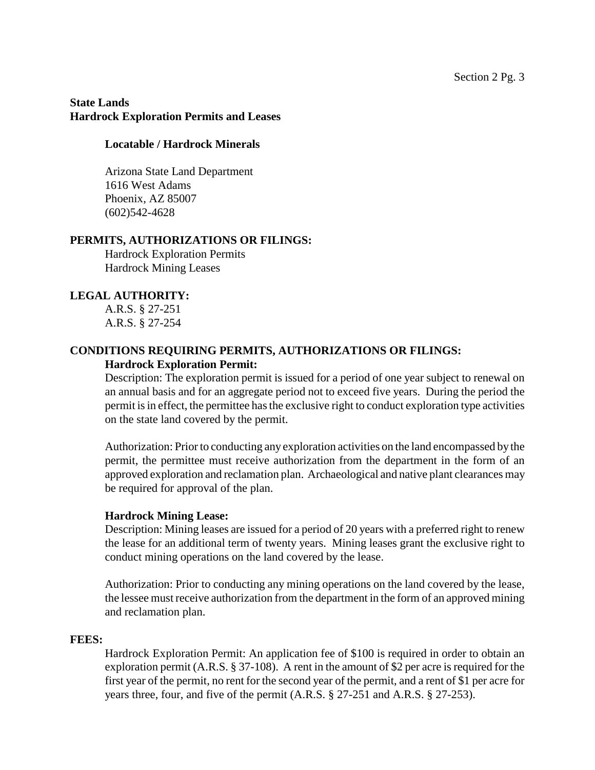**State Lands**
**Hardrock Exploration Permits and Leases**

**Locatable / Hardrock Minerals**

Arizona State Land Department
1616 West Adams
Phoenix, AZ 85007
(602)542-4628

**PERMITS, AUTHORIZATIONS OR FILINGS:**

Hardrock Exploration Permits
Hardrock Mining Leases

**LEGAL AUTHORITY:**

A.R.S. § 27-251
A.R.S. § 27-254

**CONDITIONS REQUIRING PERMITS, AUTHORIZATIONS OR FILINGS:**

**Hardrock Exploration Permit:**

Description: The exploration permit is issued for a period of one year subject to renewal on an annual basis and for an aggregate period not to exceed five years. During the period the permit is in effect, the permittee has the exclusive right to conduct exploration type activities on the state land covered by the permit.

Authorization: Prior to conducting any exploration activities on the land encompassed by the permit, the permittee must receive authorization from the department in the form of an approved exploration and reclamation plan. Archaeological and native plant clearances may be required for approval of the plan.

**Hardrock Mining Lease:**

Description: Mining leases are issued for a period of 20 years with a preferred right to renew the lease for an additional term of twenty years. Mining leases grant the exclusive right to conduct mining operations on the land covered by the lease.

Authorization: Prior to conducting any mining operations on the land covered by the lease, the lessee must receive authorization from the department in the form of an approved mining and reclamation plan.

**FEES:**

Hardrock Exploration Permit: An application fee of $100 is required in order to obtain an exploration permit (A.R.S. § 37-108). A rent in the amount of $2 per acre is required for the first year of the permit, no rent for the second year of the permit, and a rent of $1 per acre for years three, four, and five of the permit (A.R.S. § 27-251 and A.R.S. § 27-253).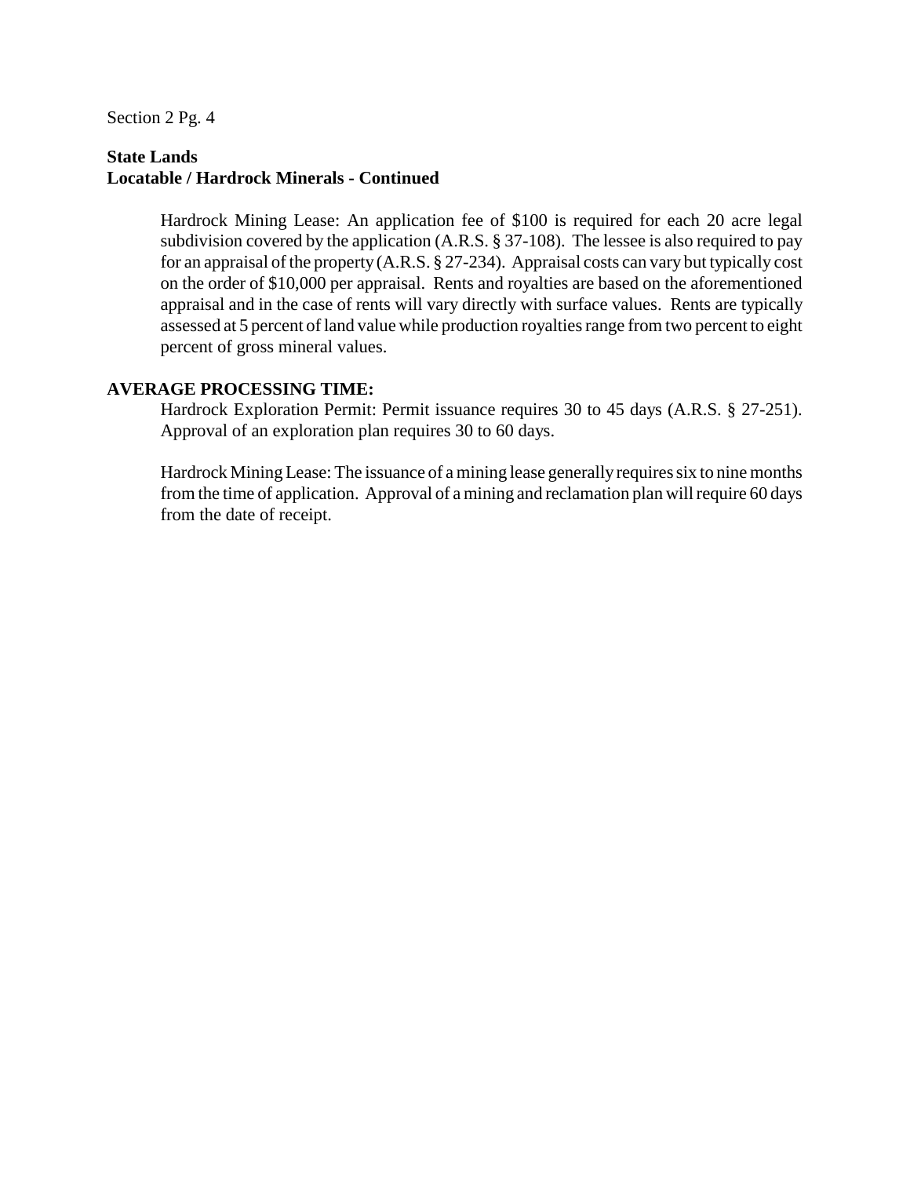**State Lands**
**Locatable / Hardrock Minerals - Continued**

Hardrock Mining Lease: An application fee of $100 is required for each 20 acre legal subdivision covered by the application (A.R.S. § 37-108). The lessee is also required to pay for an appraisal of the property (A.R.S. § 27-234). Appraisal costs can vary but typically cost on the order of $10,000 per appraisal. Rents and royalties are based on the aforementioned appraisal and in the case of rents will vary directly with surface values. Rents are typically assessed at 5 percent of land value while production royalties range from two percent to eight percent of gross mineral values.

**AVERAGE PROCESSING TIME:**

Hardrock Exploration Permit: Permit issuance requires 30 to 45 days (A.R.S. § 27-251). Approval of an exploration plan requires 30 to 60 days.

Hardrock Mining Lease: The issuance of a mining lease generally requires six to nine months from the time of application. Approval of a mining and reclamation plan will require 60 days from the date of receipt.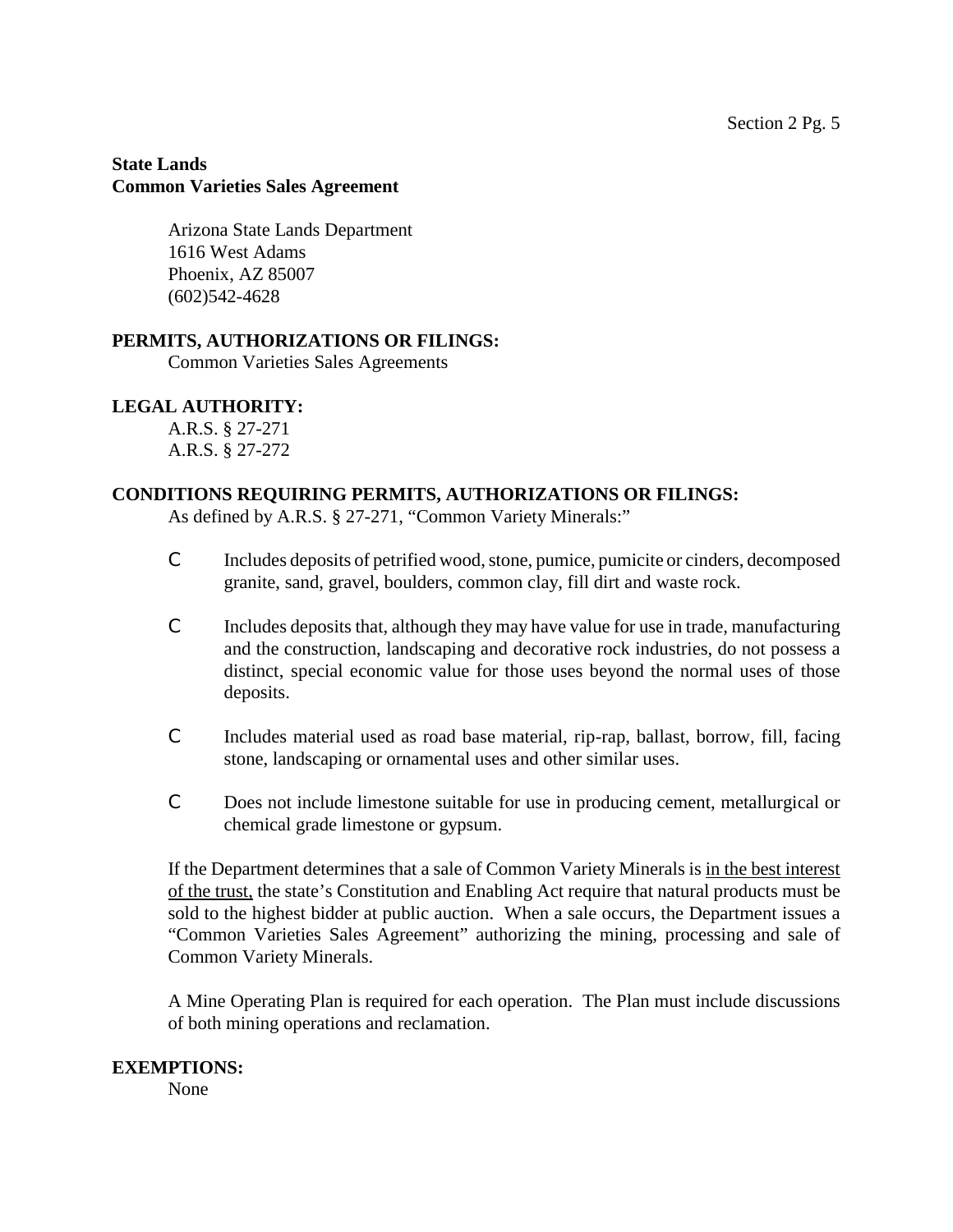**State Lands**
**Common Varieties Sales Agreement**

Arizona State Lands Department
1616 West Adams
Phoenix, AZ 85007
(602)542-4628

**PERMITS, AUTHORIZATIONS OR FILINGS:**

Common Varieties Sales Agreements

**LEGAL AUTHORITY:**

A.R.S. § 27-271
A.R.S. § 27-272

**CONDITIONS REQUIRING PERMITS, AUTHORIZATIONS OR FILINGS:**

As defined by A.R.S. § 27-271, "Common Variety Minerals:"

- Includes deposits of petrified wood, stone, pumice, pumicite or cinders, decomposed granite, sand, gravel, boulders, common clay, fill dirt and waste rock.
- Includes deposits that, although they may have value for use in trade, manufacturing and the construction, landscaping and decorative rock industries, do not possess a distinct, special economic value for those uses beyond the normal uses of those deposits.
- Includes material used as road base material, rip-rap, ballast, borrow, fill, facing stone, landscaping or ornamental uses and other similar uses.
- Does not include limestone suitable for use in producing cement, metallurgical or chemical grade limestone or gypsum.

If the Department determines that a sale of Common Variety Minerals is <u>in the best interest of the trust,</u> the state's Constitution and Enabling Act require that natural products must be sold to the highest bidder at public auction. When a sale occurs, the Department issues a "Common Varieties Sales Agreement" authorizing the mining, processing and sale of Common Variety Minerals.

A Mine Operating Plan is required for each operation. The Plan must include discussions of both mining operations and reclamation.

**EXEMPTIONS:**

None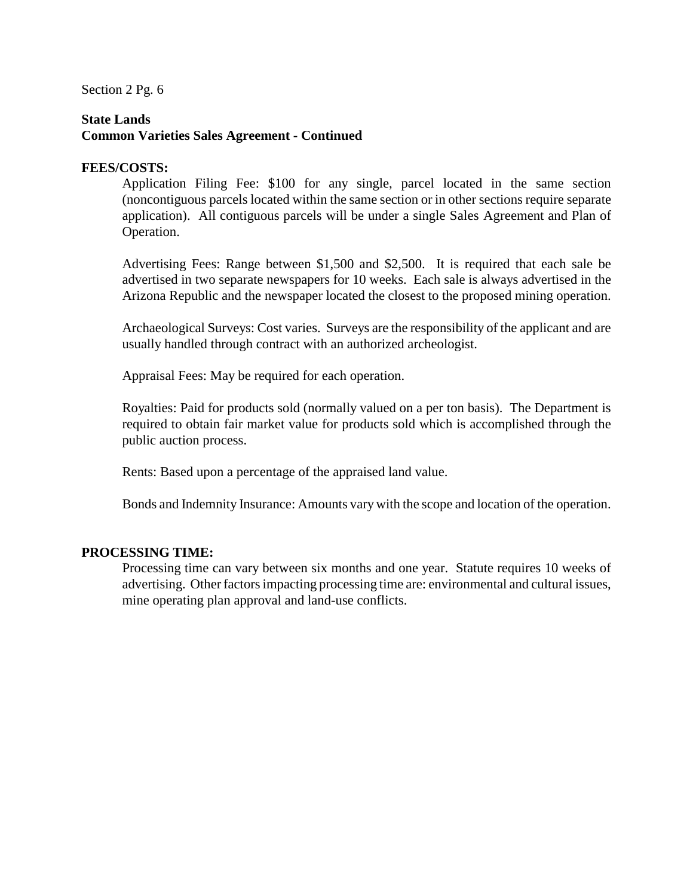**State Lands**
**Common Varieties Sales Agreement - Continued**

**FEES/COSTS:**

Application Filing Fee: $100 for any single, parcel located in the same section (noncontiguous parcels located within the same section or in other sections require separate application). All contiguous parcels will be under a single Sales Agreement and Plan of Operation.

Advertising Fees: Range between $1,500 and $2,500. It is required that each sale be advertised in two separate newspapers for 10 weeks. Each sale is always advertised in the Arizona Republic and the newspaper located the closest to the proposed mining operation.

Archaeological Surveys: Cost varies. Surveys are the responsibility of the applicant and are usually handled through contract with an authorized archeologist.

Appraisal Fees: May be required for each operation.

Royalties: Paid for products sold (normally valued on a per ton basis). The Department is required to obtain fair market value for products sold which is accomplished through the public auction process.

Rents: Based upon a percentage of the appraised land value.

Bonds and Indemnity Insurance: Amounts vary with the scope and location of the operation.

**PROCESSING TIME:**

Processing time can vary between six months and one year. Statute requires 10 weeks of advertising. Other factors impacting processing time are: environmental and cultural issues, mine operating plan approval and land-use conflicts.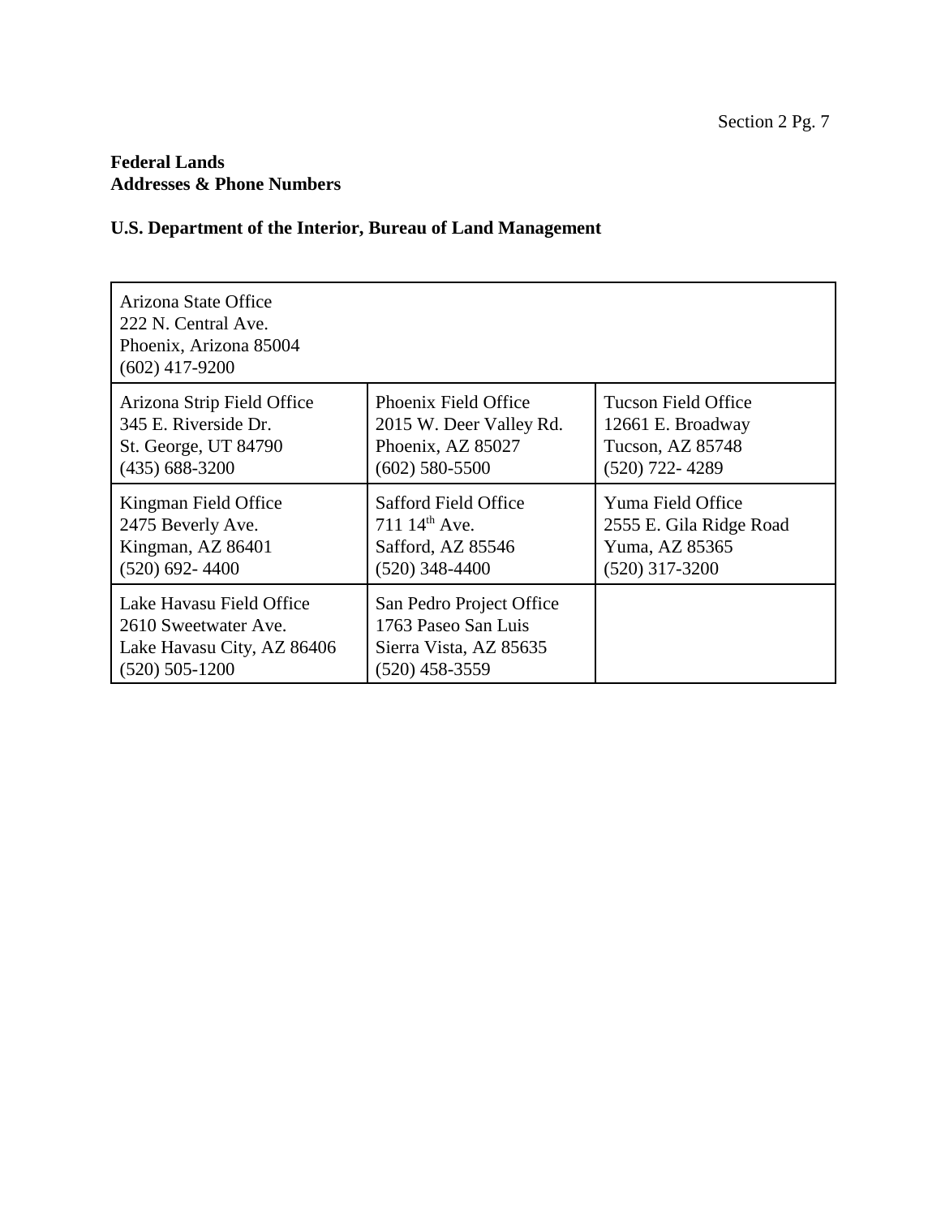**Federal Lands**
**Addresses & Phone Numbers**

**U.S. Department of the Interior, Bureau of Land Management**

| Arizona State Office<br>222 N. Central Ave.<br>Phoenix, Arizona 85004<br>(602) 417-9200 | | |
|---|---|---|
| Arizona Strip Field Office<br>345 E. Riverside Dr.<br>St. George, UT 84790<br>(435) 688-3200 | Phoenix Field Office<br>2015 W. Deer Valley Rd.<br>Phoenix, AZ 85027<br>(602) 580-5500 | Tucson Field Office<br>12661 E. Broadway<br>Tucson, AZ 85748<br>(520) 722- 4289 |
| Kingman Field Office<br>2475 Beverly Ave.<br>Kingman, AZ 86401<br>(520) 692- 4400 | Safford Field Office<br>711 14th Ave.<br>Safford, AZ 85546<br>(520) 348-4400 | Yuma Field Office<br>2555 E. Gila Ridge Road<br>Yuma, AZ 85365<br>(520) 317-3200 |
| Lake Havasu Field Office<br>2610 Sweetwater Ave.<br>Lake Havasu City, AZ 86406<br>(520) 505-1200 | San Pedro Project Office<br>1763 Paseo San Luis<br>Sierra Vista, AZ 85635<br>(520) 458-3559 | |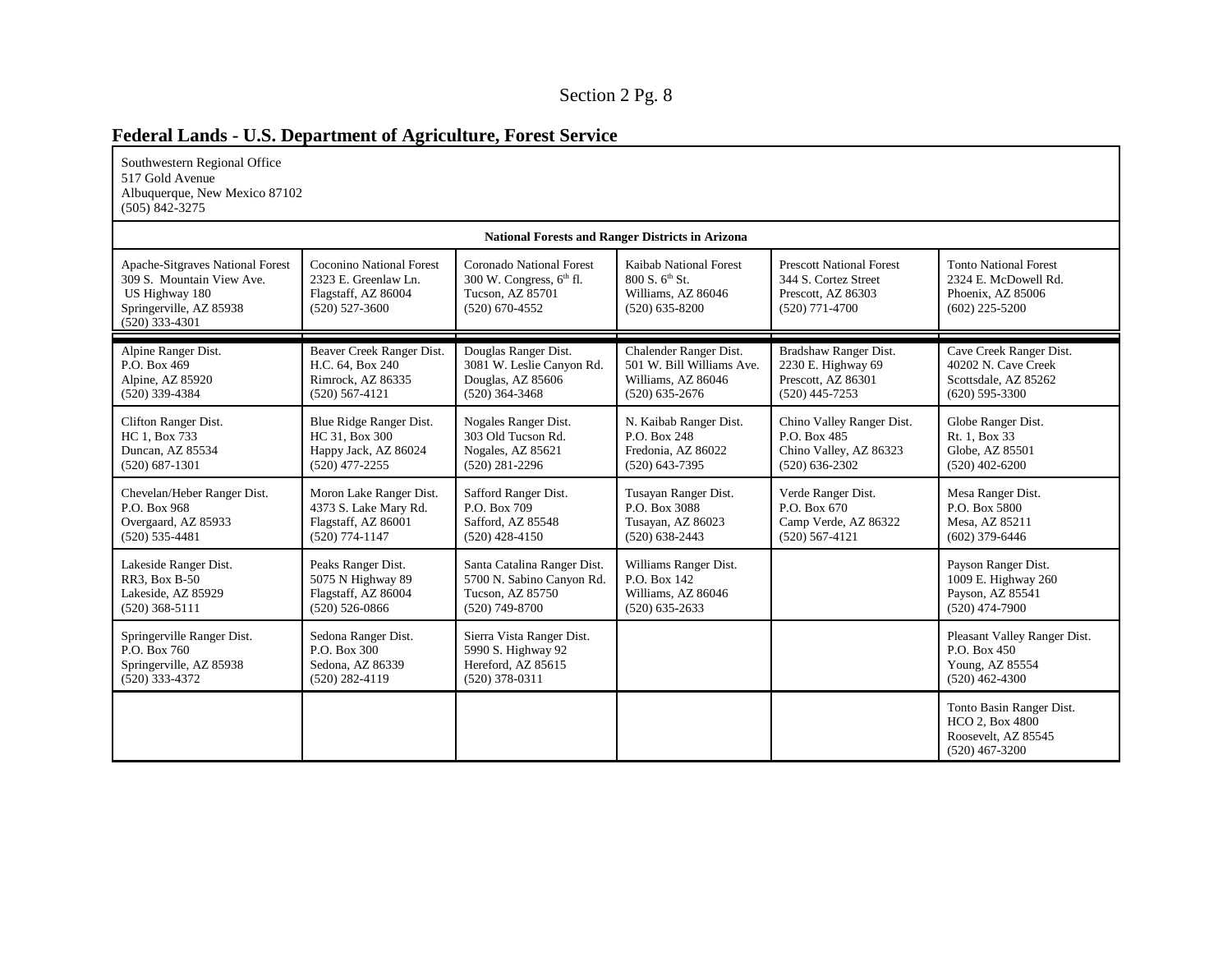## Federal Lands - U.S. Department of Agriculture, Forest Service

Southwestern Regional Office
517 Gold Avenue
Albuquerque, New Mexico 87102
(505) 842-3275

**National Forests and Ranger Districts in Arizona**

| Apache-Sitgraves National Forest<br>309 S. Mountain View Ave.<br>US Highway 180<br>Springerville, AZ 85938<br>(520) 333-4301 | Coconino National Forest<br>2323 E. Greenlaw Ln.<br>Flagstaff, AZ 86004<br>(520) 527-3600 | Coronado National Forest<br>300 W. Congress, 6th fl.<br>Tucson, AZ 85701<br>(520) 670-4552 | Kaibab National Forest<br>800 S. 6th St.<br>Williams, AZ 86046<br>(520) 635-8200 | Prescott National Forest<br>344 S. Cortez Street<br>Prescott, AZ 86303<br>(520) 771-4700 | Tonto National Forest<br>2324 E. McDowell Rd.<br>Phoenix, AZ 85006<br>(602) 225-5200 |
|---|---|---|---|---|---|
| Alpine Ranger Dist.<br>P.O. Box 469<br>Alpine, AZ 85920<br>(520) 339-4384 | Beaver Creek Ranger Dist.<br>H.C. 64, Box 240<br>Rimrock, AZ 86335<br>(520) 567-4121 | Douglas Ranger Dist.<br>3081 W. Leslie Canyon Rd.<br>Douglas, AZ 85606<br>(520) 364-3468 | Chalender Ranger Dist.<br>501 W. Bill Williams Ave.<br>Williams, AZ 86046<br>(520) 635-2676 | Bradshaw Ranger Dist.<br>2230 E. Highway 69<br>Prescott, AZ 86301<br>(520) 445-7253 | Cave Creek Ranger Dist.<br>40202 N. Cave Creek<br>Scottsdale, AZ 85262<br>(620) 595-3300 |
| Clifton Ranger Dist.<br>HC 1, Box 733<br>Duncan, AZ 85534<br>(520) 687-1301 | Blue Ridge Ranger Dist.<br>HC 31, Box 300<br>Happy Jack, AZ 86024<br>(520) 477-2255 | Nogales Ranger Dist.<br>303 Old Tucson Rd.<br>Nogales, AZ 85621<br>(520) 281-2296 | N. Kaibab Ranger Dist.<br>P.O. Box 248<br>Fredonia, AZ 86022<br>(520) 643-7395 | Chino Valley Ranger Dist.<br>P.O. Box 485<br>Chino Valley, AZ 86323<br>(520) 636-2302 | Globe Ranger Dist.<br>Rt. 1, Box 33<br>Globe, AZ 85501<br>(520) 402-6200 |
| Chevelan/Heber Ranger Dist.<br>P.O. Box 968<br>Overgaard, AZ 85933<br>(520) 535-4481 | Moron Lake Ranger Dist.<br>4373 S. Lake Mary Rd.<br>Flagstaff, AZ 86001<br>(520) 774-1147 | Safford Ranger Dist.<br>P.O. Box 709<br>Safford, AZ 85548<br>(520) 428-4150 | Tusayan Ranger Dist.<br>P.O. Box 3088<br>Tusayan, AZ 86023<br>(520) 638-2443 | Verde Ranger Dist.<br>P.O. Box 670<br>Camp Verde, AZ 86322<br>(520) 567-4121 | Mesa Ranger Dist.<br>P.O. Box 5800<br>Mesa, AZ 85211<br>(602) 379-6446 |
| Lakeside Ranger Dist.<br>RR3, Box B-50<br>Lakeside, AZ 85929<br>(520) 368-5111 | Peaks Ranger Dist.<br>5075 N Highway 89<br>Flagstaff, AZ 86004<br>(520) 526-0866 | Santa Catalina Ranger Dist.<br>5700 N. Sabino Canyon Rd.<br>Tucson, AZ 85750<br>(520) 749-8700 | Williams Ranger Dist.<br>P.O. Box 142<br>Williams, AZ 86046<br>(520) 635-2633 | | Payson Ranger Dist.<br>1009 E. Highway 260<br>Payson, AZ 85541<br>(520) 474-7900 |
| Springerville Ranger Dist.<br>P.O. Box 760<br>Springerville, AZ 85938<br>(520) 333-4372 | Sedona Ranger Dist.<br>P.O. Box 300<br>Sedona, AZ 86339<br>(520) 282-4119 | Sierra Vista Ranger Dist.<br>5990 S. Highway 92<br>Hereford, AZ 85615<br>(520) 378-0311 | | | Pleasant Valley Ranger Dist.<br>P.O. Box 450<br>Young, AZ 85554<br>(520) 462-4300 |
| | | | | | Tonto Basin Ranger Dist.<br>HCO 2, Box 4800<br>Roosevelt, AZ 85545<br>(520) 467-3200 |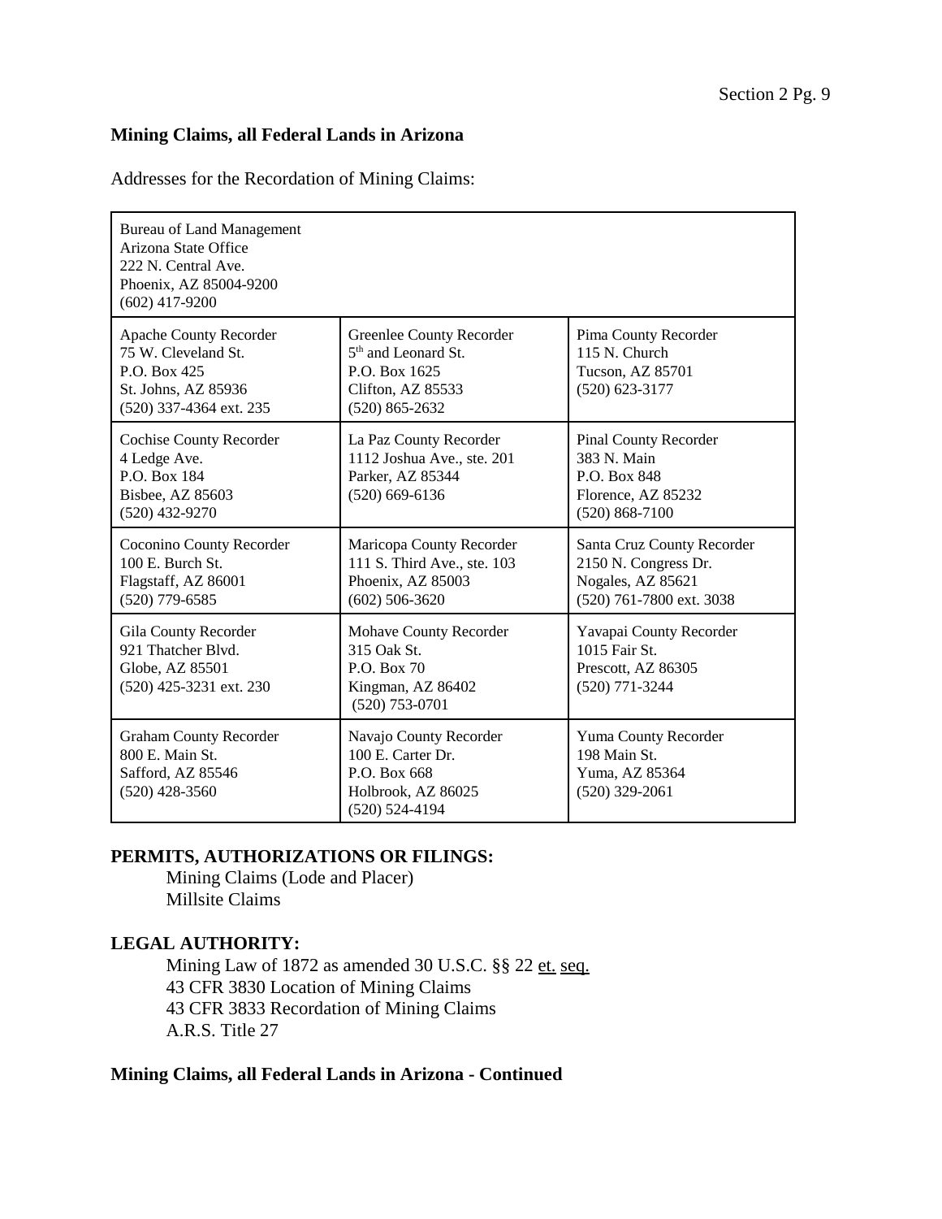**Mining Claims, all Federal Lands in Arizona**

Addresses for the Recordation of Mining Claims:

| | | |
|---|---|---|
| Bureau of Land Management<br>Arizona State Office<br>222 N. Central Ave.<br>Phoenix, AZ 85004-9200<br>(602) 417-9200 | | |
| Apache County Recorder<br>75 W. Cleveland St.<br>P.O. Box 425<br>St. Johns, AZ 85936<br>(520) 337-4364 ext. 235 | Greenlee County Recorder<br>5th and Leonard St.<br>P.O. Box 1625<br>Clifton, AZ 85533<br>(520) 865-2632 | Pima County Recorder<br>115 N. Church<br>Tucson, AZ 85701<br>(520) 623-3177 |
| Cochise County Recorder<br>4 Ledge Ave.<br>P.O. Box 184<br>Bisbee, AZ 85603<br>(520) 432-9270 | La Paz County Recorder<br>1112 Joshua Ave., ste. 201<br>Parker, AZ 85344<br>(520) 669-6136 | Pinal County Recorder<br>383 N. Main<br>P.O. Box 848<br>Florence, AZ 85232<br>(520) 868-7100 |
| Coconino County Recorder<br>100 E. Burch St.<br>Flagstaff, AZ 86001<br>(520) 779-6585 | Maricopa County Recorder<br>111 S. Third Ave., ste. 103<br>Phoenix, AZ 85003<br>(602) 506-3620 | Santa Cruz County Recorder<br>2150 N. Congress Dr.<br>Nogales, AZ 85621<br>(520) 761-7800 ext. 3038 |
| Gila County Recorder<br>921 Thatcher Blvd.<br>Globe, AZ 85501<br>(520) 425-3231 ext. 230 | Mohave County Recorder<br>315 Oak St.<br>P.O. Box 70<br>Kingman, AZ 86402<br>(520) 753-0701 | Yavapai County Recorder<br>1015 Fair St.<br>Prescott, AZ 86305<br>(520) 771-3244 |
| Graham County Recorder<br>800 E. Main St.<br>Safford, AZ 85546<br>(520) 428-3560 | Navajo County Recorder<br>100 E. Carter Dr.<br>P.O. Box 668<br>Holbrook, AZ 86025<br>(520) 524-4194 | Yuma County Recorder<br>198 Main St.<br>Yuma, AZ 85364<br>(520) 329-2061 |

**PERMITS, AUTHORIZATIONS OR FILINGS:**

Mining Claims (Lode and Placer)
Millsite Claims

**LEGAL AUTHORITY:**

Mining Law of 1872 as amended 30 U.S.C. §§ 22 et. seq.
43 CFR 3830 Location of Mining Claims
43 CFR 3833 Recordation of Mining Claims
A.R.S. Title 27

**Mining Claims, all Federal Lands in Arizona - Continued**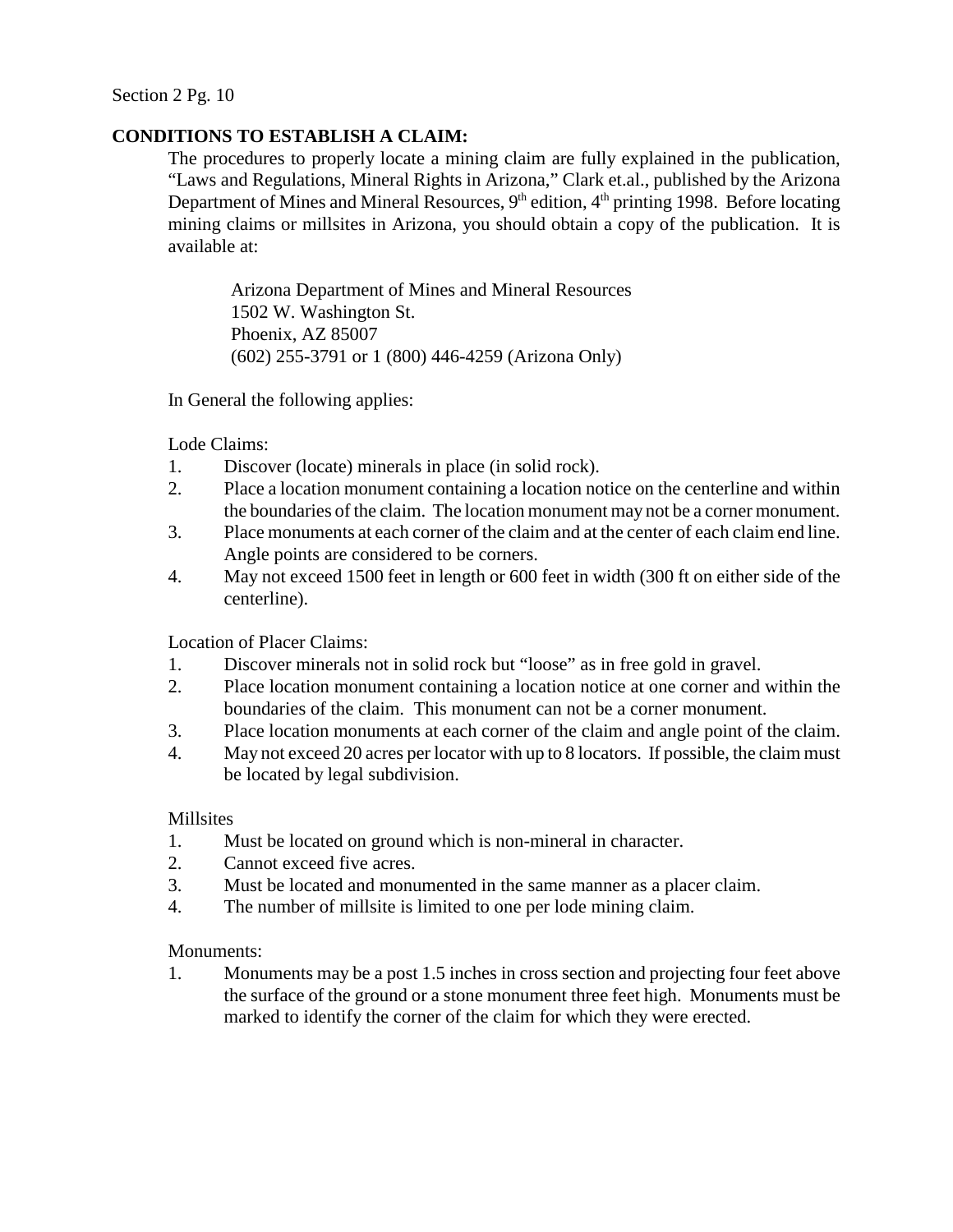Section 2 Pg. 10

## CONDITIONS TO ESTABLISH A CLAIM:

The procedures to properly locate a mining claim are fully explained in the publication, "Laws and Regulations, Mineral Rights in Arizona," Clark et.al., published by the Arizona Department of Mines and Mineral Resources, 9th edition, 4th printing 1998. Before locating mining claims or millsites in Arizona, you should obtain a copy of the publication. It is available at:

> Arizona Department of Mines and Mineral Resources
> 1502 W. Washington St.
> Phoenix, AZ 85007
> (602) 255-3791 or 1 (800) 446-4259 (Arizona Only)

In General the following applies:

Lode Claims:

1. Discover (locate) minerals in place (in solid rock).
2. Place a location monument containing a location notice on the centerline and within the boundaries of the claim. The location monument may not be a corner monument.
3. Place monuments at each corner of the claim and at the center of each claim end line. Angle points are considered to be corners.
4. May not exceed 1500 feet in length or 600 feet in width (300 ft on either side of the centerline).

Location of Placer Claims:

1. Discover minerals not in solid rock but "loose" as in free gold in gravel.
2. Place location monument containing a location notice at one corner and within the boundaries of the claim. This monument can not be a corner monument.
3. Place location monuments at each corner of the claim and angle point of the claim.
4. May not exceed 20 acres per locator with up to 8 locators. If possible, the claim must be located by legal subdivision.

Millsites

1. Must be located on ground which is non-mineral in character.
2. Cannot exceed five acres.
3. Must be located and monumented in the same manner as a placer claim.
4. The number of millsite is limited to one per lode mining claim.

Monuments:

1. Monuments may be a post 1.5 inches in cross section and projecting four feet above the surface of the ground or a stone monument three feet high. Monuments must be marked to identify the corner of the claim for which they were erected.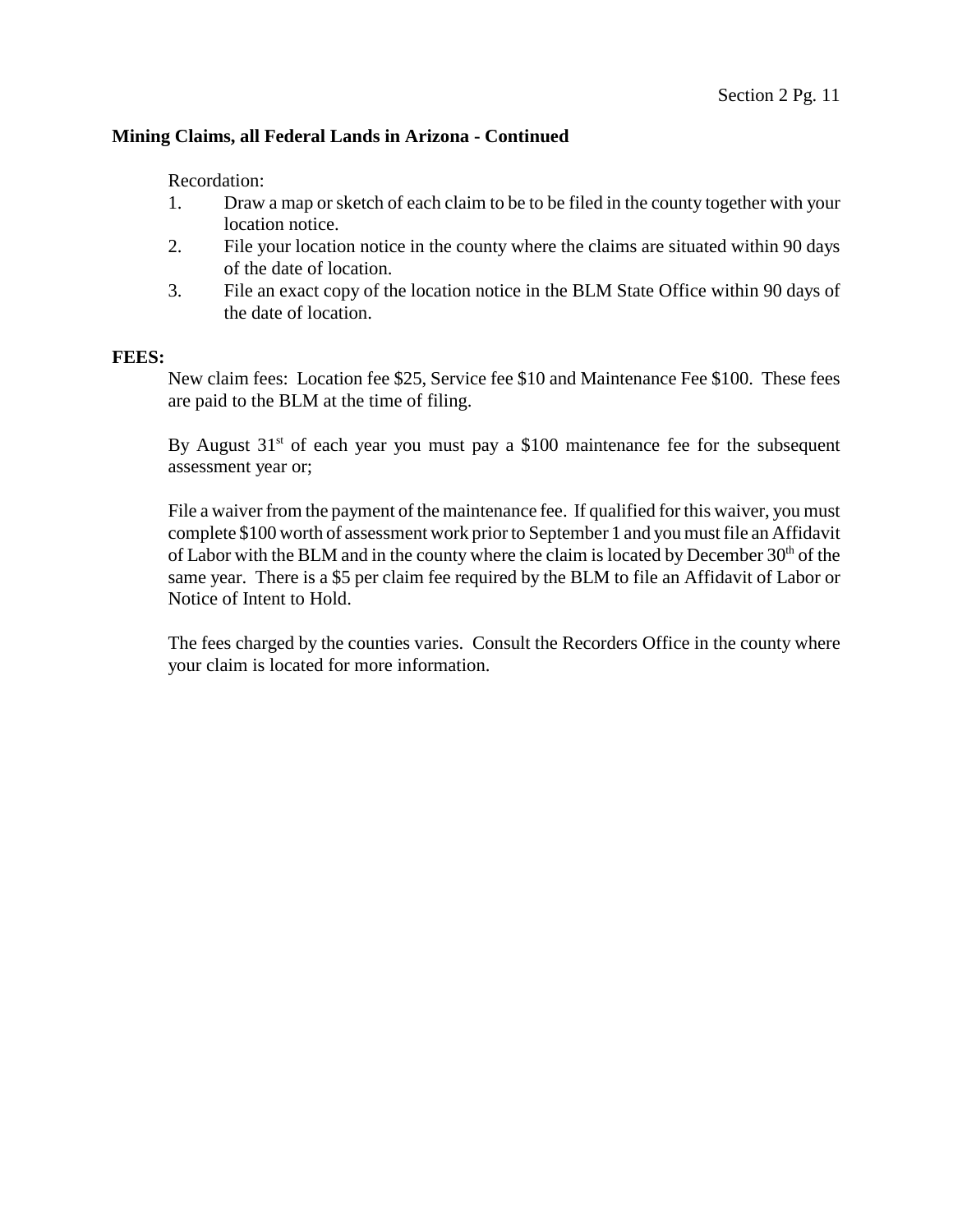**Mining Claims, all Federal Lands in Arizona - Continued**

Recordation:

1. Draw a map or sketch of each claim to be to be filed in the county together with your location notice.
2. File your location notice in the county where the claims are situated within 90 days of the date of location.
3. File an exact copy of the location notice in the BLM State Office within 90 days of the date of location.

**FEES:**

New claim fees: Location fee $25, Service fee $10 and Maintenance Fee $100. These fees are paid to the BLM at the time of filing.

By August 31st of each year you must pay a $100 maintenance fee for the subsequent assessment year or;

File a waiver from the payment of the maintenance fee. If qualified for this waiver, you must complete $100 worth of assessment work prior to September 1 and you must file an Affidavit of Labor with the BLM and in the county where the claim is located by December 30th of the same year. There is a $5 per claim fee required by the BLM to file an Affidavit of Labor or Notice of Intent to Hold.

The fees charged by the counties varies. Consult the Recorders Office in the county where your claim is located for more information.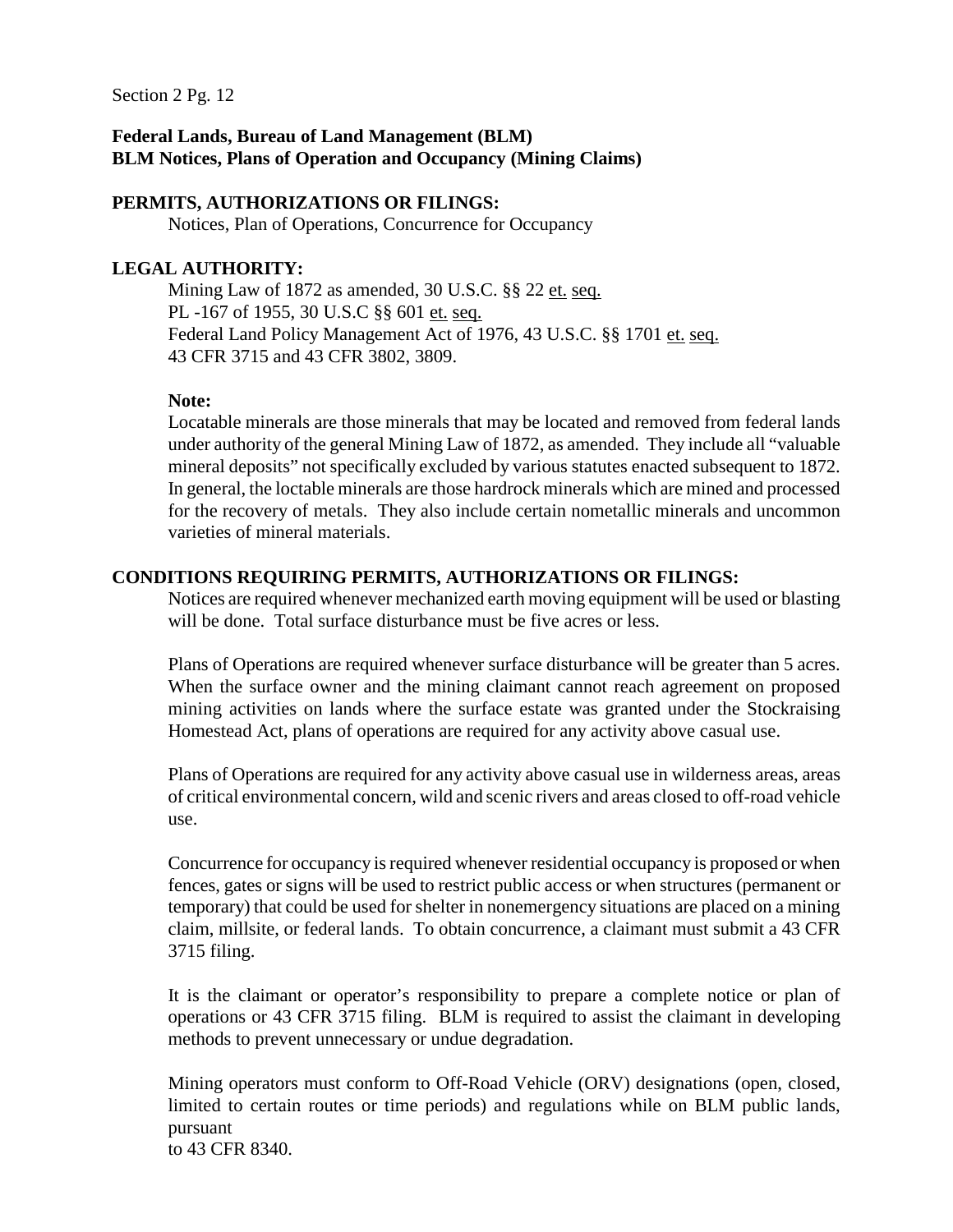Section 2 Pg. 12

**Federal Lands, Bureau of Land Management (BLM)**
**BLM Notices, Plans of Operation and Occupancy (Mining Claims)**

**PERMITS, AUTHORIZATIONS OR FILINGS:**

Notices, Plan of Operations, Concurrence for Occupancy

**LEGAL AUTHORITY:**

Mining Law of 1872 as amended, 30 U.S.C. §§ 22 et. seq.
PL -167 of 1955, 30 U.S.C §§ 601 et. seq.
Federal Land Policy Management Act of 1976, 43 U.S.C. §§ 1701 et. seq.
43 CFR 3715 and 43 CFR 3802, 3809.

**Note:**

Locatable minerals are those minerals that may be located and removed from federal lands under authority of the general Mining Law of 1872, as amended. They include all "valuable mineral deposits" not specifically excluded by various statutes enacted subsequent to 1872. In general, the loctable minerals are those hardrock minerals which are mined and processed for the recovery of metals. They also include certain nometallic minerals and uncommon varieties of mineral materials.

**CONDITIONS REQUIRING PERMITS, AUTHORIZATIONS OR FILINGS:**

Notices are required whenever mechanized earth moving equipment will be used or blasting will be done. Total surface disturbance must be five acres or less.

Plans of Operations are required whenever surface disturbance will be greater than 5 acres. When the surface owner and the mining claimant cannot reach agreement on proposed mining activities on lands where the surface estate was granted under the Stockraising Homestead Act, plans of operations are required for any activity above casual use.

Plans of Operations are required for any activity above casual use in wilderness areas, areas of critical environmental concern, wild and scenic rivers and areas closed to off-road vehicle use.

Concurrence for occupancy is required whenever residential occupancy is proposed or when fences, gates or signs will be used to restrict public access or when structures (permanent or temporary) that could be used for shelter in nonemergency situations are placed on a mining claim, millsite, or federal lands. To obtain concurrence, a claimant must submit a 43 CFR 3715 filing.

It is the claimant or operator's responsibility to prepare a complete notice or plan of operations or 43 CFR 3715 filing. BLM is required to assist the claimant in developing methods to prevent unnecessary or undue degradation.

Mining operators must conform to Off-Road Vehicle (ORV) designations (open, closed, limited to certain routes or time periods) and regulations while on BLM public lands, pursuant
to 43 CFR 8340.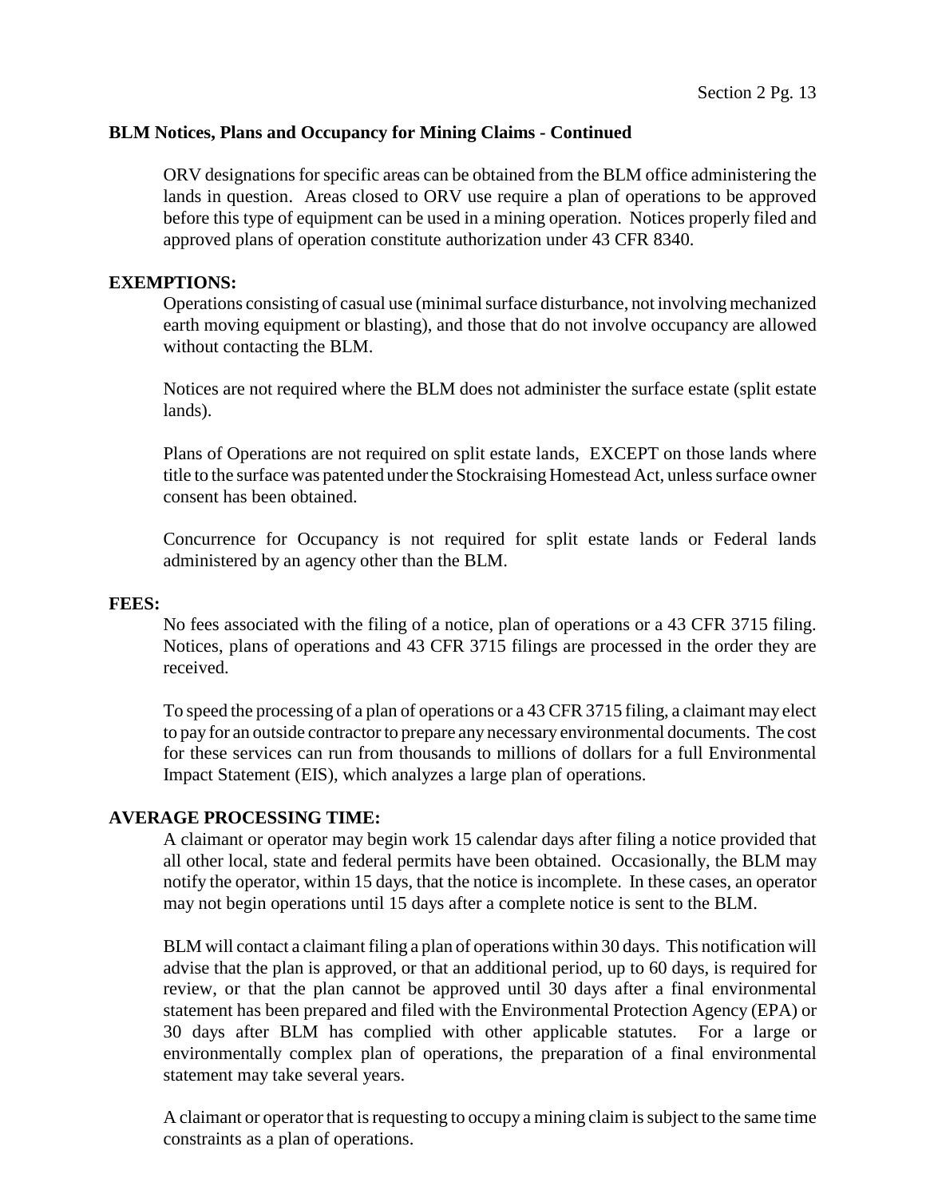## BLM Notices, Plans and Occupancy for Mining Claims - Continued

ORV designations for specific areas can be obtained from the BLM office administering the lands in question. Areas closed to ORV use require a plan of operations to be approved before this type of equipment can be used in a mining operation. Notices properly filed and approved plans of operation constitute authorization under 43 CFR 8340.

**EXEMPTIONS:**

Operations consisting of casual use (minimal surface disturbance, not involving mechanized earth moving equipment or blasting), and those that do not involve occupancy are allowed without contacting the BLM.

Notices are not required where the BLM does not administer the surface estate (split estate lands).

Plans of Operations are not required on split estate lands, EXCEPT on those lands where title to the surface was patented under the Stockraising Homestead Act, unless surface owner consent has been obtained.

Concurrence for Occupancy is not required for split estate lands or Federal lands administered by an agency other than the BLM.

**FEES:**

No fees associated with the filing of a notice, plan of operations or a 43 CFR 3715 filing. Notices, plans of operations and 43 CFR 3715 filings are processed in the order they are received.

To speed the processing of a plan of operations or a 43 CFR 3715 filing, a claimant may elect to pay for an outside contractor to prepare any necessary environmental documents. The cost for these services can run from thousands to millions of dollars for a full Environmental Impact Statement (EIS), which analyzes a large plan of operations.

**AVERAGE PROCESSING TIME:**

A claimant or operator may begin work 15 calendar days after filing a notice provided that all other local, state and federal permits have been obtained. Occasionally, the BLM may notify the operator, within 15 days, that the notice is incomplete. In these cases, an operator may not begin operations until 15 days after a complete notice is sent to the BLM.

BLM will contact a claimant filing a plan of operations within 30 days. This notification will advise that the plan is approved, or that an additional period, up to 60 days, is required for review, or that the plan cannot be approved until 30 days after a final environmental statement has been prepared and filed with the Environmental Protection Agency (EPA) or 30 days after BLM has complied with other applicable statutes. For a large or environmentally complex plan of operations, the preparation of a final environmental statement may take several years.

A claimant or operator that is requesting to occupy a mining claim is subject to the same time constraints as a plan of operations.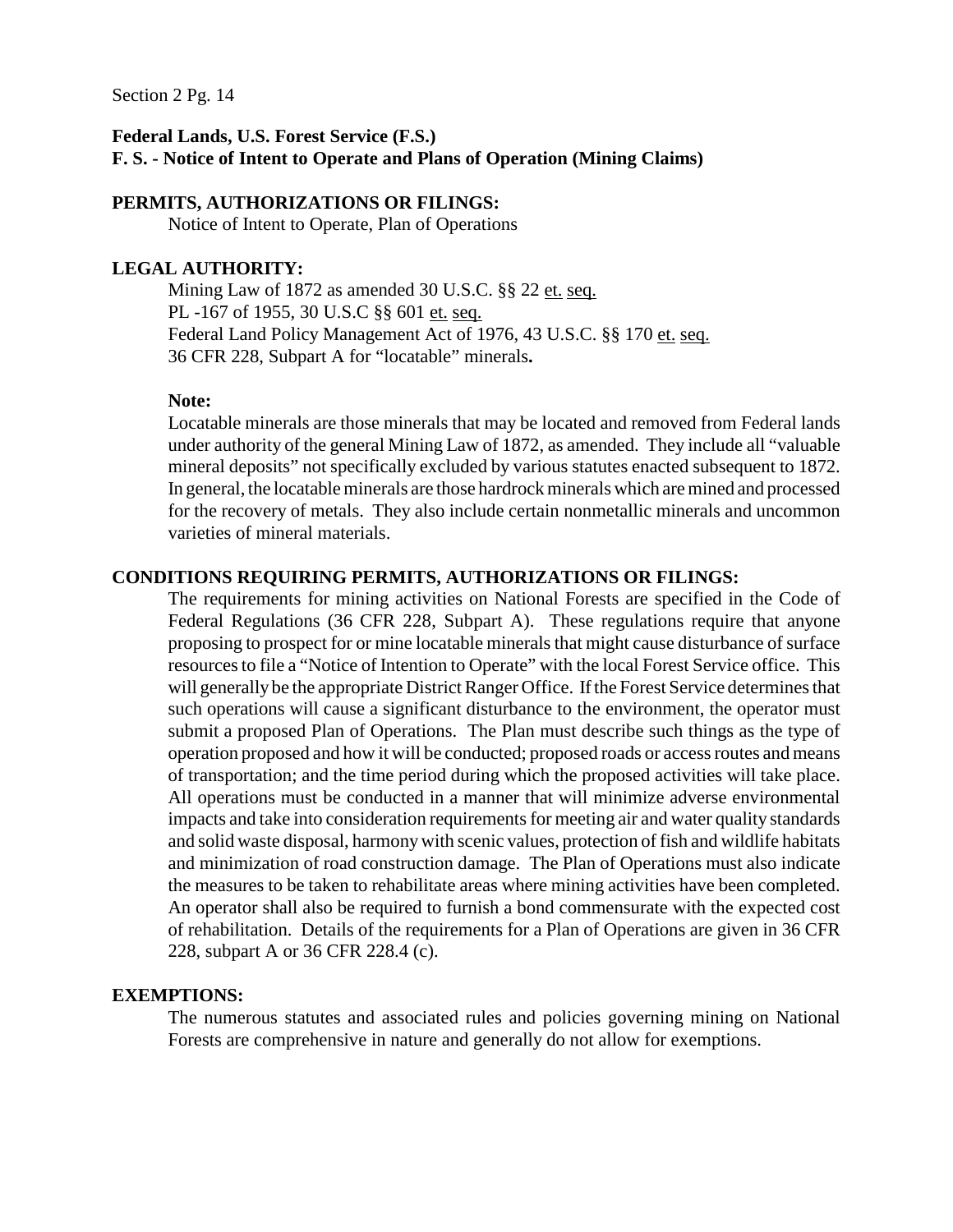Section 2 Pg. 14

**Federal Lands, U.S. Forest Service (F.S.)**
**F. S. - Notice of Intent to Operate and Plans of Operation (Mining Claims)**

**PERMITS, AUTHORIZATIONS OR FILINGS:**

Notice of Intent to Operate, Plan of Operations

**LEGAL AUTHORITY:**

Mining Law of 1872 as amended 30 U.S.C. §§ 22 et. seq.
PL -167 of 1955, 30 U.S.C §§ 601 et. seq.
Federal Land Policy Management Act of 1976, 43 U.S.C. §§ 170 et. seq.
36 CFR 228, Subpart A for "locatable" minerals**.**

**Note:**

Locatable minerals are those minerals that may be located and removed from Federal lands under authority of the general Mining Law of 1872, as amended. They include all "valuable mineral deposits" not specifically excluded by various statutes enacted subsequent to 1872. In general, the locatable minerals are those hardrock minerals which are mined and processed for the recovery of metals. They also include certain nonmetallic minerals and uncommon varieties of mineral materials.

**CONDITIONS REQUIRING PERMITS, AUTHORIZATIONS OR FILINGS:**

The requirements for mining activities on National Forests are specified in the Code of Federal Regulations (36 CFR 228, Subpart A). These regulations require that anyone proposing to prospect for or mine locatable minerals that might cause disturbance of surface resources to file a "Notice of Intention to Operate" with the local Forest Service office. This will generally be the appropriate District Ranger Office. If the Forest Service determines that such operations will cause a significant disturbance to the environment, the operator must submit a proposed Plan of Operations. The Plan must describe such things as the type of operation proposed and how it will be conducted; proposed roads or access routes and means of transportation; and the time period during which the proposed activities will take place. All operations must be conducted in a manner that will minimize adverse environmental impacts and take into consideration requirements for meeting air and water quality standards and solid waste disposal, harmony with scenic values, protection of fish and wildlife habitats and minimization of road construction damage. The Plan of Operations must also indicate the measures to be taken to rehabilitate areas where mining activities have been completed. An operator shall also be required to furnish a bond commensurate with the expected cost of rehabilitation. Details of the requirements for a Plan of Operations are given in 36 CFR 228, subpart A or 36 CFR 228.4 (c).

**EXEMPTIONS:**

The numerous statutes and associated rules and policies governing mining on National Forests are comprehensive in nature and generally do not allow for exemptions.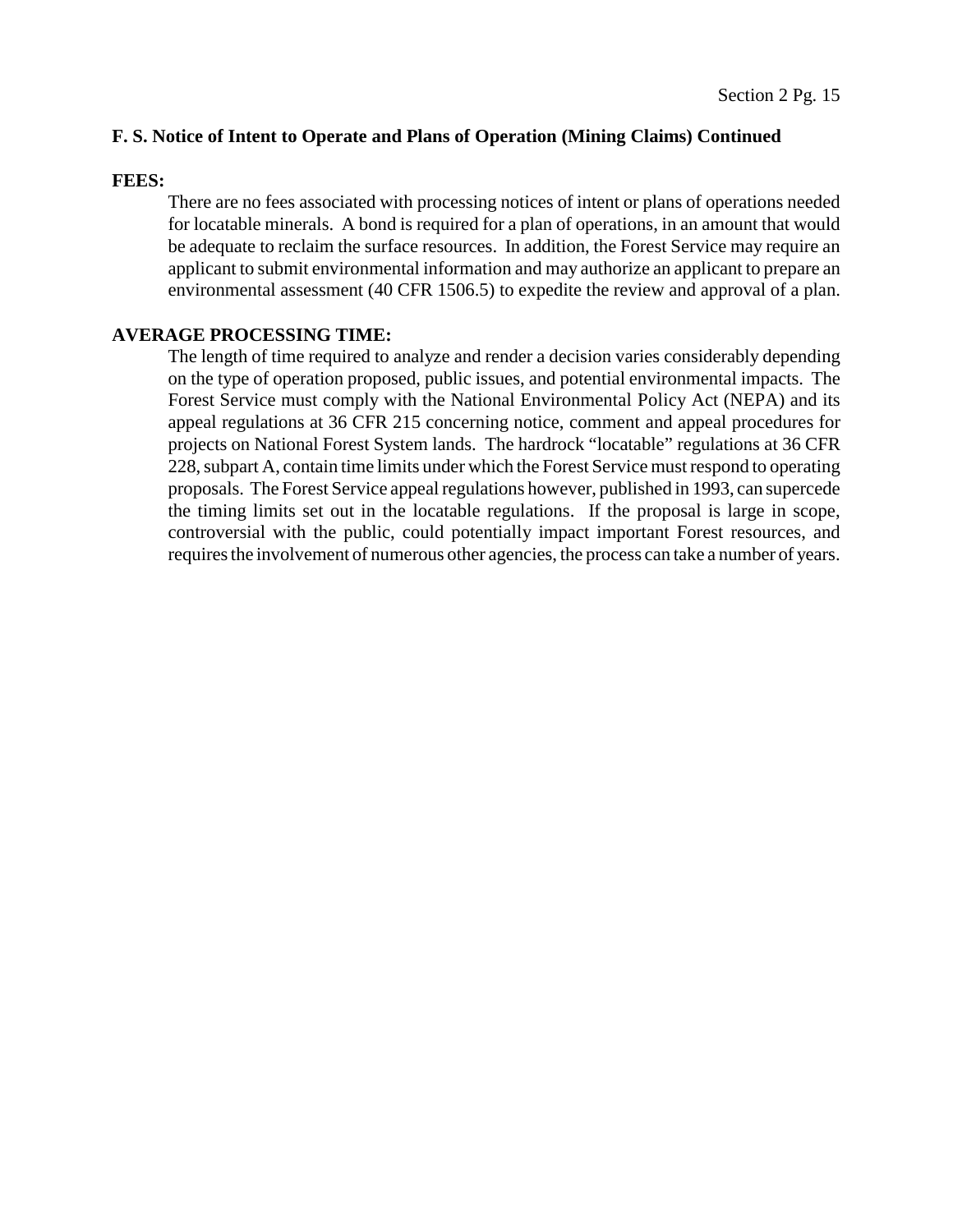**F. S. Notice of Intent to Operate and Plans of Operation (Mining Claims) Continued**

**FEES:**

There are no fees associated with processing notices of intent or plans of operations needed for locatable minerals. A bond is required for a plan of operations, in an amount that would be adequate to reclaim the surface resources. In addition, the Forest Service may require an applicant to submit environmental information and may authorize an applicant to prepare an environmental assessment (40 CFR 1506.5) to expedite the review and approval of a plan.

**AVERAGE PROCESSING TIME:**

The length of time required to analyze and render a decision varies considerably depending on the type of operation proposed, public issues, and potential environmental impacts. The Forest Service must comply with the National Environmental Policy Act (NEPA) and its appeal regulations at 36 CFR 215 concerning notice, comment and appeal procedures for projects on National Forest System lands. The hardrock "locatable" regulations at 36 CFR 228, subpart A, contain time limits under which the Forest Service must respond to operating proposals. The Forest Service appeal regulations however, published in 1993, can supercede the timing limits set out in the locatable regulations. If the proposal is large in scope, controversial with the public, could potentially impact important Forest resources, and requires the involvement of numerous other agencies, the process can take a number of years.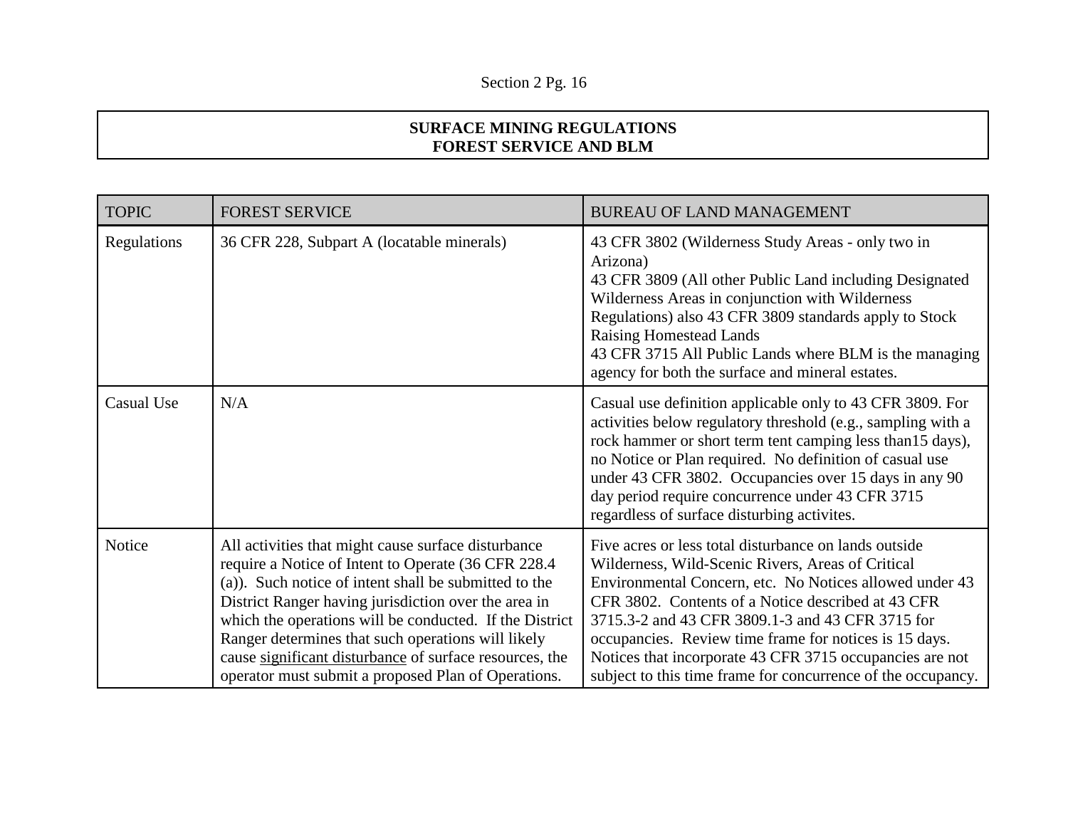**SURFACE MINING REGULATIONS**
**FOREST SERVICE AND BLM**

| TOPIC | FOREST SERVICE | BUREAU OF LAND MANAGEMENT |
|---|---|---|
| Regulations | 36 CFR 228, Subpart A (locatable minerals) | 43 CFR 3802 (Wilderness Study Areas - only two in Arizona)<br>43 CFR 3809 (All other Public Land including Designated Wilderness Areas in conjunction with Wilderness Regulations) also 43 CFR 3809 standards apply to Stock Raising Homestead Lands<br>43 CFR 3715 All Public Lands where BLM is the managing agency for both the surface and mineral estates. |
| Casual Use | N/A | Casual use definition applicable only to 43 CFR 3809. For activities below regulatory threshold (e.g., sampling with a rock hammer or short term tent camping less than15 days), no Notice or Plan required. No definition of casual use under 43 CFR 3802. Occupancies over 15 days in any 90 day period require concurrence under 43 CFR 3715 regardless of surface disturbing activites. |
| Notice | All activities that might cause surface disturbance require a Notice of Intent to Operate (36 CFR 228.4 (a)). Such notice of intent shall be submitted to the District Ranger having jurisdiction over the area in which the operations will be conducted. If the District Ranger determines that such operations will likely cause <u>significant disturbance</u> of surface resources, the operator must submit a proposed Plan of Operations. | Five acres or less total disturbance on lands outside Wilderness, Wild-Scenic Rivers, Areas of Critical Environmental Concern, etc. No Notices allowed under 43 CFR 3802. Contents of a Notice described at 43 CFR 3715.3-2 and 43 CFR 3809.1-3 and 43 CFR 3715 for occupancies. Review time frame for notices is 15 days. Notices that incorporate 43 CFR 3715 occupancies are not subject to this time frame for concurrence of the occupancy. |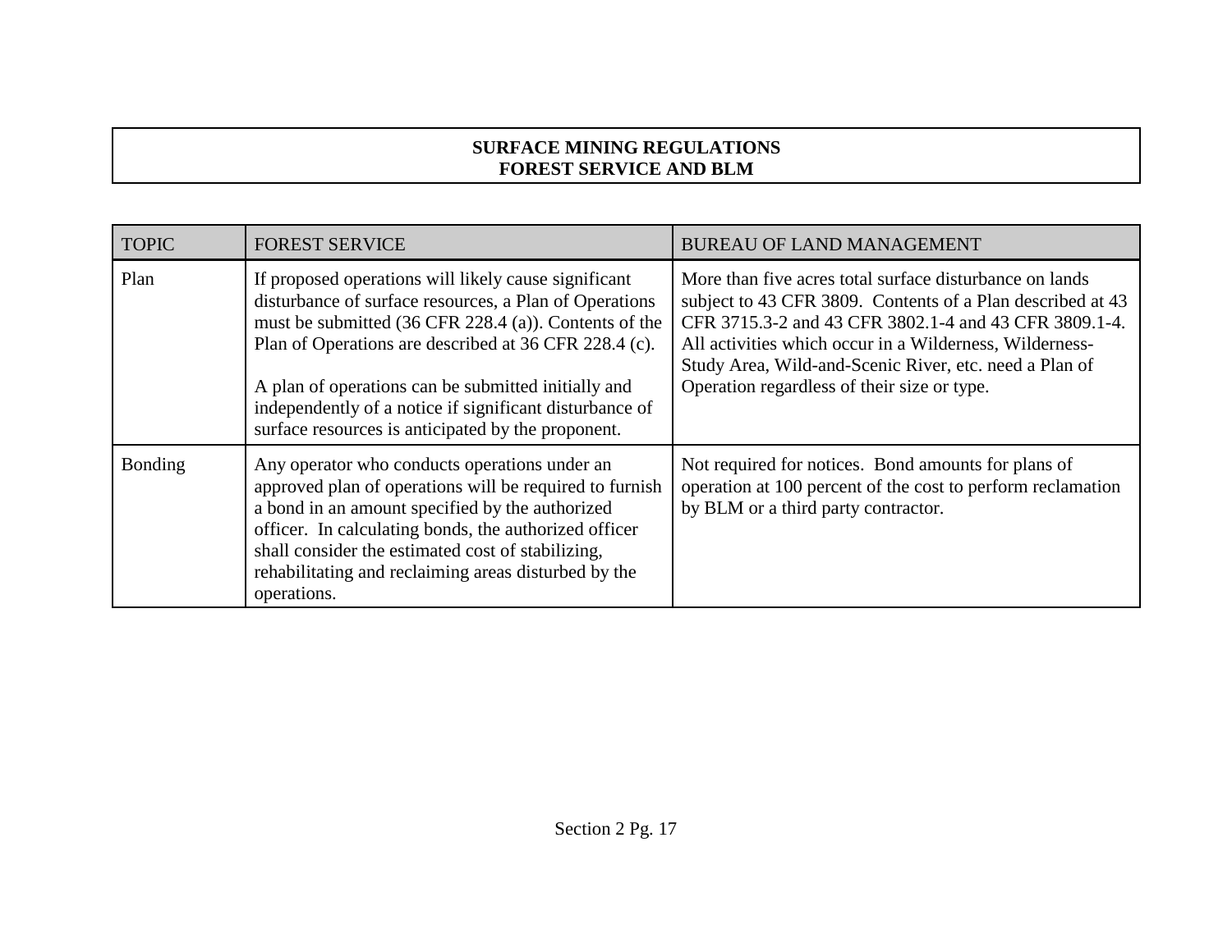**SURFACE MINING REGULATIONS**
**FOREST SERVICE AND BLM**

| TOPIC | FOREST SERVICE | BUREAU OF LAND MANAGEMENT |
|---|---|---|
| Plan | If proposed operations will likely cause significant disturbance of surface resources, a Plan of Operations must be submitted (36 CFR 228.4 (a)). Contents of the Plan of Operations are described at 36 CFR 228.4 (c).<br><br>A plan of operations can be submitted initially and independently of a notice if significant disturbance of surface resources is anticipated by the proponent. | More than five acres total surface disturbance on lands subject to 43 CFR 3809. Contents of a Plan described at 43 CFR 3715.3-2 and 43 CFR 3802.1-4 and 43 CFR 3809.1-4. All activities which occur in a Wilderness, Wilderness-Study Area, Wild-and-Scenic River, etc. need a Plan of Operation regardless of their size or type. |
| Bonding | Any operator who conducts operations under an approved plan of operations will be required to furnish a bond in an amount specified by the authorized officer. In calculating bonds, the authorized officer shall consider the estimated cost of stabilizing, rehabilitating and reclaiming areas disturbed by the operations. | Not required for notices. Bond amounts for plans of operation at 100 percent of the cost to perform reclamation by BLM or a third party contractor. |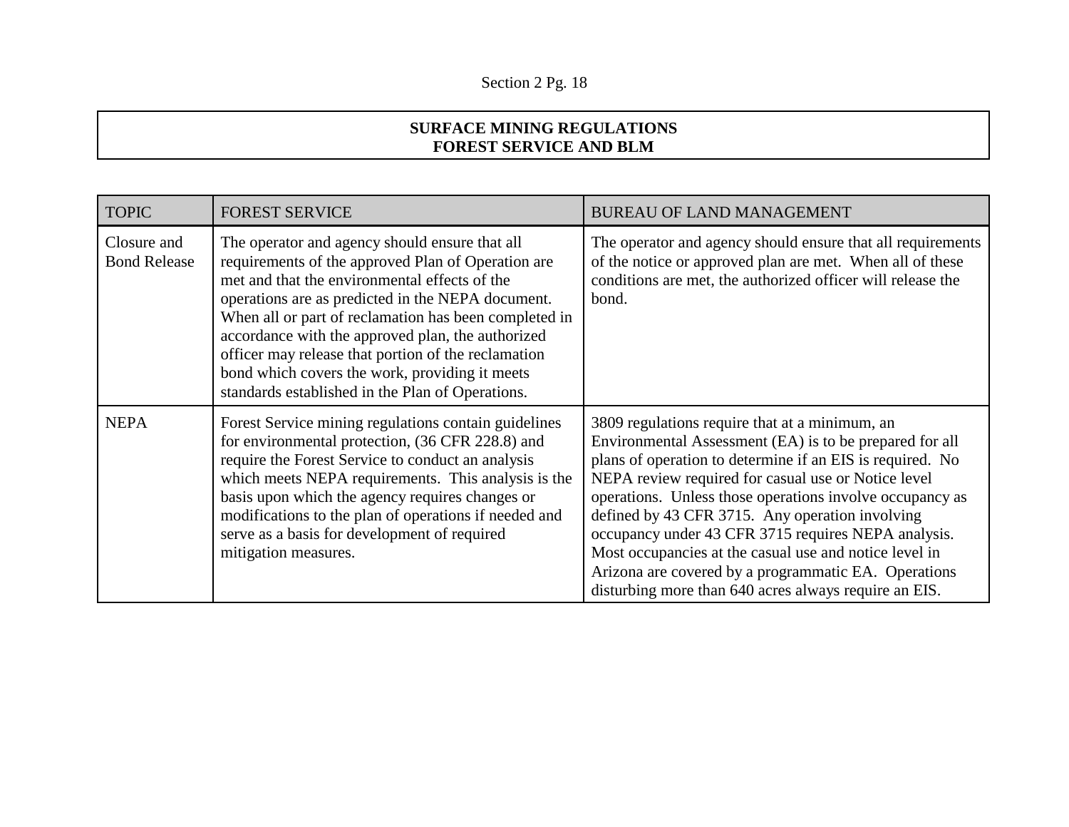**SURFACE MINING REGULATIONS**
**FOREST SERVICE AND BLM**

| TOPIC | FOREST SERVICE | BUREAU OF LAND MANAGEMENT |
|---|---|---|
| Closure and Bond Release | The operator and agency should ensure that all requirements of the approved Plan of Operation are met and that the environmental effects of the operations are as predicted in the NEPA document. When all or part of reclamation has been completed in accordance with the approved plan, the authorized officer may release that portion of the reclamation bond which covers the work, providing it meets standards established in the Plan of Operations. | The operator and agency should ensure that all requirements of the notice or approved plan are met. When all of these conditions are met, the authorized officer will release the bond. |
| NEPA | Forest Service mining regulations contain guidelines for environmental protection, (36 CFR 228.8) and require the Forest Service to conduct an analysis which meets NEPA requirements. This analysis is the basis upon which the agency requires changes or modifications to the plan of operations if needed and serve as a basis for development of required mitigation measures. | 3809 regulations require that at a minimum, an Environmental Assessment (EA) is to be prepared for all plans of operation to determine if an EIS is required. No NEPA review required for casual use or Notice level operations. Unless those operations involve occupancy as defined by 43 CFR 3715. Any operation involving occupancy under 43 CFR 3715 requires NEPA analysis. Most occupancies at the casual use and notice level in Arizona are covered by a programmatic EA. Operations disturbing more than 640 acres always require an EIS. |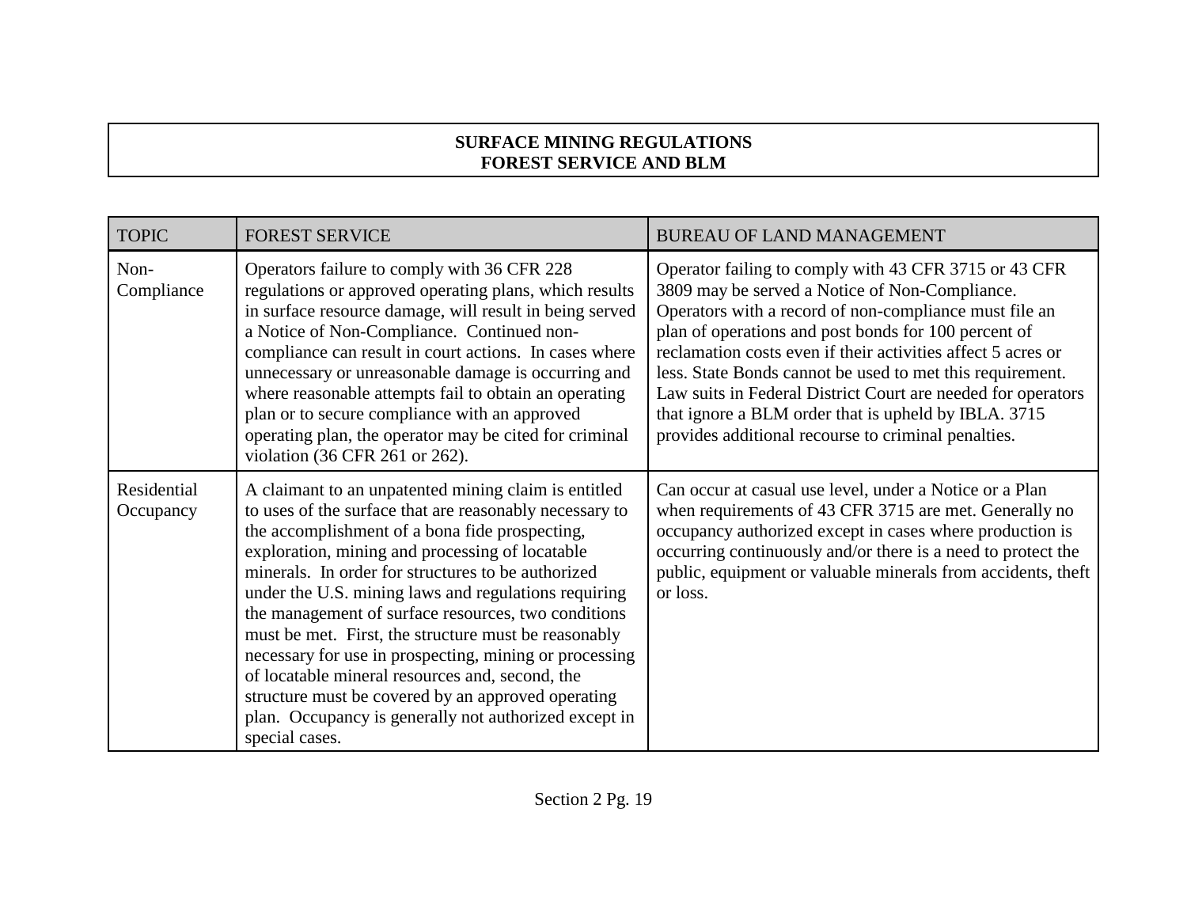**SURFACE MINING REGULATIONS**
**FOREST SERVICE AND BLM**

| TOPIC | FOREST SERVICE | BUREAU OF LAND MANAGEMENT |
|---|---|---|
| Non-Compliance | Operators failure to comply with 36 CFR 228 regulations or approved operating plans, which results in surface resource damage, will result in being served a Notice of Non-Compliance. Continued non-compliance can result in court actions. In cases where unnecessary or unreasonable damage is occurring and where reasonable attempts fail to obtain an operating plan or to secure compliance with an approved operating plan, the operator may be cited for criminal violation (36 CFR 261 or 262). | Operator failing to comply with 43 CFR 3715 or 43 CFR 3809 may be served a Notice of Non-Compliance. Operators with a record of non-compliance must file an plan of operations and post bonds for 100 percent of reclamation costs even if their activities affect 5 acres or less. State Bonds cannot be used to met this requirement. Law suits in Federal District Court are needed for operators that ignore a BLM order that is upheld by IBLA. 3715 provides additional recourse to criminal penalties. |
| Residential Occupancy | A claimant to an unpatented mining claim is entitled to uses of the surface that are reasonably necessary to the accomplishment of a bona fide prospecting, exploration, mining and processing of locatable minerals. In order for structures to be authorized under the U.S. mining laws and regulations requiring the management of surface resources, two conditions must be met. First, the structure must be reasonably necessary for use in prospecting, mining or processing of locatable mineral resources and, second, the structure must be covered by an approved operating plan. Occupancy is generally not authorized except in special cases. | Can occur at casual use level, under a Notice or a Plan when requirements of 43 CFR 3715 are met. Generally no occupancy authorized except in cases where production is occurring continuously and/or there is a need to protect the public, equipment or valuable minerals from accidents, theft or loss. |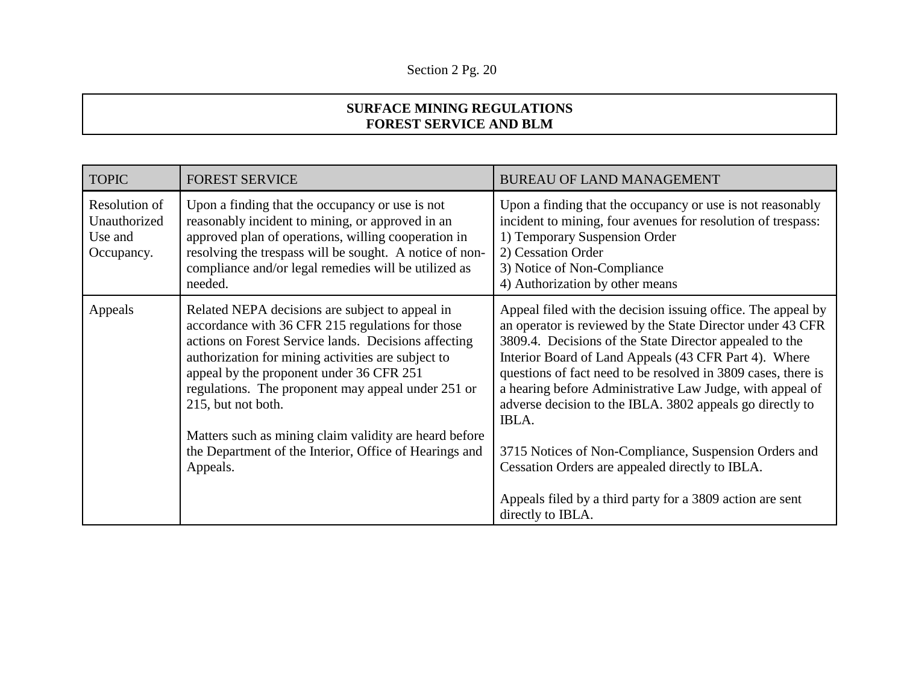**SURFACE MINING REGULATIONS**
**FOREST SERVICE AND BLM**

| TOPIC | FOREST SERVICE | BUREAU OF LAND MANAGEMENT |
|---|---|---|
| Resolution of Unauthorized Use and Occupancy. | Upon a finding that the occupancy or use is not reasonably incident to mining, or approved in an approved plan of operations, willing cooperation in resolving the trespass will be sought. A notice of non-compliance and/or legal remedies will be utilized as needed. | Upon a finding that the occupancy or use is not reasonably incident to mining, four avenues for resolution of trespass:<br>1) Temporary Suspension Order<br>2) Cessation Order<br>3) Notice of Non-Compliance<br>4) Authorization by other means |
| Appeals | Related NEPA decisions are subject to appeal in accordance with 36 CFR 215 regulations for those actions on Forest Service lands. Decisions affecting authorization for mining activities are subject to appeal by the proponent under 36 CFR 251 regulations. The proponent may appeal under 251 or 215, but not both.<br><br>Matters such as mining claim validity are heard before the Department of the Interior, Office of Hearings and Appeals. | Appeal filed with the decision issuing office. The appeal by an operator is reviewed by the State Director under 43 CFR 3809.4. Decisions of the State Director appealed to the Interior Board of Land Appeals (43 CFR Part 4). Where questions of fact need to be resolved in 3809 cases, there is a hearing before Administrative Law Judge, with appeal of adverse decision to the IBLA. 3802 appeals go directly to IBLA.<br><br>3715 Notices of Non-Compliance, Suspension Orders and Cessation Orders are appealed directly to IBLA.<br><br>Appeals filed by a third party for a 3809 action are sent directly to IBLA. |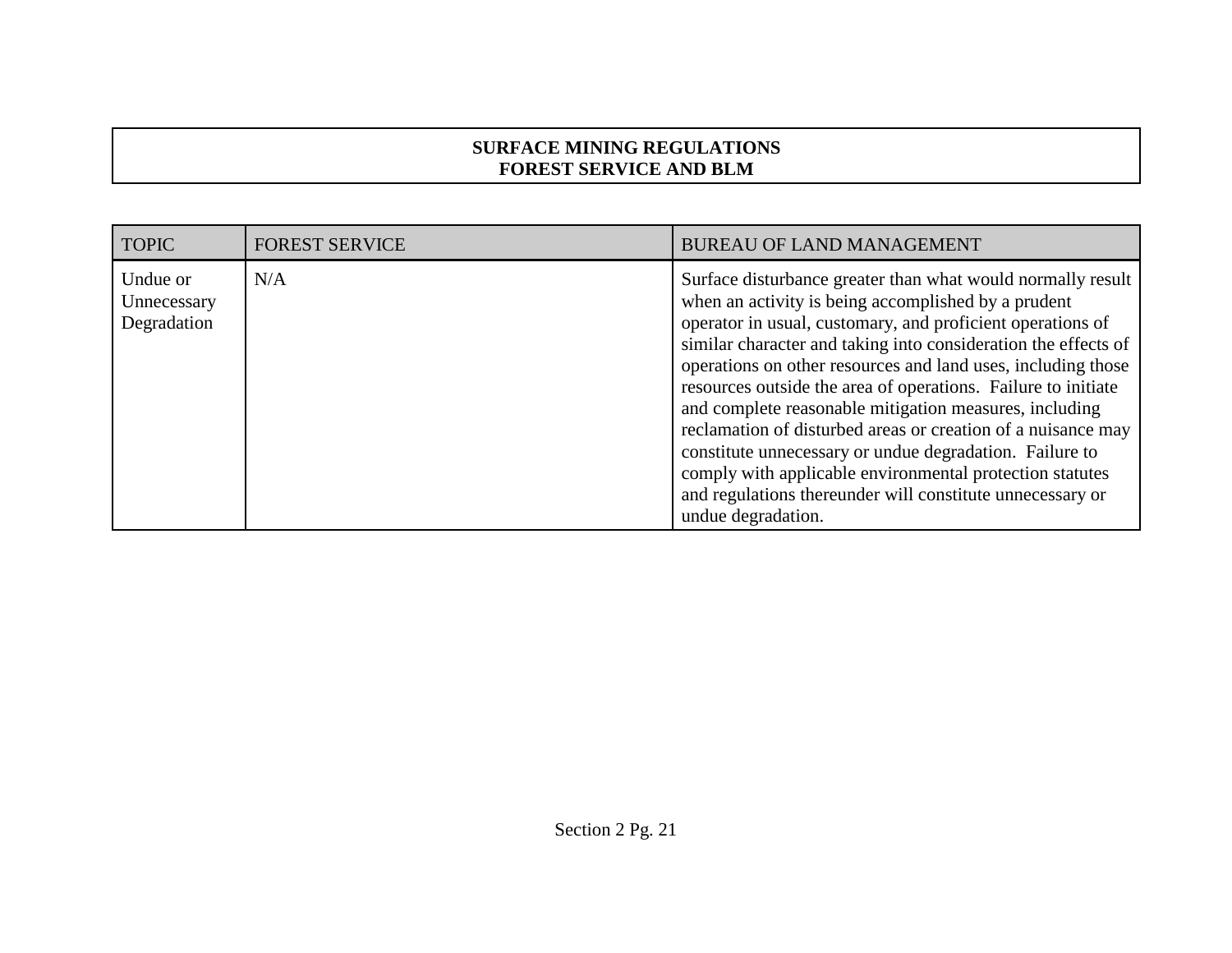**SURFACE MINING REGULATIONS**
**FOREST SERVICE AND BLM**

| TOPIC | FOREST SERVICE | BUREAU OF LAND MANAGEMENT |
|---|---|---|
| Undue or Unnecessary Degradation | N/A | Surface disturbance greater than what would normally result when an activity is being accomplished by a prudent operator in usual, customary, and proficient operations of similar character and taking into consideration the effects of operations on other resources and land uses, including those resources outside the area of operations. Failure to initiate and complete reasonable mitigation measures, including reclamation of disturbed areas or creation of a nuisance may constitute unnecessary or undue degradation. Failure to comply with applicable environmental protection statutes and regulations thereunder will constitute unnecessary or undue degradation. |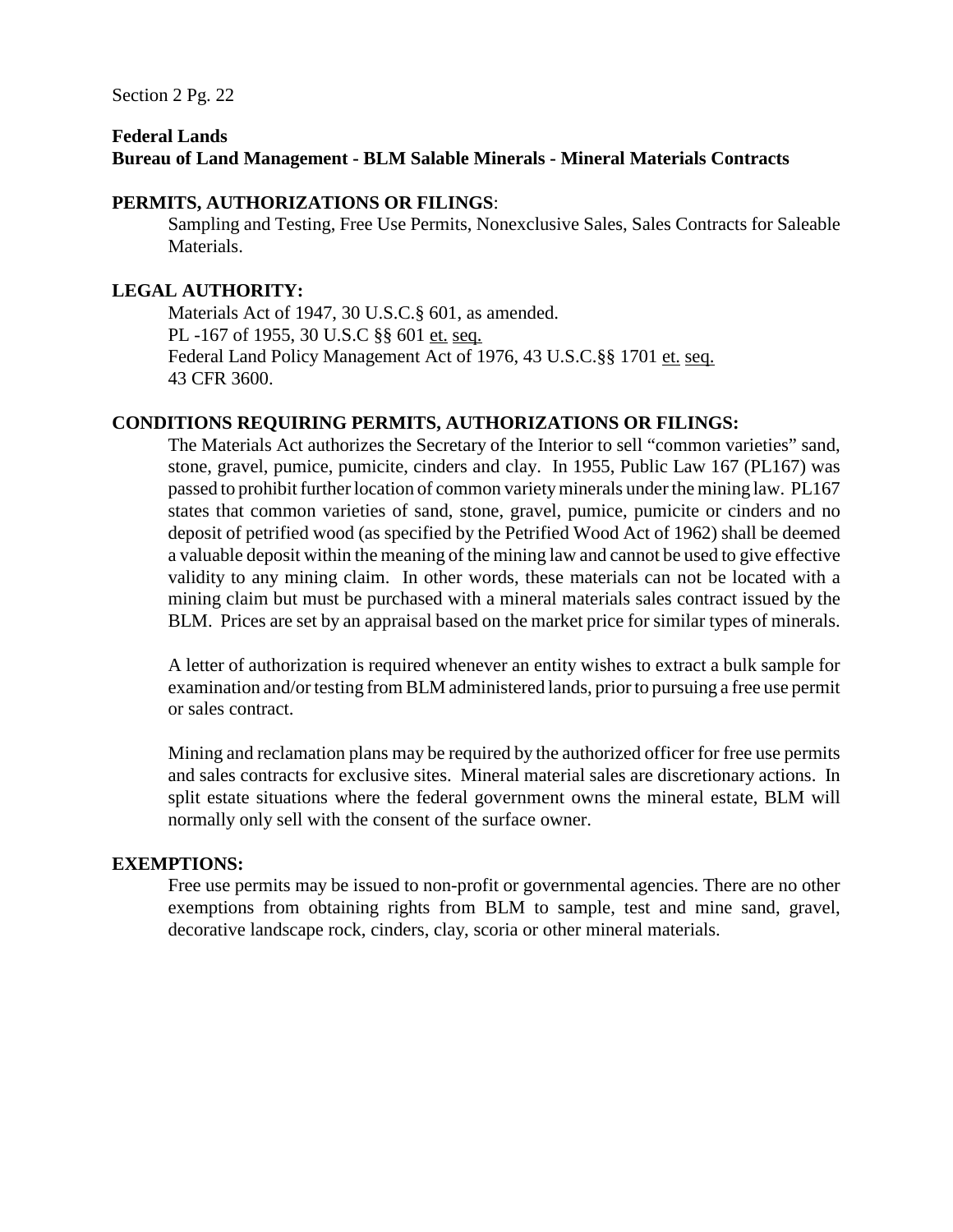Section 2 Pg. 22

**Federal Lands**
**Bureau of Land Management - BLM Salable Minerals - Mineral Materials Contracts**

**PERMITS, AUTHORIZATIONS OR FILINGS**:

Sampling and Testing, Free Use Permits, Nonexclusive Sales, Sales Contracts for Saleable Materials.

**LEGAL AUTHORITY:**

Materials Act of 1947, 30 U.S.C.§ 601, as amended.
PL -167 of 1955, 30 U.S.C §§ 601 et. seq.
Federal Land Policy Management Act of 1976, 43 U.S.C.§§ 1701 et. seq.
43 CFR 3600.

**CONDITIONS REQUIRING PERMITS, AUTHORIZATIONS OR FILINGS:**

The Materials Act authorizes the Secretary of the Interior to sell "common varieties" sand, stone, gravel, pumice, pumicite, cinders and clay. In 1955, Public Law 167 (PL167) was passed to prohibit further location of common variety minerals under the mining law. PL167 states that common varieties of sand, stone, gravel, pumice, pumicite or cinders and no deposit of petrified wood (as specified by the Petrified Wood Act of 1962) shall be deemed a valuable deposit within the meaning of the mining law and cannot be used to give effective validity to any mining claim. In other words, these materials can not be located with a mining claim but must be purchased with a mineral materials sales contract issued by the BLM. Prices are set by an appraisal based on the market price for similar types of minerals.

A letter of authorization is required whenever an entity wishes to extract a bulk sample for examination and/or testing from BLM administered lands, prior to pursuing a free use permit or sales contract.

Mining and reclamation plans may be required by the authorized officer for free use permits and sales contracts for exclusive sites. Mineral material sales are discretionary actions. In split estate situations where the federal government owns the mineral estate, BLM will normally only sell with the consent of the surface owner.

**EXEMPTIONS:**

Free use permits may be issued to non-profit or governmental agencies. There are no other exemptions from obtaining rights from BLM to sample, test and mine sand, gravel, decorative landscape rock, cinders, clay, scoria or other mineral materials.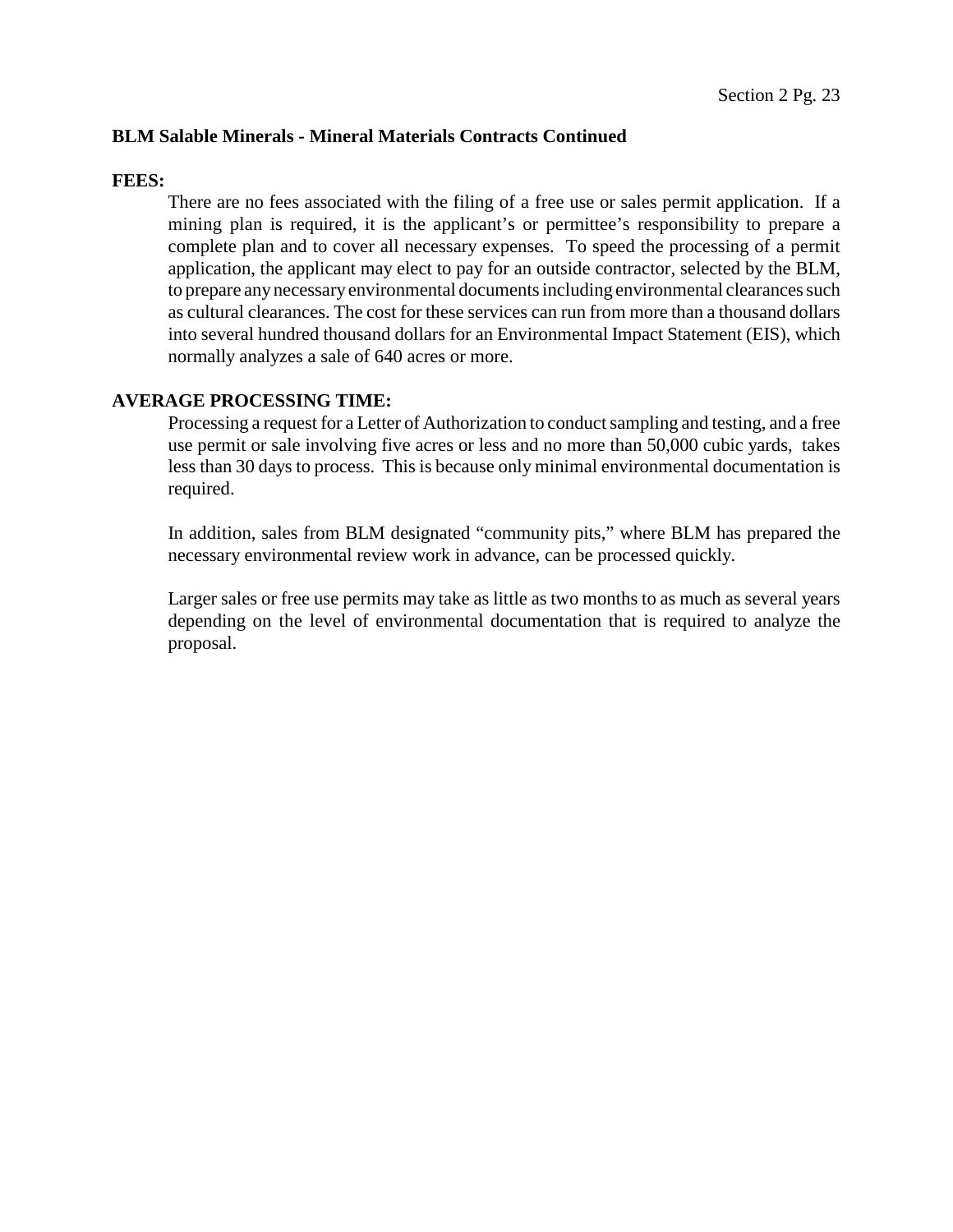**BLM Salable Minerals - Mineral Materials Contracts Continued**

**FEES:**

There are no fees associated with the filing of a free use or sales permit application. If a mining plan is required, it is the applicant's or permittee's responsibility to prepare a complete plan and to cover all necessary expenses. To speed the processing of a permit application, the applicant may elect to pay for an outside contractor, selected by the BLM, to prepare any necessary environmental documents including environmental clearances such as cultural clearances. The cost for these services can run from more than a thousand dollars into several hundred thousand dollars for an Environmental Impact Statement (EIS), which normally analyzes a sale of 640 acres or more.

**AVERAGE PROCESSING TIME:**

Processing a request for a Letter of Authorization to conduct sampling and testing, and a free use permit or sale involving five acres or less and no more than 50,000 cubic yards, takes less than 30 days to process. This is because only minimal environmental documentation is required.

In addition, sales from BLM designated "community pits," where BLM has prepared the necessary environmental review work in advance, can be processed quickly.

Larger sales or free use permits may take as little as two months to as much as several years depending on the level of environmental documentation that is required to analyze the proposal.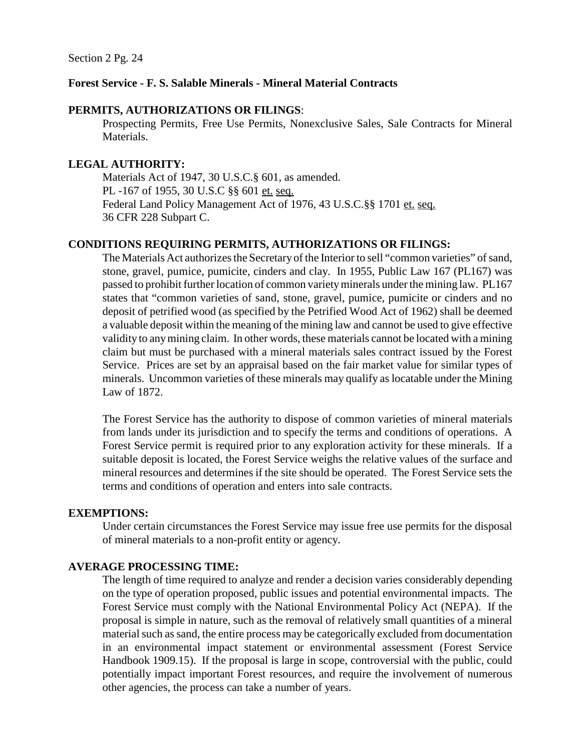Section 2 Pg. 24

## Forest Service - F. S. Salable Minerals - Mineral Material Contracts

**PERMITS, AUTHORIZATIONS OR FILINGS**:

Prospecting Permits, Free Use Permits, Nonexclusive Sales, Sale Contracts for Mineral Materials.

**LEGAL AUTHORITY:**

Materials Act of 1947, 30 U.S.C.§ 601, as amended.
PL -167 of 1955, 30 U.S.C §§ 601 et. seq.
Federal Land Policy Management Act of 1976, 43 U.S.C.§§ 1701 et. seq.
36 CFR 228 Subpart C.

**CONDITIONS REQUIRING PERMITS, AUTHORIZATIONS OR FILINGS:**

The Materials Act authorizes the Secretary of the Interior to sell "common varieties" of sand, stone, gravel, pumice, pumicite, cinders and clay. In 1955, Public Law 167 (PL167) was passed to prohibit further location of common variety minerals under the mining law. PL167 states that "common varieties of sand, stone, gravel, pumice, pumicite or cinders and no deposit of petrified wood (as specified by the Petrified Wood Act of 1962) shall be deemed a valuable deposit within the meaning of the mining law and cannot be used to give effective validity to any mining claim. In other words, these materials cannot be located with a mining claim but must be purchased with a mineral materials sales contract issued by the Forest Service. Prices are set by an appraisal based on the fair market value for similar types of minerals. Uncommon varieties of these minerals may qualify as locatable under the Mining Law of 1872.

The Forest Service has the authority to dispose of common varieties of mineral materials from lands under its jurisdiction and to specify the terms and conditions of operations. A Forest Service permit is required prior to any exploration activity for these minerals. If a suitable deposit is located, the Forest Service weighs the relative values of the surface and mineral resources and determines if the site should be operated. The Forest Service sets the terms and conditions of operation and enters into sale contracts.

**EXEMPTIONS:**

Under certain circumstances the Forest Service may issue free use permits for the disposal of mineral materials to a non-profit entity or agency.

**AVERAGE PROCESSING TIME:**

The length of time required to analyze and render a decision varies considerably depending on the type of operation proposed, public issues and potential environmental impacts. The Forest Service must comply with the National Environmental Policy Act (NEPA). If the proposal is simple in nature, such as the removal of relatively small quantities of a mineral material such as sand, the entire process may be categorically excluded from documentation in an environmental impact statement or environmental assessment (Forest Service Handbook 1909.15). If the proposal is large in scope, controversial with the public, could potentially impact important Forest resources, and require the involvement of numerous other agencies, the process can take a number of years.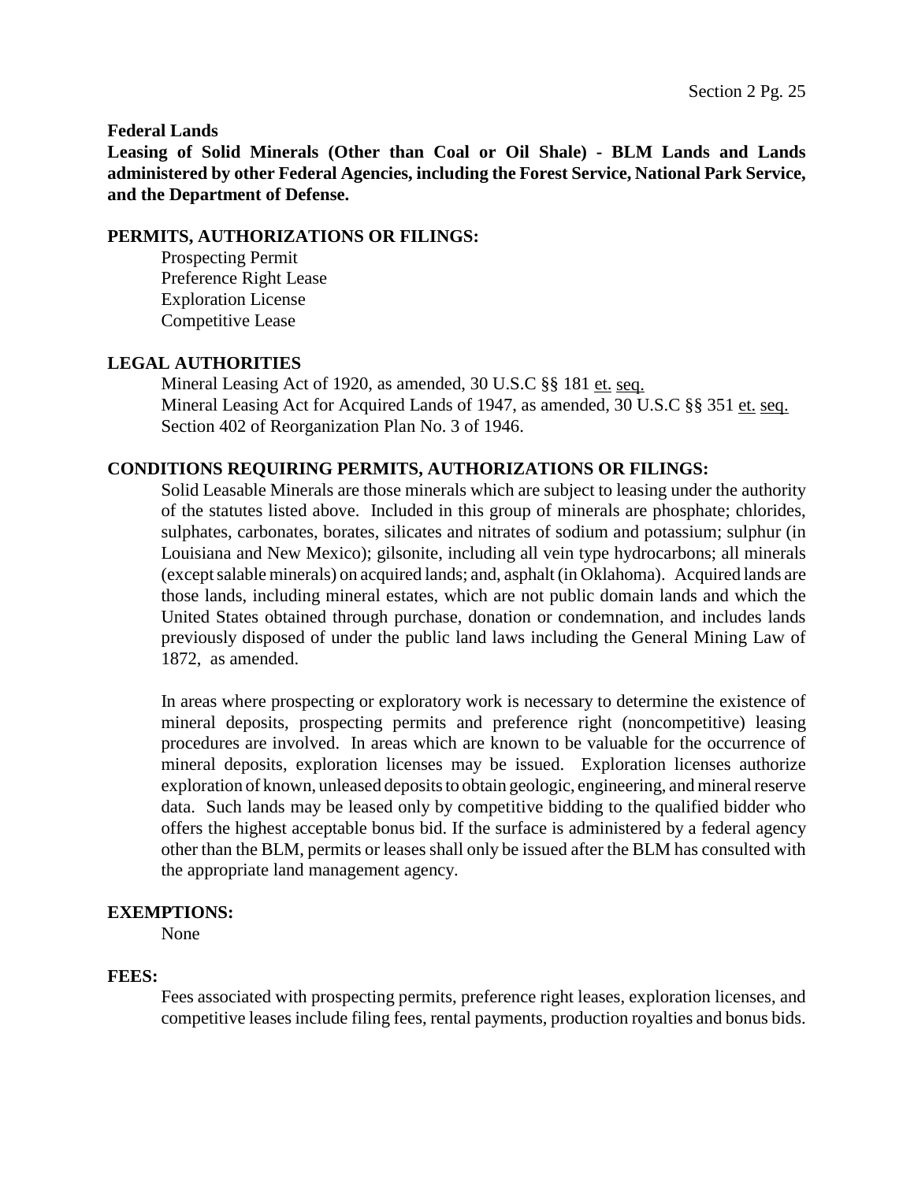**Federal Lands**

**Leasing of Solid Minerals (Other than Coal or Oil Shale) - BLM Lands and Lands administered by other Federal Agencies, including the Forest Service, National Park Service, and the Department of Defense.**

**PERMITS, AUTHORIZATIONS OR FILINGS:**

Prospecting Permit
Preference Right Lease
Exploration License
Competitive Lease

**LEGAL AUTHORITIES**

Mineral Leasing Act of 1920, as amended, 30 U.S.C §§ 181 et. seq.
Mineral Leasing Act for Acquired Lands of 1947, as amended, 30 U.S.C §§ 351 et. seq.
Section 402 of Reorganization Plan No. 3 of 1946.

**CONDITIONS REQUIRING PERMITS, AUTHORIZATIONS OR FILINGS:**

Solid Leasable Minerals are those minerals which are subject to leasing under the authority of the statutes listed above. Included in this group of minerals are phosphate; chlorides, sulphates, carbonates, borates, silicates and nitrates of sodium and potassium; sulphur (in Louisiana and New Mexico); gilsonite, including all vein type hydrocarbons; all minerals (except salable minerals) on acquired lands; and, asphalt (in Oklahoma). Acquired lands are those lands, including mineral estates, which are not public domain lands and which the United States obtained through purchase, donation or condemnation, and includes lands previously disposed of under the public land laws including the General Mining Law of 1872, as amended.

In areas where prospecting or exploratory work is necessary to determine the existence of mineral deposits, prospecting permits and preference right (noncompetitive) leasing procedures are involved. In areas which are known to be valuable for the occurrence of mineral deposits, exploration licenses may be issued. Exploration licenses authorize exploration of known, unleased deposits to obtain geologic, engineering, and mineral reserve data. Such lands may be leased only by competitive bidding to the qualified bidder who offers the highest acceptable bonus bid. If the surface is administered by a federal agency other than the BLM, permits or leases shall only be issued after the BLM has consulted with the appropriate land management agency.

**EXEMPTIONS:**

None

**FEES:**

Fees associated with prospecting permits, preference right leases, exploration licenses, and competitive leases include filing fees, rental payments, production royalties and bonus bids.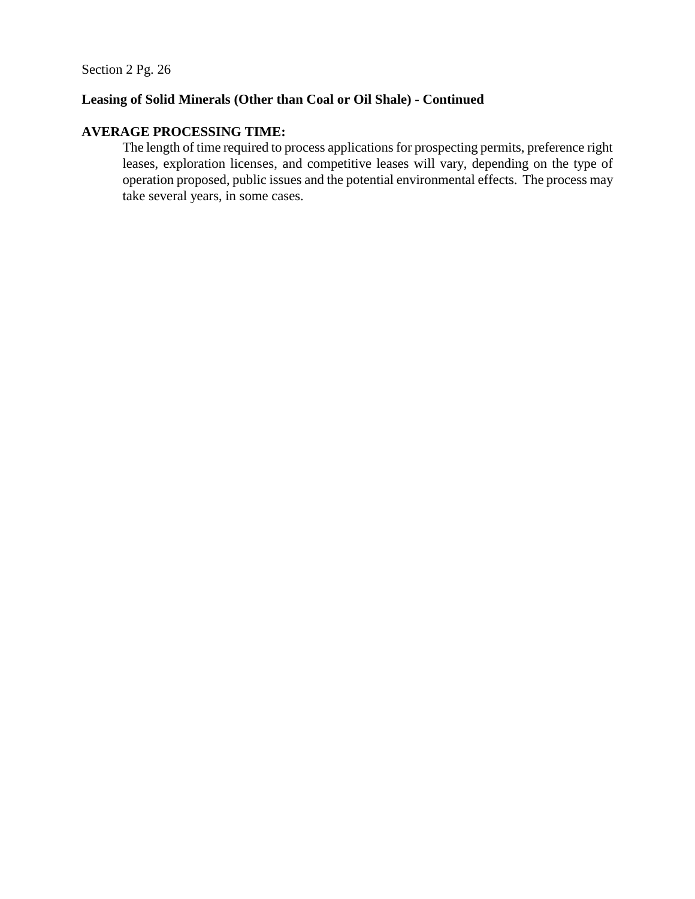**Leasing of Solid Minerals (Other than Coal or Oil Shale) - Continued**

**AVERAGE PROCESSING TIME:**

The length of time required to process applications for prospecting permits, preference right leases, exploration licenses, and competitive leases will vary, depending on the type of operation proposed, public issues and the potential environmental effects. The process may take several years, in some cases.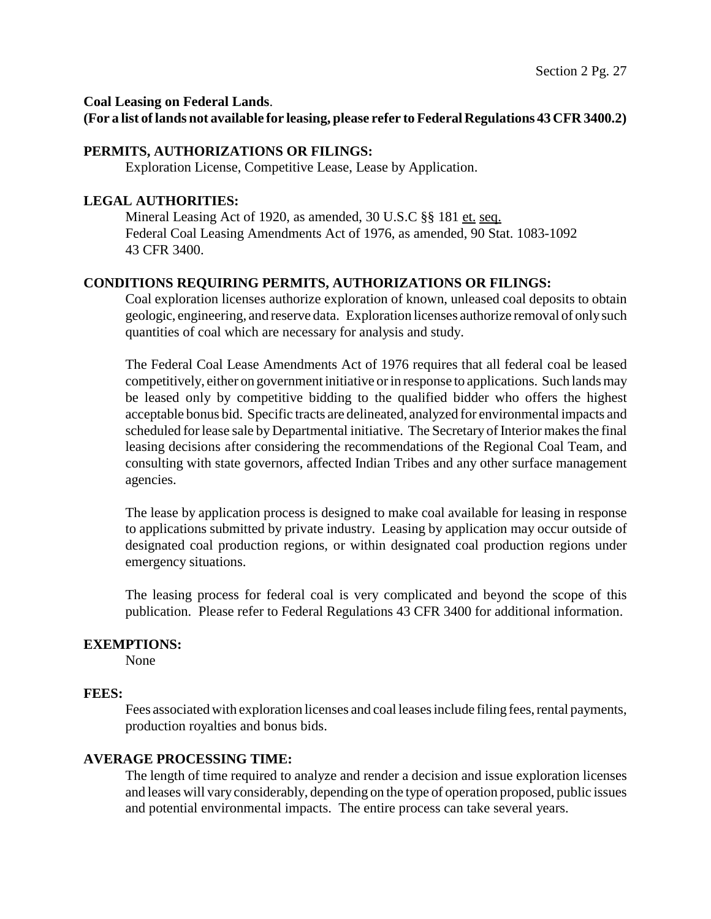**Coal Leasing on Federal Lands**.
**(For a list of lands not available for leasing, please refer to Federal Regulations 43 CFR 3400.2)**

**PERMITS, AUTHORIZATIONS OR FILINGS:**

Exploration License, Competitive Lease, Lease by Application.

**LEGAL AUTHORITIES:**

Mineral Leasing Act of 1920, as amended, 30 U.S.C §§ 181 et. seq.
Federal Coal Leasing Amendments Act of 1976, as amended, 90 Stat. 1083-1092
43 CFR 3400.

**CONDITIONS REQUIRING PERMITS, AUTHORIZATIONS OR FILINGS:**

Coal exploration licenses authorize exploration of known, unleased coal deposits to obtain geologic, engineering, and reserve data. Exploration licenses authorize removal of only such quantities of coal which are necessary for analysis and study.

The Federal Coal Lease Amendments Act of 1976 requires that all federal coal be leased competitively, either on government initiative or in response to applications. Such lands may be leased only by competitive bidding to the qualified bidder who offers the highest acceptable bonus bid. Specific tracts are delineated, analyzed for environmental impacts and scheduled for lease sale by Departmental initiative. The Secretary of Interior makes the final leasing decisions after considering the recommendations of the Regional Coal Team, and consulting with state governors, affected Indian Tribes and any other surface management agencies.

The lease by application process is designed to make coal available for leasing in response to applications submitted by private industry. Leasing by application may occur outside of designated coal production regions, or within designated coal production regions under emergency situations.

The leasing process for federal coal is very complicated and beyond the scope of this publication. Please refer to Federal Regulations 43 CFR 3400 for additional information.

**EXEMPTIONS:**

None

**FEES:**

Fees associated with exploration licenses and coal leases include filing fees, rental payments, production royalties and bonus bids.

**AVERAGE PROCESSING TIME:**

The length of time required to analyze and render a decision and issue exploration licenses and leases will vary considerably, depending on the type of operation proposed, public issues and potential environmental impacts. The entire process can take several years.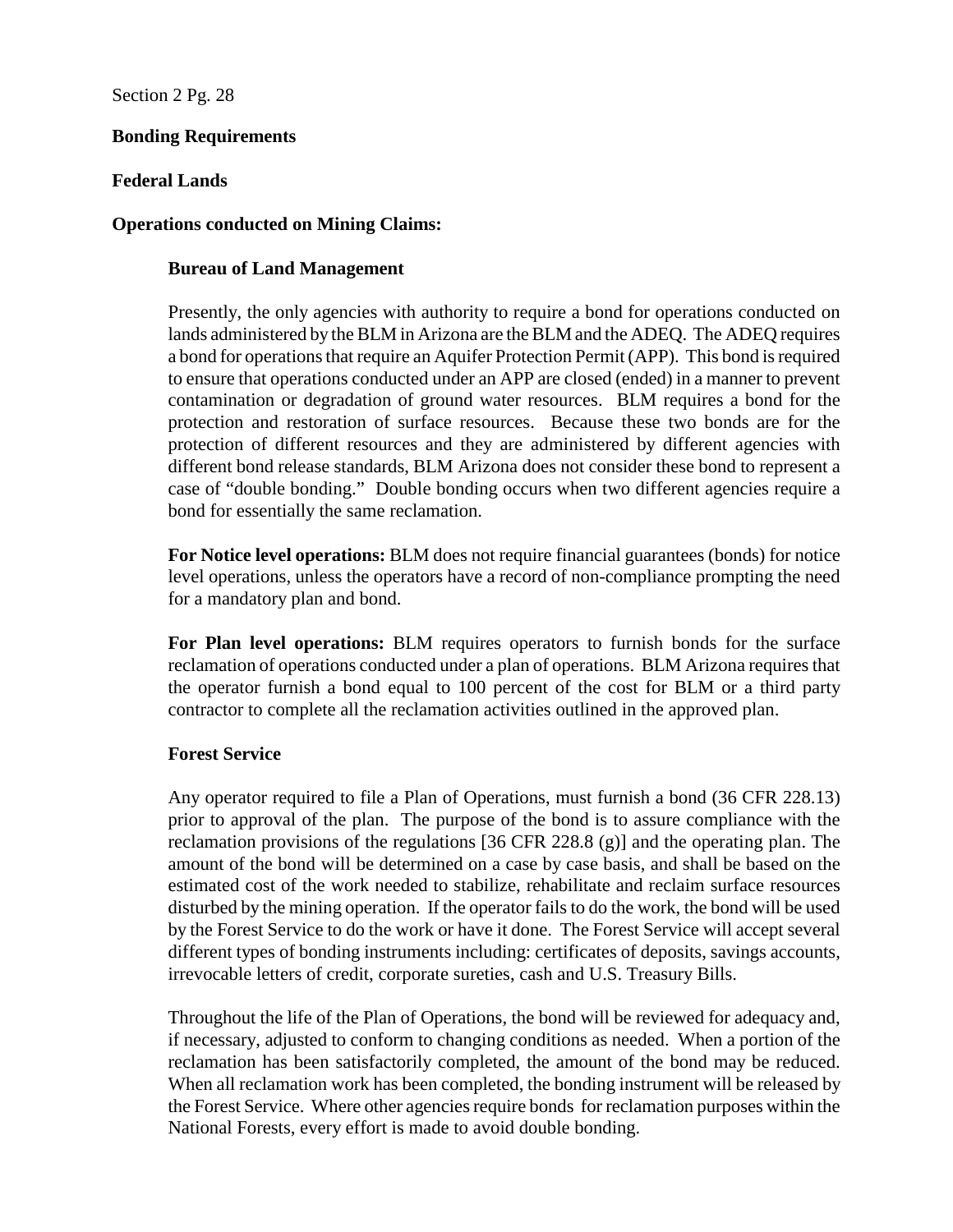Section 2 Pg. 28

## Bonding Requirements

### Federal Lands

### Operations conducted on Mining Claims:

#### Bureau of Land Management

Presently, the only agencies with authority to require a bond for operations conducted on lands administered by the BLM in Arizona are the BLM and the ADEQ. The ADEQ requires a bond for operations that require an Aquifer Protection Permit (APP). This bond is required to ensure that operations conducted under an APP are closed (ended) in a manner to prevent contamination or degradation of ground water resources. BLM requires a bond for the protection and restoration of surface resources. Because these two bonds are for the protection of different resources and they are administered by different agencies with different bond release standards, BLM Arizona does not consider these bond to represent a case of "double bonding." Double bonding occurs when two different agencies require a bond for essentially the same reclamation.

**For Notice level operations:** BLM does not require financial guarantees (bonds) for notice level operations, unless the operators have a record of non-compliance prompting the need for a mandatory plan and bond.

**For Plan level operations:** BLM requires operators to furnish bonds for the surface reclamation of operations conducted under a plan of operations. BLM Arizona requires that the operator furnish a bond equal to 100 percent of the cost for BLM or a third party contractor to complete all the reclamation activities outlined in the approved plan.

#### Forest Service

Any operator required to file a Plan of Operations, must furnish a bond (36 CFR 228.13) prior to approval of the plan. The purpose of the bond is to assure compliance with the reclamation provisions of the regulations [36 CFR 228.8 (g)] and the operating plan. The amount of the bond will be determined on a case by case basis, and shall be based on the estimated cost of the work needed to stabilize, rehabilitate and reclaim surface resources disturbed by the mining operation. If the operator fails to do the work, the bond will be used by the Forest Service to do the work or have it done. The Forest Service will accept several different types of bonding instruments including: certificates of deposits, savings accounts, irrevocable letters of credit, corporate sureties, cash and U.S. Treasury Bills.

Throughout the life of the Plan of Operations, the bond will be reviewed for adequacy and, if necessary, adjusted to conform to changing conditions as needed. When a portion of the reclamation has been satisfactorily completed, the amount of the bond may be reduced. When all reclamation work has been completed, the bonding instrument will be released by the Forest Service. Where other agencies require bonds for reclamation purposes within the National Forests, every effort is made to avoid double bonding.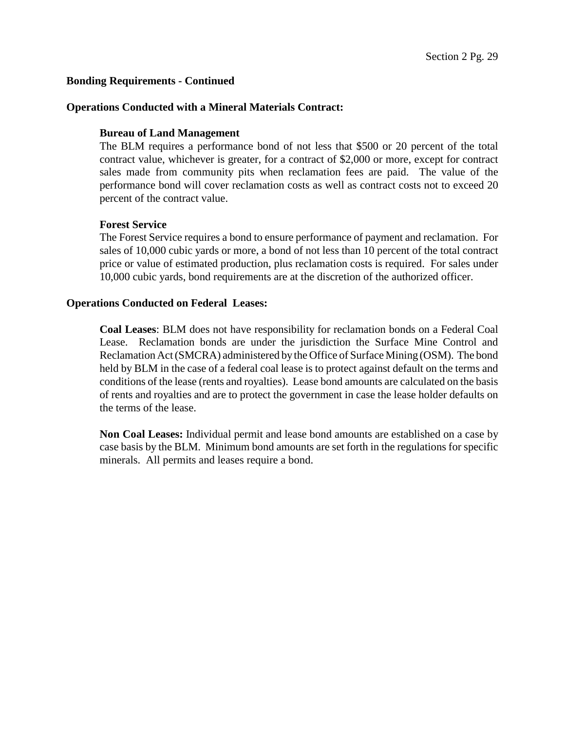**Bonding Requirements - Continued**

**Operations Conducted with a Mineral Materials Contract:**

**Bureau of Land Management**

The BLM requires a performance bond of not less that $500 or 20 percent of the total contract value, whichever is greater, for a contract of $2,000 or more, except for contract sales made from community pits when reclamation fees are paid. The value of the performance bond will cover reclamation costs as well as contract costs not to exceed 20 percent of the contract value.

**Forest Service**

The Forest Service requires a bond to ensure performance of payment and reclamation. For sales of 10,000 cubic yards or more, a bond of not less than 10 percent of the total contract price or value of estimated production, plus reclamation costs is required. For sales under 10,000 cubic yards, bond requirements are at the discretion of the authorized officer.

**Operations Conducted on Federal Leases:**

**Coal Leases**: BLM does not have responsibility for reclamation bonds on a Federal Coal Lease. Reclamation bonds are under the jurisdiction the Surface Mine Control and Reclamation Act (SMCRA) administered by the Office of Surface Mining (OSM). The bond held by BLM in the case of a federal coal lease is to protect against default on the terms and conditions of the lease (rents and royalties). Lease bond amounts are calculated on the basis of rents and royalties and are to protect the government in case the lease holder defaults on the terms of the lease.

**Non Coal Leases:** Individual permit and lease bond amounts are established on a case by case basis by the BLM. Minimum bond amounts are set forth in the regulations for specific minerals. All permits and leases require a bond.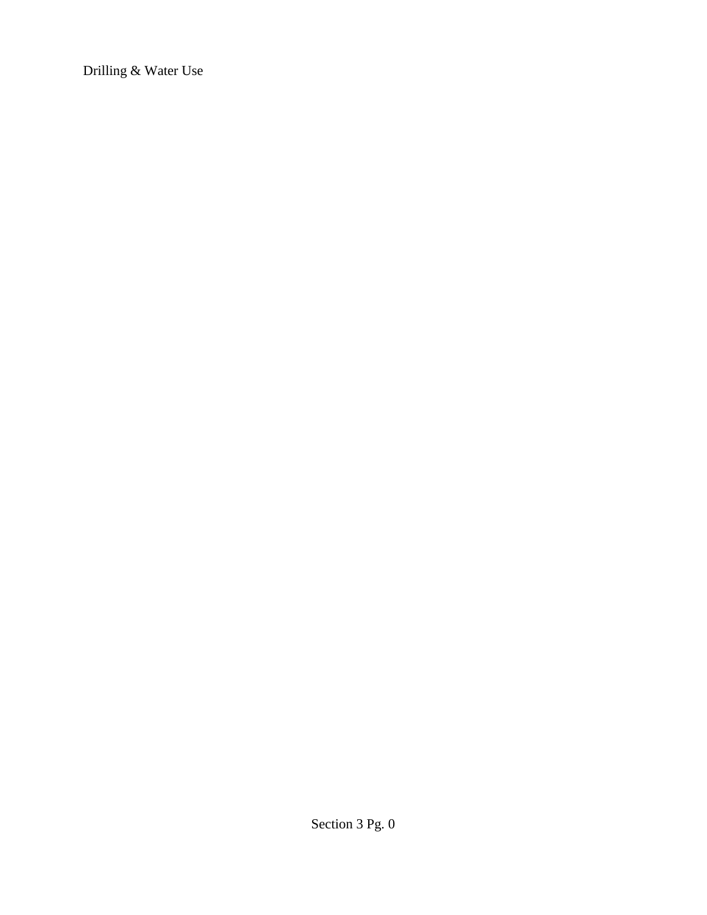Drilling & Water Use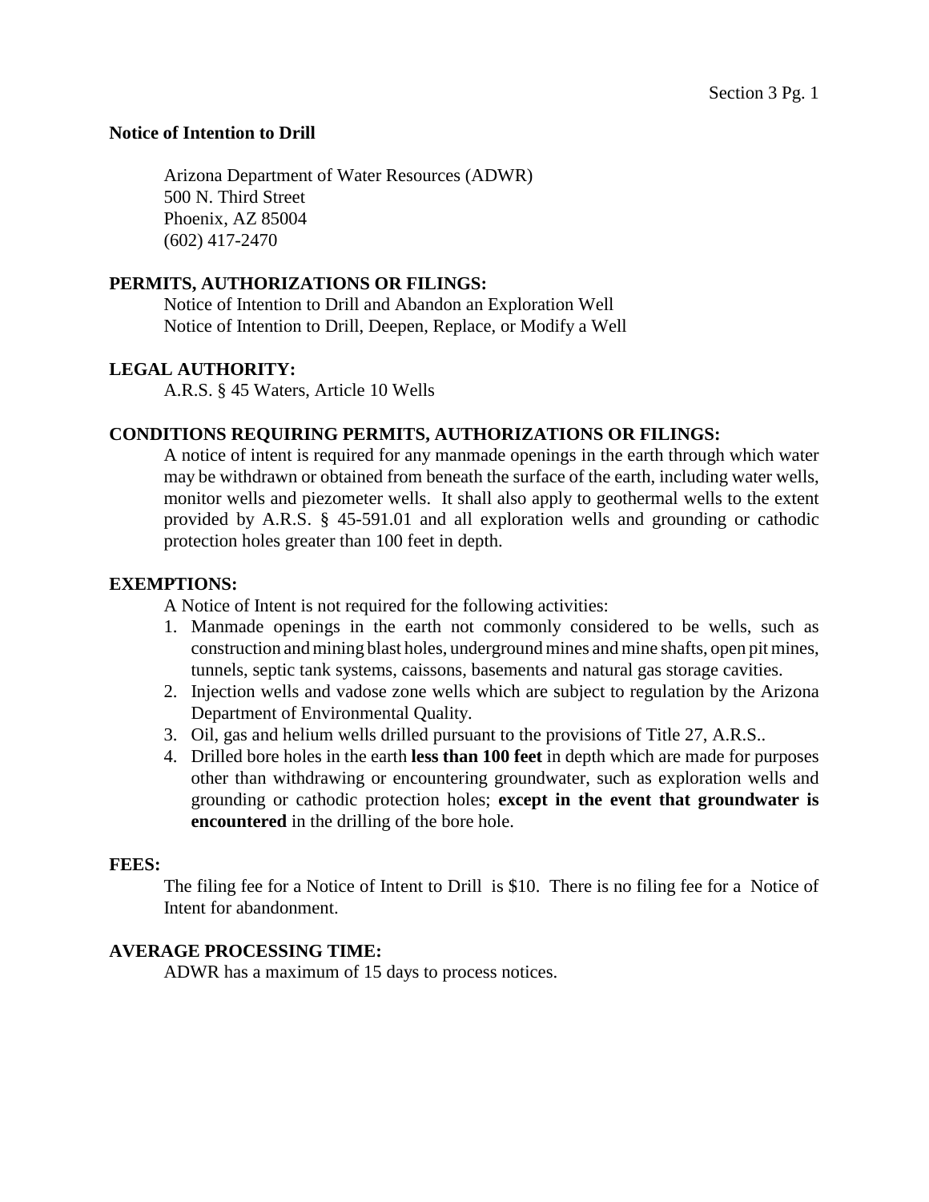**Notice of Intention to Drill**

Arizona Department of Water Resources (ADWR)
500 N. Third Street
Phoenix, AZ 85004
(602) 417-2470

**PERMITS, AUTHORIZATIONS OR FILINGS:**

Notice of Intention to Drill and Abandon an Exploration Well
Notice of Intention to Drill, Deepen, Replace, or Modify a Well

**LEGAL AUTHORITY:**

A.R.S. § 45 Waters, Article 10 Wells

**CONDITIONS REQUIRING PERMITS, AUTHORIZATIONS OR FILINGS:**

A notice of intent is required for any manmade openings in the earth through which water may be withdrawn or obtained from beneath the surface of the earth, including water wells, monitor wells and piezometer wells. It shall also apply to geothermal wells to the extent provided by A.R.S. § 45-591.01 and all exploration wells and grounding or cathodic protection holes greater than 100 feet in depth.

**EXEMPTIONS:**

A Notice of Intent is not required for the following activities:

1. Manmade openings in the earth not commonly considered to be wells, such as construction and mining blast holes, underground mines and mine shafts, open pit mines, tunnels, septic tank systems, caissons, basements and natural gas storage cavities.
2. Injection wells and vadose zone wells which are subject to regulation by the Arizona Department of Environmental Quality.
3. Oil, gas and helium wells drilled pursuant to the provisions of Title 27, A.R.S..
4. Drilled bore holes in the earth **less than 100 feet** in depth which are made for purposes other than withdrawing or encountering groundwater, such as exploration wells and grounding or cathodic protection holes; **except in the event that groundwater is encountered** in the drilling of the bore hole.

**FEES:**

The filing fee for a Notice of Intent to Drill is $10. There is no filing fee for a Notice of Intent for abandonment.

**AVERAGE PROCESSING TIME:**

ADWR has a maximum of 15 days to process notices.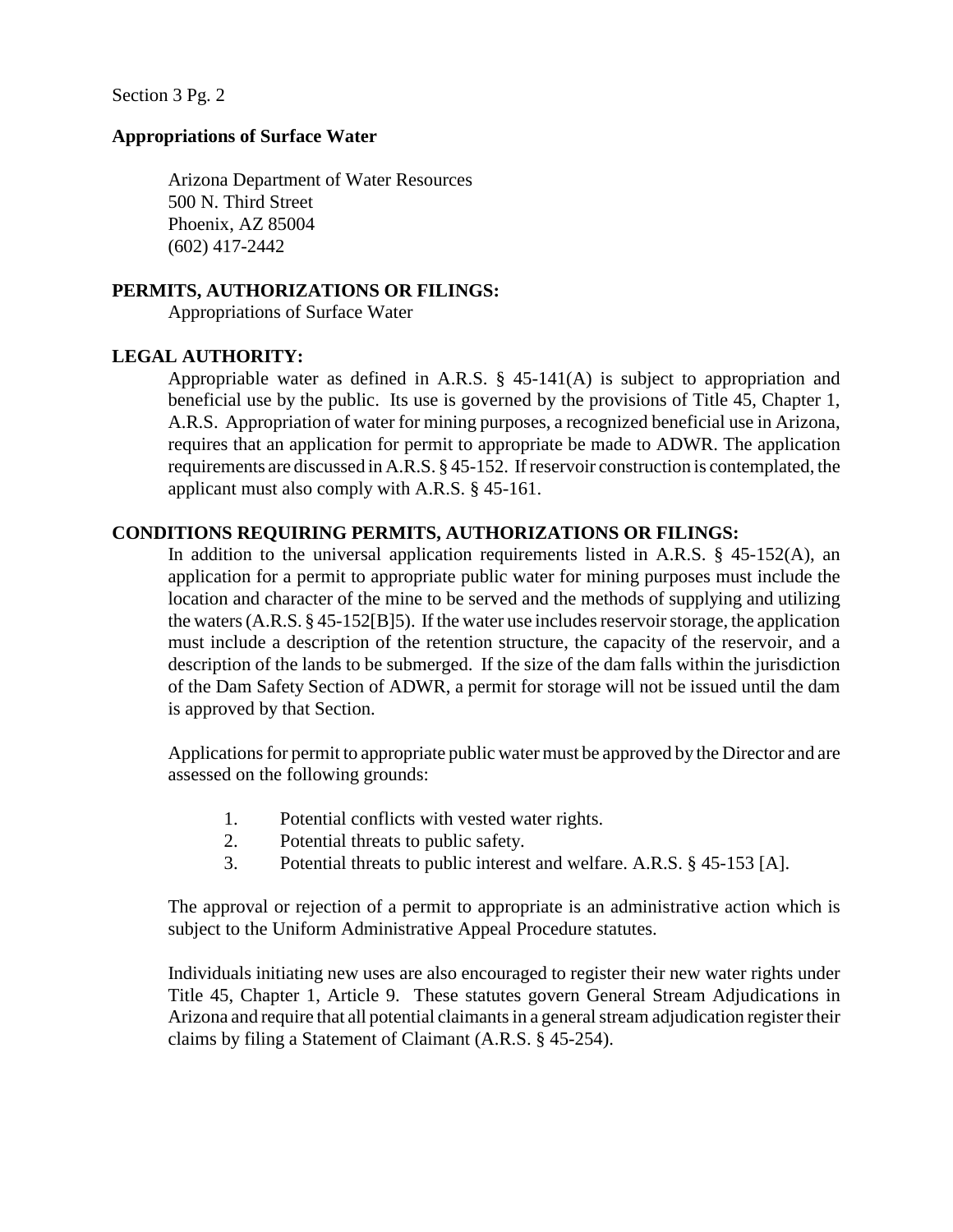## Appropriations of Surface Water

Arizona Department of Water Resources
500 N. Third Street
Phoenix, AZ 85004
(602) 417-2442

**PERMITS, AUTHORIZATIONS OR FILINGS:**

Appropriations of Surface Water

**LEGAL AUTHORITY:**

Appropriable water as defined in A.R.S. § 45-141(A) is subject to appropriation and beneficial use by the public. Its use is governed by the provisions of Title 45, Chapter 1, A.R.S. Appropriation of water for mining purposes, a recognized beneficial use in Arizona, requires that an application for permit to appropriate be made to ADWR. The application requirements are discussed in A.R.S. § 45-152. If reservoir construction is contemplated, the applicant must also comply with A.R.S. § 45-161.

**CONDITIONS REQUIRING PERMITS, AUTHORIZATIONS OR FILINGS:**

In addition to the universal application requirements listed in A.R.S. § 45-152(A), an application for a permit to appropriate public water for mining purposes must include the location and character of the mine to be served and the methods of supplying and utilizing the waters (A.R.S. § 45-152[B]5). If the water use includes reservoir storage, the application must include a description of the retention structure, the capacity of the reservoir, and a description of the lands to be submerged. If the size of the dam falls within the jurisdiction of the Dam Safety Section of ADWR, a permit for storage will not be issued until the dam is approved by that Section.

Applications for permit to appropriate public water must be approved by the Director and are assessed on the following grounds:

1. Potential conflicts with vested water rights.
2. Potential threats to public safety.
3. Potential threats to public interest and welfare. A.R.S. § 45-153 [A].

The approval or rejection of a permit to appropriate is an administrative action which is subject to the Uniform Administrative Appeal Procedure statutes.

Individuals initiating new uses are also encouraged to register their new water rights under Title 45, Chapter 1, Article 9. These statutes govern General Stream Adjudications in Arizona and require that all potential claimants in a general stream adjudication register their claims by filing a Statement of Claimant (A.R.S. § 45-254).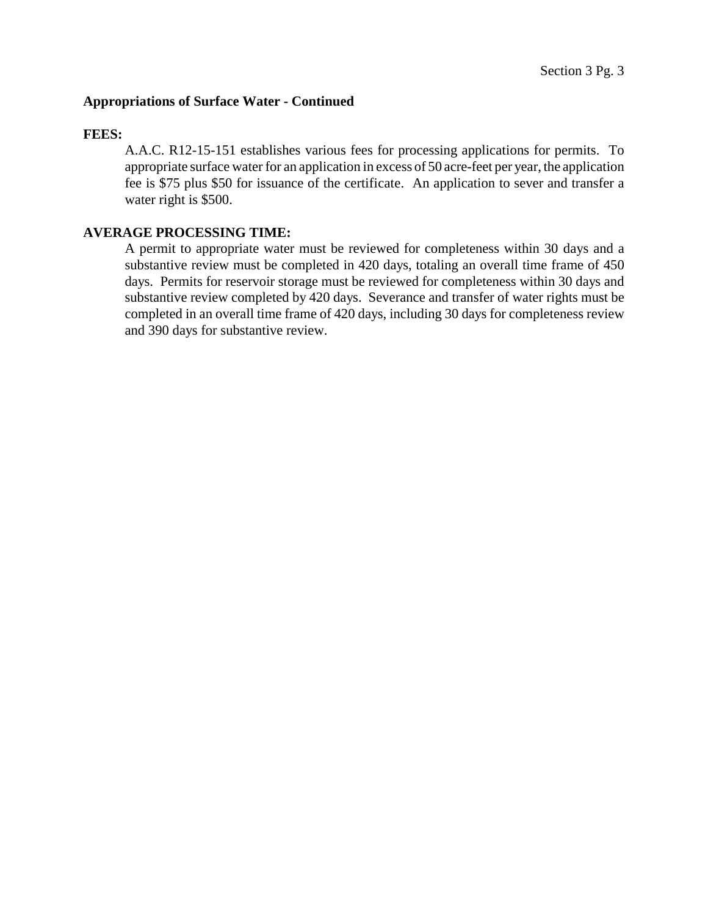## Appropriations of Surface Water - Continued

**FEES:**

A.A.C. R12-15-151 establishes various fees for processing applications for permits. To appropriate surface water for an application in excess of 50 acre-feet per year, the application fee is $75 plus $50 for issuance of the certificate. An application to sever and transfer a water right is $500.

**AVERAGE PROCESSING TIME:**

A permit to appropriate water must be reviewed for completeness within 30 days and a substantive review must be completed in 420 days, totaling an overall time frame of 450 days. Permits for reservoir storage must be reviewed for completeness within 30 days and substantive review completed by 420 days. Severance and transfer of water rights must be completed in an overall time frame of 420 days, including 30 days for completeness review and 390 days for substantive review.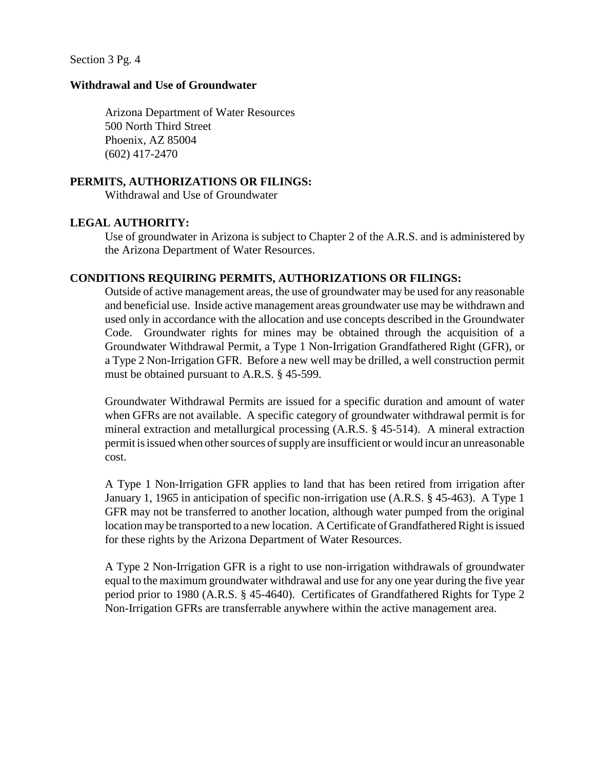Section 3 Pg. 4

**Withdrawal and Use of Groundwater**

Arizona Department of Water Resources
500 North Third Street
Phoenix, AZ 85004
(602) 417-2470

**PERMITS, AUTHORIZATIONS OR FILINGS:**

Withdrawal and Use of Groundwater

**LEGAL AUTHORITY:**

Use of groundwater in Arizona is subject to Chapter 2 of the A.R.S. and is administered by the Arizona Department of Water Resources.

**CONDITIONS REQUIRING PERMITS, AUTHORIZATIONS OR FILINGS:**

Outside of active management areas, the use of groundwater may be used for any reasonable and beneficial use. Inside active management areas groundwater use may be withdrawn and used only in accordance with the allocation and use concepts described in the Groundwater Code. Groundwater rights for mines may be obtained through the acquisition of a Groundwater Withdrawal Permit, a Type 1 Non-Irrigation Grandfathered Right (GFR), or a Type 2 Non-Irrigation GFR. Before a new well may be drilled, a well construction permit must be obtained pursuant to A.R.S. § 45-599.

Groundwater Withdrawal Permits are issued for a specific duration and amount of water when GFRs are not available. A specific category of groundwater withdrawal permit is for mineral extraction and metallurgical processing (A.R.S. § 45-514). A mineral extraction permit is issued when other sources of supply are insufficient or would incur an unreasonable cost.

A Type 1 Non-Irrigation GFR applies to land that has been retired from irrigation after January 1, 1965 in anticipation of specific non-irrigation use (A.R.S. § 45-463). A Type 1 GFR may not be transferred to another location, although water pumped from the original location may be transported to a new location. A Certificate of Grandfathered Right is issued for these rights by the Arizona Department of Water Resources.

A Type 2 Non-Irrigation GFR is a right to use non-irrigation withdrawals of groundwater equal to the maximum groundwater withdrawal and use for any one year during the five year period prior to 1980 (A.R.S. § 45-4640). Certificates of Grandfathered Rights for Type 2 Non-Irrigation GFRs are transferrable anywhere within the active management area.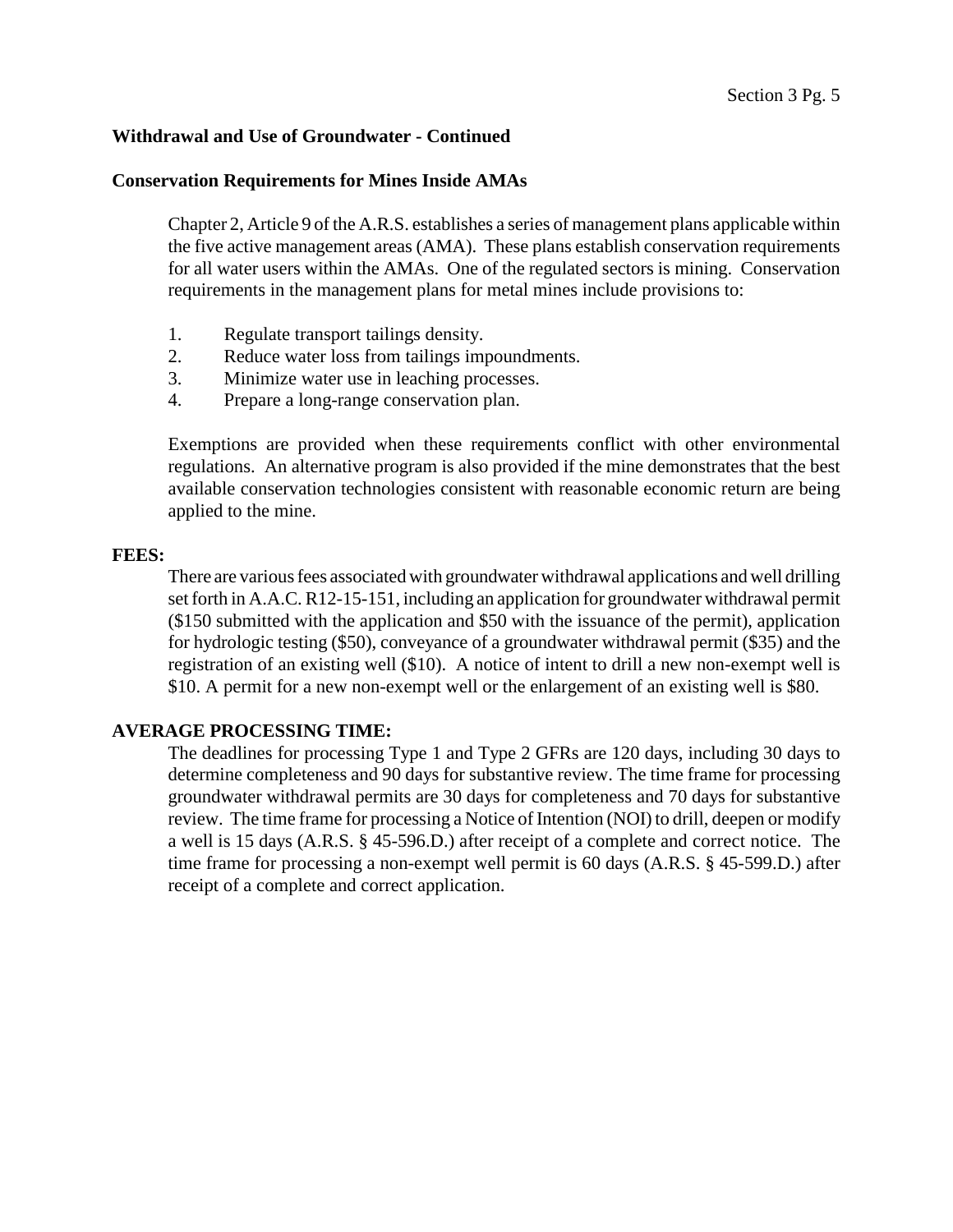**Withdrawal and Use of Groundwater - Continued**

**Conservation Requirements for Mines Inside AMAs**

Chapter 2, Article 9 of the A.R.S. establishes a series of management plans applicable within the five active management areas (AMA). These plans establish conservation requirements for all water users within the AMAs. One of the regulated sectors is mining. Conservation requirements in the management plans for metal mines include provisions to:

1. Regulate transport tailings density.
2. Reduce water loss from tailings impoundments.
3. Minimize water use in leaching processes.
4. Prepare a long-range conservation plan.

Exemptions are provided when these requirements conflict with other environmental regulations. An alternative program is also provided if the mine demonstrates that the best available conservation technologies consistent with reasonable economic return are being applied to the mine.

**FEES:**

There are various fees associated with groundwater withdrawal applications and well drilling set forth in A.A.C. R12-15-151, including an application for groundwater withdrawal permit ($150 submitted with the application and $50 with the issuance of the permit), application for hydrologic testing ($50), conveyance of a groundwater withdrawal permit ($35) and the registration of an existing well ($10). A notice of intent to drill a new non-exempt well is $10. A permit for a new non-exempt well or the enlargement of an existing well is $80.

**AVERAGE PROCESSING TIME:**

The deadlines for processing Type 1 and Type 2 GFRs are 120 days, including 30 days to determine completeness and 90 days for substantive review. The time frame for processing groundwater withdrawal permits are 30 days for completeness and 70 days for substantive review. The time frame for processing a Notice of Intention (NOI) to drill, deepen or modify a well is 15 days (A.R.S. § 45-596.D.) after receipt of a complete and correct notice. The time frame for processing a non-exempt well permit is 60 days (A.R.S. § 45-599.D.) after receipt of a complete and correct application.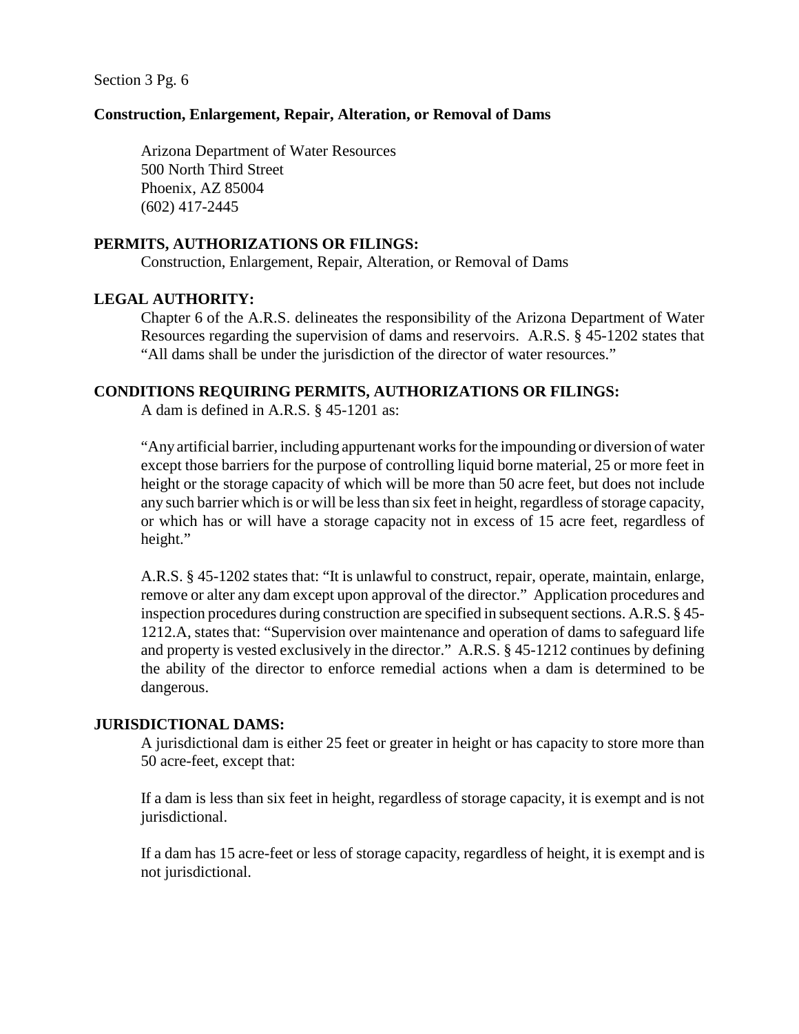Section 3 Pg. 6

**Construction, Enlargement, Repair, Alteration, or Removal of Dams**

Arizona Department of Water Resources
500 North Third Street
Phoenix, AZ 85004
(602) 417-2445

**PERMITS, AUTHORIZATIONS OR FILINGS:**

Construction, Enlargement, Repair, Alteration, or Removal of Dams

**LEGAL AUTHORITY:**

Chapter 6 of the A.R.S. delineates the responsibility of the Arizona Department of Water Resources regarding the supervision of dams and reservoirs. A.R.S. § 45-1202 states that "All dams shall be under the jurisdiction of the director of water resources."

**CONDITIONS REQUIRING PERMITS, AUTHORIZATIONS OR FILINGS:**

A dam is defined in A.R.S. § 45-1201 as:

"Any artificial barrier, including appurtenant works for the impounding or diversion of water except those barriers for the purpose of controlling liquid borne material, 25 or more feet in height or the storage capacity of which will be more than 50 acre feet, but does not include any such barrier which is or will be less than six feet in height, regardless of storage capacity, or which has or will have a storage capacity not in excess of 15 acre feet, regardless of height."

A.R.S. § 45-1202 states that: "It is unlawful to construct, repair, operate, maintain, enlarge, remove or alter any dam except upon approval of the director." Application procedures and inspection procedures during construction are specified in subsequent sections. A.R.S. § 45-1212.A, states that: "Supervision over maintenance and operation of dams to safeguard life and property is vested exclusively in the director." A.R.S. § 45-1212 continues by defining the ability of the director to enforce remedial actions when a dam is determined to be dangerous.

**JURISDICTIONAL DAMS:**

A jurisdictional dam is either 25 feet or greater in height or has capacity to store more than 50 acre-feet, except that:

If a dam is less than six feet in height, regardless of storage capacity, it is exempt and is not jurisdictional.

If a dam has 15 acre-feet or less of storage capacity, regardless of height, it is exempt and is not jurisdictional.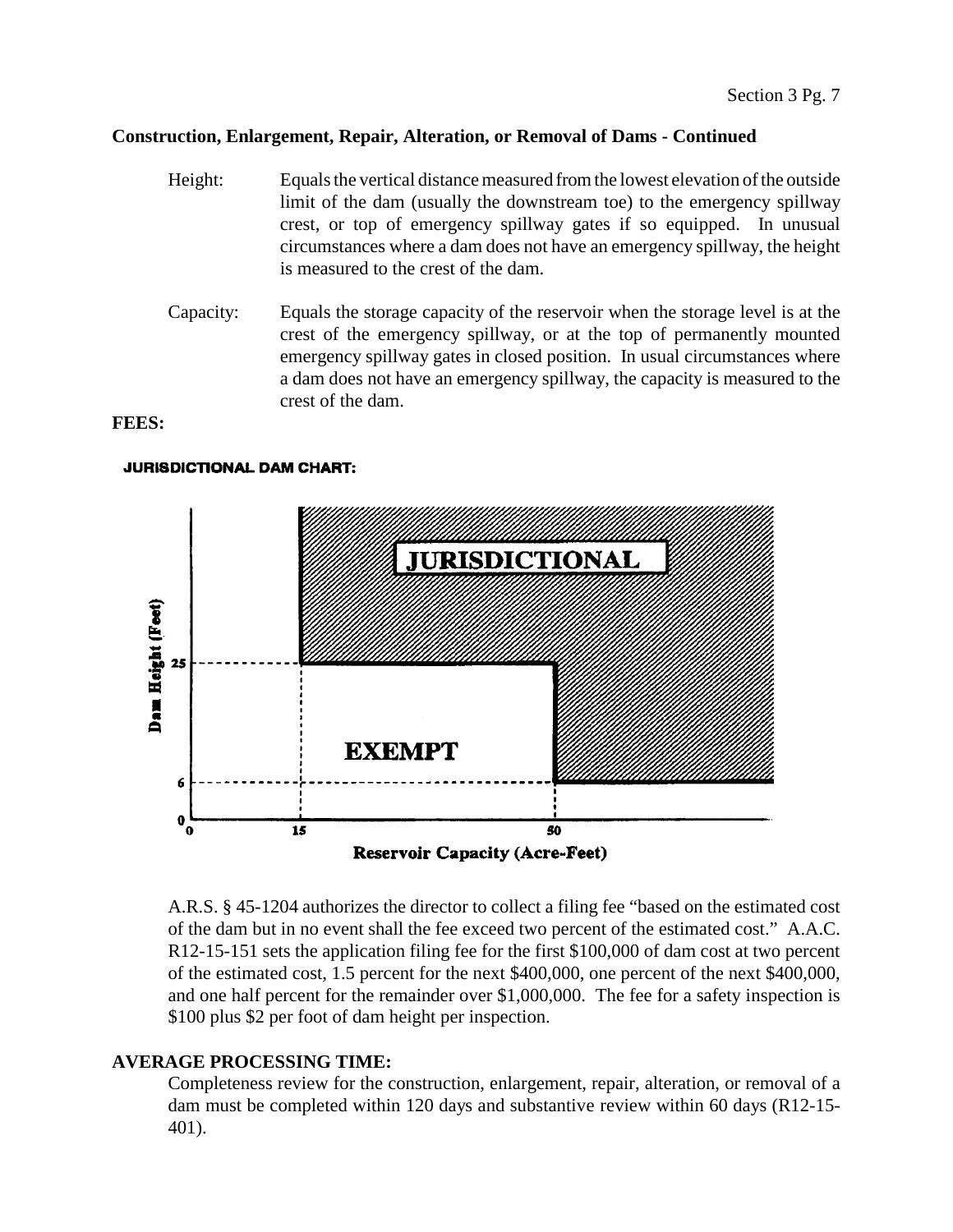**Construction, Enlargement, Repair, Alteration, or Removal of Dams - Continued**

Height: Equals the vertical distance measured from the lowest elevation of the outside limit of the dam (usually the downstream toe) to the emergency spillway crest, or top of emergency spillway gates if so equipped. In unusual circumstances where a dam does not have an emergency spillway, the height is measured to the crest of the dam.

Capacity: Equals the storage capacity of the reservoir when the storage level is at the crest of the emergency spillway, or at the top of permanently mounted emergency spillway gates in closed position. In usual circumstances where a dam does not have an emergency spillway, the capacity is measured to the crest of the dam.

**FEES:**

**JURISDICTIONAL DAM CHART:**

JURISDICTIONAL

EXEMPT

Dam Height (Feet): 0, 6, 25

Reservoir Capacity (Acre-Feet): 0, 15, 50

A.R.S. § 45-1204 authorizes the director to collect a filing fee "based on the estimated cost of the dam but in no event shall the fee exceed two percent of the estimated cost." A.A.C. R12-15-151 sets the application filing fee for the first $100,000 of dam cost at two percent of the estimated cost, 1.5 percent for the next $400,000, one percent of the next $400,000, and one half percent for the remainder over $1,000,000. The fee for a safety inspection is $100 plus $2 per foot of dam height per inspection.

**AVERAGE PROCESSING TIME:**

Completeness review for the construction, enlargement, repair, alteration, or removal of a dam must be completed within 120 days and substantive review within 60 days (R12-15-401).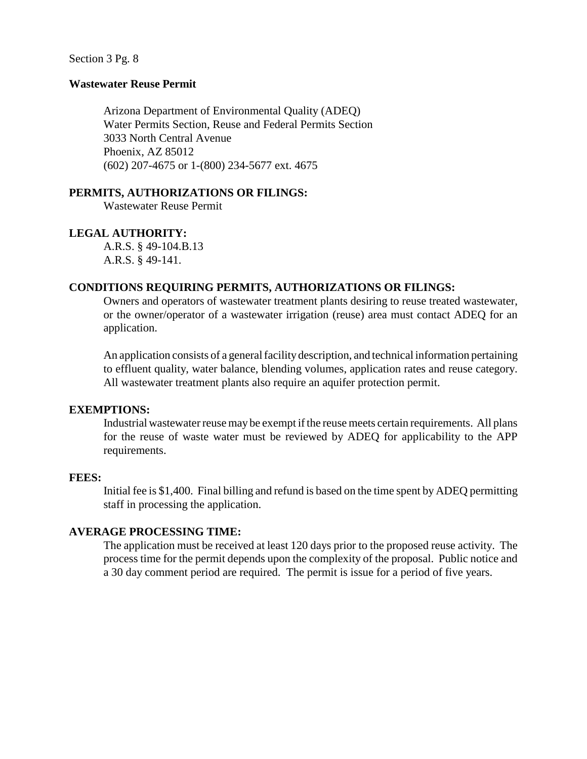Section 3 Pg. 8

## Wastewater Reuse Permit

Arizona Department of Environmental Quality (ADEQ)
Water Permits Section, Reuse and Federal Permits Section
3033 North Central Avenue
Phoenix, AZ 85012
(602) 207-4675 or 1-(800) 234-5677 ext. 4675

### PERMITS, AUTHORIZATIONS OR FILINGS:

Wastewater Reuse Permit

### LEGAL AUTHORITY:

A.R.S. § 49-104.B.13
A.R.S. § 49-141.

### CONDITIONS REQUIRING PERMITS, AUTHORIZATIONS OR FILINGS:

Owners and operators of wastewater treatment plants desiring to reuse treated wastewater, or the owner/operator of a wastewater irrigation (reuse) area must contact ADEQ for an application.

An application consists of a general facility description, and technical information pertaining to effluent quality, water balance, blending volumes, application rates and reuse category. All wastewater treatment plants also require an aquifer protection permit.

### EXEMPTIONS:

Industrial wastewater reuse may be exempt if the reuse meets certain requirements. All plans for the reuse of waste water must be reviewed by ADEQ for applicability to the APP requirements.

### FEES:

Initial fee is $1,400. Final billing and refund is based on the time spent by ADEQ permitting staff in processing the application.

### AVERAGE PROCESSING TIME:

The application must be received at least 120 days prior to the proposed reuse activity. The process time for the permit depends upon the complexity of the proposal. Public notice and a 30 day comment period are required. The permit is issue for a period of five years.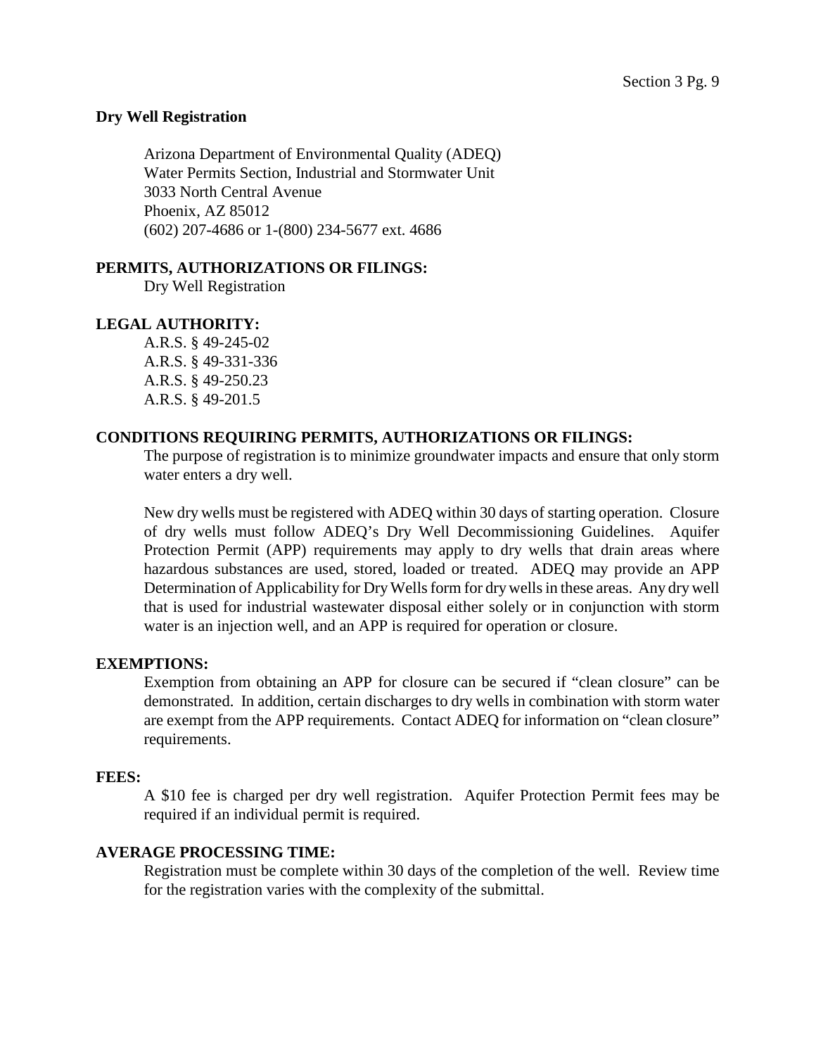## Dry Well Registration

Arizona Department of Environmental Quality (ADEQ)
Water Permits Section, Industrial and Stormwater Unit
3033 North Central Avenue
Phoenix, AZ 85012
(602) 207-4686 or 1-(800) 234-5677 ext. 4686

### PERMITS, AUTHORIZATIONS OR FILINGS:

Dry Well Registration

### LEGAL AUTHORITY:

A.R.S. § 49-245-02
A.R.S. § 49-331-336
A.R.S. § 49-250.23
A.R.S. § 49-201.5

### CONDITIONS REQUIRING PERMITS, AUTHORIZATIONS OR FILINGS:

The purpose of registration is to minimize groundwater impacts and ensure that only storm water enters a dry well.

New dry wells must be registered with ADEQ within 30 days of starting operation. Closure of dry wells must follow ADEQ's Dry Well Decommissioning Guidelines. Aquifer Protection Permit (APP) requirements may apply to dry wells that drain areas where hazardous substances are used, stored, loaded or treated. ADEQ may provide an APP Determination of Applicability for Dry Wells form for dry wells in these areas. Any dry well that is used for industrial wastewater disposal either solely or in conjunction with storm water is an injection well, and an APP is required for operation or closure.

### EXEMPTIONS:

Exemption from obtaining an APP for closure can be secured if "clean closure" can be demonstrated. In addition, certain discharges to dry wells in combination with storm water are exempt from the APP requirements. Contact ADEQ for information on "clean closure" requirements.

### FEES:

A $10 fee is charged per dry well registration. Aquifer Protection Permit fees may be required if an individual permit is required.

### AVERAGE PROCESSING TIME:

Registration must be complete within 30 days of the completion of the well. Review time for the registration varies with the complexity of the submittal.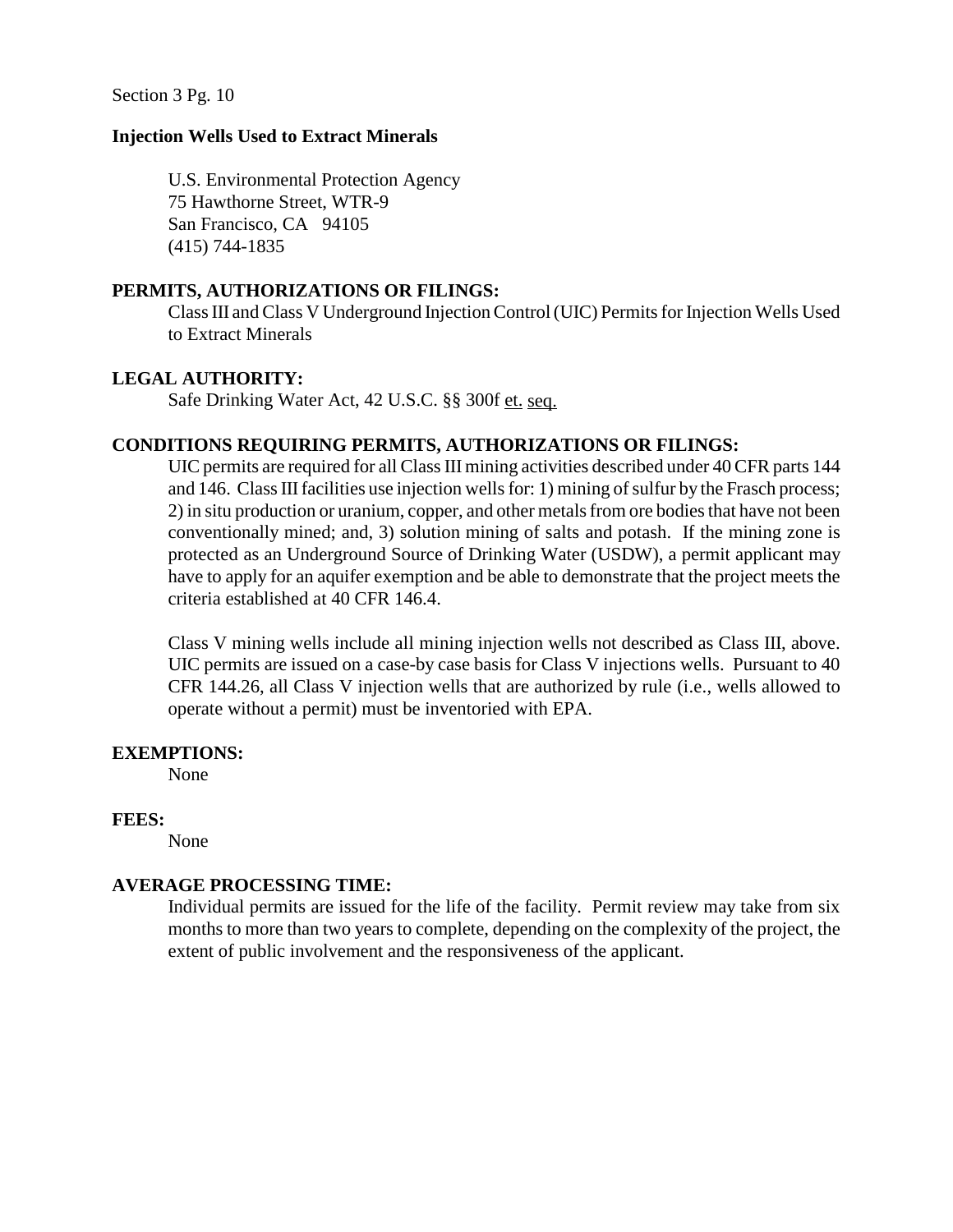**Injection Wells Used to Extract Minerals**

U.S. Environmental Protection Agency
75 Hawthorne Street, WTR-9
San Francisco, CA 94105
(415) 744-1835

**PERMITS, AUTHORIZATIONS OR FILINGS:**

Class III and Class V Underground Injection Control (UIC) Permits for Injection Wells Used to Extract Minerals

**LEGAL AUTHORITY:**

Safe Drinking Water Act, 42 U.S.C. §§ 300f et. seq.

**CONDITIONS REQUIRING PERMITS, AUTHORIZATIONS OR FILINGS:**

UIC permits are required for all Class III mining activities described under 40 CFR parts 144 and 146. Class III facilities use injection wells for: 1) mining of sulfur by the Frasch process; 2) in situ production or uranium, copper, and other metals from ore bodies that have not been conventionally mined; and, 3) solution mining of salts and potash. If the mining zone is protected as an Underground Source of Drinking Water (USDW), a permit applicant may have to apply for an aquifer exemption and be able to demonstrate that the project meets the criteria established at 40 CFR 146.4.

Class V mining wells include all mining injection wells not described as Class III, above. UIC permits are issued on a case-by case basis for Class V injections wells. Pursuant to 40 CFR 144.26, all Class V injection wells that are authorized by rule (i.e., wells allowed to operate without a permit) must be inventoried with EPA.

**EXEMPTIONS:**

None

**FEES:**

None

**AVERAGE PROCESSING TIME:**

Individual permits are issued for the life of the facility. Permit review may take from six months to more than two years to complete, depending on the complexity of the project, the extent of public involvement and the responsiveness of the applicant.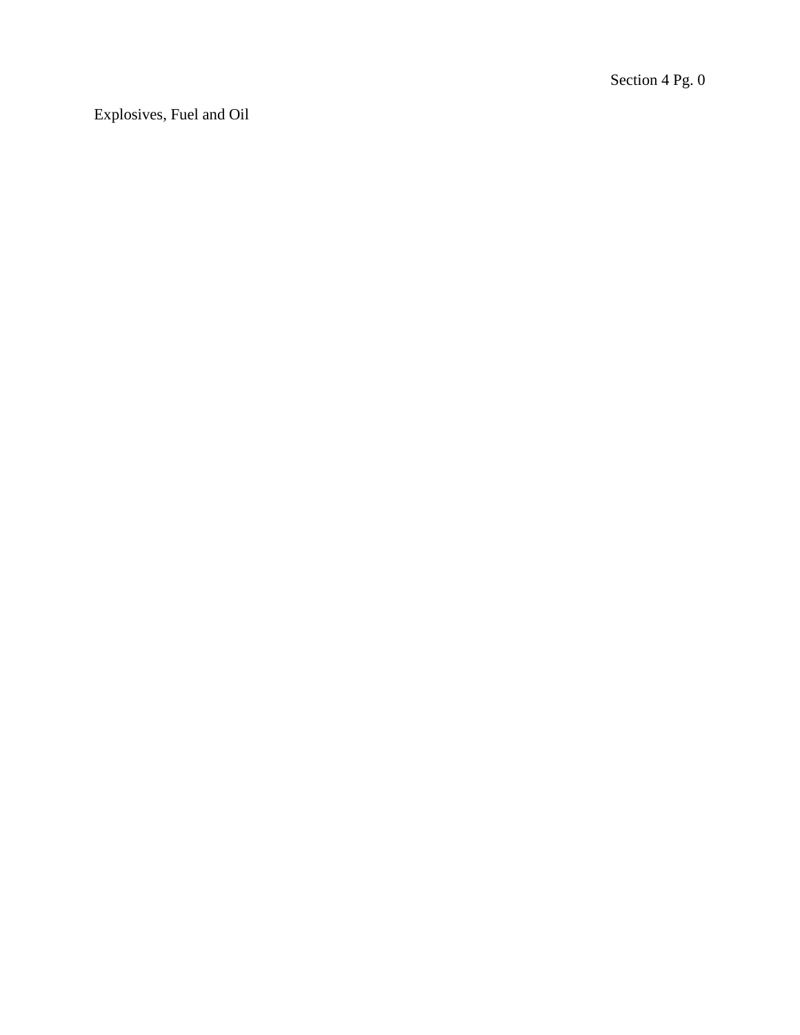# Explosives, Fuel and Oil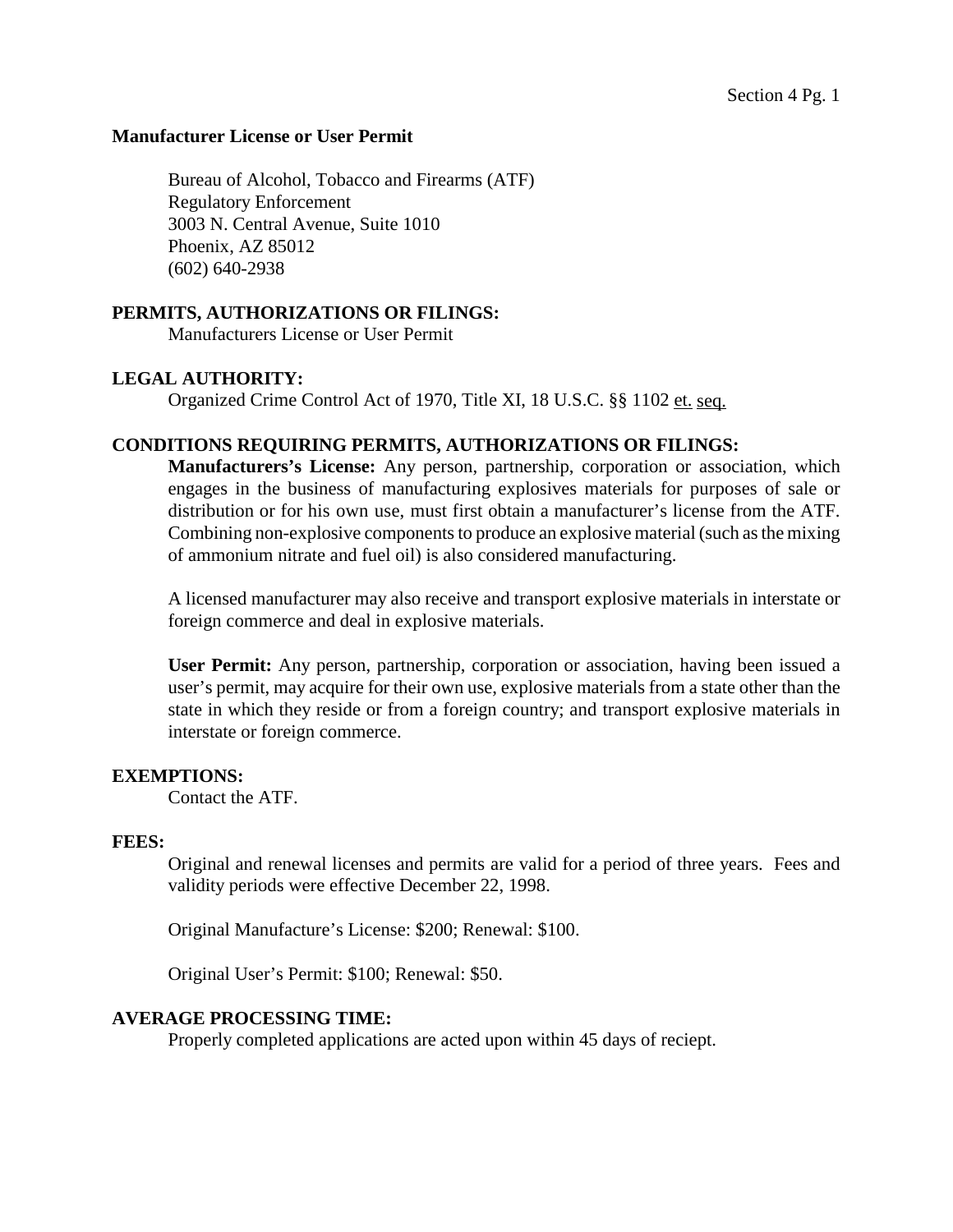**Manufacturer License or User Permit**

Bureau of Alcohol, Tobacco and Firearms (ATF)
Regulatory Enforcement
3003 N. Central Avenue, Suite 1010
Phoenix, AZ 85012
(602) 640-2938

**PERMITS, AUTHORIZATIONS OR FILINGS:**

Manufacturers License or User Permit

**LEGAL AUTHORITY:**

Organized Crime Control Act of 1970, Title XI, 18 U.S.C. §§ 1102 et. seq.

**CONDITIONS REQUIRING PERMITS, AUTHORIZATIONS OR FILINGS:**

**Manufacturers's License:** Any person, partnership, corporation or association, which engages in the business of manufacturing explosives materials for purposes of sale or distribution or for his own use, must first obtain a manufacturer's license from the ATF. Combining non-explosive components to produce an explosive material (such as the mixing of ammonium nitrate and fuel oil) is also considered manufacturing.

A licensed manufacturer may also receive and transport explosive materials in interstate or foreign commerce and deal in explosive materials.

**User Permit:** Any person, partnership, corporation or association, having been issued a user's permit, may acquire for their own use, explosive materials from a state other than the state in which they reside or from a foreign country; and transport explosive materials in interstate or foreign commerce.

**EXEMPTIONS:**

Contact the ATF.

**FEES:**

Original and renewal licenses and permits are valid for a period of three years. Fees and validity periods were effective December 22, 1998.

Original Manufacture's License: $200; Renewal: $100.

Original User's Permit: $100; Renewal: $50.

**AVERAGE PROCESSING TIME:**

Properly completed applications are acted upon within 45 days of reciept.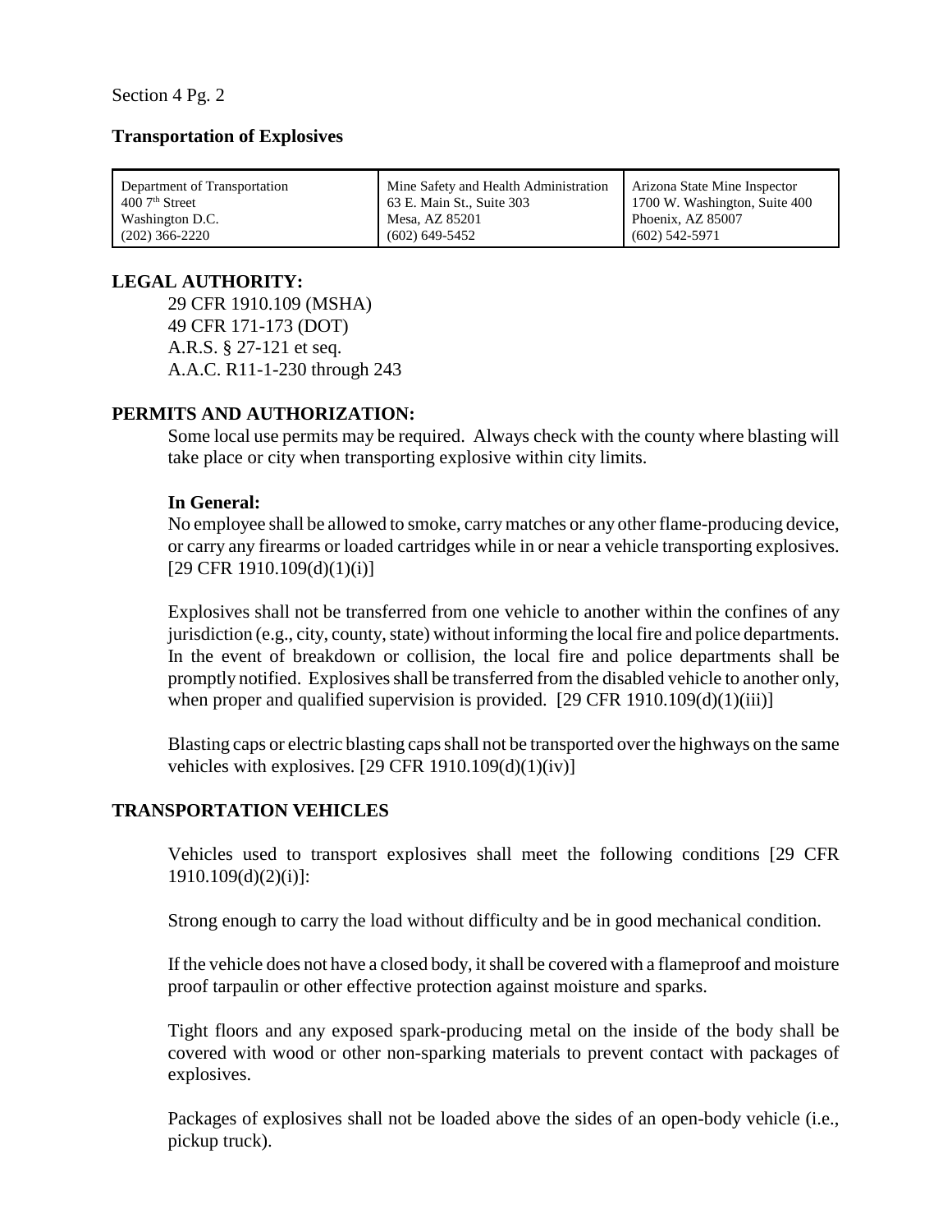Section 4 Pg. 2

## Transportation of Explosives

| Department of Transportation<br>400 7th Street<br>Washington D.C.<br>(202) 366-2220 | Mine Safety and Health Administration<br>63 E. Main St., Suite 303<br>Mesa, AZ 85201<br>(602) 649-5452 | Arizona State Mine Inspector<br>1700 W. Washington, Suite 400<br>Phoenix, AZ 85007<br>(602) 542-5971 |
|---|---|---|

### LEGAL AUTHORITY:

29 CFR 1910.109 (MSHA)
49 CFR 171-173 (DOT)
A.R.S. § 27-121 et seq.
A.A.C. R11-1-230 through 243

### PERMITS AND AUTHORIZATION:

Some local use permits may be required. Always check with the county where blasting will take place or city when transporting explosive within city limits.

**In General:**

No employee shall be allowed to smoke, carry matches or any other flame-producing device, or carry any firearms or loaded cartridges while in or near a vehicle transporting explosives. [29 CFR 1910.109(d)(1)(i)]

Explosives shall not be transferred from one vehicle to another within the confines of any jurisdiction (e.g., city, county, state) without informing the local fire and police departments. In the event of breakdown or collision, the local fire and police departments shall be promptly notified. Explosives shall be transferred from the disabled vehicle to another only, when proper and qualified supervision is provided. [29 CFR 1910.109(d)(1)(iii)]

Blasting caps or electric blasting caps shall not be transported over the highways on the same vehicles with explosives. [29 CFR 1910.109(d)(1)(iv)]

### TRANSPORTATION VEHICLES

Vehicles used to transport explosives shall meet the following conditions [29 CFR 1910.109(d)(2)(i)]:

Strong enough to carry the load without difficulty and be in good mechanical condition.

If the vehicle does not have a closed body, it shall be covered with a flameproof and moisture proof tarpaulin or other effective protection against moisture and sparks.

Tight floors and any exposed spark-producing metal on the inside of the body shall be covered with wood or other non-sparking materials to prevent contact with packages of explosives.

Packages of explosives shall not be loaded above the sides of an open-body vehicle (i.e., pickup truck).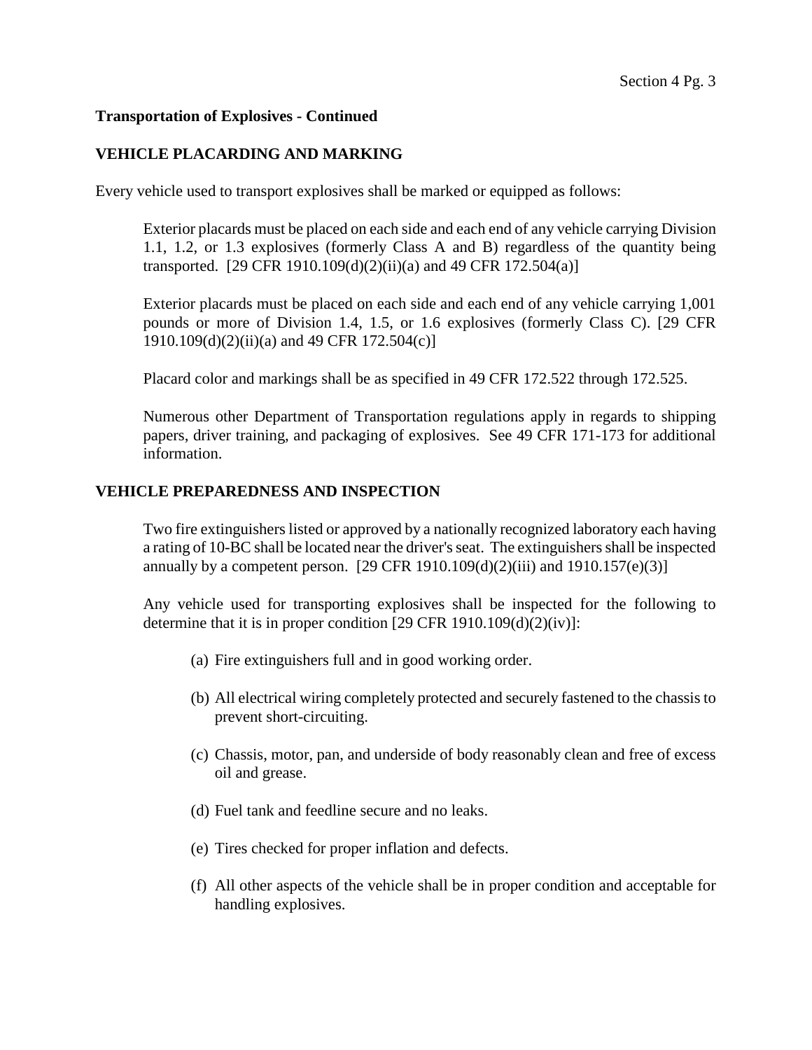**Transportation of Explosives - Continued**

**VEHICLE PLACARDING AND MARKING**

Every vehicle used to transport explosives shall be marked or equipped as follows:

Exterior placards must be placed on each side and each end of any vehicle carrying Division 1.1, 1.2, or 1.3 explosives (formerly Class A and B) regardless of the quantity being transported. [29 CFR 1910.109(d)(2)(ii)(a) and 49 CFR 172.504(a)]

Exterior placards must be placed on each side and each end of any vehicle carrying 1,001 pounds or more of Division 1.4, 1.5, or 1.6 explosives (formerly Class C). [29 CFR 1910.109(d)(2)(ii)(a) and 49 CFR 172.504(c)]

Placard color and markings shall be as specified in 49 CFR 172.522 through 172.525.

Numerous other Department of Transportation regulations apply in regards to shipping papers, driver training, and packaging of explosives. See 49 CFR 171-173 for additional information.

**VEHICLE PREPAREDNESS AND INSPECTION**

Two fire extinguishers listed or approved by a nationally recognized laboratory each having a rating of 10-BC shall be located near the driver's seat. The extinguishers shall be inspected annually by a competent person. [29 CFR 1910.109(d)(2)(iii) and 1910.157(e)(3)]

Any vehicle used for transporting explosives shall be inspected for the following to determine that it is in proper condition [29 CFR 1910.109(d)(2)(iv)]:

(a) Fire extinguishers full and in good working order.

(b) All electrical wiring completely protected and securely fastened to the chassis to prevent short-circuiting.

(c) Chassis, motor, pan, and underside of body reasonably clean and free of excess oil and grease.

(d) Fuel tank and feedline secure and no leaks.

(e) Tires checked for proper inflation and defects.

(f) All other aspects of the vehicle shall be in proper condition and acceptable for handling explosives.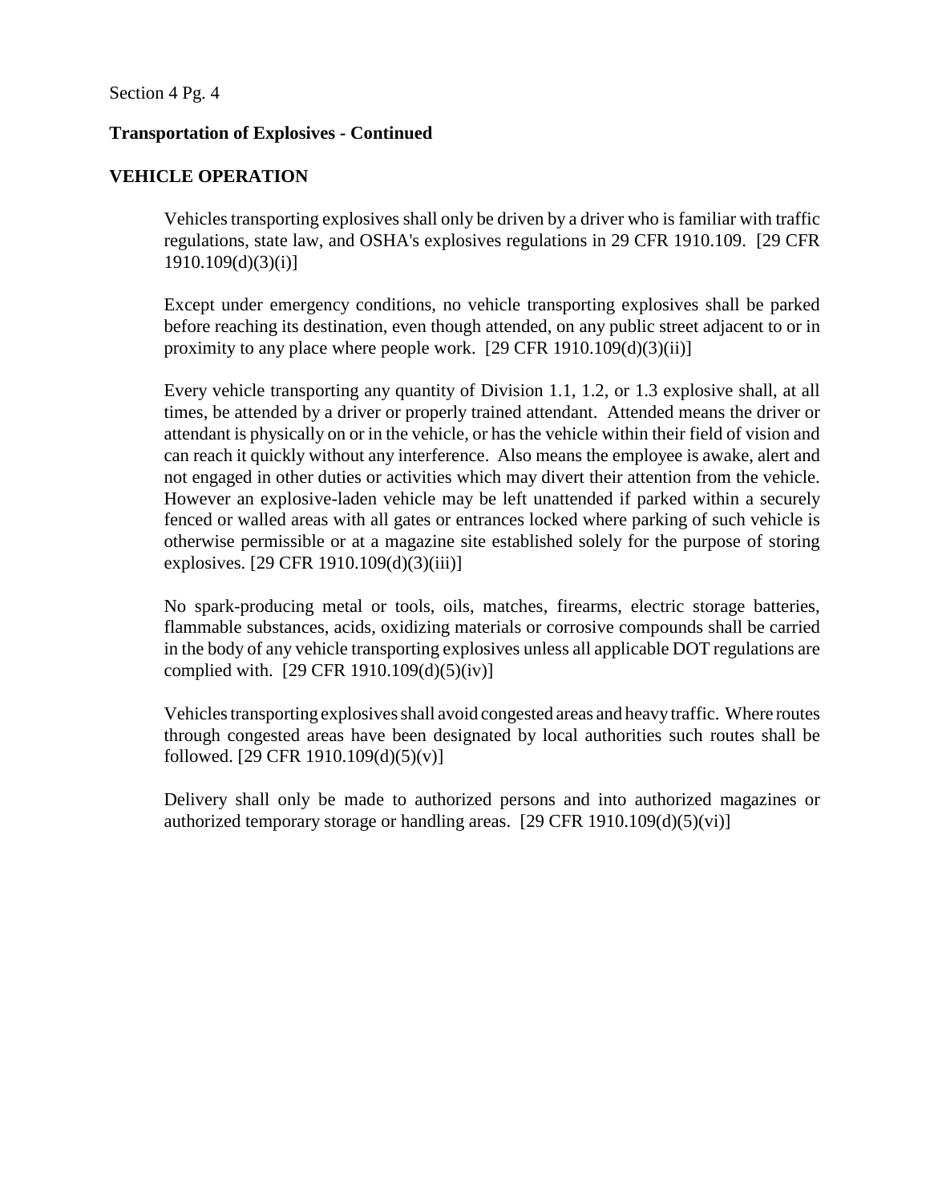**Transportation of Explosives - Continued**

**VEHICLE OPERATION**

Vehicles transporting explosives shall only be driven by a driver who is familiar with traffic regulations, state law, and OSHA's explosives regulations in 29 CFR 1910.109. [29 CFR 1910.109(d)(3)(i)]

Except under emergency conditions, no vehicle transporting explosives shall be parked before reaching its destination, even though attended, on any public street adjacent to or in proximity to any place where people work. [29 CFR 1910.109(d)(3)(ii)]

Every vehicle transporting any quantity of Division 1.1, 1.2, or 1.3 explosive shall, at all times, be attended by a driver or properly trained attendant. Attended means the driver or attendant is physically on or in the vehicle, or has the vehicle within their field of vision and can reach it quickly without any interference. Also means the employee is awake, alert and not engaged in other duties or activities which may divert their attention from the vehicle. However an explosive-laden vehicle may be left unattended if parked within a securely fenced or walled areas with all gates or entrances locked where parking of such vehicle is otherwise permissible or at a magazine site established solely for the purpose of storing explosives. [29 CFR 1910.109(d)(3)(iii)]

No spark-producing metal or tools, oils, matches, firearms, electric storage batteries, flammable substances, acids, oxidizing materials or corrosive compounds shall be carried in the body of any vehicle transporting explosives unless all applicable DOT regulations are complied with. [29 CFR 1910.109(d)(5)(iv)]

Vehicles transporting explosives shall avoid congested areas and heavy traffic. Where routes through congested areas have been designated by local authorities such routes shall be followed. [29 CFR 1910.109(d)(5)(v)]

Delivery shall only be made to authorized persons and into authorized magazines or authorized temporary storage or handling areas. [29 CFR 1910.109(d)(5)(vi)]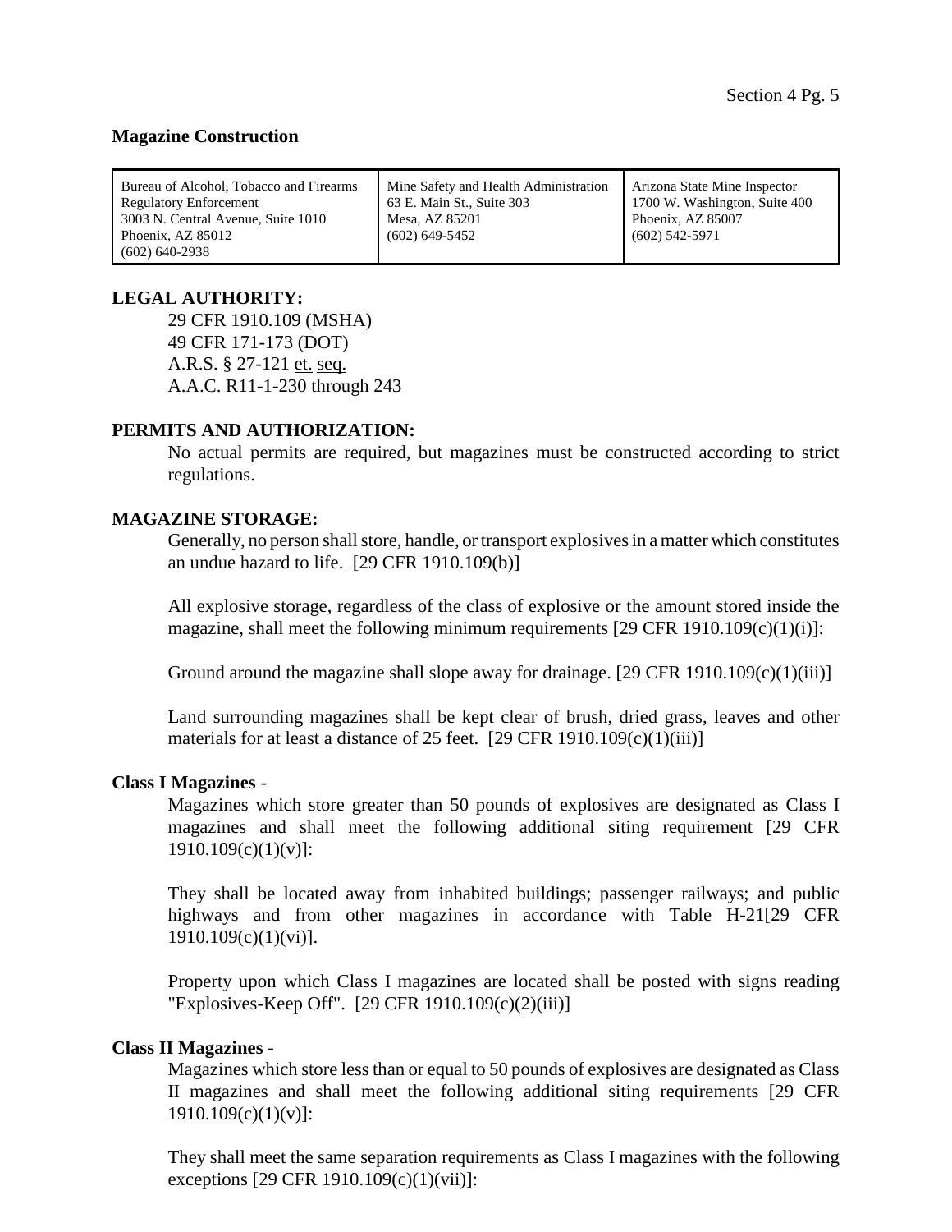**Magazine Construction**

| Bureau of Alcohol, Tobacco and Firearms<br>Regulatory Enforcement<br>3003 N. Central Avenue, Suite 1010<br>Phoenix, AZ 85012<br>(602) 640-2938 | Mine Safety and Health Administration<br>63 E. Main St., Suite 303<br>Mesa, AZ 85201<br>(602) 649-5452 | Arizona State Mine Inspector<br>1700 W. Washington, Suite 400<br>Phoenix, AZ 85007<br>(602) 542-5971 |
|---|---|---|

**LEGAL AUTHORITY:**

29 CFR 1910.109 (MSHA)
49 CFR 171-173 (DOT)
A.R.S. § 27-121 et. seq.
A.A.C. R11-1-230 through 243

**PERMITS AND AUTHORIZATION:**

No actual permits are required, but magazines must be constructed according to strict regulations.

**MAGAZINE STORAGE:**

Generally, no person shall store, handle, or transport explosives in a matter which constitutes an undue hazard to life. [29 CFR 1910.109(b)]

All explosive storage, regardless of the class of explosive or the amount stored inside the magazine, shall meet the following minimum requirements [29 CFR 1910.109(c)(1)(i)]:

Ground around the magazine shall slope away for drainage. [29 CFR 1910.109(c)(1)(iii)]

Land surrounding magazines shall be kept clear of brush, dried grass, leaves and other materials for at least a distance of 25 feet. [29 CFR 1910.109(c)(1)(iii)]

**Class I Magazines** -

Magazines which store greater than 50 pounds of explosives are designated as Class I magazines and shall meet the following additional siting requirement [29 CFR 1910.109(c)(1)(v)]:

They shall be located away from inhabited buildings; passenger railways; and public highways and from other magazines in accordance with Table H-21[29 CFR 1910.109(c)(1)(vi)].

Property upon which Class I magazines are located shall be posted with signs reading "Explosives-Keep Off". [29 CFR 1910.109(c)(2)(iii)]

**Class II Magazines -**

Magazines which store less than or equal to 50 pounds of explosives are designated as Class II magazines and shall meet the following additional siting requirements [29 CFR 1910.109(c)(1)(v)]:

They shall meet the same separation requirements as Class I magazines with the following exceptions [29 CFR 1910.109(c)(1)(vii)]: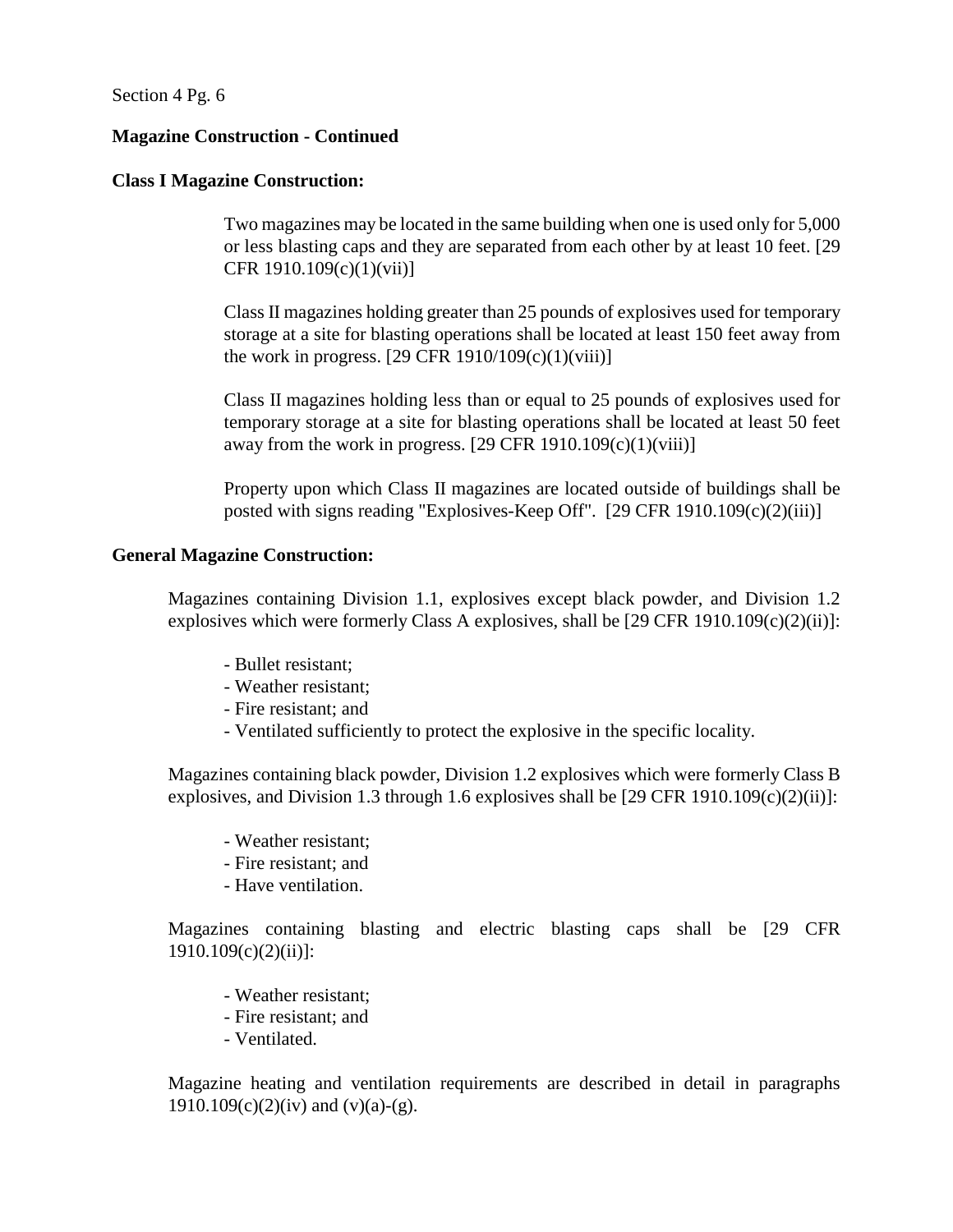Section 4 Pg. 6

**Magazine Construction - Continued**

**Class I Magazine Construction:**

Two magazines may be located in the same building when one is used only for 5,000 or less blasting caps and they are separated from each other by at least 10 feet. [29 CFR 1910.109(c)(1)(vii)]

Class II magazines holding greater than 25 pounds of explosives used for temporary storage at a site for blasting operations shall be located at least 150 feet away from the work in progress. [29 CFR 1910/109(c)(1)(viii)]

Class II magazines holding less than or equal to 25 pounds of explosives used for temporary storage at a site for blasting operations shall be located at least 50 feet away from the work in progress. [29 CFR 1910.109(c)(1)(viii)]

Property upon which Class II magazines are located outside of buildings shall be posted with signs reading "Explosives-Keep Off". [29 CFR 1910.109(c)(2)(iii)]

**General Magazine Construction:**

Magazines containing Division 1.1, explosives except black powder, and Division 1.2 explosives which were formerly Class A explosives, shall be [29 CFR 1910.109(c)(2)(ii)]:

- Bullet resistant;
- Weather resistant;
- Fire resistant; and
- Ventilated sufficiently to protect the explosive in the specific locality.

Magazines containing black powder, Division 1.2 explosives which were formerly Class B explosives, and Division 1.3 through 1.6 explosives shall be [29 CFR 1910.109(c)(2)(ii)]:

- Weather resistant;
- Fire resistant; and
- Have ventilation.

Magazines containing blasting and electric blasting caps shall be [29 CFR 1910.109(c)(2)(ii)]:

- Weather resistant;
- Fire resistant; and
- Ventilated.

Magazine heating and ventilation requirements are described in detail in paragraphs 1910.109(c)(2)(iv) and (v)(a)-(g).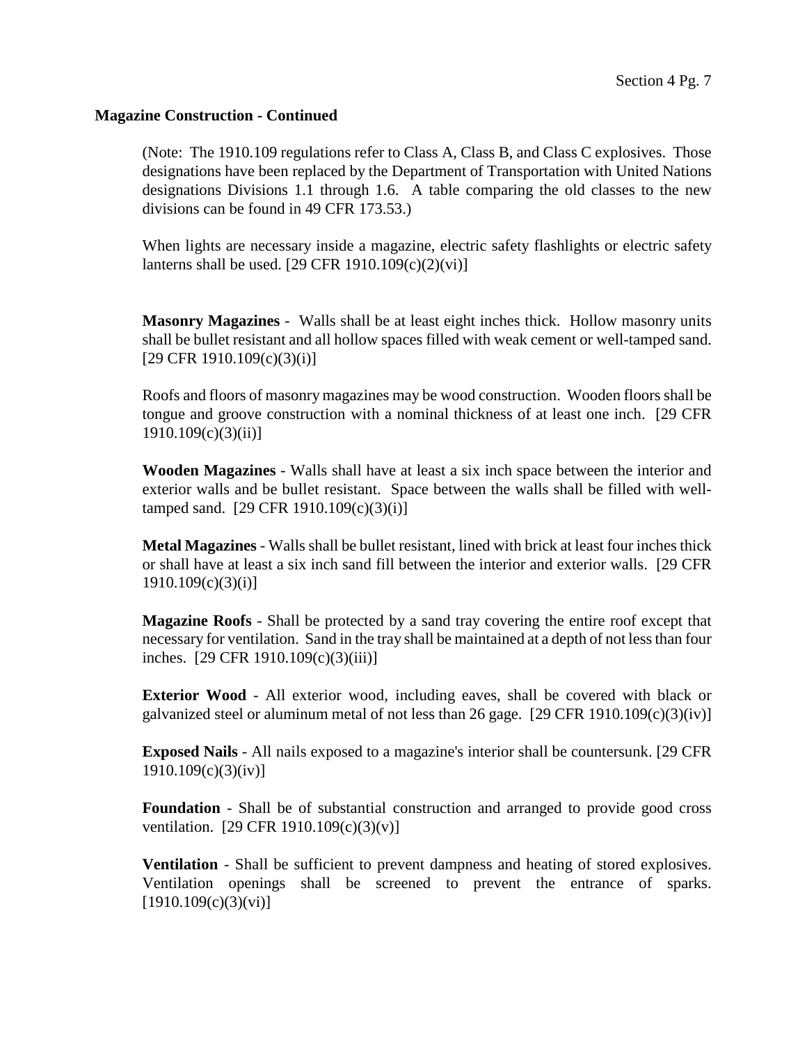**Magazine Construction - Continued**

(Note: The 1910.109 regulations refer to Class A, Class B, and Class C explosives. Those designations have been replaced by the Department of Transportation with United Nations designations Divisions 1.1 through 1.6. A table comparing the old classes to the new divisions can be found in 49 CFR 173.53.)

When lights are necessary inside a magazine, electric safety flashlights or electric safety lanterns shall be used. [29 CFR 1910.109(c)(2)(vi)]

**Masonry Magazines** - Walls shall be at least eight inches thick. Hollow masonry units shall be bullet resistant and all hollow spaces filled with weak cement or well-tamped sand. [29 CFR 1910.109(c)(3)(i)]

Roofs and floors of masonry magazines may be wood construction. Wooden floors shall be tongue and groove construction with a nominal thickness of at least one inch. [29 CFR 1910.109(c)(3)(ii)]

**Wooden Magazines** - Walls shall have at least a six inch space between the interior and exterior walls and be bullet resistant. Space between the walls shall be filled with well-tamped sand. [29 CFR 1910.109(c)(3)(i)]

**Metal Magazines** - Walls shall be bullet resistant, lined with brick at least four inches thick or shall have at least a six inch sand fill between the interior and exterior walls. [29 CFR 1910.109(c)(3)(i)]

**Magazine Roofs** - Shall be protected by a sand tray covering the entire roof except that necessary for ventilation. Sand in the tray shall be maintained at a depth of not less than four inches. [29 CFR 1910.109(c)(3)(iii)]

**Exterior Wood** - All exterior wood, including eaves, shall be covered with black or galvanized steel or aluminum metal of not less than 26 gage. [29 CFR 1910.109(c)(3)(iv)]

**Exposed Nails** - All nails exposed to a magazine's interior shall be countersunk. [29 CFR 1910.109(c)(3)(iv)]

**Foundation** - Shall be of substantial construction and arranged to provide good cross ventilation. [29 CFR 1910.109(c)(3)(v)]

**Ventilation** - Shall be sufficient to prevent dampness and heating of stored explosives. Ventilation openings shall be screened to prevent the entrance of sparks. [1910.109(c)(3)(vi)]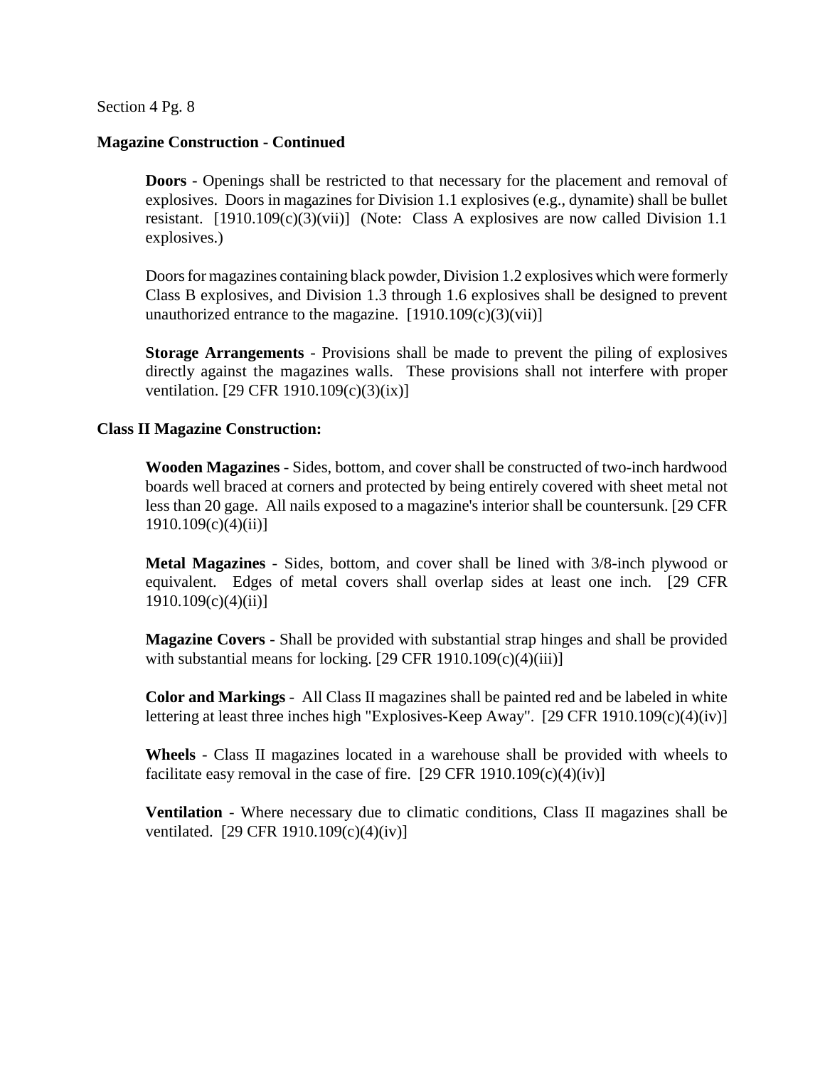### Magazine Construction - Continued

**Doors** - Openings shall be restricted to that necessary for the placement and removal of explosives. Doors in magazines for Division 1.1 explosives (e.g., dynamite) shall be bullet resistant. [1910.109(c)(3)(vii)] (Note: Class A explosives are now called Division 1.1 explosives.)

Doors for magazines containing black powder, Division 1.2 explosives which were formerly Class B explosives, and Division 1.3 through 1.6 explosives shall be designed to prevent unauthorized entrance to the magazine. [1910.109(c)(3)(vii)]

**Storage Arrangements** - Provisions shall be made to prevent the piling of explosives directly against the magazines walls. These provisions shall not interfere with proper ventilation. [29 CFR 1910.109(c)(3)(ix)]

### Class II Magazine Construction:

**Wooden Magazines** - Sides, bottom, and cover shall be constructed of two-inch hardwood boards well braced at corners and protected by being entirely covered with sheet metal not less than 20 gage. All nails exposed to a magazine's interior shall be countersunk. [29 CFR 1910.109(c)(4)(ii)]

**Metal Magazines** - Sides, bottom, and cover shall be lined with 3/8-inch plywood or equivalent. Edges of metal covers shall overlap sides at least one inch. [29 CFR 1910.109(c)(4)(ii)]

**Magazine Covers** - Shall be provided with substantial strap hinges and shall be provided with substantial means for locking. [29 CFR 1910.109(c)(4)(iii)]

**Color and Markings** - All Class II magazines shall be painted red and be labeled in white lettering at least three inches high "Explosives-Keep Away". [29 CFR 1910.109(c)(4)(iv)]

**Wheels** - Class II magazines located in a warehouse shall be provided with wheels to facilitate easy removal in the case of fire. [29 CFR 1910.109(c)(4)(iv)]

**Ventilation** - Where necessary due to climatic conditions, Class II magazines shall be ventilated. [29 CFR 1910.109(c)(4)(iv)]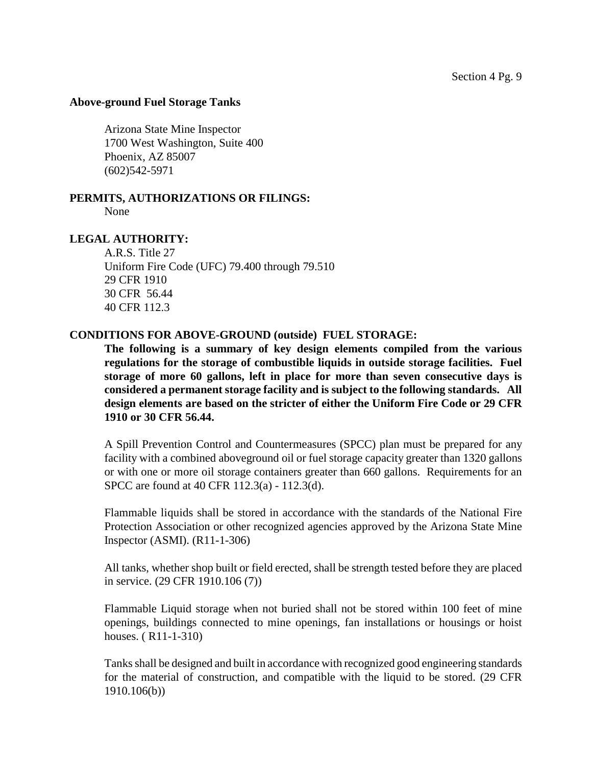**Above-ground Fuel Storage Tanks**

Arizona State Mine Inspector
1700 West Washington, Suite 400
Phoenix, AZ 85007
(602)542-5971

**PERMITS, AUTHORIZATIONS OR FILINGS:**

None

**LEGAL AUTHORITY:**

A.R.S. Title 27
Uniform Fire Code (UFC) 79.400 through 79.510
29 CFR 1910
30 CFR 56.44
40 CFR 112.3

**CONDITIONS FOR ABOVE-GROUND (outside) FUEL STORAGE:**

**The following is a summary of key design elements compiled from the various regulations for the storage of combustible liquids in outside storage facilities. Fuel storage of more 60 gallons, left in place for more than seven consecutive days is considered a permanent storage facility and is subject to the following standards. All design elements are based on the stricter of either the Uniform Fire Code or 29 CFR 1910 or 30 CFR 56.44.**

A Spill Prevention Control and Countermeasures (SPCC) plan must be prepared for any facility with a combined aboveground oil or fuel storage capacity greater than 1320 gallons or with one or more oil storage containers greater than 660 gallons. Requirements for an SPCC are found at 40 CFR 112.3(a) - 112.3(d).

Flammable liquids shall be stored in accordance with the standards of the National Fire Protection Association or other recognized agencies approved by the Arizona State Mine Inspector (ASMI). (R11-1-306)

All tanks, whether shop built or field erected, shall be strength tested before they are placed in service. (29 CFR 1910.106 (7))

Flammable Liquid storage when not buried shall not be stored within 100 feet of mine openings, buildings connected to mine openings, fan installations or housings or hoist houses. ( R11-1-310)

Tanks shall be designed and built in accordance with recognized good engineering standards for the material of construction, and compatible with the liquid to be stored. (29 CFR 1910.106(b))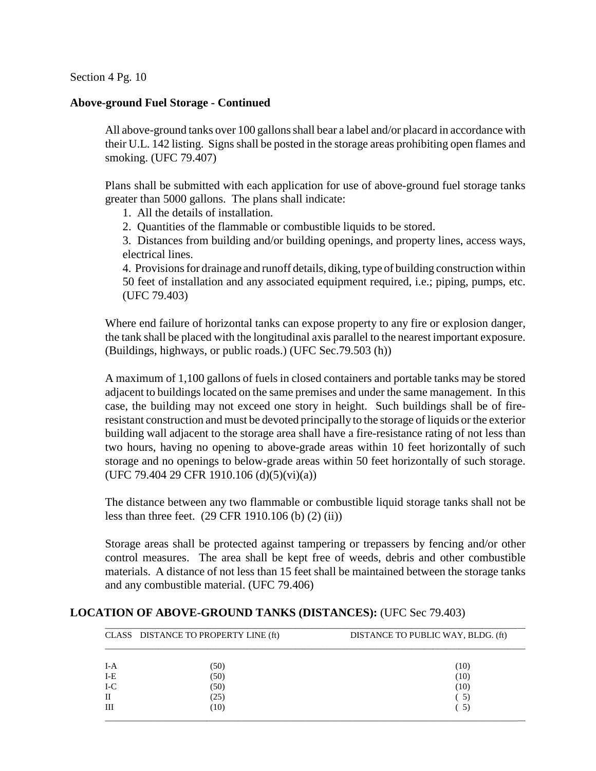**Above-ground Fuel Storage - Continued**

All above-ground tanks over 100 gallons shall bear a label and/or placard in accordance with their U.L. 142 listing. Signs shall be posted in the storage areas prohibiting open flames and smoking. (UFC 79.407)

Plans shall be submitted with each application for use of above-ground fuel storage tanks greater than 5000 gallons. The plans shall indicate:

1. All the details of installation.
2. Quantities of the flammable or combustible liquids to be stored.
3. Distances from building and/or building openings, and property lines, access ways, electrical lines.
4. Provisions for drainage and runoff details, diking, type of building construction within 50 feet of installation and any associated equipment required, i.e.; piping, pumps, etc. (UFC 79.403)

Where end failure of horizontal tanks can expose property to any fire or explosion danger, the tank shall be placed with the longitudinal axis parallel to the nearest important exposure. (Buildings, highways, or public roads.) (UFC Sec.79.503 (h))

A maximum of 1,100 gallons of fuels in closed containers and portable tanks may be stored adjacent to buildings located on the same premises and under the same management. In this case, the building may not exceed one story in height. Such buildings shall be of fire-resistant construction and must be devoted principally to the storage of liquids or the exterior building wall adjacent to the storage area shall have a fire-resistance rating of not less than two hours, having no opening to above-grade areas within 10 feet horizontally of such storage and no openings to below-grade areas within 50 feet horizontally of such storage. (UFC 79.404 29 CFR 1910.106 (d)(5)(vi)(a))

The distance between any two flammable or combustible liquid storage tanks shall not be less than three feet. (29 CFR 1910.106 (b) (2) (ii))

Storage areas shall be protected against tampering or trepassers by fencing and/or other control measures. The area shall be kept free of weeds, debris and other combustible materials. A distance of not less than 15 feet shall be maintained between the storage tanks and any combustible material. (UFC 79.406)

**LOCATION OF ABOVE-GROUND TANKS (DISTANCES):** (UFC Sec 79.403)

| CLASS | DISTANCE TO PROPERTY LINE (ft) | DISTANCE TO PUBLIC WAY, BLDG. (ft) |
|---|---|---|
| I-A | (50) | (10) |
| I-E | (50) | (10) |
| I-C | (50) | (10) |
| II | (25) | ( 5) |
| III | (10) | ( 5) |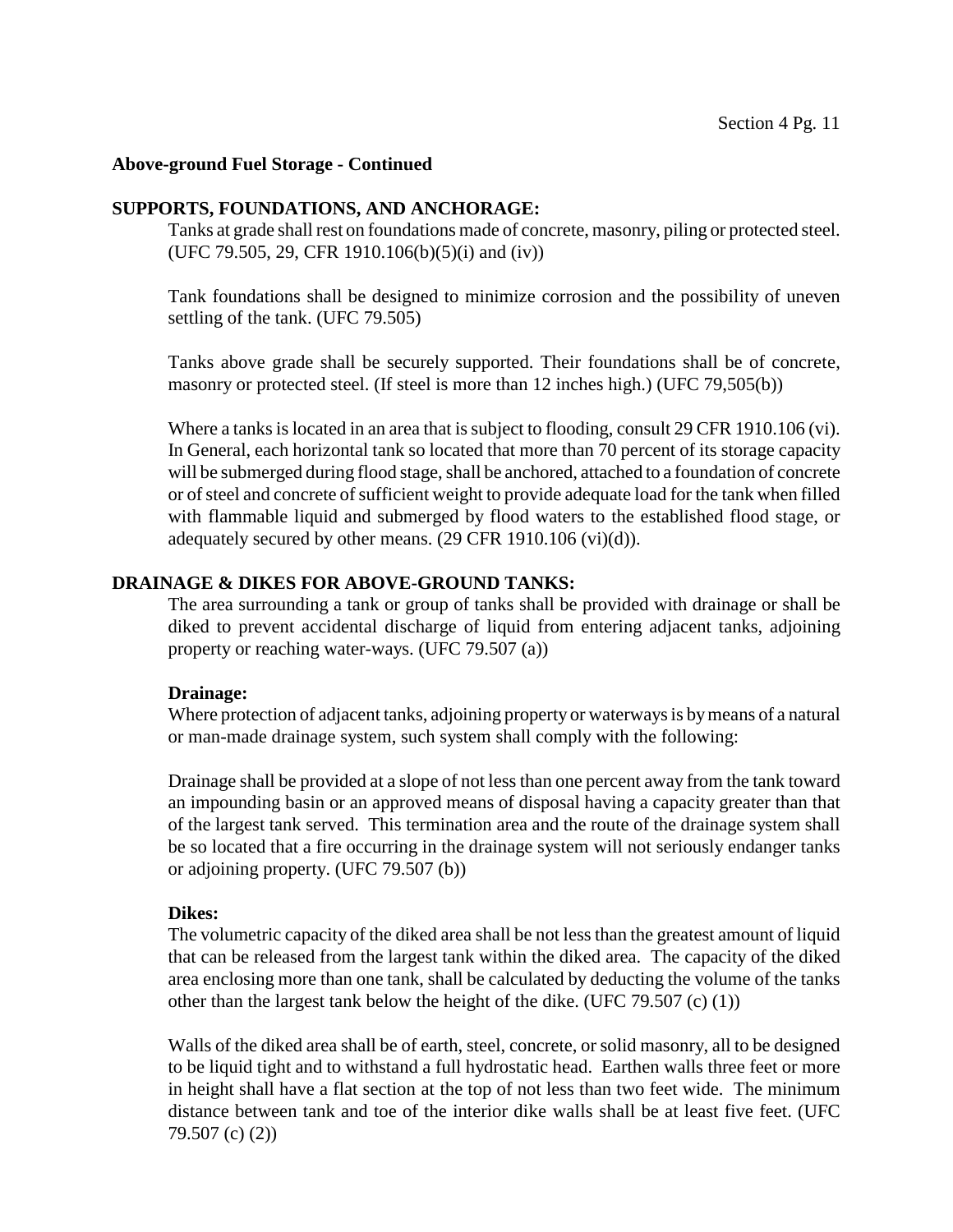**Above-ground Fuel Storage - Continued**

**SUPPORTS, FOUNDATIONS, AND ANCHORAGE:**

Tanks at grade shall rest on foundations made of concrete, masonry, piling or protected steel. (UFC 79.505, 29, CFR 1910.106(b)(5)(i) and (iv))

Tank foundations shall be designed to minimize corrosion and the possibility of uneven settling of the tank. (UFC 79.505)

Tanks above grade shall be securely supported. Their foundations shall be of concrete, masonry or protected steel. (If steel is more than 12 inches high.) (UFC 79,505(b))

Where a tanks is located in an area that is subject to flooding, consult 29 CFR 1910.106 (vi). In General, each horizontal tank so located that more than 70 percent of its storage capacity will be submerged during flood stage, shall be anchored, attached to a foundation of concrete or of steel and concrete of sufficient weight to provide adequate load for the tank when filled with flammable liquid and submerged by flood waters to the established flood stage, or adequately secured by other means. (29 CFR 1910.106 (vi)(d)).

**DRAINAGE & DIKES FOR ABOVE-GROUND TANKS:**

The area surrounding a tank or group of tanks shall be provided with drainage or shall be diked to prevent accidental discharge of liquid from entering adjacent tanks, adjoining property or reaching water-ways. (UFC 79.507 (a))

**Drainage:**

Where protection of adjacent tanks, adjoining property or waterways is by means of a natural or man-made drainage system, such system shall comply with the following:

Drainage shall be provided at a slope of not less than one percent away from the tank toward an impounding basin or an approved means of disposal having a capacity greater than that of the largest tank served. This termination area and the route of the drainage system shall be so located that a fire occurring in the drainage system will not seriously endanger tanks or adjoining property. (UFC 79.507 (b))

**Dikes:**

The volumetric capacity of the diked area shall be not less than the greatest amount of liquid that can be released from the largest tank within the diked area. The capacity of the diked area enclosing more than one tank, shall be calculated by deducting the volume of the tanks other than the largest tank below the height of the dike. (UFC 79.507 (c) (1))

Walls of the diked area shall be of earth, steel, concrete, or solid masonry, all to be designed to be liquid tight and to withstand a full hydrostatic head. Earthen walls three feet or more in height shall have a flat section at the top of not less than two feet wide. The minimum distance between tank and toe of the interior dike walls shall be at least five feet. (UFC 79.507 (c) (2))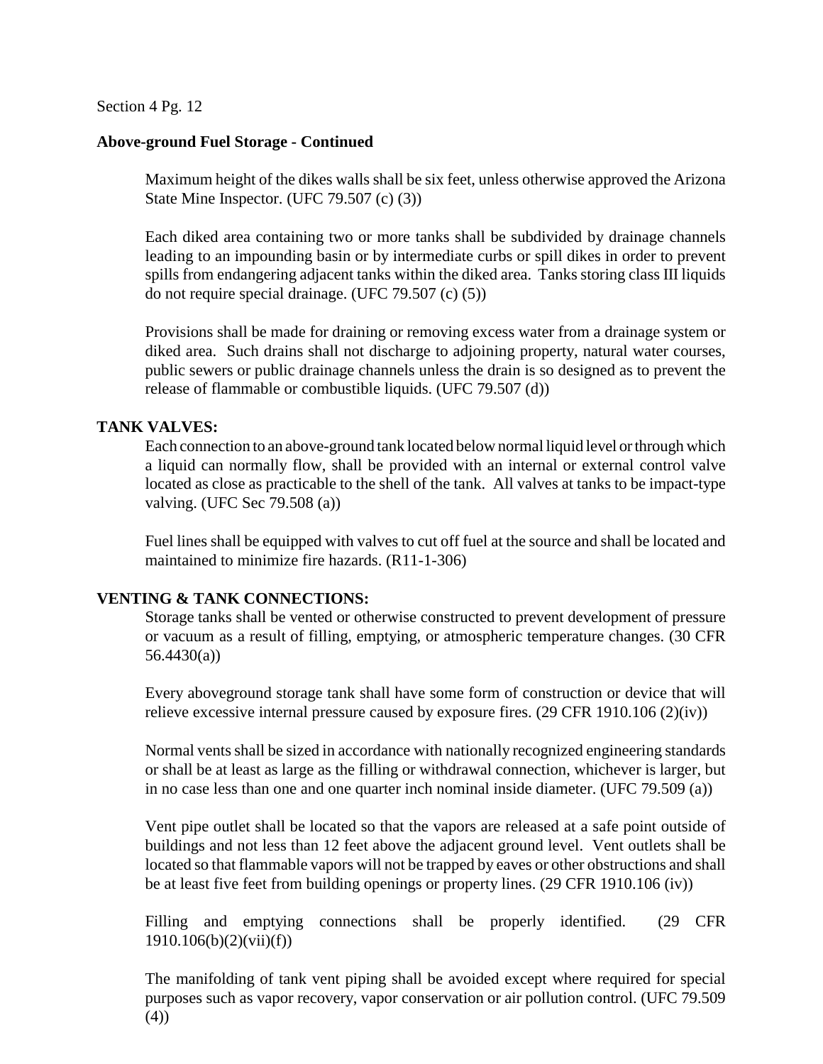**Above-ground Fuel Storage - Continued**

Maximum height of the dikes walls shall be six feet, unless otherwise approved the Arizona State Mine Inspector. (UFC 79.507 (c) (3))

Each diked area containing two or more tanks shall be subdivided by drainage channels leading to an impounding basin or by intermediate curbs or spill dikes in order to prevent spills from endangering adjacent tanks within the diked area. Tanks storing class III liquids do not require special drainage. (UFC 79.507 (c) (5))

Provisions shall be made for draining or removing excess water from a drainage system or diked area. Such drains shall not discharge to adjoining property, natural water courses, public sewers or public drainage channels unless the drain is so designed as to prevent the release of flammable or combustible liquids. (UFC 79.507 (d))

**TANK VALVES:**

Each connection to an above-ground tank located below normal liquid level or through which a liquid can normally flow, shall be provided with an internal or external control valve located as close as practicable to the shell of the tank. All valves at tanks to be impact-type valving. (UFC Sec 79.508 (a))

Fuel lines shall be equipped with valves to cut off fuel at the source and shall be located and maintained to minimize fire hazards. (R11-1-306)

**VENTING & TANK CONNECTIONS:**

Storage tanks shall be vented or otherwise constructed to prevent development of pressure or vacuum as a result of filling, emptying, or atmospheric temperature changes. (30 CFR 56.4430(a))

Every aboveground storage tank shall have some form of construction or device that will relieve excessive internal pressure caused by exposure fires. (29 CFR 1910.106 (2)(iv))

Normal vents shall be sized in accordance with nationally recognized engineering standards or shall be at least as large as the filling or withdrawal connection, whichever is larger, but in no case less than one and one quarter inch nominal inside diameter. (UFC 79.509 (a))

Vent pipe outlet shall be located so that the vapors are released at a safe point outside of buildings and not less than 12 feet above the adjacent ground level. Vent outlets shall be located so that flammable vapors will not be trapped by eaves or other obstructions and shall be at least five feet from building openings or property lines. (29 CFR 1910.106 (iv))

Filling and emptying connections shall be properly identified. (29 CFR 1910.106(b)(2)(vii)(f))

The manifolding of tank vent piping shall be avoided except where required for special purposes such as vapor recovery, vapor conservation or air pollution control. (UFC 79.509 (4))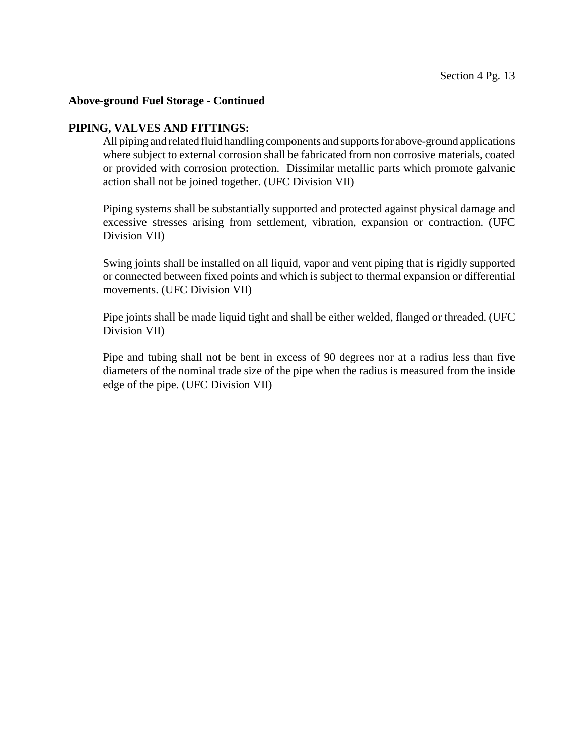**Above-ground Fuel Storage - Continued**

**PIPING, VALVES AND FITTINGS:**

All piping and related fluid handling components and supports for above-ground applications where subject to external corrosion shall be fabricated from non corrosive materials, coated or provided with corrosion protection. Dissimilar metallic parts which promote galvanic action shall not be joined together. (UFC Division VII)

Piping systems shall be substantially supported and protected against physical damage and excessive stresses arising from settlement, vibration, expansion or contraction. (UFC Division VII)

Swing joints shall be installed on all liquid, vapor and vent piping that is rigidly supported or connected between fixed points and which is subject to thermal expansion or differential movements. (UFC Division VII)

Pipe joints shall be made liquid tight and shall be either welded, flanged or threaded. (UFC Division VII)

Pipe and tubing shall not be bent in excess of 90 degrees nor at a radius less than five diameters of the nominal trade size of the pipe when the radius is measured from the inside edge of the pipe. (UFC Division VII)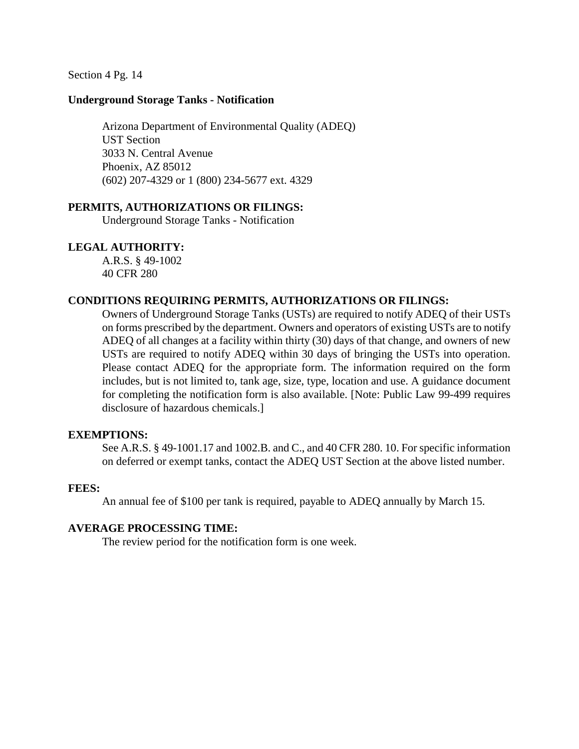Section 4 Pg. 14

## Underground Storage Tanks - Notification

Arizona Department of Environmental Quality (ADEQ)
UST Section
3033 N. Central Avenue
Phoenix, AZ 85012
(602) 207-4329 or 1 (800) 234-5677 ext. 4329

### PERMITS, AUTHORIZATIONS OR FILINGS:

Underground Storage Tanks - Notification

### LEGAL AUTHORITY:

A.R.S. § 49-1002
40 CFR 280

### CONDITIONS REQUIRING PERMITS, AUTHORIZATIONS OR FILINGS:

Owners of Underground Storage Tanks (USTs) are required to notify ADEQ of their USTs on forms prescribed by the department. Owners and operators of existing USTs are to notify ADEQ of all changes at a facility within thirty (30) days of that change, and owners of new USTs are required to notify ADEQ within 30 days of bringing the USTs into operation. Please contact ADEQ for the appropriate form. The information required on the form includes, but is not limited to, tank age, size, type, location and use. A guidance document for completing the notification form is also available. [Note: Public Law 99-499 requires disclosure of hazardous chemicals.]

### EXEMPTIONS:

See A.R.S. § 49-1001.17 and 1002.B. and C., and 40 CFR 280. 10. For specific information on deferred or exempt tanks, contact the ADEQ UST Section at the above listed number.

### FEES:

An annual fee of $100 per tank is required, payable to ADEQ annually by March 15.

### AVERAGE PROCESSING TIME:

The review period for the notification form is one week.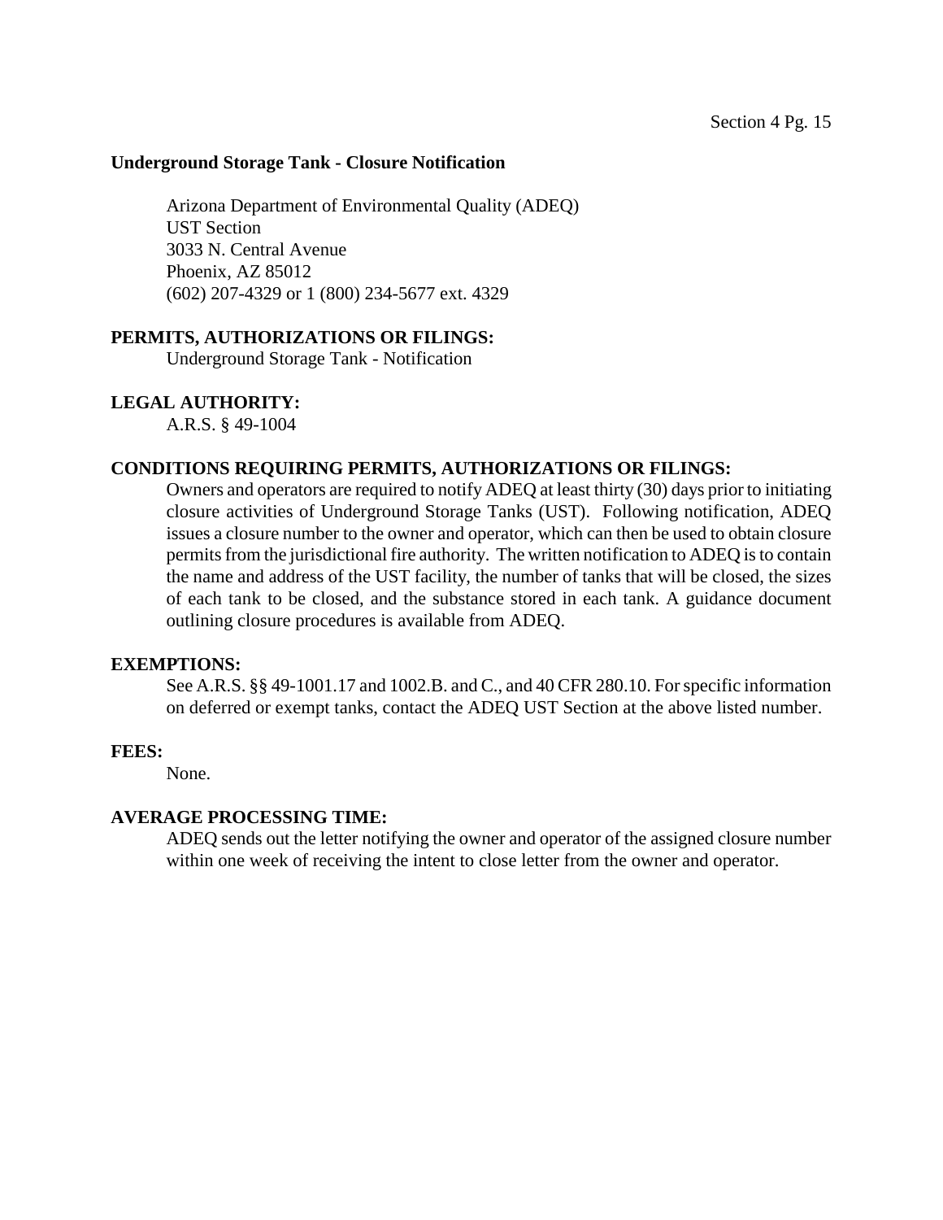## Underground Storage Tank - Closure Notification

Arizona Department of Environmental Quality (ADEQ)
UST Section
3033 N. Central Avenue
Phoenix, AZ 85012
(602) 207-4329 or 1 (800) 234-5677 ext. 4329

**PERMITS, AUTHORIZATIONS OR FILINGS:**

Underground Storage Tank - Notification

**LEGAL AUTHORITY:**

A.R.S. § 49-1004

**CONDITIONS REQUIRING PERMITS, AUTHORIZATIONS OR FILINGS:**

Owners and operators are required to notify ADEQ at least thirty (30) days prior to initiating closure activities of Underground Storage Tanks (UST). Following notification, ADEQ issues a closure number to the owner and operator, which can then be used to obtain closure permits from the jurisdictional fire authority. The written notification to ADEQ is to contain the name and address of the UST facility, the number of tanks that will be closed, the sizes of each tank to be closed, and the substance stored in each tank. A guidance document outlining closure procedures is available from ADEQ.

**EXEMPTIONS:**

See A.R.S. §§ 49-1001.17 and 1002.B. and C., and 40 CFR 280.10. For specific information on deferred or exempt tanks, contact the ADEQ UST Section at the above listed number.

**FEES:**

None.

**AVERAGE PROCESSING TIME:**

ADEQ sends out the letter notifying the owner and operator of the assigned closure number within one week of receiving the intent to close letter from the owner and operator.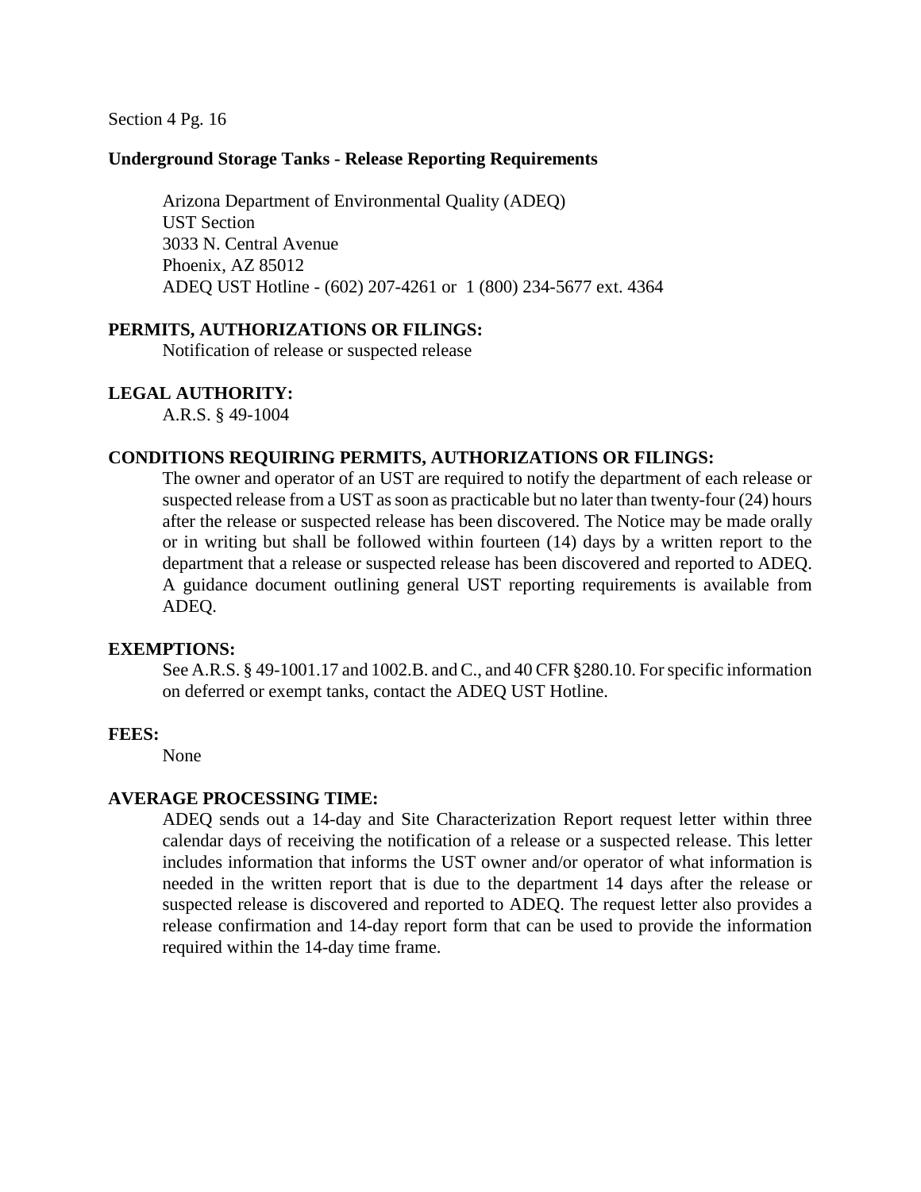Section 4 Pg. 16

## Underground Storage Tanks - Release Reporting Requirements

Arizona Department of Environmental Quality (ADEQ)
UST Section
3033 N. Central Avenue
Phoenix, AZ 85012
ADEQ UST Hotline - (602) 207-4261 or 1 (800) 234-5677 ext. 4364

**PERMITS, AUTHORIZATIONS OR FILINGS:**

Notification of release or suspected release

**LEGAL AUTHORITY:**

A.R.S. § 49-1004

**CONDITIONS REQUIRING PERMITS, AUTHORIZATIONS OR FILINGS:**

The owner and operator of an UST are required to notify the department of each release or suspected release from a UST as soon as practicable but no later than twenty-four (24) hours after the release or suspected release has been discovered. The Notice may be made orally or in writing but shall be followed within fourteen (14) days by a written report to the department that a release or suspected release has been discovered and reported to ADEQ. A guidance document outlining general UST reporting requirements is available from ADEQ.

**EXEMPTIONS:**

See A.R.S. § 49-1001.17 and 1002.B. and C., and 40 CFR §280.10. For specific information on deferred or exempt tanks, contact the ADEQ UST Hotline.

**FEES:**

None

**AVERAGE PROCESSING TIME:**

ADEQ sends out a 14-day and Site Characterization Report request letter within three calendar days of receiving the notification of a release or a suspected release. This letter includes information that informs the UST owner and/or operator of what information is needed in the written report that is due to the department 14 days after the release or suspected release is discovered and reported to ADEQ. The request letter also provides a release confirmation and 14-day report form that can be used to provide the information required within the 14-day time frame.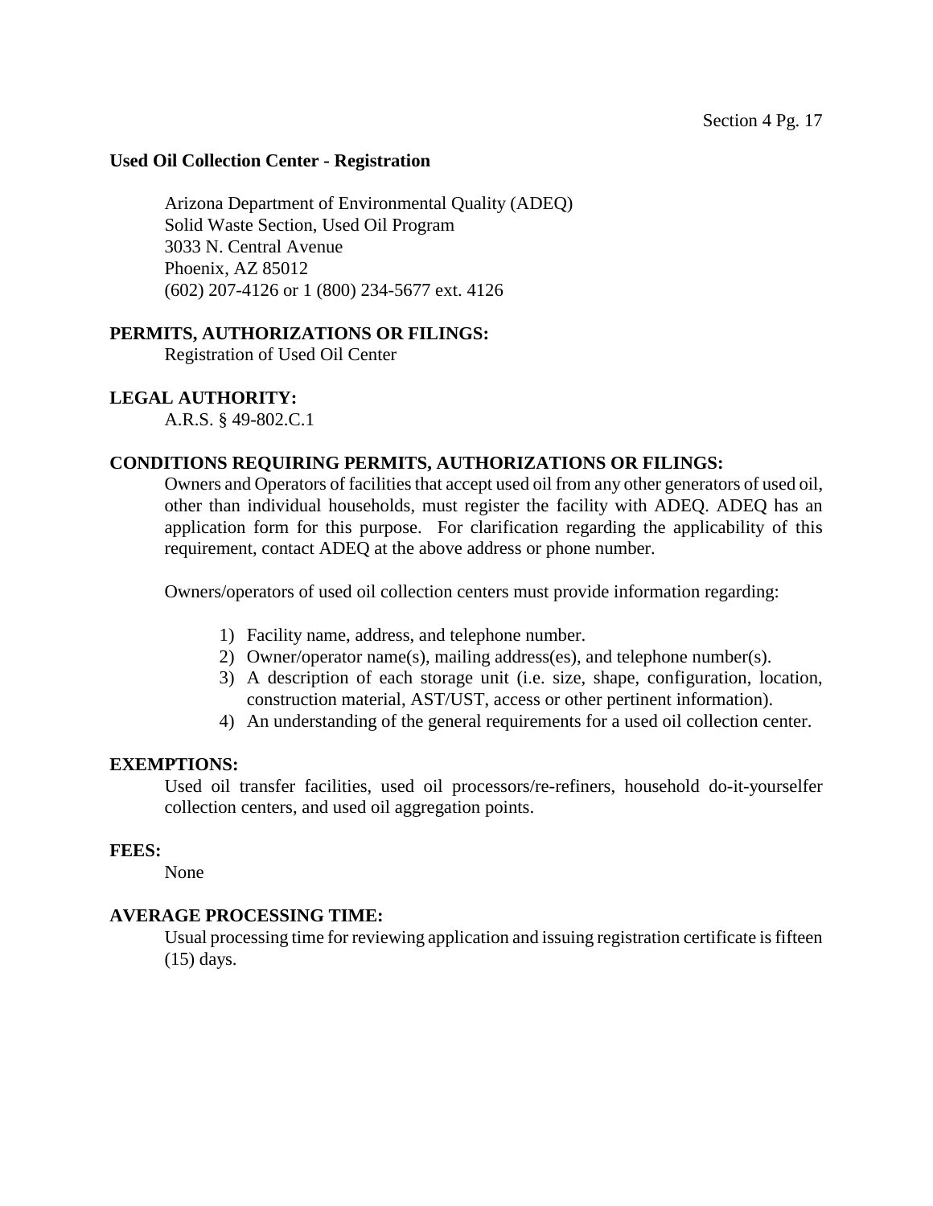**Used Oil Collection Center - Registration**

Arizona Department of Environmental Quality (ADEQ)
Solid Waste Section, Used Oil Program
3033 N. Central Avenue
Phoenix, AZ 85012
(602) 207-4126 or 1 (800) 234-5677 ext. 4126

**PERMITS, AUTHORIZATIONS OR FILINGS:**

Registration of Used Oil Center

**LEGAL AUTHORITY:**

A.R.S. § 49-802.C.1

**CONDITIONS REQUIRING PERMITS, AUTHORIZATIONS OR FILINGS:**

Owners and Operators of facilities that accept used oil from any other generators of used oil, other than individual households, must register the facility with ADEQ. ADEQ has an application form for this purpose. For clarification regarding the applicability of this requirement, contact ADEQ at the above address or phone number.

Owners/operators of used oil collection centers must provide information regarding:

1) Facility name, address, and telephone number.
2) Owner/operator name(s), mailing address(es), and telephone number(s).
3) A description of each storage unit (i.e. size, shape, configuration, location, construction material, AST/UST, access or other pertinent information).
4) An understanding of the general requirements for a used oil collection center.

**EXEMPTIONS:**

Used oil transfer facilities, used oil processors/re-refiners, household do-it-yourselfer collection centers, and used oil aggregation points.

**FEES:**

None

**AVERAGE PROCESSING TIME:**

Usual processing time for reviewing application and issuing registration certificate is fifteen (15) days.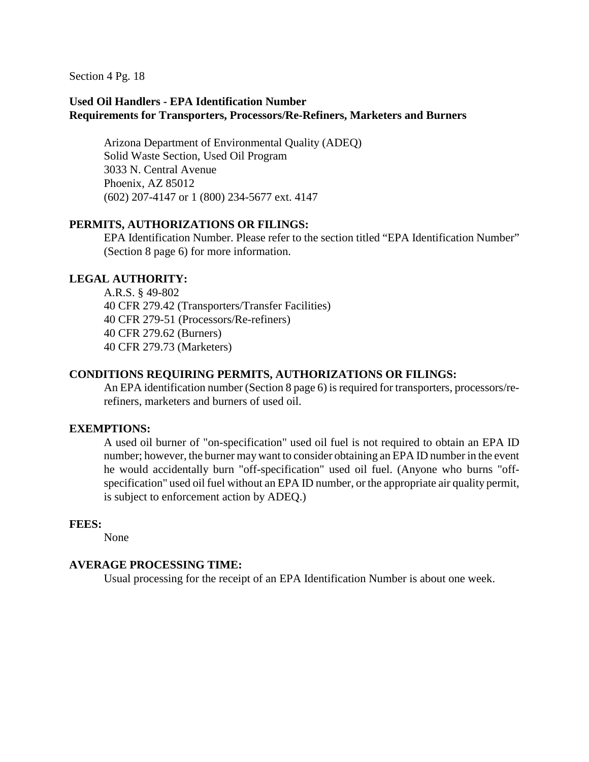Section 4 Pg. 18

**Used Oil Handlers - EPA Identification Number**
**Requirements for Transporters, Processors/Re-Refiners, Marketers and Burners**

Arizona Department of Environmental Quality (ADEQ)
Solid Waste Section, Used Oil Program
3033 N. Central Avenue
Phoenix, AZ 85012
(602) 207-4147 or 1 (800) 234-5677 ext. 4147

**PERMITS, AUTHORIZATIONS OR FILINGS:**

EPA Identification Number. Please refer to the section titled "EPA Identification Number" (Section 8 page 6) for more information.

**LEGAL AUTHORITY:**

A.R.S. § 49-802
40 CFR 279.42 (Transporters/Transfer Facilities)
40 CFR 279-51 (Processors/Re-refiners)
40 CFR 279.62 (Burners)
40 CFR 279.73 (Marketers)

**CONDITIONS REQUIRING PERMITS, AUTHORIZATIONS OR FILINGS:**

An EPA identification number (Section 8 page 6) is required for transporters, processors/re-refiners, marketers and burners of used oil.

**EXEMPTIONS:**

A used oil burner of "on-specification" used oil fuel is not required to obtain an EPA ID number; however, the burner may want to consider obtaining an EPA ID number in the event he would accidentally burn "off-specification" used oil fuel. (Anyone who burns "off-specification" used oil fuel without an EPA ID number, or the appropriate air quality permit, is subject to enforcement action by ADEQ.)

**FEES:**

None

**AVERAGE PROCESSING TIME:**

Usual processing for the receipt of an EPA Identification Number is about one week.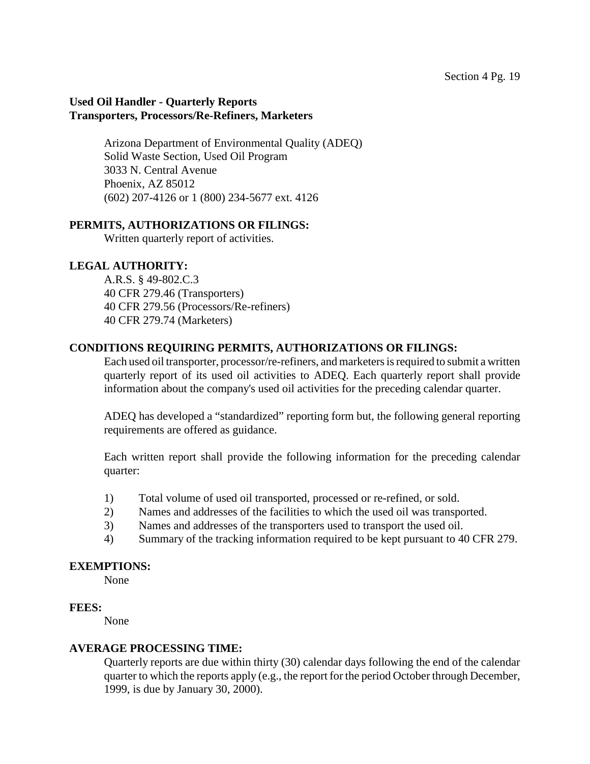**Used Oil Handler - Quarterly Reports**
**Transporters, Processors/Re-Refiners, Marketers**

Arizona Department of Environmental Quality (ADEQ)
Solid Waste Section, Used Oil Program
3033 N. Central Avenue
Phoenix, AZ 85012
(602) 207-4126 or 1 (800) 234-5677 ext. 4126

**PERMITS, AUTHORIZATIONS OR FILINGS:**

Written quarterly report of activities.

**LEGAL AUTHORITY:**

A.R.S. § 49-802.C.3
40 CFR 279.46 (Transporters)
40 CFR 279.56 (Processors/Re-refiners)
40 CFR 279.74 (Marketers)

**CONDITIONS REQUIRING PERMITS, AUTHORIZATIONS OR FILINGS:**

Each used oil transporter, processor/re-refiners, and marketers is required to submit a written quarterly report of its used oil activities to ADEQ. Each quarterly report shall provide information about the company's used oil activities for the preceding calendar quarter.

ADEQ has developed a "standardized" reporting form but, the following general reporting requirements are offered as guidance.

Each written report shall provide the following information for the preceding calendar quarter:

1) Total volume of used oil transported, processed or re-refined, or sold.
2) Names and addresses of the facilities to which the used oil was transported.
3) Names and addresses of the transporters used to transport the used oil.
4) Summary of the tracking information required to be kept pursuant to 40 CFR 279.

**EXEMPTIONS:**

None

**FEES:**

None

**AVERAGE PROCESSING TIME:**

Quarterly reports are due within thirty (30) calendar days following the end of the calendar quarter to which the reports apply (e.g., the report for the period October through December, 1999, is due by January 30, 2000).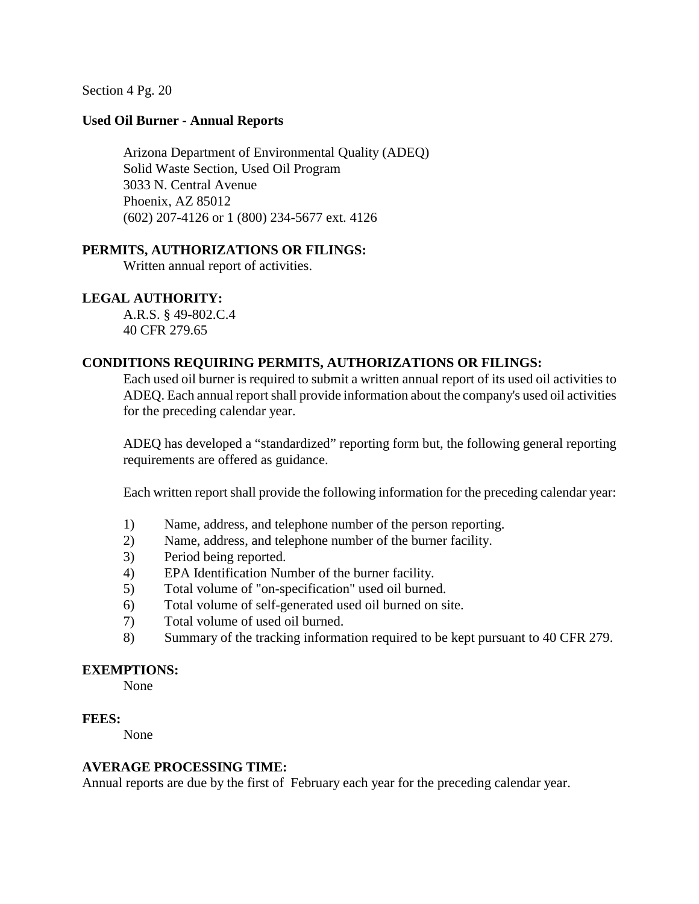Section 4 Pg. 20

## Used Oil Burner - Annual Reports

Arizona Department of Environmental Quality (ADEQ)
Solid Waste Section, Used Oil Program
3033 N. Central Avenue
Phoenix, AZ 85012
(602) 207-4126 or 1 (800) 234-5677 ext. 4126

### PERMITS, AUTHORIZATIONS OR FILINGS:

Written annual report of activities.

### LEGAL AUTHORITY:

A.R.S. § 49-802.C.4
40 CFR 279.65

### CONDITIONS REQUIRING PERMITS, AUTHORIZATIONS OR FILINGS:

Each used oil burner is required to submit a written annual report of its used oil activities to ADEQ. Each annual report shall provide information about the company's used oil activities for the preceding calendar year.

ADEQ has developed a "standardized" reporting form but, the following general reporting requirements are offered as guidance.

Each written report shall provide the following information for the preceding calendar year:

1) Name, address, and telephone number of the person reporting.
2) Name, address, and telephone number of the burner facility.
3) Period being reported.
4) EPA Identification Number of the burner facility.
5) Total volume of "on-specification" used oil burned.
6) Total volume of self-generated used oil burned on site.
7) Total volume of used oil burned.
8) Summary of the tracking information required to be kept pursuant to 40 CFR 279.

### EXEMPTIONS:

None

### FEES:

None

### AVERAGE PROCESSING TIME:

Annual reports are due by the first of February each year for the preceding calendar year.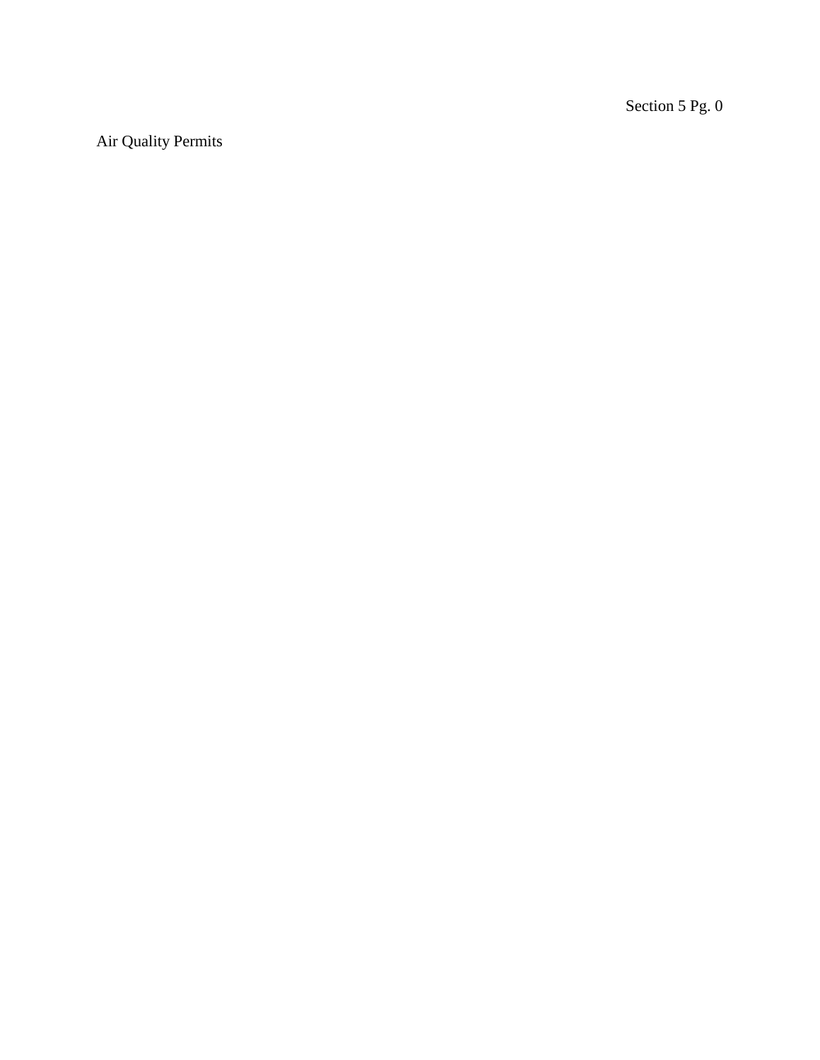Air Quality Permits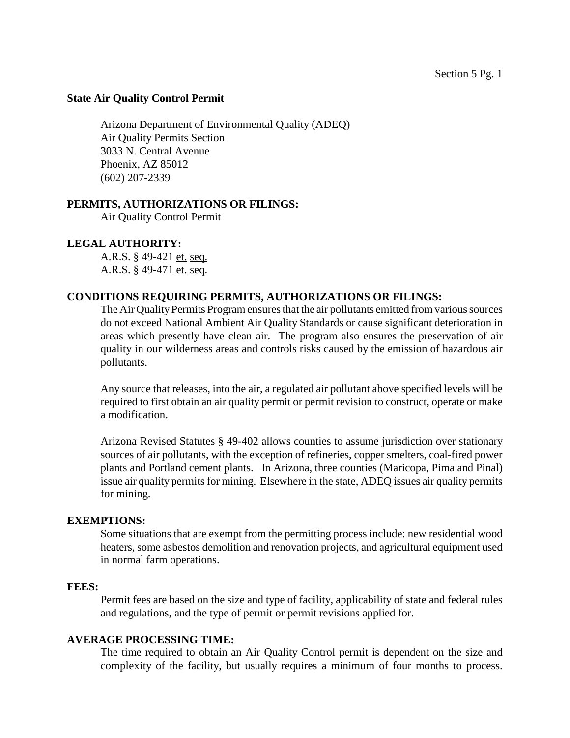**State Air Quality Control Permit**

Arizona Department of Environmental Quality (ADEQ)
Air Quality Permits Section
3033 N. Central Avenue
Phoenix, AZ 85012
(602) 207-2339

**PERMITS, AUTHORIZATIONS OR FILINGS:**

Air Quality Control Permit

**LEGAL AUTHORITY:**

A.R.S. § 49-421 et. seq.
A.R.S. § 49-471 et. seq.

**CONDITIONS REQUIRING PERMITS, AUTHORIZATIONS OR FILINGS:**

The Air Quality Permits Program ensures that the air pollutants emitted from various sources do not exceed National Ambient Air Quality Standards or cause significant deterioration in areas which presently have clean air. The program also ensures the preservation of air quality in our wilderness areas and controls risks caused by the emission of hazardous air pollutants.

Any source that releases, into the air, a regulated air pollutant above specified levels will be required to first obtain an air quality permit or permit revision to construct, operate or make a modification.

Arizona Revised Statutes § 49-402 allows counties to assume jurisdiction over stationary sources of air pollutants, with the exception of refineries, copper smelters, coal-fired power plants and Portland cement plants. In Arizona, three counties (Maricopa, Pima and Pinal) issue air quality permits for mining. Elsewhere in the state, ADEQ issues air quality permits for mining.

**EXEMPTIONS:**

Some situations that are exempt from the permitting process include: new residential wood heaters, some asbestos demolition and renovation projects, and agricultural equipment used in normal farm operations.

**FEES:**

Permit fees are based on the size and type of facility, applicability of state and federal rules and regulations, and the type of permit or permit revisions applied for.

**AVERAGE PROCESSING TIME:**

The time required to obtain an Air Quality Control permit is dependent on the size and complexity of the facility, but usually requires a minimum of four months to process.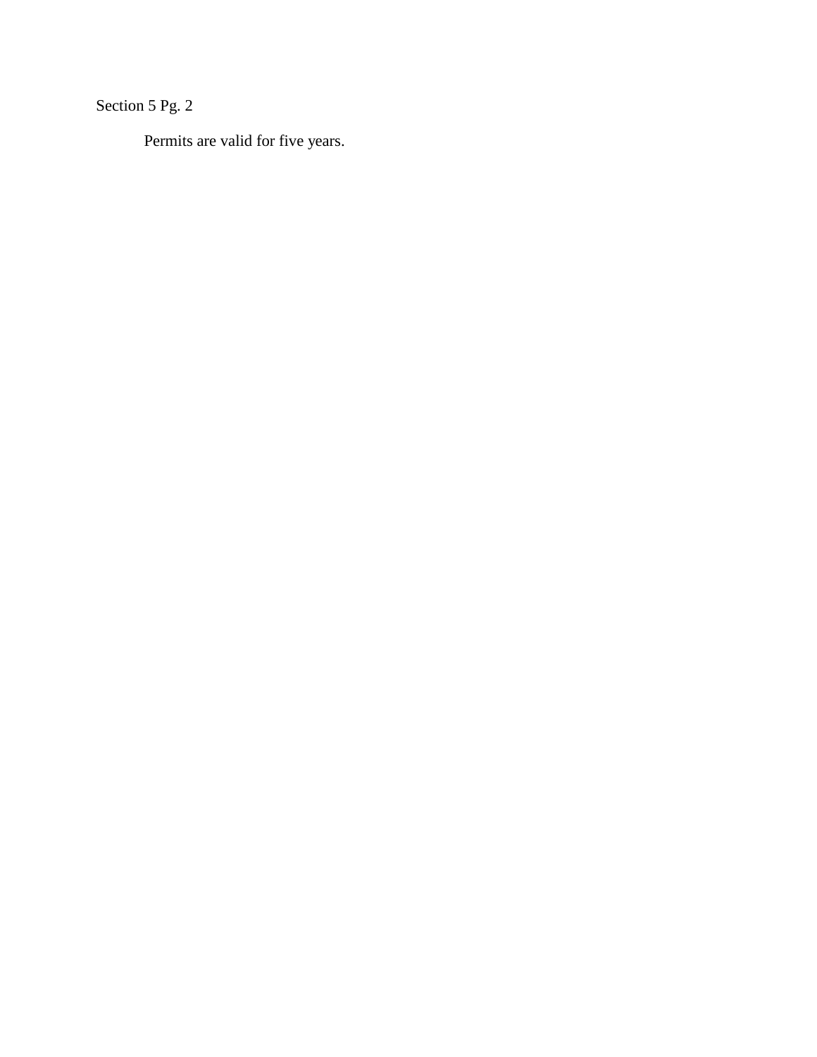Section 5 Pg. 2

Permits are valid for five years.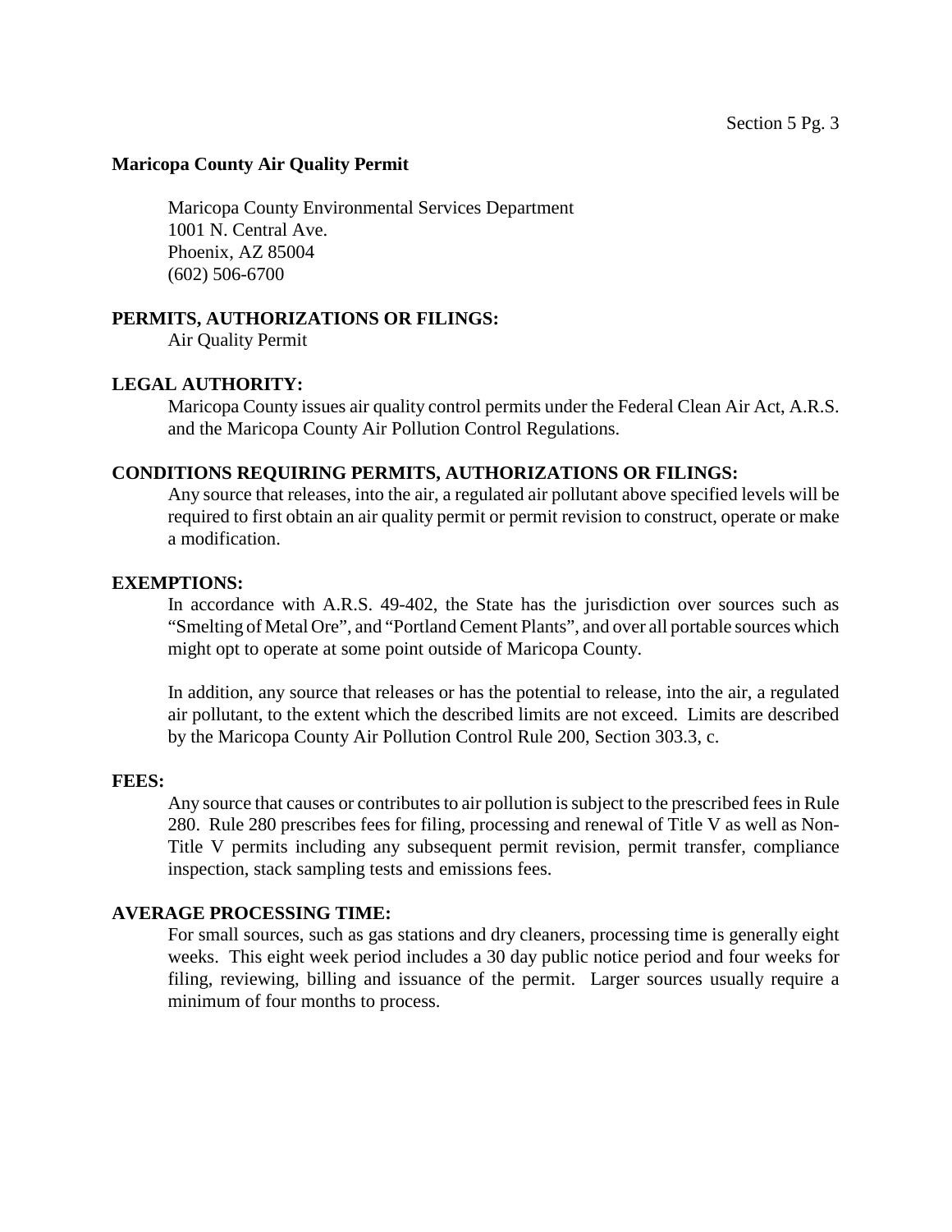## Maricopa County Air Quality Permit

Maricopa County Environmental Services Department
1001 N. Central Ave.
Phoenix, AZ 85004
(602) 506-6700

### PERMITS, AUTHORIZATIONS OR FILINGS:

Air Quality Permit

### LEGAL AUTHORITY:

Maricopa County issues air quality control permits under the Federal Clean Air Act, A.R.S. and the Maricopa County Air Pollution Control Regulations.

### CONDITIONS REQUIRING PERMITS, AUTHORIZATIONS OR FILINGS:

Any source that releases, into the air, a regulated air pollutant above specified levels will be required to first obtain an air quality permit or permit revision to construct, operate or make a modification.

### EXEMPTIONS:

In accordance with A.R.S. 49-402, the State has the jurisdiction over sources such as "Smelting of Metal Ore", and "Portland Cement Plants", and over all portable sources which might opt to operate at some point outside of Maricopa County.

In addition, any source that releases or has the potential to release, into the air, a regulated air pollutant, to the extent which the described limits are not exceed. Limits are described by the Maricopa County Air Pollution Control Rule 200, Section 303.3, c.

### FEES:

Any source that causes or contributes to air pollution is subject to the prescribed fees in Rule 280. Rule 280 prescribes fees for filing, processing and renewal of Title V as well as Non-Title V permits including any subsequent permit revision, permit transfer, compliance inspection, stack sampling tests and emissions fees.

### AVERAGE PROCESSING TIME:

For small sources, such as gas stations and dry cleaners, processing time is generally eight weeks. This eight week period includes a 30 day public notice period and four weeks for filing, reviewing, billing and issuance of the permit. Larger sources usually require a minimum of four months to process.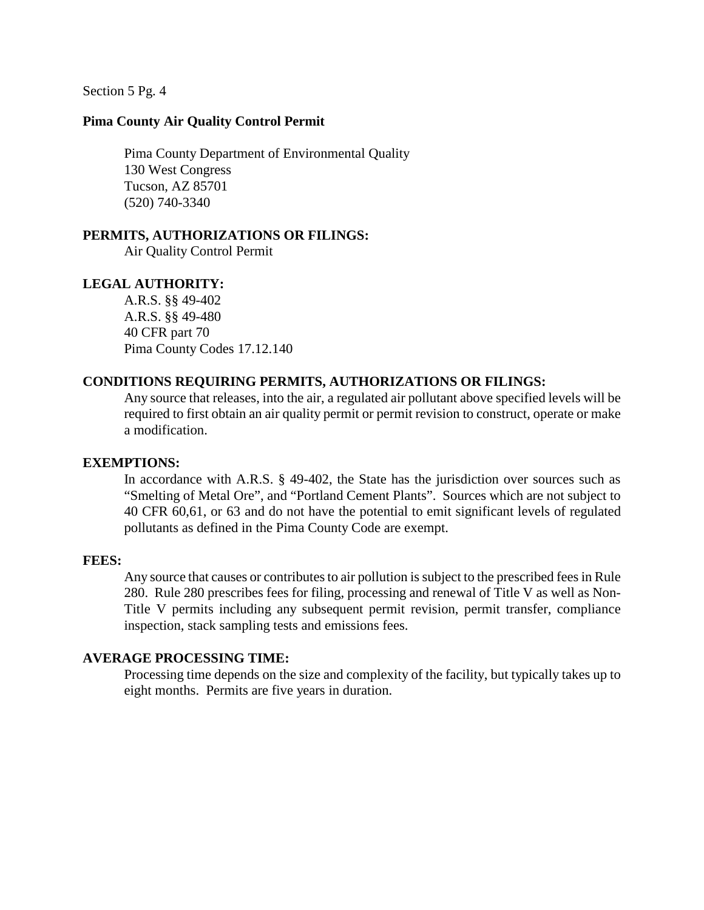Section 5 Pg. 4

## Pima County Air Quality Control Permit

Pima County Department of Environmental Quality
130 West Congress
Tucson, AZ 85701
(520) 740-3340

### PERMITS, AUTHORIZATIONS OR FILINGS:

Air Quality Control Permit

### LEGAL AUTHORITY:

A.R.S. §§ 49-402
A.R.S. §§ 49-480
40 CFR part 70
Pima County Codes 17.12.140

### CONDITIONS REQUIRING PERMITS, AUTHORIZATIONS OR FILINGS:

Any source that releases, into the air, a regulated air pollutant above specified levels will be required to first obtain an air quality permit or permit revision to construct, operate or make a modification.

### EXEMPTIONS:

In accordance with A.R.S. § 49-402, the State has the jurisdiction over sources such as "Smelting of Metal Ore", and "Portland Cement Plants". Sources which are not subject to 40 CFR 60,61, or 63 and do not have the potential to emit significant levels of regulated pollutants as defined in the Pima County Code are exempt.

### FEES:

Any source that causes or contributes to air pollution is subject to the prescribed fees in Rule 280. Rule 280 prescribes fees for filing, processing and renewal of Title V as well as Non-Title V permits including any subsequent permit revision, permit transfer, compliance inspection, stack sampling tests and emissions fees.

### AVERAGE PROCESSING TIME:

Processing time depends on the size and complexity of the facility, but typically takes up to eight months. Permits are five years in duration.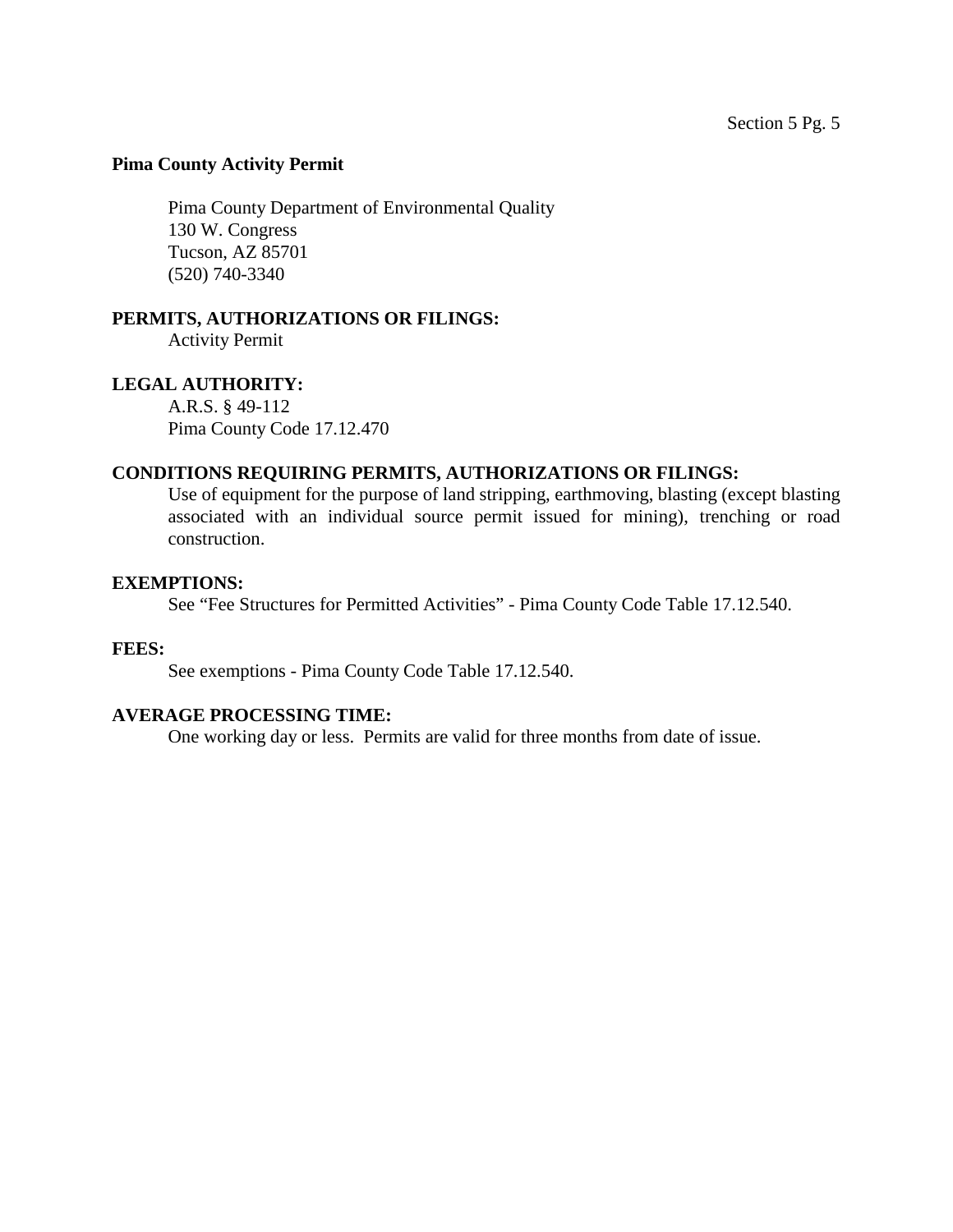## Pima County Activity Permit

Pima County Department of Environmental Quality
130 W. Congress
Tucson, AZ 85701
(520) 740-3340

**PERMITS, AUTHORIZATIONS OR FILINGS:**

Activity Permit

**LEGAL AUTHORITY:**

A.R.S. § 49-112
Pima County Code 17.12.470

**CONDITIONS REQUIRING PERMITS, AUTHORIZATIONS OR FILINGS:**

Use of equipment for the purpose of land stripping, earthmoving, blasting (except blasting associated with an individual source permit issued for mining), trenching or road construction.

**EXEMPTIONS:**

See "Fee Structures for Permitted Activities" - Pima County Code Table 17.12.540.

**FEES:**

See exemptions - Pima County Code Table 17.12.540.

**AVERAGE PROCESSING TIME:**

One working day or less. Permits are valid for three months from date of issue.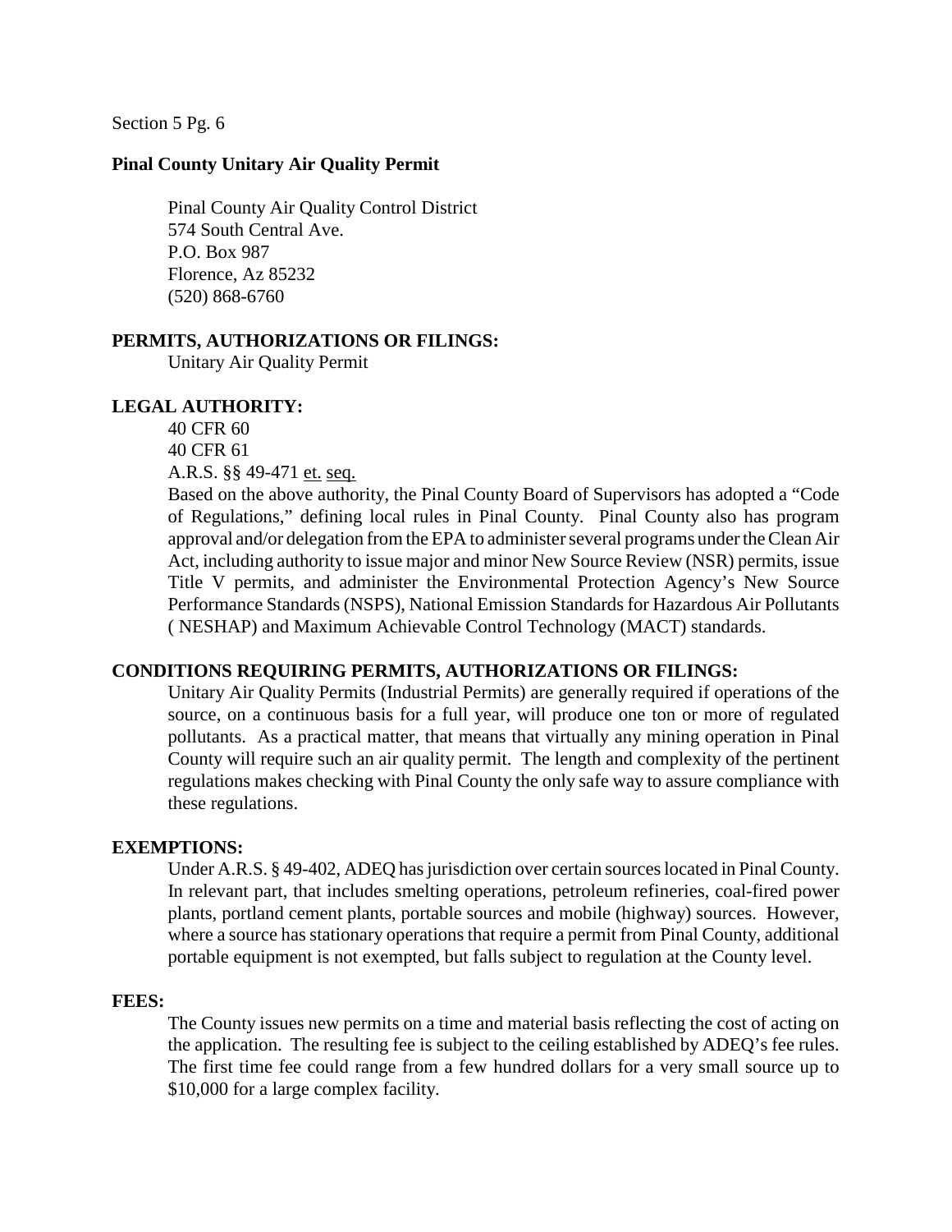Section 5 Pg. 6

**Pinal County Unitary Air Quality Permit**

Pinal County Air Quality Control District
574 South Central Ave.
P.O. Box 987
Florence, Az 85232
(520) 868-6760

**PERMITS, AUTHORIZATIONS OR FILINGS:**

Unitary Air Quality Permit

**LEGAL AUTHORITY:**

40 CFR 60
40 CFR 61
A.R.S. §§ 49-471 et. seq.

Based on the above authority, the Pinal County Board of Supervisors has adopted a "Code of Regulations," defining local rules in Pinal County. Pinal County also has program approval and/or delegation from the EPA to administer several programs under the Clean Air Act, including authority to issue major and minor New Source Review (NSR) permits, issue Title V permits, and administer the Environmental Protection Agency's New Source Performance Standards (NSPS), National Emission Standards for Hazardous Air Pollutants ( NESHAP) and Maximum Achievable Control Technology (MACT) standards.

**CONDITIONS REQUIRING PERMITS, AUTHORIZATIONS OR FILINGS:**

Unitary Air Quality Permits (Industrial Permits) are generally required if operations of the source, on a continuous basis for a full year, will produce one ton or more of regulated pollutants. As a practical matter, that means that virtually any mining operation in Pinal County will require such an air quality permit. The length and complexity of the pertinent regulations makes checking with Pinal County the only safe way to assure compliance with these regulations.

**EXEMPTIONS:**

Under A.R.S. § 49-402, ADEQ has jurisdiction over certain sources located in Pinal County. In relevant part, that includes smelting operations, petroleum refineries, coal-fired power plants, portland cement plants, portable sources and mobile (highway) sources. However, where a source has stationary operations that require a permit from Pinal County, additional portable equipment is not exempted, but falls subject to regulation at the County level.

**FEES:**

The County issues new permits on a time and material basis reflecting the cost of acting on the application. The resulting fee is subject to the ceiling established by ADEQ's fee rules. The first time fee could range from a few hundred dollars for a very small source up to $10,000 for a large complex facility.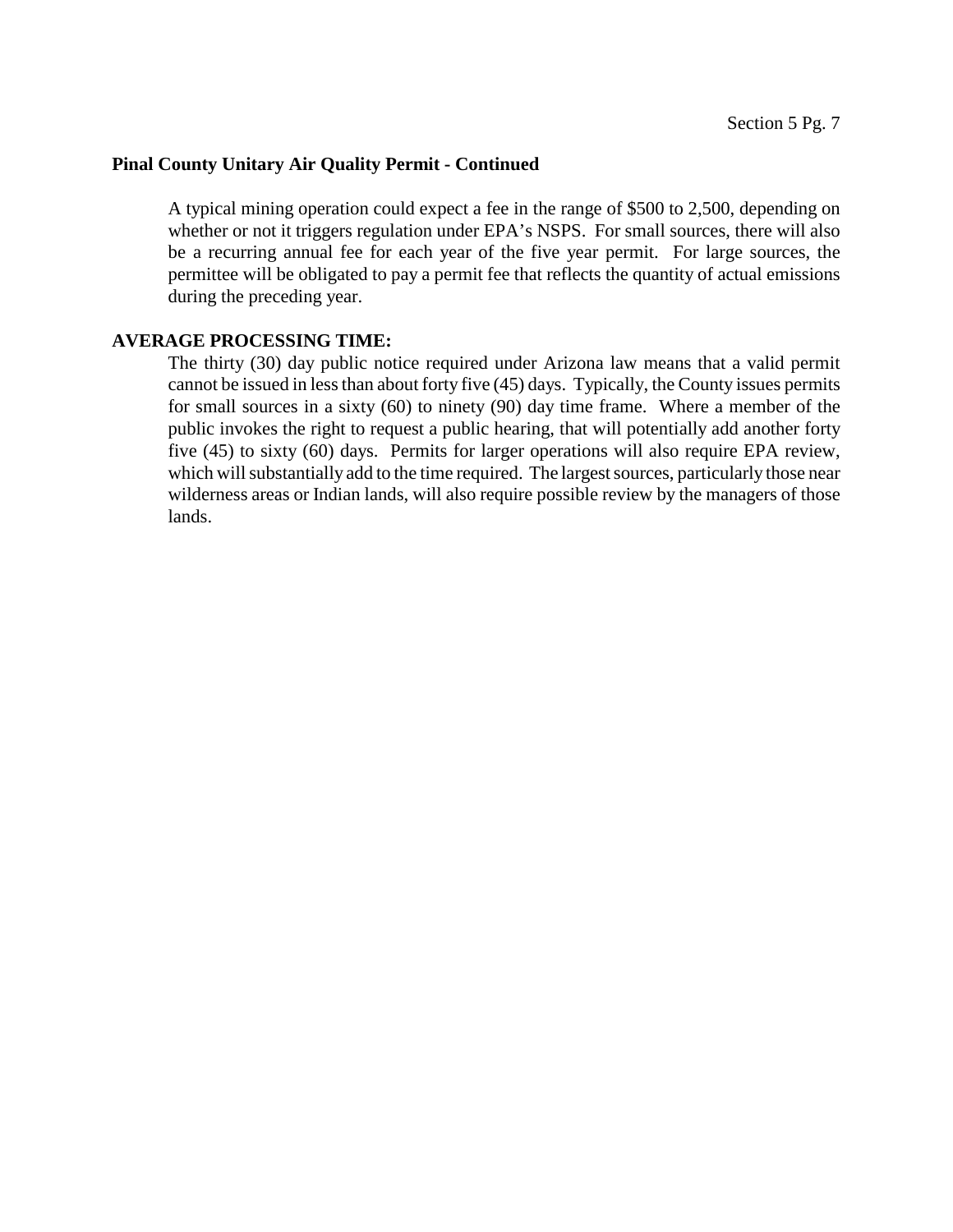**Pinal County Unitary Air Quality Permit - Continued**

A typical mining operation could expect a fee in the range of $500 to 2,500, depending on whether or not it triggers regulation under EPA's NSPS. For small sources, there will also be a recurring annual fee for each year of the five year permit. For large sources, the permittee will be obligated to pay a permit fee that reflects the quantity of actual emissions during the preceding year.

**AVERAGE PROCESSING TIME:**

The thirty (30) day public notice required under Arizona law means that a valid permit cannot be issued in less than about forty five (45) days. Typically, the County issues permits for small sources in a sixty (60) to ninety (90) day time frame. Where a member of the public invokes the right to request a public hearing, that will potentially add another forty five (45) to sixty (60) days. Permits for larger operations will also require EPA review, which will substantially add to the time required. The largest sources, particularly those near wilderness areas or Indian lands, will also require possible review by the managers of those lands.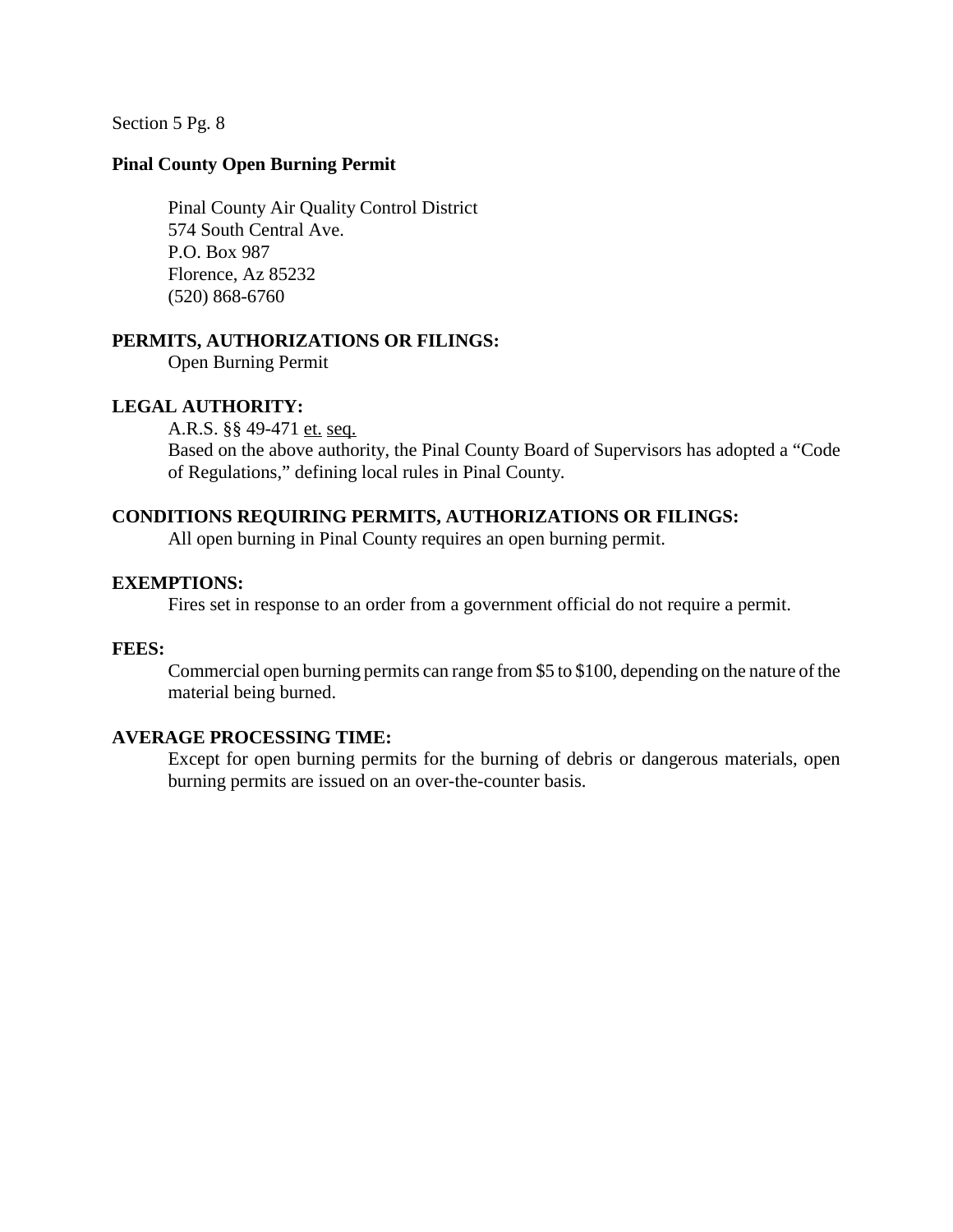Section 5 Pg. 8

**Pinal County Open Burning Permit**

Pinal County Air Quality Control District
574 South Central Ave.
P.O. Box 987
Florence, Az 85232
(520) 868-6760

**PERMITS, AUTHORIZATIONS OR FILINGS:**

Open Burning Permit

**LEGAL AUTHORITY:**

A.R.S. §§ 49-471 et. seq.

Based on the above authority, the Pinal County Board of Supervisors has adopted a "Code of Regulations," defining local rules in Pinal County.

**CONDITIONS REQUIRING PERMITS, AUTHORIZATIONS OR FILINGS:**

All open burning in Pinal County requires an open burning permit.

**EXEMPTIONS:**

Fires set in response to an order from a government official do not require a permit.

**FEES:**

Commercial open burning permits can range from $5 to $100, depending on the nature of the material being burned.

**AVERAGE PROCESSING TIME:**

Except for open burning permits for the burning of debris or dangerous materials, open burning permits are issued on an over-the-counter basis.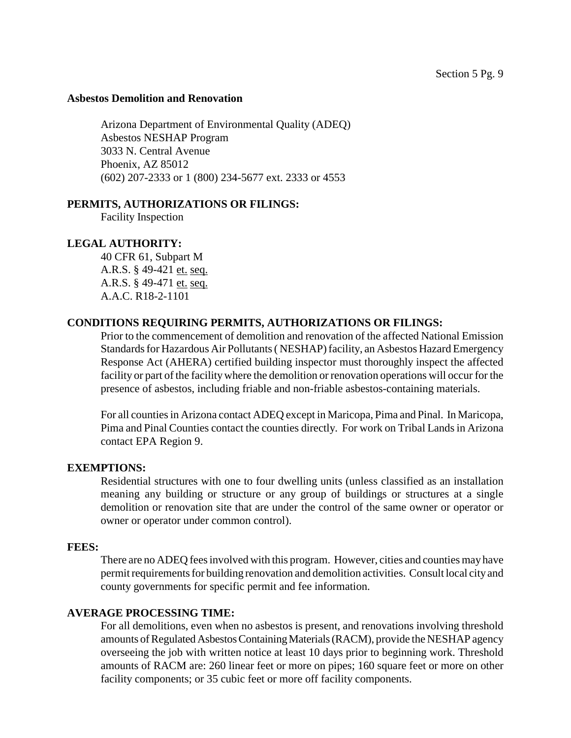**Asbestos Demolition and Renovation**

Arizona Department of Environmental Quality (ADEQ)
Asbestos NESHAP Program
3033 N. Central Avenue
Phoenix, AZ 85012
(602) 207-2333 or 1 (800) 234-5677 ext. 2333 or 4553

**PERMITS, AUTHORIZATIONS OR FILINGS:**

Facility Inspection

**LEGAL AUTHORITY:**

40 CFR 61, Subpart M
A.R.S. § 49-421 et. seq.
A.R.S. § 49-471 et. seq.
A.A.C. R18-2-1101

**CONDITIONS REQUIRING PERMITS, AUTHORIZATIONS OR FILINGS:**

Prior to the commencement of demolition and renovation of the affected National Emission Standards for Hazardous Air Pollutants ( NESHAP) facility, an Asbestos Hazard Emergency Response Act (AHERA) certified building inspector must thoroughly inspect the affected facility or part of the facility where the demolition or renovation operations will occur for the presence of asbestos, including friable and non-friable asbestos-containing materials.

For all counties in Arizona contact ADEQ except in Maricopa, Pima and Pinal. In Maricopa, Pima and Pinal Counties contact the counties directly. For work on Tribal Lands in Arizona contact EPA Region 9.

**EXEMPTIONS:**

Residential structures with one to four dwelling units (unless classified as an installation meaning any building or structure or any group of buildings or structures at a single demolition or renovation site that are under the control of the same owner or operator or owner or operator under common control).

**FEES:**

There are no ADEQ fees involved with this program. However, cities and counties may have permit requirements for building renovation and demolition activities. Consult local city and county governments for specific permit and fee information.

**AVERAGE PROCESSING TIME:**

For all demolitions, even when no asbestos is present, and renovations involving threshold amounts of Regulated Asbestos Containing Materials (RACM), provide the NESHAP agency overseeing the job with written notice at least 10 days prior to beginning work. Threshold amounts of RACM are: 260 linear feet or more on pipes; 160 square feet or more on other facility components; or 35 cubic feet or more off facility components.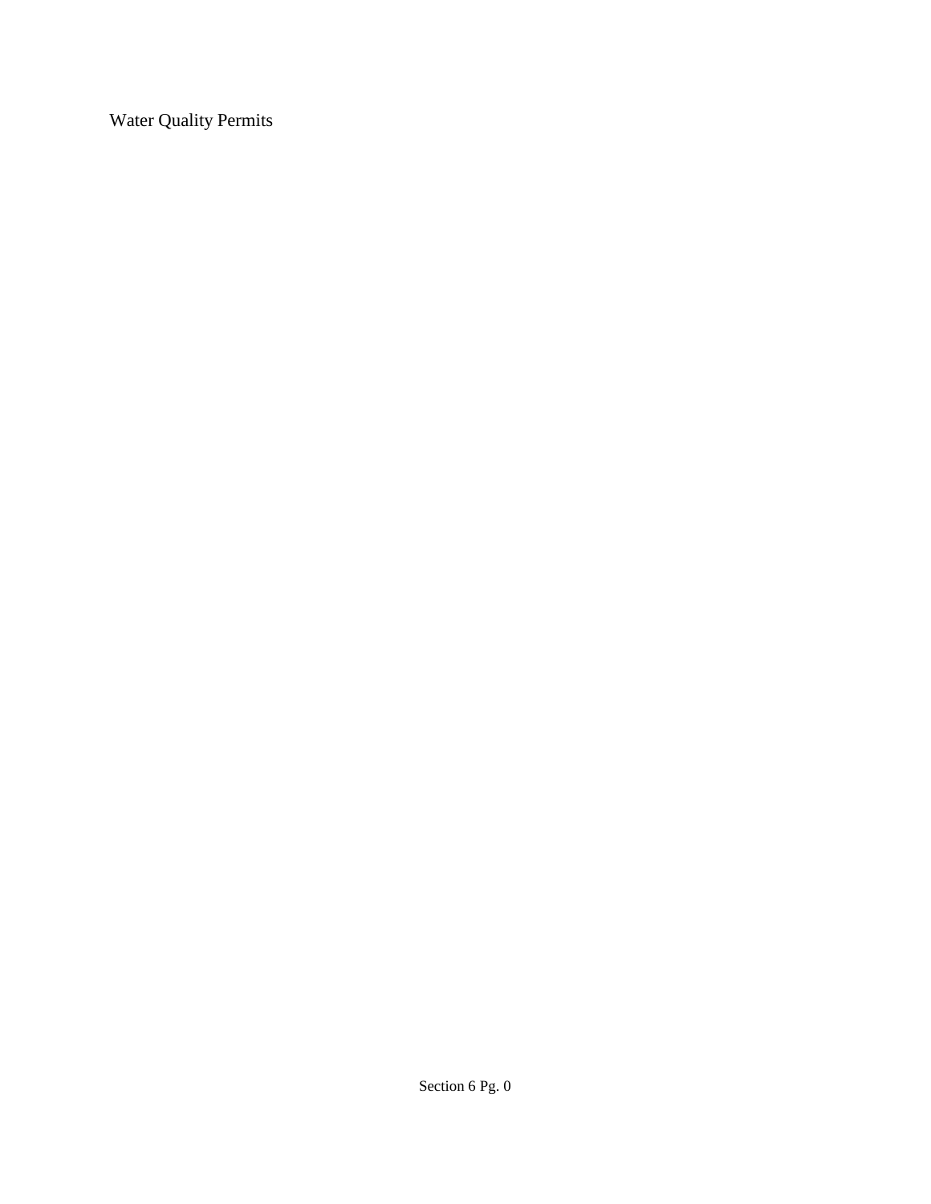Water Quality Permits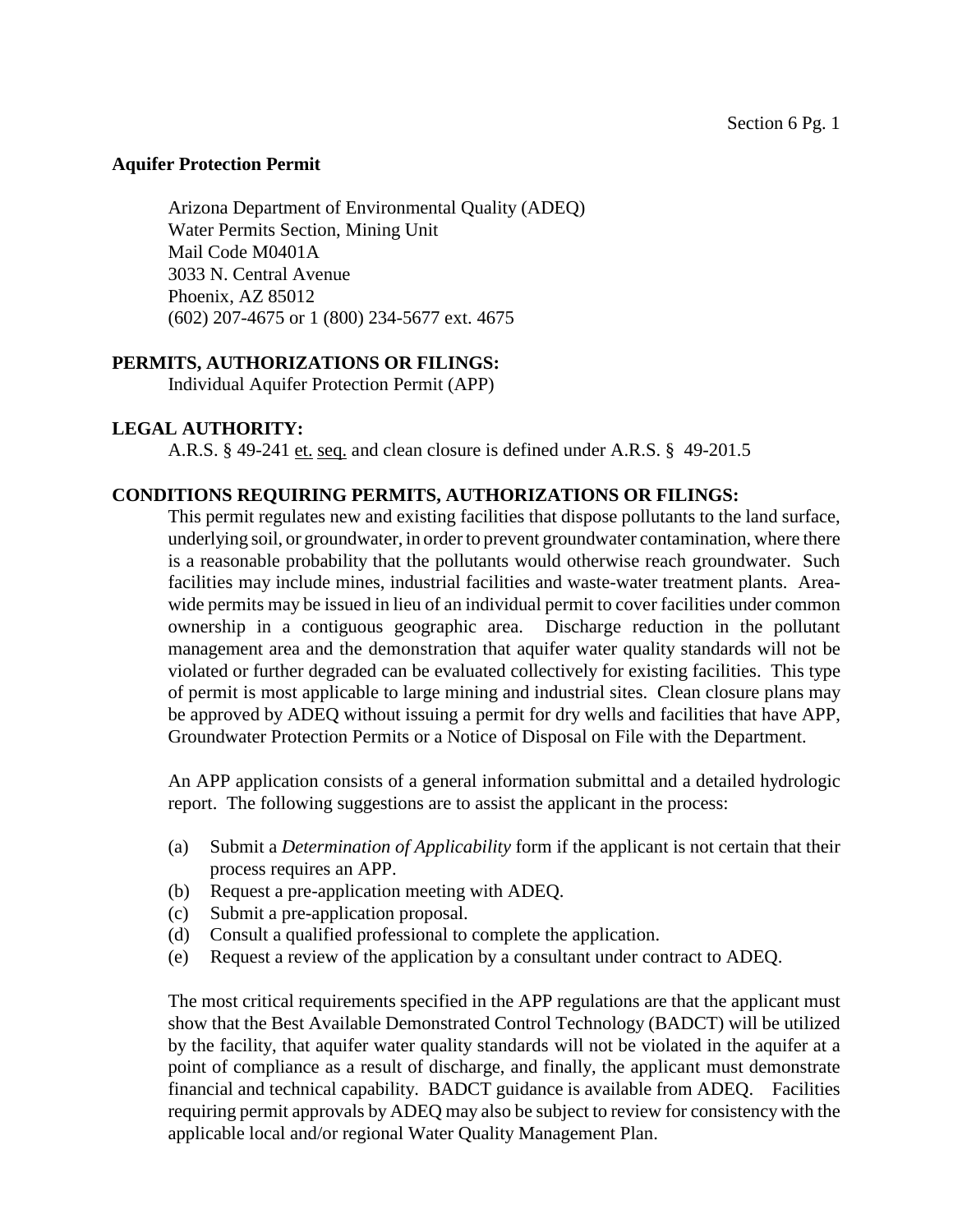**Aquifer Protection Permit**

Arizona Department of Environmental Quality (ADEQ)
Water Permits Section, Mining Unit
Mail Code M0401A
3033 N. Central Avenue
Phoenix, AZ 85012
(602) 207-4675 or 1 (800) 234-5677 ext. 4675

**PERMITS, AUTHORIZATIONS OR FILINGS:**

Individual Aquifer Protection Permit (APP)

**LEGAL AUTHORITY:**

A.R.S. § 49-241 et. seq. and clean closure is defined under A.R.S. § 49-201.5

**CONDITIONS REQUIRING PERMITS, AUTHORIZATIONS OR FILINGS:**

This permit regulates new and existing facilities that dispose pollutants to the land surface, underlying soil, or groundwater, in order to prevent groundwater contamination, where there is a reasonable probability that the pollutants would otherwise reach groundwater. Such facilities may include mines, industrial facilities and waste-water treatment plants. Area-wide permits may be issued in lieu of an individual permit to cover facilities under common ownership in a contiguous geographic area. Discharge reduction in the pollutant management area and the demonstration that aquifer water quality standards will not be violated or further degraded can be evaluated collectively for existing facilities. This type of permit is most applicable to large mining and industrial sites. Clean closure plans may be approved by ADEQ without issuing a permit for dry wells and facilities that have APP, Groundwater Protection Permits or a Notice of Disposal on File with the Department.

An APP application consists of a general information submittal and a detailed hydrologic report. The following suggestions are to assist the applicant in the process:

(a) Submit a *Determination of Applicability* form if the applicant is not certain that their process requires an APP.
(b) Request a pre-application meeting with ADEQ.
(c) Submit a pre-application proposal.
(d) Consult a qualified professional to complete the application.
(e) Request a review of the application by a consultant under contract to ADEQ.

The most critical requirements specified in the APP regulations are that the applicant must show that the Best Available Demonstrated Control Technology (BADCT) will be utilized by the facility, that aquifer water quality standards will not be violated in the aquifer at a point of compliance as a result of discharge, and finally, the applicant must demonstrate financial and technical capability. BADCT guidance is available from ADEQ. Facilities requiring permit approvals by ADEQ may also be subject to review for consistency with the applicable local and/or regional Water Quality Management Plan.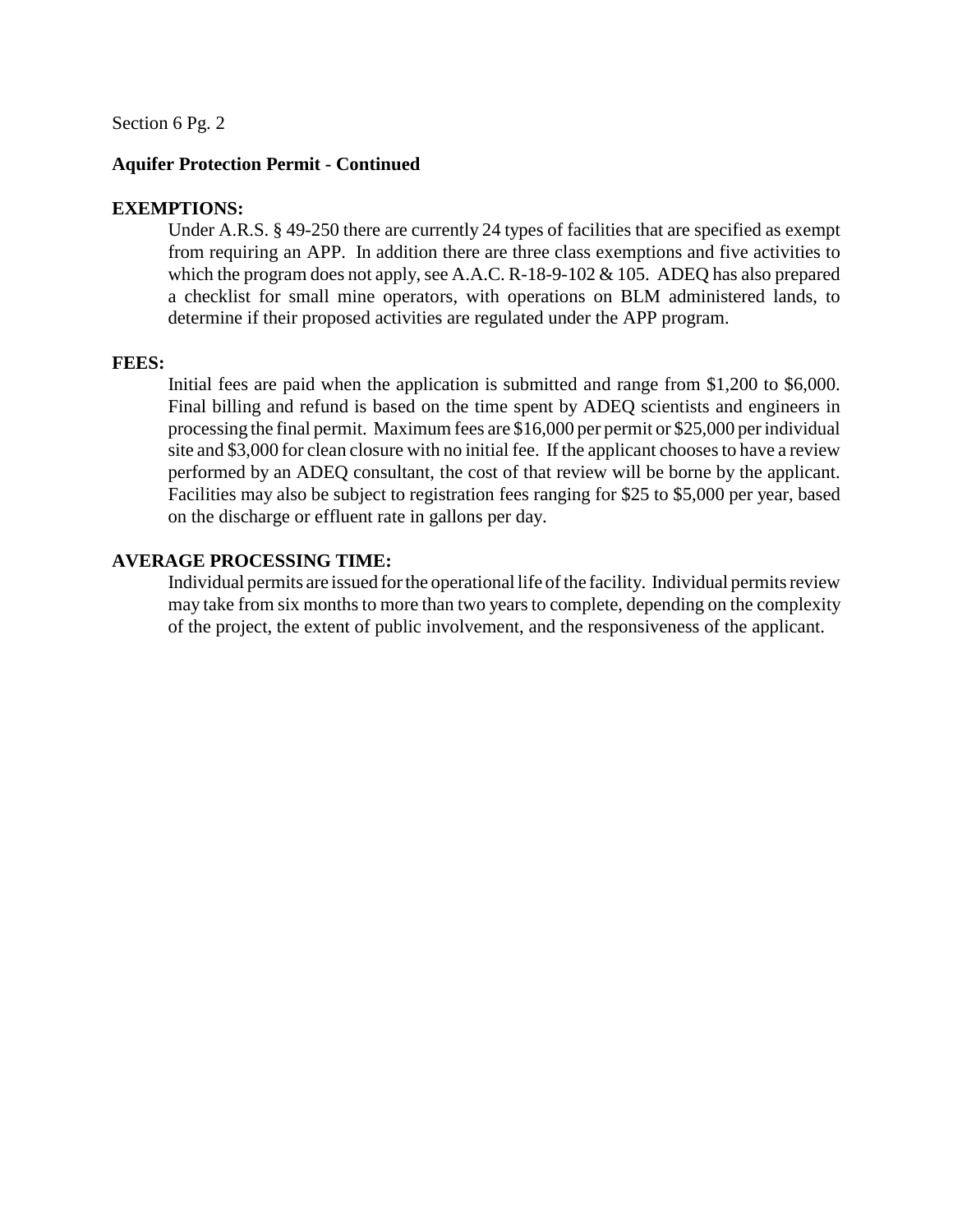**Aquifer Protection Permit - Continued**

**EXEMPTIONS:**

Under A.R.S. § 49-250 there are currently 24 types of facilities that are specified as exempt from requiring an APP. In addition there are three class exemptions and five activities to which the program does not apply, see A.A.C. R-18-9-102 & 105. ADEQ has also prepared a checklist for small mine operators, with operations on BLM administered lands, to determine if their proposed activities are regulated under the APP program.

**FEES:**

Initial fees are paid when the application is submitted and range from $1,200 to $6,000. Final billing and refund is based on the time spent by ADEQ scientists and engineers in processing the final permit. Maximum fees are $16,000 per permit or $25,000 per individual site and $3,000 for clean closure with no initial fee. If the applicant chooses to have a review performed by an ADEQ consultant, the cost of that review will be borne by the applicant. Facilities may also be subject to registration fees ranging for $25 to $5,000 per year, based on the discharge or effluent rate in gallons per day.

**AVERAGE PROCESSING TIME:**

Individual permits are issued for the operational life of the facility. Individual permits review may take from six months to more than two years to complete, depending on the complexity of the project, the extent of public involvement, and the responsiveness of the applicant.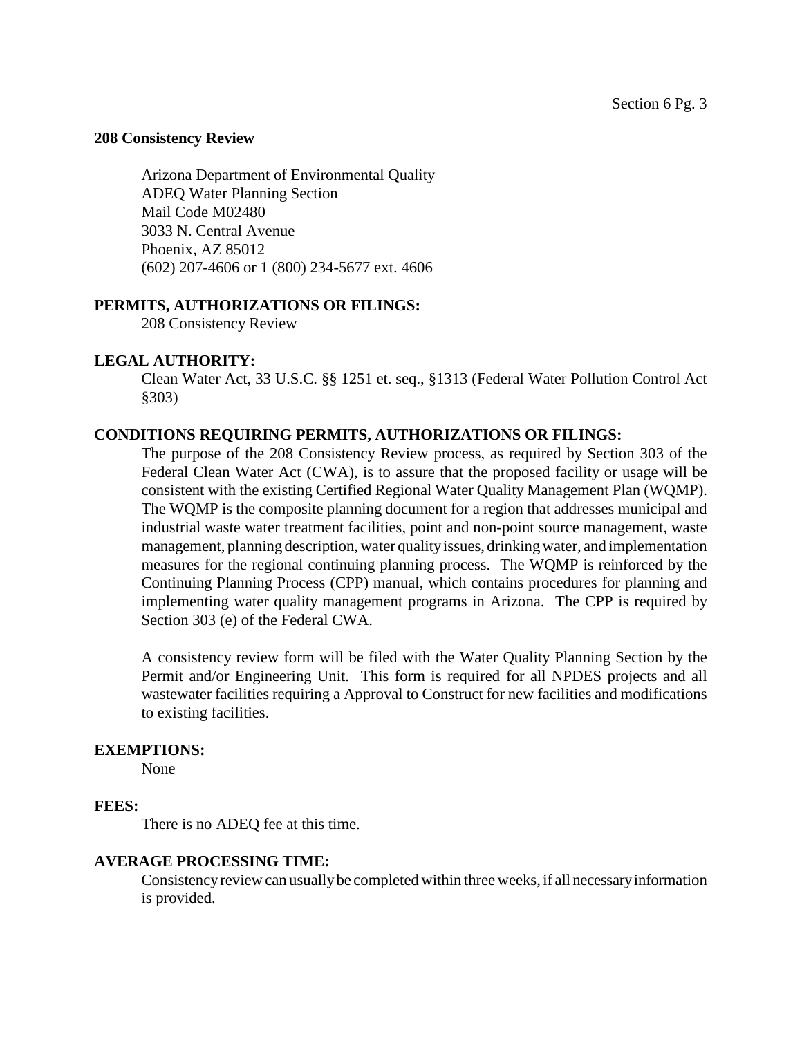**208 Consistency Review**

Arizona Department of Environmental Quality
ADEQ Water Planning Section
Mail Code M02480
3033 N. Central Avenue
Phoenix, AZ 85012
(602) 207-4606 or 1 (800) 234-5677 ext. 4606

**PERMITS, AUTHORIZATIONS OR FILINGS:**

208 Consistency Review

**LEGAL AUTHORITY:**

Clean Water Act, 33 U.S.C. §§ 1251 et. seq., §1313 (Federal Water Pollution Control Act §303)

**CONDITIONS REQUIRING PERMITS, AUTHORIZATIONS OR FILINGS:**

The purpose of the 208 Consistency Review process, as required by Section 303 of the Federal Clean Water Act (CWA), is to assure that the proposed facility or usage will be consistent with the existing Certified Regional Water Quality Management Plan (WQMP). The WQMP is the composite planning document for a region that addresses municipal and industrial waste water treatment facilities, point and non-point source management, waste management, planning description, water quality issues, drinking water, and implementation measures for the regional continuing planning process. The WQMP is reinforced by the Continuing Planning Process (CPP) manual, which contains procedures for planning and implementing water quality management programs in Arizona. The CPP is required by Section 303 (e) of the Federal CWA.

A consistency review form will be filed with the Water Quality Planning Section by the Permit and/or Engineering Unit. This form is required for all NPDES projects and all wastewater facilities requiring a Approval to Construct for new facilities and modifications to existing facilities.

**EXEMPTIONS:**

None

**FEES:**

There is no ADEQ fee at this time.

**AVERAGE PROCESSING TIME:**

Consistency review can usually be completed within three weeks, if all necessary information is provided.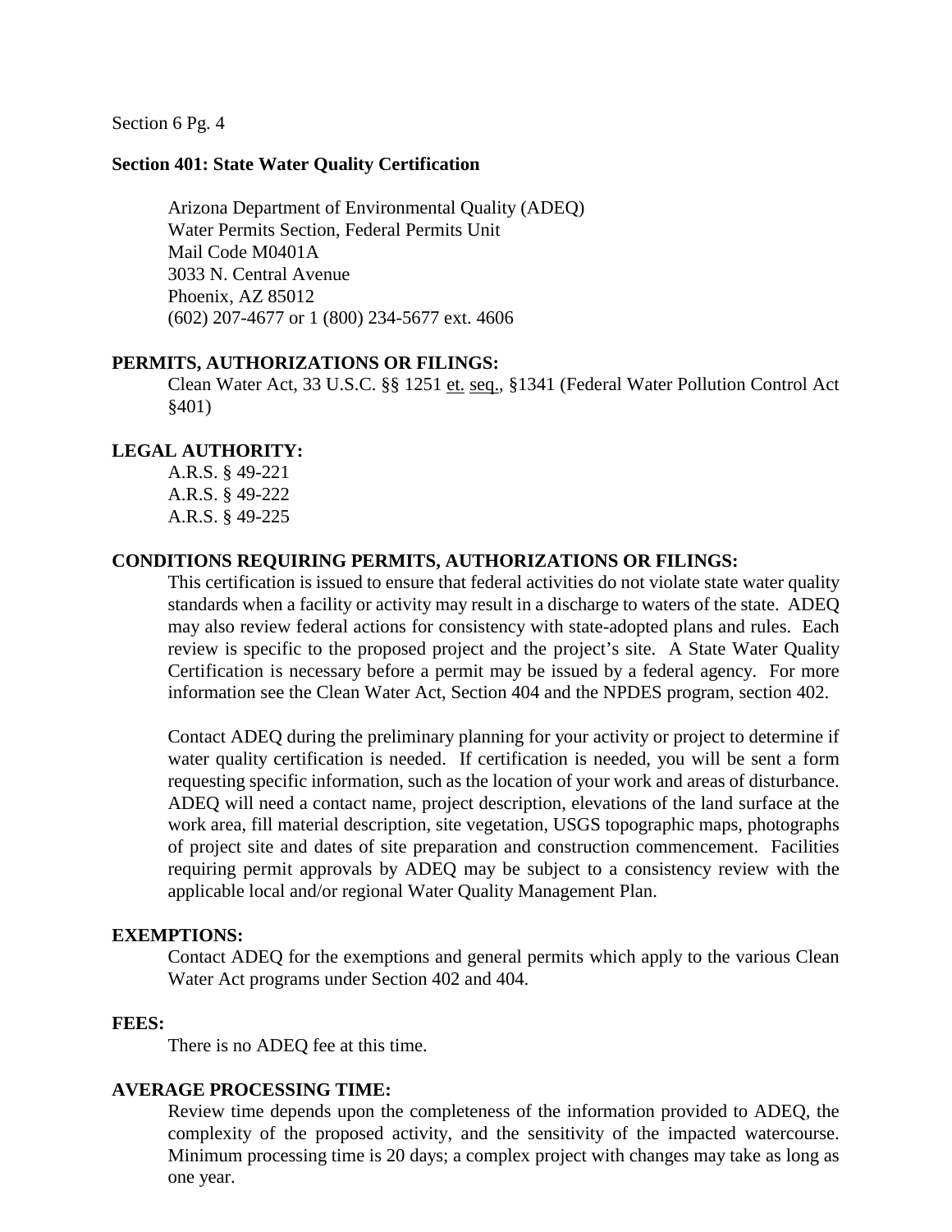Section 6 Pg. 4

## Section 401: State Water Quality Certification

Arizona Department of Environmental Quality (ADEQ)
Water Permits Section, Federal Permits Unit
Mail Code M0401A
3033 N. Central Avenue
Phoenix, AZ 85012
(602) 207-4677 or 1 (800) 234-5677 ext. 4606

**PERMITS, AUTHORIZATIONS OR FILINGS:**

Clean Water Act, 33 U.S.C. §§ 1251 et. seq., §1341 (Federal Water Pollution Control Act §401)

**LEGAL AUTHORITY:**

A.R.S. § 49-221
A.R.S. § 49-222
A.R.S. § 49-225

**CONDITIONS REQUIRING PERMITS, AUTHORIZATIONS OR FILINGS:**

This certification is issued to ensure that federal activities do not violate state water quality standards when a facility or activity may result in a discharge to waters of the state. ADEQ may also review federal actions for consistency with state-adopted plans and rules. Each review is specific to the proposed project and the project's site. A State Water Quality Certification is necessary before a permit may be issued by a federal agency. For more information see the Clean Water Act, Section 404 and the NPDES program, section 402.

Contact ADEQ during the preliminary planning for your activity or project to determine if water quality certification is needed. If certification is needed, you will be sent a form requesting specific information, such as the location of your work and areas of disturbance. ADEQ will need a contact name, project description, elevations of the land surface at the work area, fill material description, site vegetation, USGS topographic maps, photographs of project site and dates of site preparation and construction commencement. Facilities requiring permit approvals by ADEQ may be subject to a consistency review with the applicable local and/or regional Water Quality Management Plan.

**EXEMPTIONS:**

Contact ADEQ for the exemptions and general permits which apply to the various Clean Water Act programs under Section 402 and 404.

**FEES:**

There is no ADEQ fee at this time.

**AVERAGE PROCESSING TIME:**

Review time depends upon the completeness of the information provided to ADEQ, the complexity of the proposed activity, and the sensitivity of the impacted watercourse. Minimum processing time is 20 days; a complex project with changes may take as long as one year.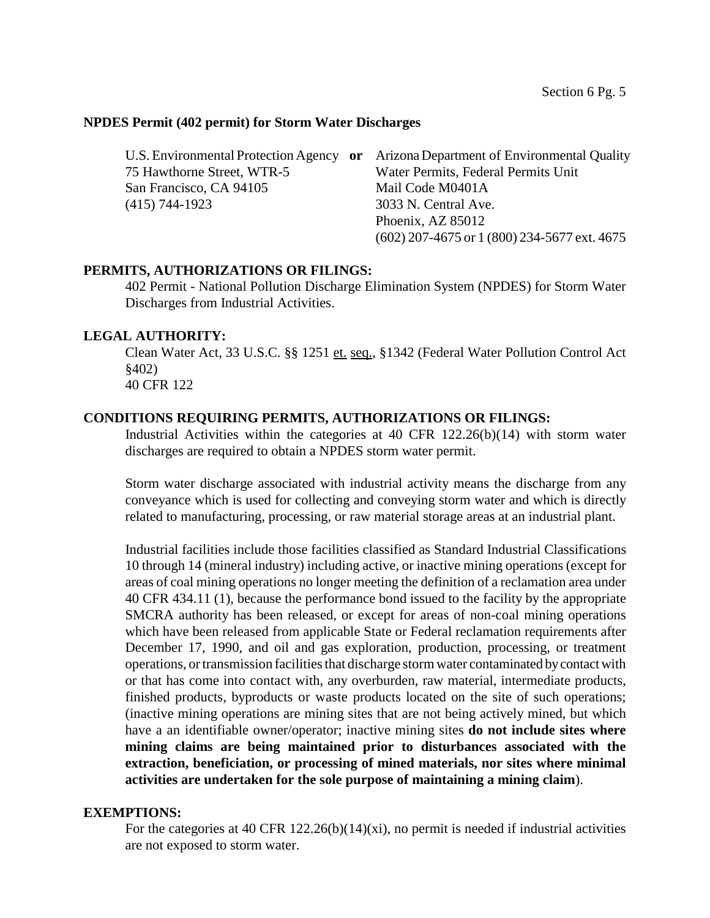**NPDES Permit (402 permit) for Storm Water Discharges**

| U.S. Environmental Protection Agency | **or** | Arizona Department of Environmental Quality |
|---|---|---|
| 75 Hawthorne Street, WTR-5 | | Water Permits, Federal Permits Unit |
| San Francisco, CA 94105 | | Mail Code M0401A |
| (415) 744-1923 | | 3033 N. Central Ave. |
| | | Phoenix, AZ 85012 |
| | | (602) 207-4675 or 1 (800) 234-5677 ext. 4675 |

**PERMITS, AUTHORIZATIONS OR FILINGS:**

402 Permit - National Pollution Discharge Elimination System (NPDES) for Storm Water Discharges from Industrial Activities.

**LEGAL AUTHORITY:**

Clean Water Act, 33 U.S.C. §§ 1251 et. seq., §1342 (Federal Water Pollution Control Act §402)
40 CFR 122

**CONDITIONS REQUIRING PERMITS, AUTHORIZATIONS OR FILINGS:**

Industrial Activities within the categories at 40 CFR 122.26(b)(14) with storm water discharges are required to obtain a NPDES storm water permit.

Storm water discharge associated with industrial activity means the discharge from any conveyance which is used for collecting and conveying storm water and which is directly related to manufacturing, processing, or raw material storage areas at an industrial plant.

Industrial facilities include those facilities classified as Standard Industrial Classifications 10 through 14 (mineral industry) including active, or inactive mining operations (except for areas of coal mining operations no longer meeting the definition of a reclamation area under 40 CFR 434.11 (1), because the performance bond issued to the facility by the appropriate SMCRA authority has been released, or except for areas of non-coal mining operations which have been released from applicable State or Federal reclamation requirements after December 17, 1990, and oil and gas exploration, production, processing, or treatment operations, or transmission facilities that discharge storm water contaminated by contact with or that has come into contact with, any overburden, raw material, intermediate products, finished products, byproducts or waste products located on the site of such operations; (inactive mining operations are mining sites that are not being actively mined, but which have a an identifiable owner/operator; inactive mining sites **do not include sites where mining claims are being maintained prior to disturbances associated with the extraction, beneficiation, or processing of mined materials, nor sites where minimal activities are undertaken for the sole purpose of maintaining a mining claim**).

**EXEMPTIONS:**

For the categories at 40 CFR 122.26(b)(14)(xi), no permit is needed if industrial activities are not exposed to storm water.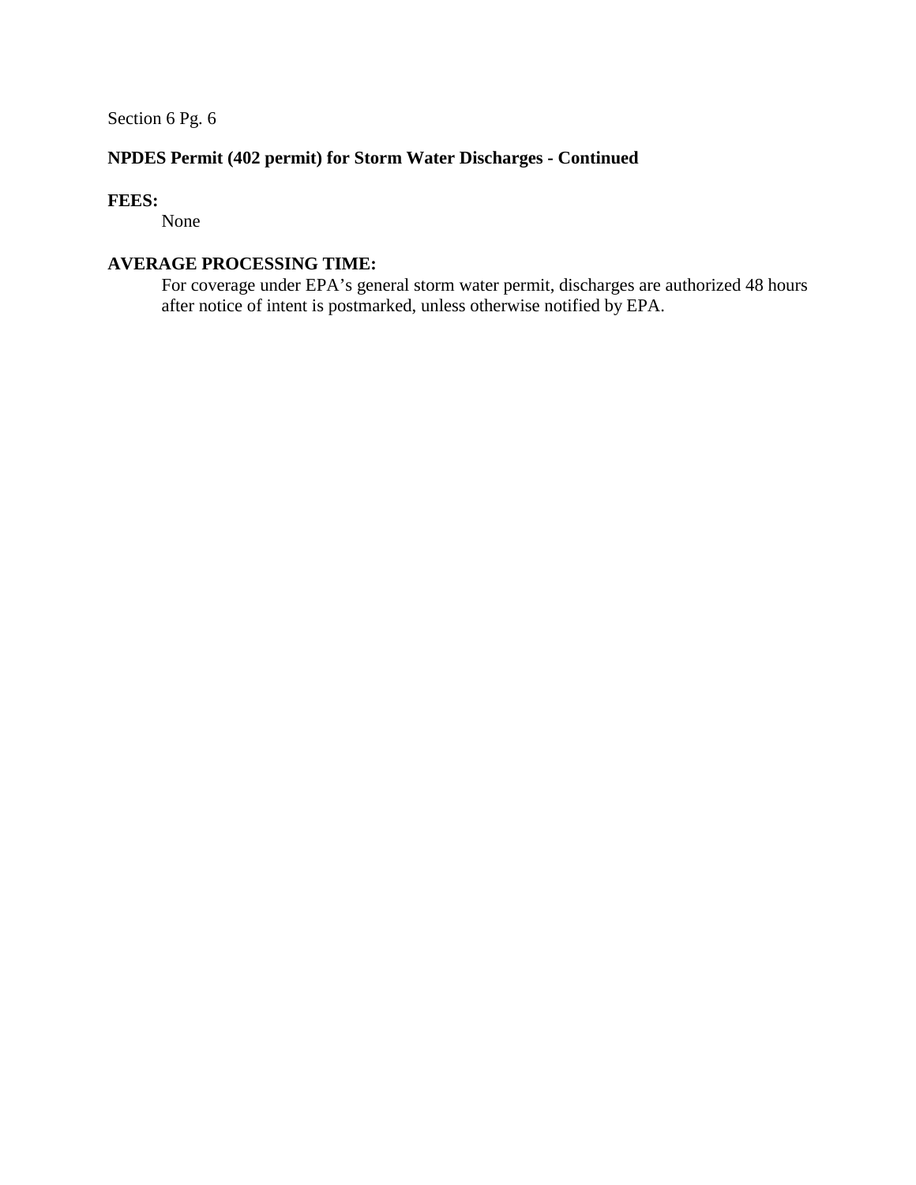**NPDES Permit (402 permit) for Storm Water Discharges - Continued**

**FEES:**

None

**AVERAGE PROCESSING TIME:**

For coverage under EPA's general storm water permit, discharges are authorized 48 hours after notice of intent is postmarked, unless otherwise notified by EPA.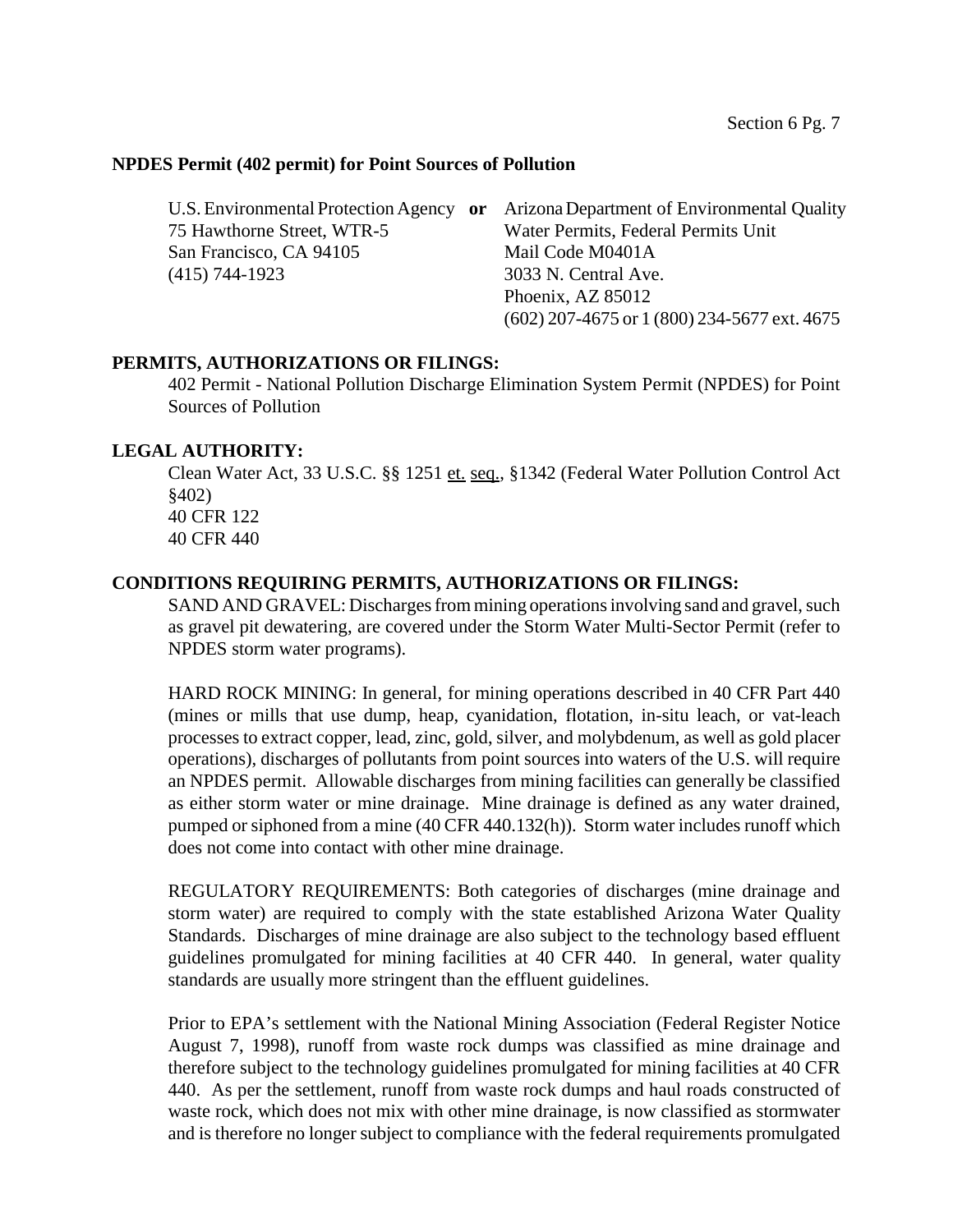**NPDES Permit (402 permit) for Point Sources of Pollution**

| U.S. Environmental Protection Agency | **or** | Arizona Department of Environmental Quality |
|---|---|---|
| 75 Hawthorne Street, WTR-5 | | Water Permits, Federal Permits Unit |
| San Francisco, CA 94105 | | Mail Code M0401A |
| (415) 744-1923 | | 3033 N. Central Ave. |
| | | Phoenix, AZ 85012 |
| | | (602) 207-4675 or 1 (800) 234-5677 ext. 4675 |

**PERMITS, AUTHORIZATIONS OR FILINGS:**

402 Permit - National Pollution Discharge Elimination System Permit (NPDES) for Point Sources of Pollution

**LEGAL AUTHORITY:**

Clean Water Act, 33 U.S.C. §§ 1251 et. seq., §1342 (Federal Water Pollution Control Act §402)
40 CFR 122
40 CFR 440

**CONDITIONS REQUIRING PERMITS, AUTHORIZATIONS OR FILINGS:**

SAND AND GRAVEL: Discharges from mining operations involving sand and gravel, such as gravel pit dewatering, are covered under the Storm Water Multi-Sector Permit (refer to NPDES storm water programs).

HARD ROCK MINING: In general, for mining operations described in 40 CFR Part 440 (mines or mills that use dump, heap, cyanidation, flotation, in-situ leach, or vat-leach processes to extract copper, lead, zinc, gold, silver, and molybdenum, as well as gold placer operations), discharges of pollutants from point sources into waters of the U.S. will require an NPDES permit. Allowable discharges from mining facilities can generally be classified as either storm water or mine drainage. Mine drainage is defined as any water drained, pumped or siphoned from a mine (40 CFR 440.132(h)). Storm water includes runoff which does not come into contact with other mine drainage.

REGULATORY REQUIREMENTS: Both categories of discharges (mine drainage and storm water) are required to comply with the state established Arizona Water Quality Standards. Discharges of mine drainage are also subject to the technology based effluent guidelines promulgated for mining facilities at 40 CFR 440. In general, water quality standards are usually more stringent than the effluent guidelines.

Prior to EPA's settlement with the National Mining Association (Federal Register Notice August 7, 1998), runoff from waste rock dumps was classified as mine drainage and therefore subject to the technology guidelines promulgated for mining facilities at 40 CFR 440. As per the settlement, runoff from waste rock dumps and haul roads constructed of waste rock, which does not mix with other mine drainage, is now classified as stormwater and is therefore no longer subject to compliance with the federal requirements promulgated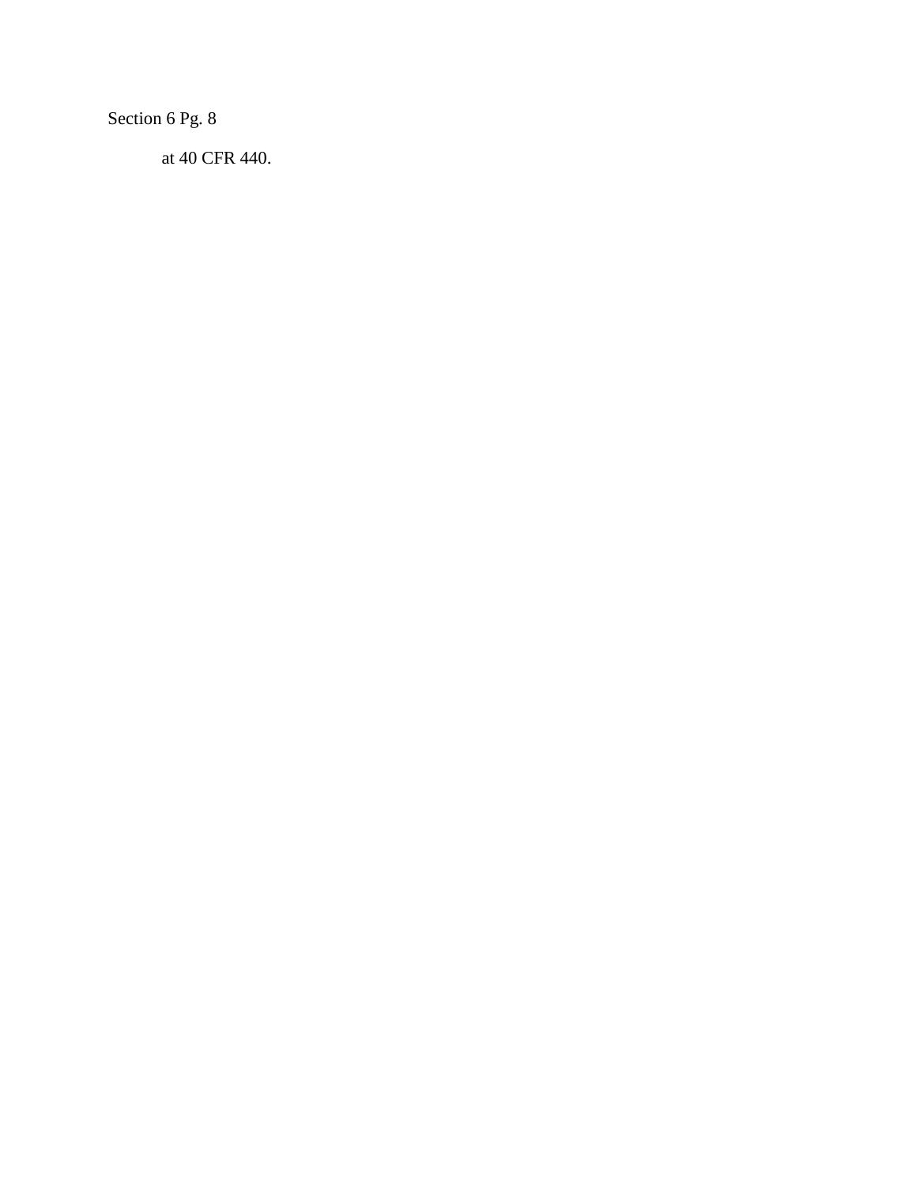Section 6 Pg. 8

at 40 CFR 440.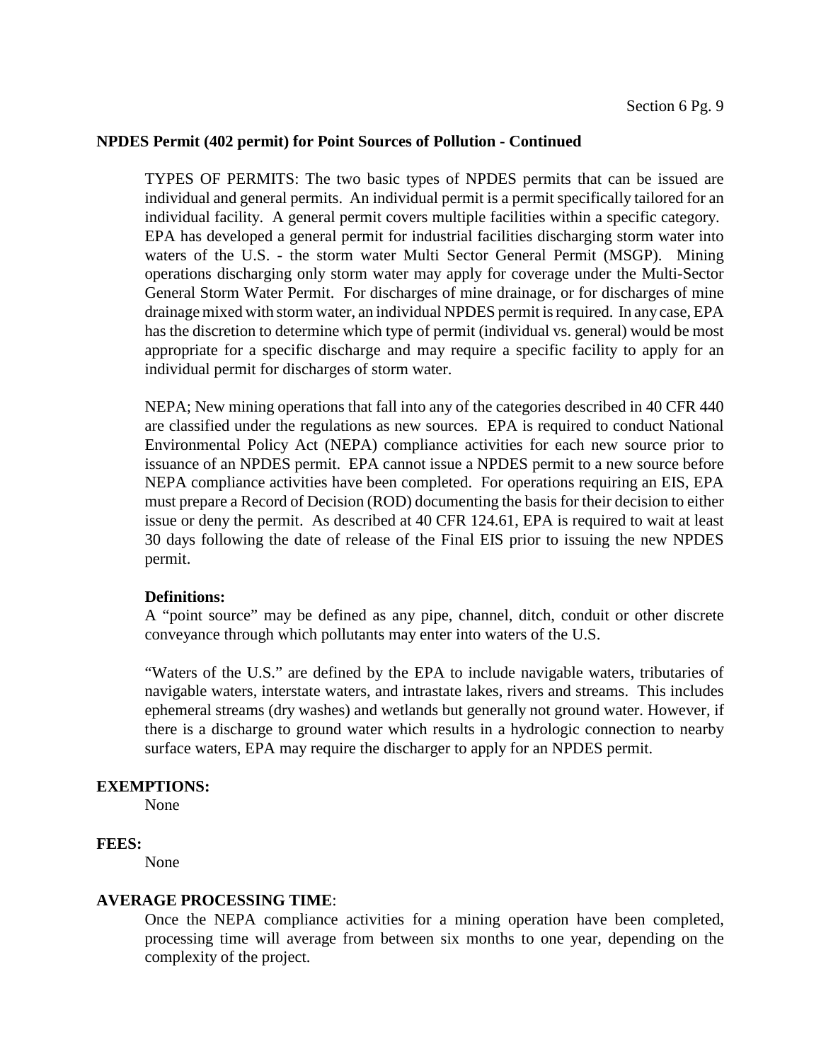**NPDES Permit (402 permit) for Point Sources of Pollution - Continued**

TYPES OF PERMITS: The two basic types of NPDES permits that can be issued are individual and general permits. An individual permit is a permit specifically tailored for an individual facility. A general permit covers multiple facilities within a specific category. EPA has developed a general permit for industrial facilities discharging storm water into waters of the U.S. - the storm water Multi Sector General Permit (MSGP). Mining operations discharging only storm water may apply for coverage under the Multi-Sector General Storm Water Permit. For discharges of mine drainage, or for discharges of mine drainage mixed with storm water, an individual NPDES permit is required. In any case, EPA has the discretion to determine which type of permit (individual vs. general) would be most appropriate for a specific discharge and may require a specific facility to apply for an individual permit for discharges of storm water.

NEPA; New mining operations that fall into any of the categories described in 40 CFR 440 are classified under the regulations as new sources. EPA is required to conduct National Environmental Policy Act (NEPA) compliance activities for each new source prior to issuance of an NPDES permit. EPA cannot issue a NPDES permit to a new source before NEPA compliance activities have been completed. For operations requiring an EIS, EPA must prepare a Record of Decision (ROD) documenting the basis for their decision to either issue or deny the permit. As described at 40 CFR 124.61, EPA is required to wait at least 30 days following the date of release of the Final EIS prior to issuing the new NPDES permit.

**Definitions:**
A "point source" may be defined as any pipe, channel, ditch, conduit or other discrete conveyance through which pollutants may enter into waters of the U.S.

"Waters of the U.S." are defined by the EPA to include navigable waters, tributaries of navigable waters, interstate waters, and intrastate lakes, rivers and streams. This includes ephemeral streams (dry washes) and wetlands but generally not ground water. However, if there is a discharge to ground water which results in a hydrologic connection to nearby surface waters, EPA may require the discharger to apply for an NPDES permit.

**EXEMPTIONS:**

None

**FEES:**

None

**AVERAGE PROCESSING TIME**:

Once the NEPA compliance activities for a mining operation have been completed, processing time will average from between six months to one year, depending on the complexity of the project.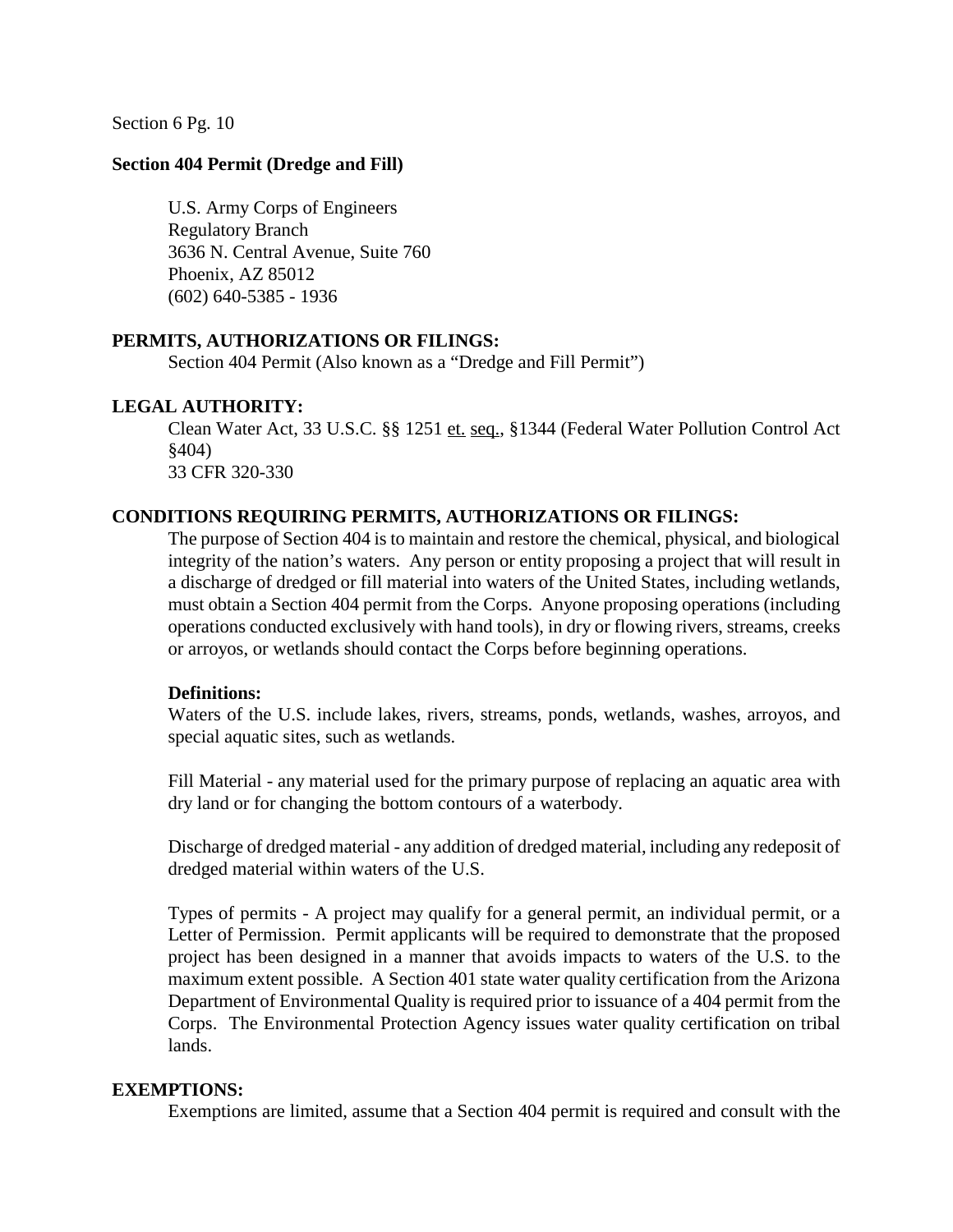Section 6 Pg. 10

**Section 404 Permit (Dredge and Fill)**

U.S. Army Corps of Engineers
Regulatory Branch
3636 N. Central Avenue, Suite 760
Phoenix, AZ 85012
(602) 640-5385 - 1936

**PERMITS, AUTHORIZATIONS OR FILINGS:**

Section 404 Permit (Also known as a "Dredge and Fill Permit")

**LEGAL AUTHORITY:**

Clean Water Act, 33 U.S.C. §§ 1251 et. seq., §1344 (Federal Water Pollution Control Act §404)
33 CFR 320-330

**CONDITIONS REQUIRING PERMITS, AUTHORIZATIONS OR FILINGS:**

The purpose of Section 404 is to maintain and restore the chemical, physical, and biological integrity of the nation's waters. Any person or entity proposing a project that will result in a discharge of dredged or fill material into waters of the United States, including wetlands, must obtain a Section 404 permit from the Corps. Anyone proposing operations (including operations conducted exclusively with hand tools), in dry or flowing rivers, streams, creeks or arroyos, or wetlands should contact the Corps before beginning operations.

**Definitions:**

Waters of the U.S. include lakes, rivers, streams, ponds, wetlands, washes, arroyos, and special aquatic sites, such as wetlands.

Fill Material - any material used for the primary purpose of replacing an aquatic area with dry land or for changing the bottom contours of a waterbody.

Discharge of dredged material - any addition of dredged material, including any redeposit of dredged material within waters of the U.S.

Types of permits - A project may qualify for a general permit, an individual permit, or a Letter of Permission. Permit applicants will be required to demonstrate that the proposed project has been designed in a manner that avoids impacts to waters of the U.S. to the maximum extent possible. A Section 401 state water quality certification from the Arizona Department of Environmental Quality is required prior to issuance of a 404 permit from the Corps. The Environmental Protection Agency issues water quality certification on tribal lands.

**EXEMPTIONS:**

Exemptions are limited, assume that a Section 404 permit is required and consult with the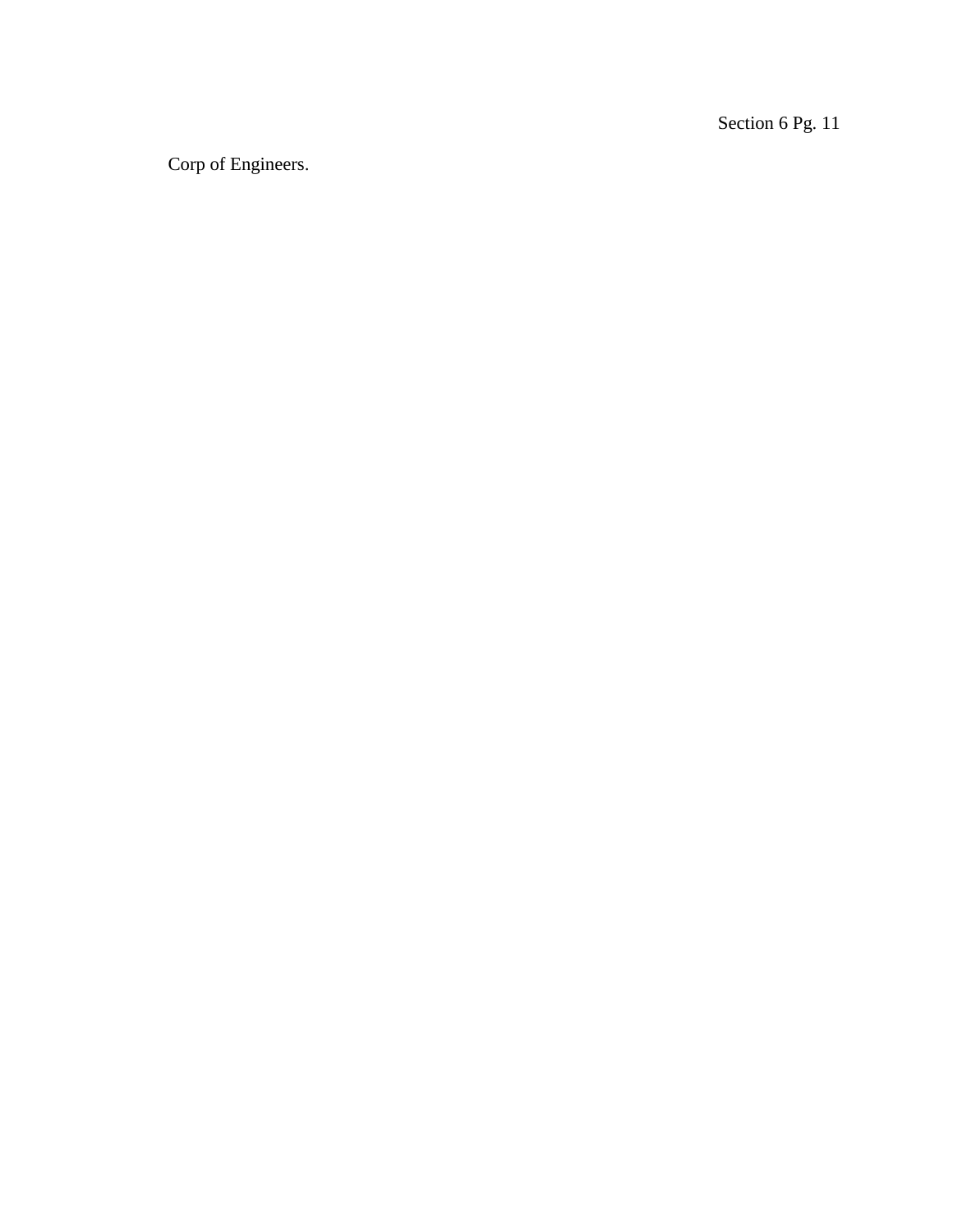Corp of Engineers.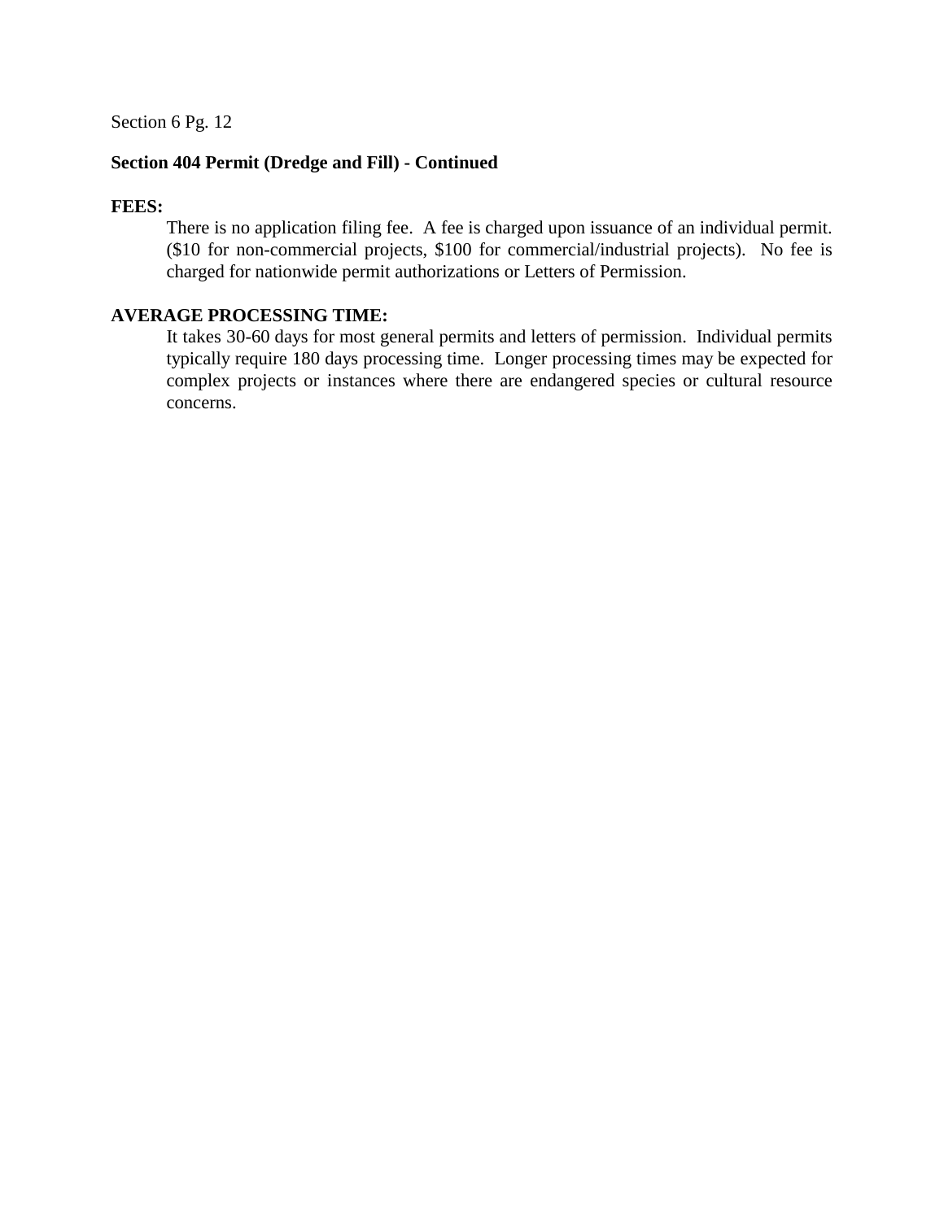Section 6 Pg. 12

**Section 404 Permit (Dredge and Fill) - Continued**

**FEES:**

There is no application filing fee. A fee is charged upon issuance of an individual permit. ($10 for non-commercial projects, $100 for commercial/industrial projects). No fee is charged for nationwide permit authorizations or Letters of Permission.

**AVERAGE PROCESSING TIME:**

It takes 30-60 days for most general permits and letters of permission. Individual permits typically require 180 days processing time. Longer processing times may be expected for complex projects or instances where there are endangered species or cultural resource concerns.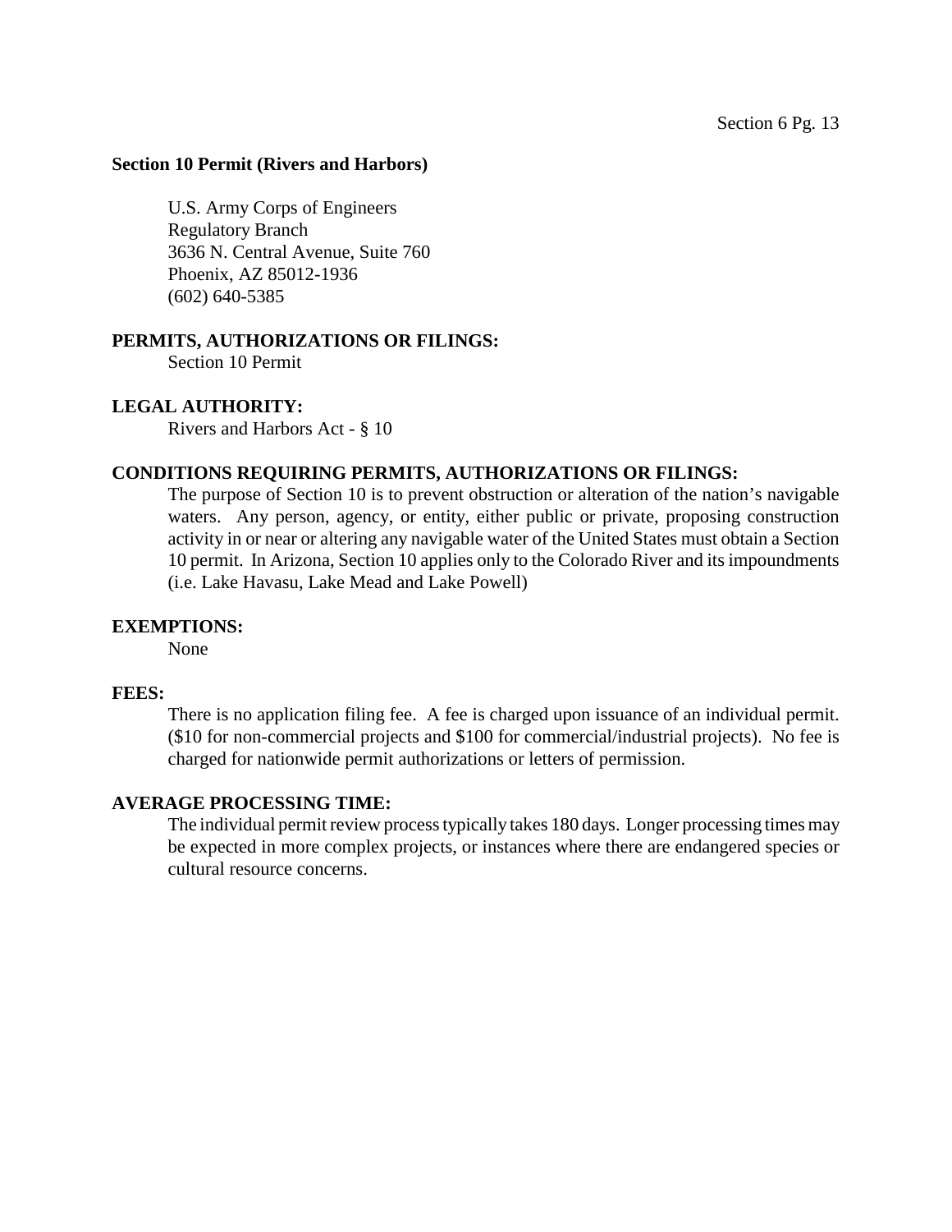## Section 10 Permit (Rivers and Harbors)

U.S. Army Corps of Engineers
Regulatory Branch
3636 N. Central Avenue, Suite 760
Phoenix, AZ 85012-1936
(602) 640-5385

**PERMITS, AUTHORIZATIONS OR FILINGS:**

Section 10 Permit

**LEGAL AUTHORITY:**

Rivers and Harbors Act - § 10

**CONDITIONS REQUIRING PERMITS, AUTHORIZATIONS OR FILINGS:**

The purpose of Section 10 is to prevent obstruction or alteration of the nation's navigable waters. Any person, agency, or entity, either public or private, proposing construction activity in or near or altering any navigable water of the United States must obtain a Section 10 permit. In Arizona, Section 10 applies only to the Colorado River and its impoundments (i.e. Lake Havasu, Lake Mead and Lake Powell)

**EXEMPTIONS:**

None

**FEES:**

There is no application filing fee. A fee is charged upon issuance of an individual permit. ($10 for non-commercial projects and $100 for commercial/industrial projects). No fee is charged for nationwide permit authorizations or letters of permission.

**AVERAGE PROCESSING TIME:**

The individual permit review process typically takes 180 days. Longer processing times may be expected in more complex projects, or instances where there are endangered species or cultural resource concerns.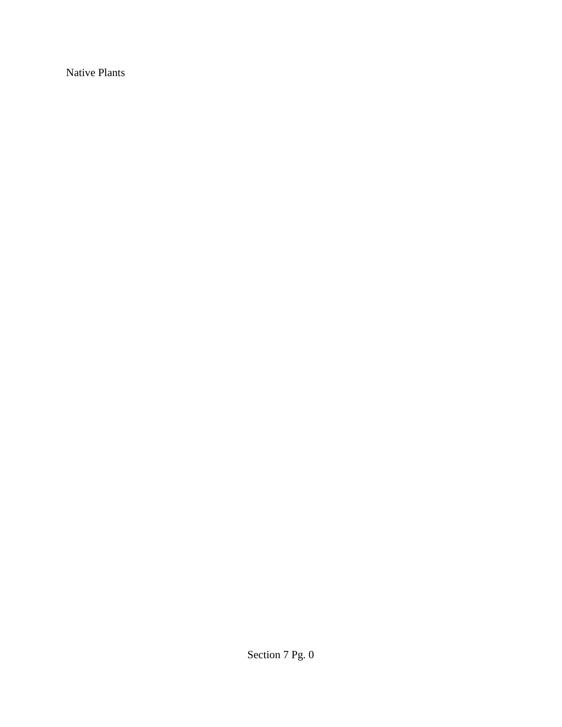Native Plants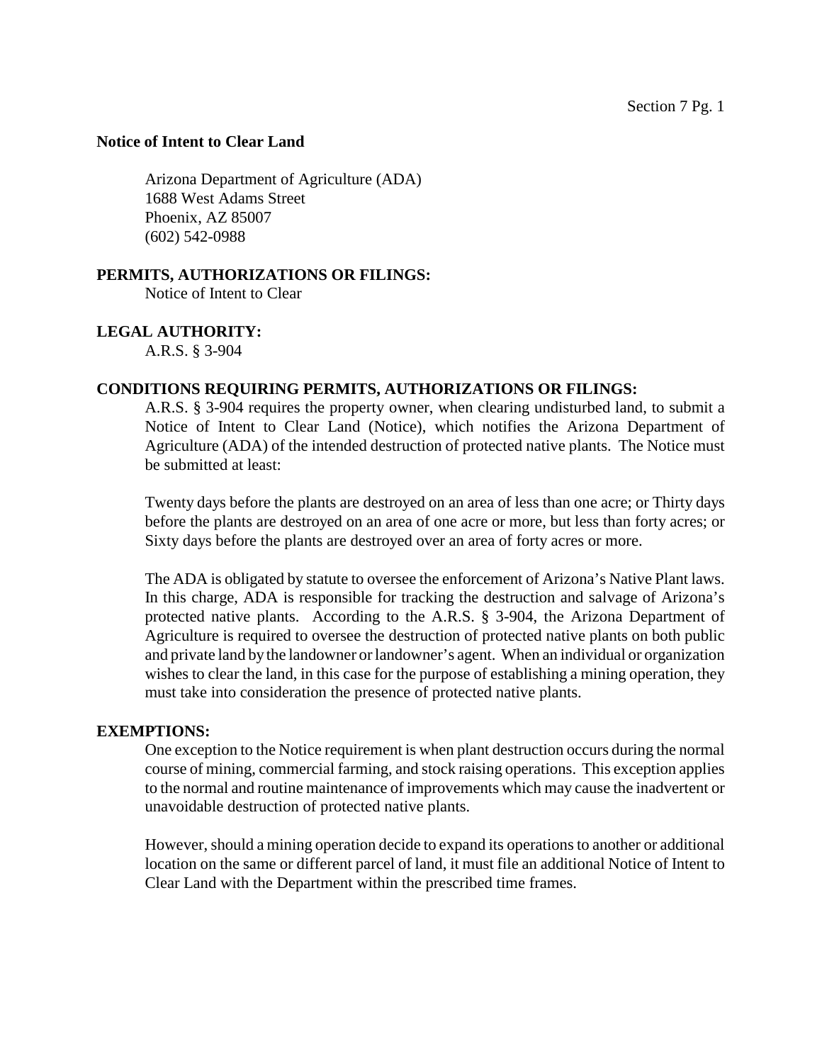**Notice of Intent to Clear Land**

Arizona Department of Agriculture (ADA)
1688 West Adams Street
Phoenix, AZ 85007
(602) 542-0988

**PERMITS, AUTHORIZATIONS OR FILINGS:**

Notice of Intent to Clear

**LEGAL AUTHORITY:**

A.R.S. § 3-904

**CONDITIONS REQUIRING PERMITS, AUTHORIZATIONS OR FILINGS:**

A.R.S. § 3-904 requires the property owner, when clearing undisturbed land, to submit a Notice of Intent to Clear Land (Notice), which notifies the Arizona Department of Agriculture (ADA) of the intended destruction of protected native plants. The Notice must be submitted at least:

Twenty days before the plants are destroyed on an area of less than one acre; or Thirty days before the plants are destroyed on an area of one acre or more, but less than forty acres; or Sixty days before the plants are destroyed over an area of forty acres or more.

The ADA is obligated by statute to oversee the enforcement of Arizona's Native Plant laws. In this charge, ADA is responsible for tracking the destruction and salvage of Arizona's protected native plants. According to the A.R.S. § 3-904, the Arizona Department of Agriculture is required to oversee the destruction of protected native plants on both public and private land by the landowner or landowner's agent. When an individual or organization wishes to clear the land, in this case for the purpose of establishing a mining operation, they must take into consideration the presence of protected native plants.

**EXEMPTIONS:**

One exception to the Notice requirement is when plant destruction occurs during the normal course of mining, commercial farming, and stock raising operations. This exception applies to the normal and routine maintenance of improvements which may cause the inadvertent or unavoidable destruction of protected native plants.

However, should a mining operation decide to expand its operations to another or additional location on the same or different parcel of land, it must file an additional Notice of Intent to Clear Land with the Department within the prescribed time frames.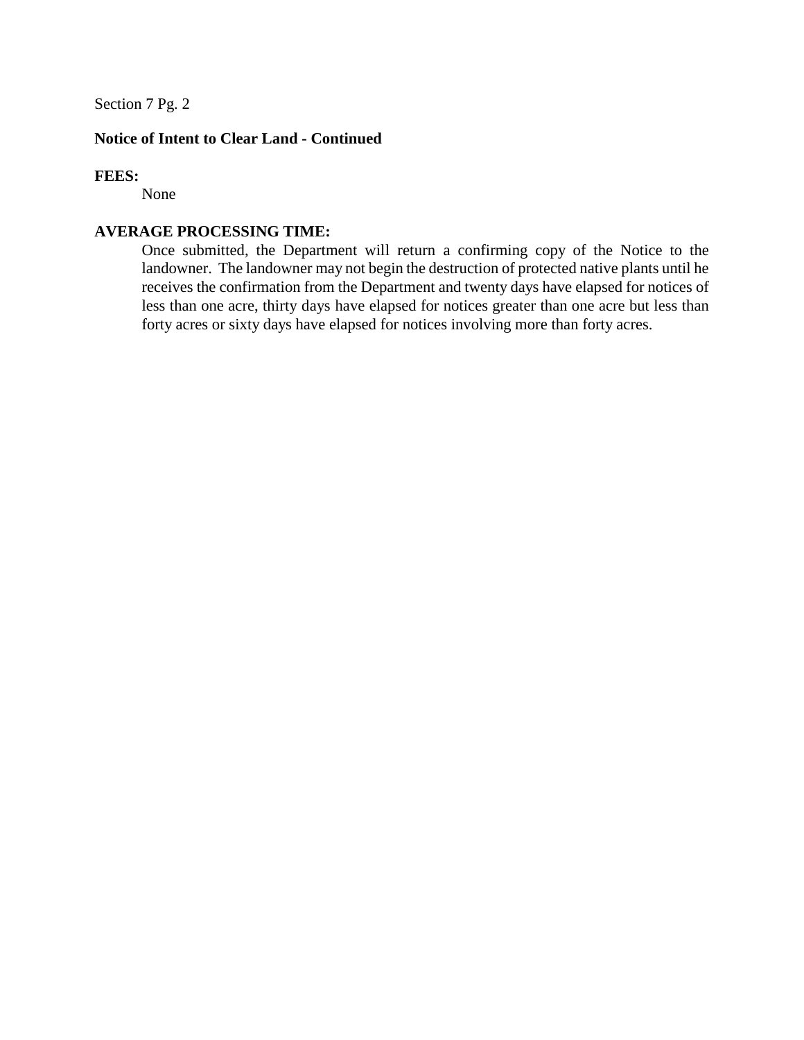**Notice of Intent to Clear Land - Continued**

**FEES:**

None

**AVERAGE PROCESSING TIME:**

Once submitted, the Department will return a confirming copy of the Notice to the landowner. The landowner may not begin the destruction of protected native plants until he receives the confirmation from the Department and twenty days have elapsed for notices of less than one acre, thirty days have elapsed for notices greater than one acre but less than forty acres or sixty days have elapsed for notices involving more than forty acres.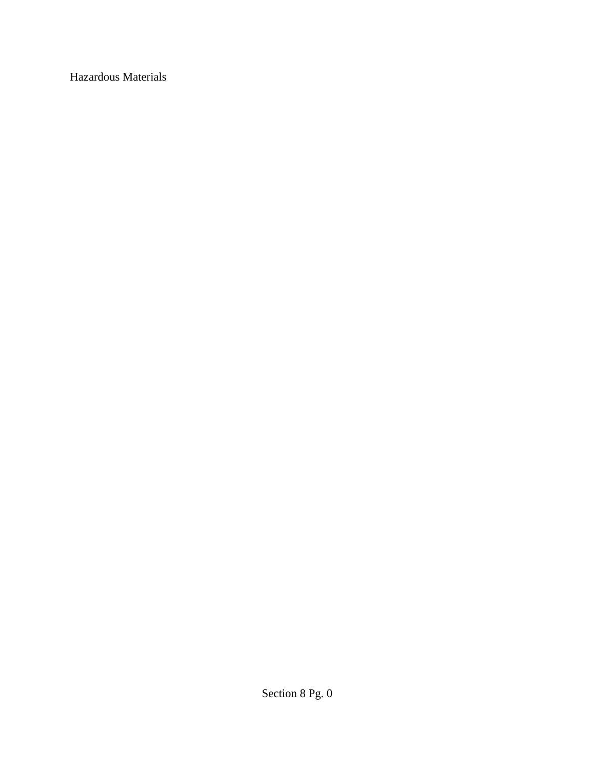Hazardous Materials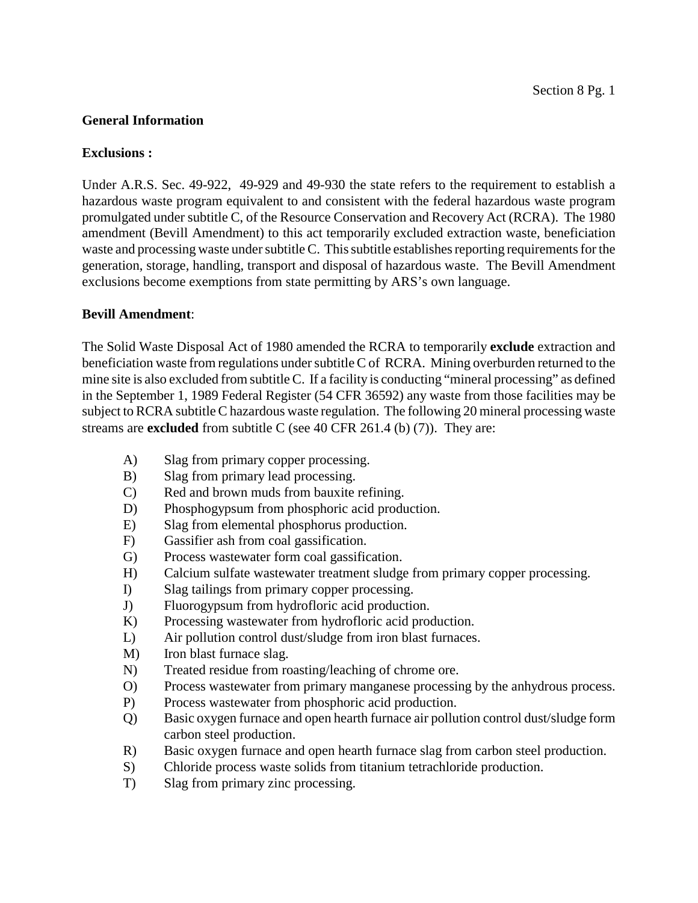**General Information**

**Exclusions :**

Under A.R.S. Sec. 49-922, 49-929 and 49-930 the state refers to the requirement to establish a hazardous waste program equivalent to and consistent with the federal hazardous waste program promulgated under subtitle C, of the Resource Conservation and Recovery Act (RCRA). The 1980 amendment (Bevill Amendment) to this act temporarily excluded extraction waste, beneficiation waste and processing waste under subtitle C. This subtitle establishes reporting requirements for the generation, storage, handling, transport and disposal of hazardous waste. The Bevill Amendment exclusions become exemptions from state permitting by ARS's own language.

**Bevill Amendment**:

The Solid Waste Disposal Act of 1980 amended the RCRA to temporarily **exclude** extraction and beneficiation waste from regulations under subtitle C of RCRA. Mining overburden returned to the mine site is also excluded from subtitle C. If a facility is conducting "mineral processing" as defined in the September 1, 1989 Federal Register (54 CFR 36592) any waste from those facilities may be subject to RCRA subtitle C hazardous waste regulation. The following 20 mineral processing waste streams are **excluded** from subtitle C (see 40 CFR 261.4 (b) (7)). They are:

A) Slag from primary copper processing.
B) Slag from primary lead processing.
C) Red and brown muds from bauxite refining.
D) Phosphogypsum from phosphoric acid production.
E) Slag from elemental phosphorus production.
F) Gassifier ash from coal gassification.
G) Process wastewater form coal gassification.
H) Calcium sulfate wastewater treatment sludge from primary copper processing.
I) Slag tailings from primary copper processing.
J) Fluorogypsum from hydrofloric acid production.
K) Processing wastewater from hydrofloric acid production.
L) Air pollution control dust/sludge from iron blast furnaces.
M) Iron blast furnace slag.
N) Treated residue from roasting/leaching of chrome ore.
O) Process wastewater from primary manganese processing by the anhydrous process.
P) Process wastewater from phosphoric acid production.
Q) Basic oxygen furnace and open hearth furnace air pollution control dust/sludge form carbon steel production.
R) Basic oxygen furnace and open hearth furnace slag from carbon steel production.
S) Chloride process waste solids from titanium tetrachloride production.
T) Slag from primary zinc processing.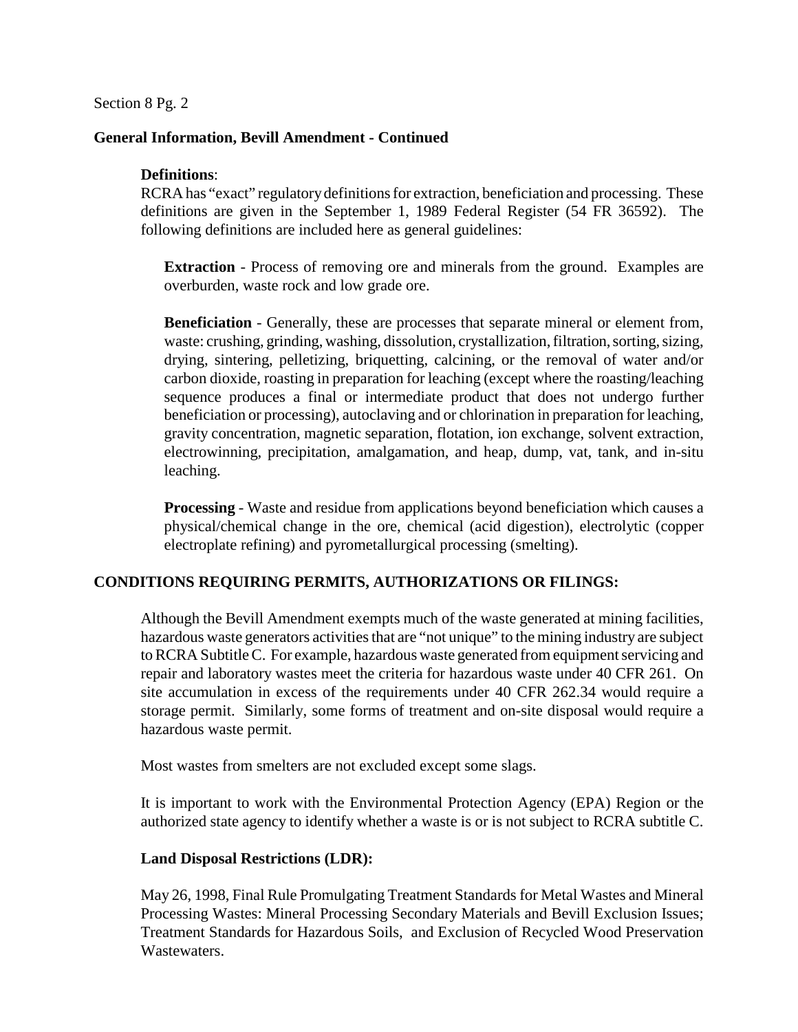**General Information, Bevill Amendment - Continued**

**Definitions**:
RCRA has "exact" regulatory definitions for extraction, beneficiation and processing. These definitions are given in the September 1, 1989 Federal Register (54 FR 36592). The following definitions are included here as general guidelines:

**Extraction** - Process of removing ore and minerals from the ground. Examples are overburden, waste rock and low grade ore.

**Beneficiation** - Generally, these are processes that separate mineral or element from, waste: crushing, grinding, washing, dissolution, crystallization, filtration, sorting, sizing, drying, sintering, pelletizing, briquetting, calcining, or the removal of water and/or carbon dioxide, roasting in preparation for leaching (except where the roasting/leaching sequence produces a final or intermediate product that does not undergo further beneficiation or processing), autoclaving and or chlorination in preparation for leaching, gravity concentration, magnetic separation, flotation, ion exchange, solvent extraction, electrowinning, precipitation, amalgamation, and heap, dump, vat, tank, and in-situ leaching.

**Processing** - Waste and residue from applications beyond beneficiation which causes a physical/chemical change in the ore, chemical (acid digestion), electrolytic (copper electroplate refining) and pyrometallurgical processing (smelting).

## CONDITIONS REQUIRING PERMITS, AUTHORIZATIONS OR FILINGS:

Although the Bevill Amendment exempts much of the waste generated at mining facilities, hazardous waste generators activities that are "not unique" to the mining industry are subject to RCRA Subtitle C. For example, hazardous waste generated from equipment servicing and repair and laboratory wastes meet the criteria for hazardous waste under 40 CFR 261. On site accumulation in excess of the requirements under 40 CFR 262.34 would require a storage permit. Similarly, some forms of treatment and on-site disposal would require a hazardous waste permit.

Most wastes from smelters are not excluded except some slags.

It is important to work with the Environmental Protection Agency (EPA) Region or the authorized state agency to identify whether a waste is or is not subject to RCRA subtitle C.

**Land Disposal Restrictions (LDR):**

May 26, 1998, Final Rule Promulgating Treatment Standards for Metal Wastes and Mineral Processing Wastes: Mineral Processing Secondary Materials and Bevill Exclusion Issues; Treatment Standards for Hazardous Soils, and Exclusion of Recycled Wood Preservation Wastewaters.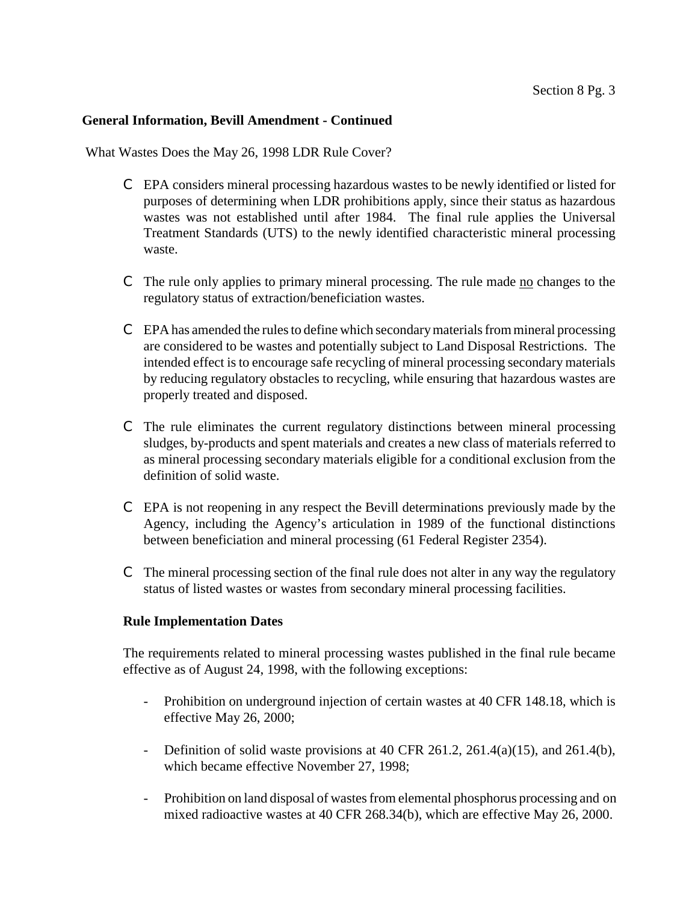**General Information, Bevill Amendment - Continued**

What Wastes Does the May 26, 1998 LDR Rule Cover?

- EPA considers mineral processing hazardous wastes to be newly identified or listed for purposes of determining when LDR prohibitions apply, since their status as hazardous wastes was not established until after 1984. The final rule applies the Universal Treatment Standards (UTS) to the newly identified characteristic mineral processing waste.

- The rule only applies to primary mineral processing. The rule made no changes to the regulatory status of extraction/beneficiation wastes.

- EPA has amended the rules to define which secondary materials from mineral processing are considered to be wastes and potentially subject to Land Disposal Restrictions. The intended effect is to encourage safe recycling of mineral processing secondary materials by reducing regulatory obstacles to recycling, while ensuring that hazardous wastes are properly treated and disposed.

- The rule eliminates the current regulatory distinctions between mineral processing sludges, by-products and spent materials and creates a new class of materials referred to as mineral processing secondary materials eligible for a conditional exclusion from the definition of solid waste.

- EPA is not reopening in any respect the Bevill determinations previously made by the Agency, including the Agency's articulation in 1989 of the functional distinctions between beneficiation and mineral processing (61 Federal Register 2354).

- The mineral processing section of the final rule does not alter in any way the regulatory status of listed wastes or wastes from secondary mineral processing facilities.

**Rule Implementation Dates**

The requirements related to mineral processing wastes published in the final rule became effective as of August 24, 1998, with the following exceptions:

- Prohibition on underground injection of certain wastes at 40 CFR 148.18, which is effective May 26, 2000;

- Definition of solid waste provisions at 40 CFR 261.2, 261.4(a)(15), and 261.4(b), which became effective November 27, 1998;

- Prohibition on land disposal of wastes from elemental phosphorus processing and on mixed radioactive wastes at 40 CFR 268.34(b), which are effective May 26, 2000.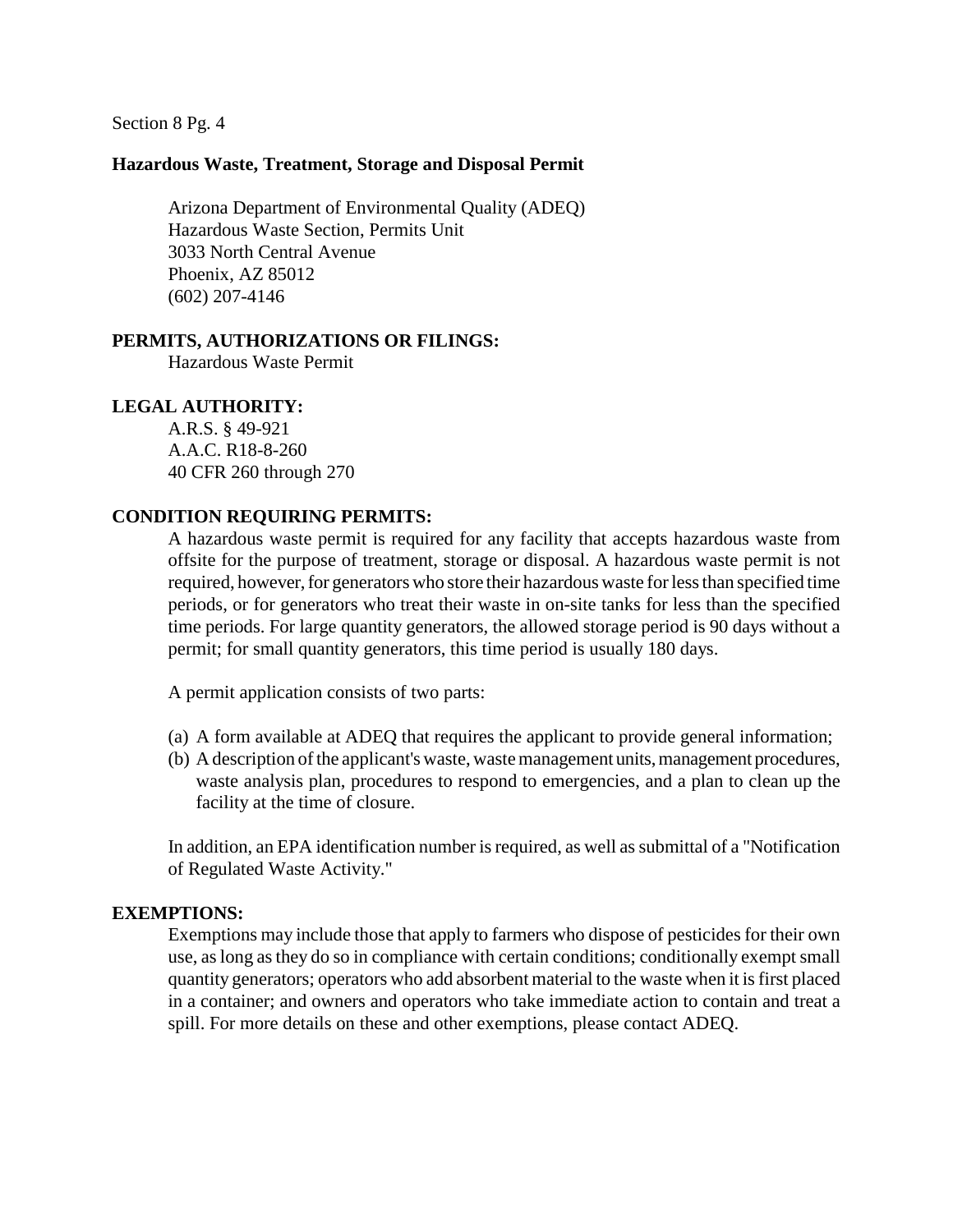**Hazardous Waste, Treatment, Storage and Disposal Permit**

Arizona Department of Environmental Quality (ADEQ)
Hazardous Waste Section, Permits Unit
3033 North Central Avenue
Phoenix, AZ 85012
(602) 207-4146

**PERMITS, AUTHORIZATIONS OR FILINGS:**

Hazardous Waste Permit

**LEGAL AUTHORITY:**

A.R.S. § 49-921
A.A.C. R18-8-260
40 CFR 260 through 270

**CONDITION REQUIRING PERMITS:**

A hazardous waste permit is required for any facility that accepts hazardous waste from offsite for the purpose of treatment, storage or disposal. A hazardous waste permit is not required, however, for generators who store their hazardous waste for less than specified time periods, or for generators who treat their waste in on-site tanks for less than the specified time periods. For large quantity generators, the allowed storage period is 90 days without a permit; for small quantity generators, this time period is usually 180 days.

A permit application consists of two parts:

(a) A form available at ADEQ that requires the applicant to provide general information;
(b) A description of the applicant's waste, waste management units, management procedures, waste analysis plan, procedures to respond to emergencies, and a plan to clean up the facility at the time of closure.

In addition, an EPA identification number is required, as well as submittal of a "Notification of Regulated Waste Activity."

**EXEMPTIONS:**

Exemptions may include those that apply to farmers who dispose of pesticides for their own use, as long as they do so in compliance with certain conditions; conditionally exempt small quantity generators; operators who add absorbent material to the waste when it is first placed in a container; and owners and operators who take immediate action to contain and treat a spill. For more details on these and other exemptions, please contact ADEQ.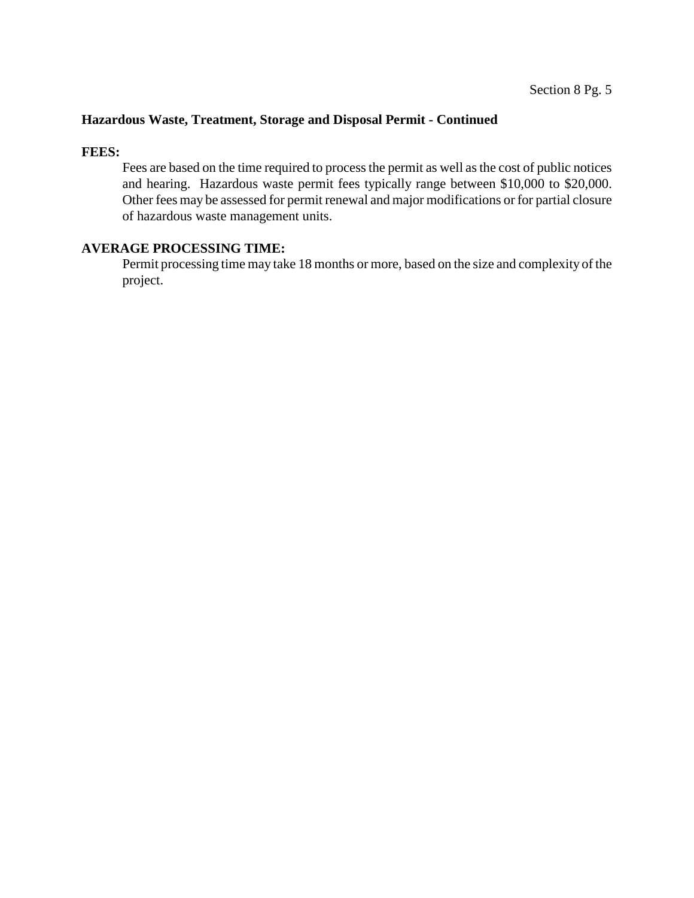**Hazardous Waste, Treatment, Storage and Disposal Permit - Continued**

**FEES:**

Fees are based on the time required to process the permit as well as the cost of public notices and hearing. Hazardous waste permit fees typically range between $10,000 to $20,000. Other fees may be assessed for permit renewal and major modifications or for partial closure of hazardous waste management units.

**AVERAGE PROCESSING TIME:**

Permit processing time may take 18 months or more, based on the size and complexity of the project.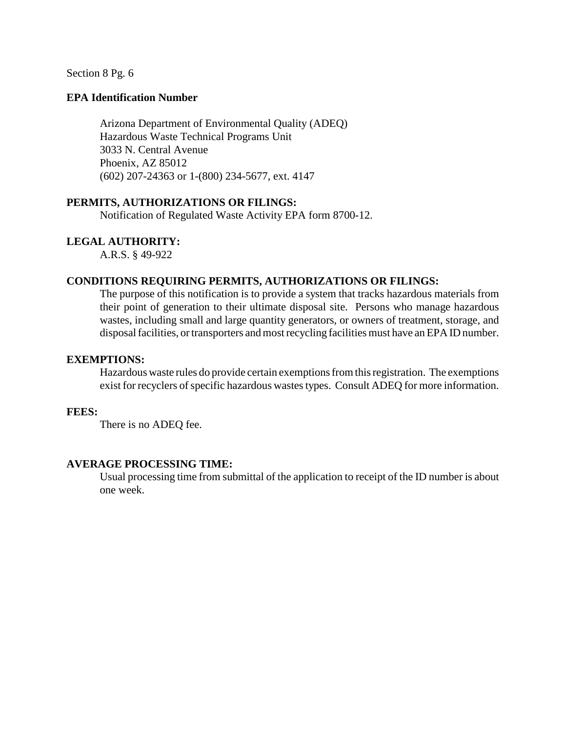Section 8 Pg. 6

## EPA Identification Number

Arizona Department of Environmental Quality (ADEQ)
Hazardous Waste Technical Programs Unit
3033 N. Central Avenue
Phoenix, AZ 85012
(602) 207-24363 or 1-(800) 234-5677, ext. 4147

**PERMITS, AUTHORIZATIONS OR FILINGS:**

Notification of Regulated Waste Activity EPA form 8700-12.

**LEGAL AUTHORITY:**

A.R.S. § 49-922

**CONDITIONS REQUIRING PERMITS, AUTHORIZATIONS OR FILINGS:**

The purpose of this notification is to provide a system that tracks hazardous materials from their point of generation to their ultimate disposal site. Persons who manage hazardous wastes, including small and large quantity generators, or owners of treatment, storage, and disposal facilities, or transporters and most recycling facilities must have an EPA ID number.

**EXEMPTIONS:**

Hazardous waste rules do provide certain exemptions from this registration. The exemptions exist for recyclers of specific hazardous wastes types. Consult ADEQ for more information.

**FEES:**

There is no ADEQ fee.

**AVERAGE PROCESSING TIME:**

Usual processing time from submittal of the application to receipt of the ID number is about one week.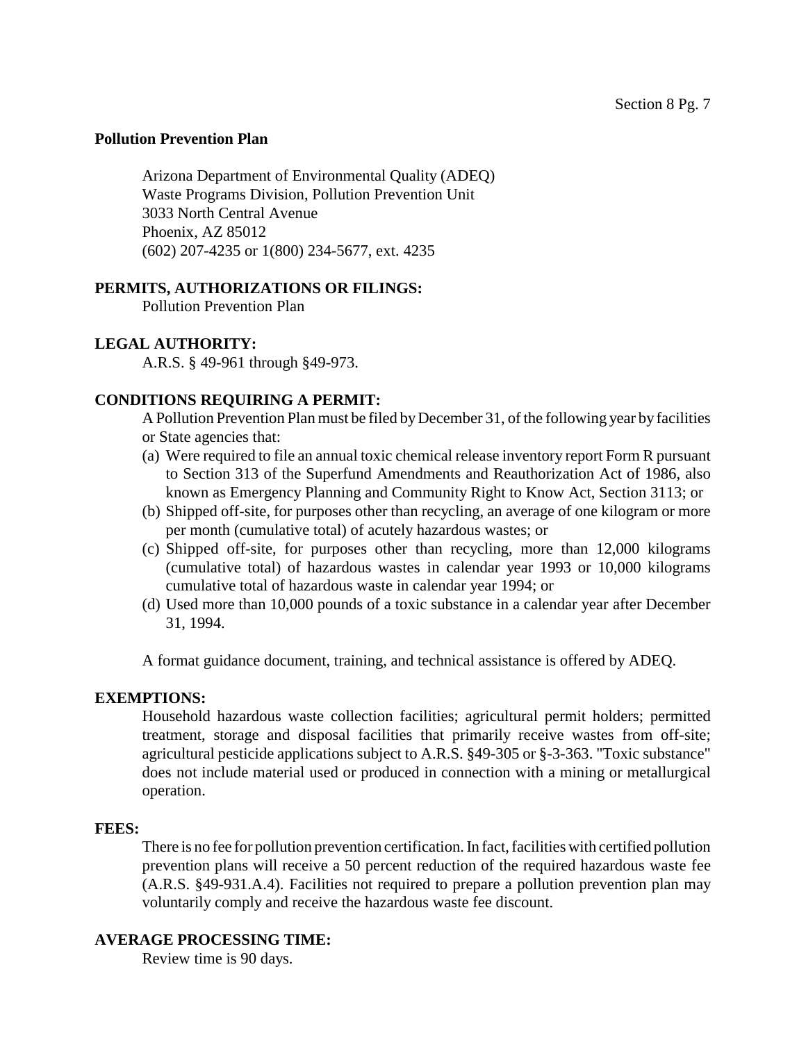**Pollution Prevention Plan**

Arizona Department of Environmental Quality (ADEQ)
Waste Programs Division, Pollution Prevention Unit
3033 North Central Avenue
Phoenix, AZ 85012
(602) 207-4235 or 1(800) 234-5677, ext. 4235

**PERMITS, AUTHORIZATIONS OR FILINGS:**

Pollution Prevention Plan

**LEGAL AUTHORITY:**

A.R.S. § 49-961 through §49-973.

**CONDITIONS REQUIRING A PERMIT:**

A Pollution Prevention Plan must be filed by December 31, of the following year by facilities or State agencies that:

(a) Were required to file an annual toxic chemical release inventory report Form R pursuant to Section 313 of the Superfund Amendments and Reauthorization Act of 1986, also known as Emergency Planning and Community Right to Know Act, Section 3113; or
(b) Shipped off-site, for purposes other than recycling, an average of one kilogram or more per month (cumulative total) of acutely hazardous wastes; or
(c) Shipped off-site, for purposes other than recycling, more than 12,000 kilograms (cumulative total) of hazardous wastes in calendar year 1993 or 10,000 kilograms cumulative total of hazardous waste in calendar year 1994; or
(d) Used more than 10,000 pounds of a toxic substance in a calendar year after December 31, 1994.

A format guidance document, training, and technical assistance is offered by ADEQ.

**EXEMPTIONS:**

Household hazardous waste collection facilities; agricultural permit holders; permitted treatment, storage and disposal facilities that primarily receive wastes from off-site; agricultural pesticide applications subject to A.R.S. §49-305 or §-3-363. "Toxic substance" does not include material used or produced in connection with a mining or metallurgical operation.

**FEES:**

There is no fee for pollution prevention certification. In fact, facilities with certified pollution prevention plans will receive a 50 percent reduction of the required hazardous waste fee (A.R.S. §49-931.A.4). Facilities not required to prepare a pollution prevention plan may voluntarily comply and receive the hazardous waste fee discount.

**AVERAGE PROCESSING TIME:**

Review time is 90 days.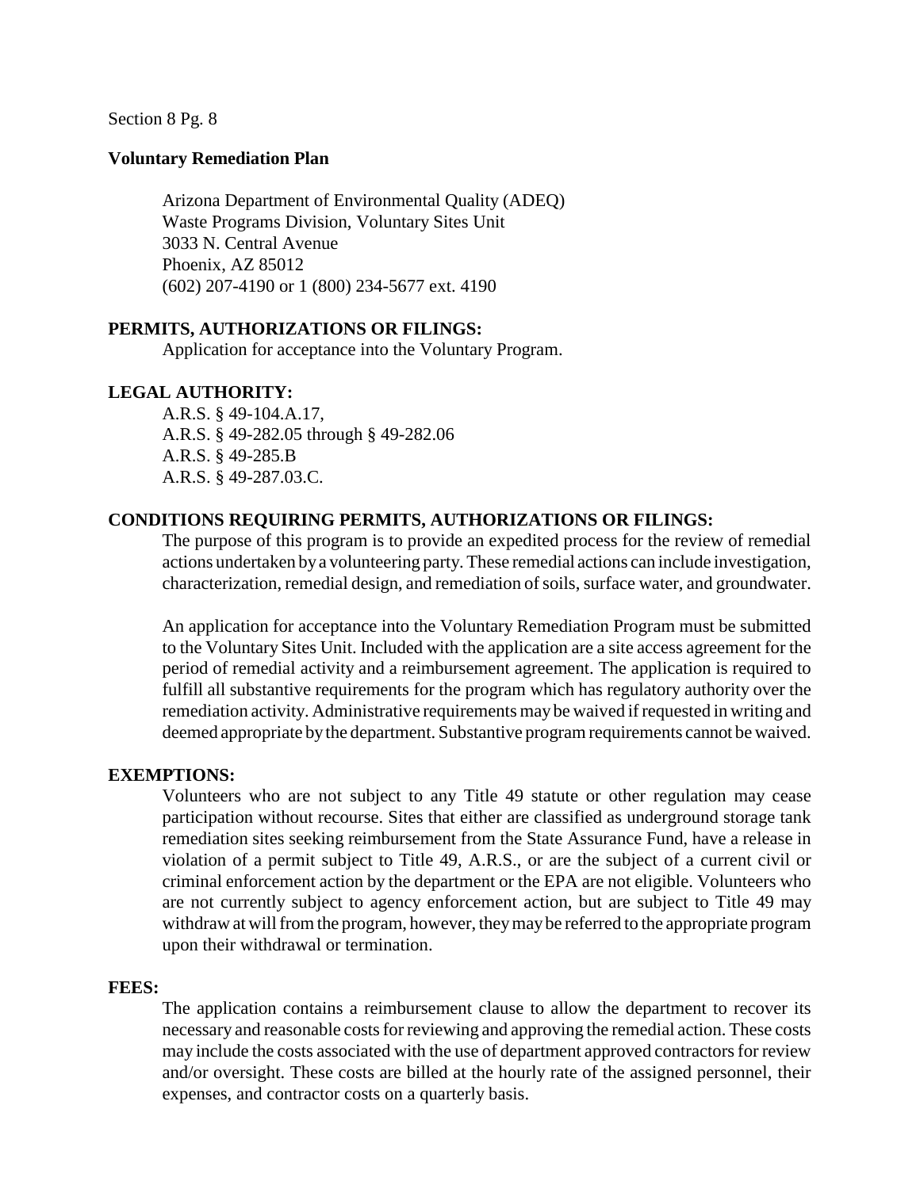## Voluntary Remediation Plan

Arizona Department of Environmental Quality (ADEQ)
Waste Programs Division, Voluntary Sites Unit
3033 N. Central Avenue
Phoenix, AZ 85012
(602) 207-4190 or 1 (800) 234-5677 ext. 4190

**PERMITS, AUTHORIZATIONS OR FILINGS:**

Application for acceptance into the Voluntary Program.

**LEGAL AUTHORITY:**

A.R.S. § 49-104.A.17,
A.R.S. § 49-282.05 through § 49-282.06
A.R.S. § 49-285.B
A.R.S. § 49-287.03.C.

**CONDITIONS REQUIRING PERMITS, AUTHORIZATIONS OR FILINGS:**

The purpose of this program is to provide an expedited process for the review of remedial actions undertaken by a volunteering party. These remedial actions can include investigation, characterization, remedial design, and remediation of soils, surface water, and groundwater.

An application for acceptance into the Voluntary Remediation Program must be submitted to the Voluntary Sites Unit. Included with the application are a site access agreement for the period of remedial activity and a reimbursement agreement. The application is required to fulfill all substantive requirements for the program which has regulatory authority over the remediation activity. Administrative requirements may be waived if requested in writing and deemed appropriate by the department. Substantive program requirements cannot be waived.

**EXEMPTIONS:**

Volunteers who are not subject to any Title 49 statute or other regulation may cease participation without recourse. Sites that either are classified as underground storage tank remediation sites seeking reimbursement from the State Assurance Fund, have a release in violation of a permit subject to Title 49, A.R.S., or are the subject of a current civil or criminal enforcement action by the department or the EPA are not eligible. Volunteers who are not currently subject to agency enforcement action, but are subject to Title 49 may withdraw at will from the program, however, they may be referred to the appropriate program upon their withdrawal or termination.

**FEES:**

The application contains a reimbursement clause to allow the department to recover its necessary and reasonable costs for reviewing and approving the remedial action. These costs may include the costs associated with the use of department approved contractors for review and/or oversight. These costs are billed at the hourly rate of the assigned personnel, their expenses, and contractor costs on a quarterly basis.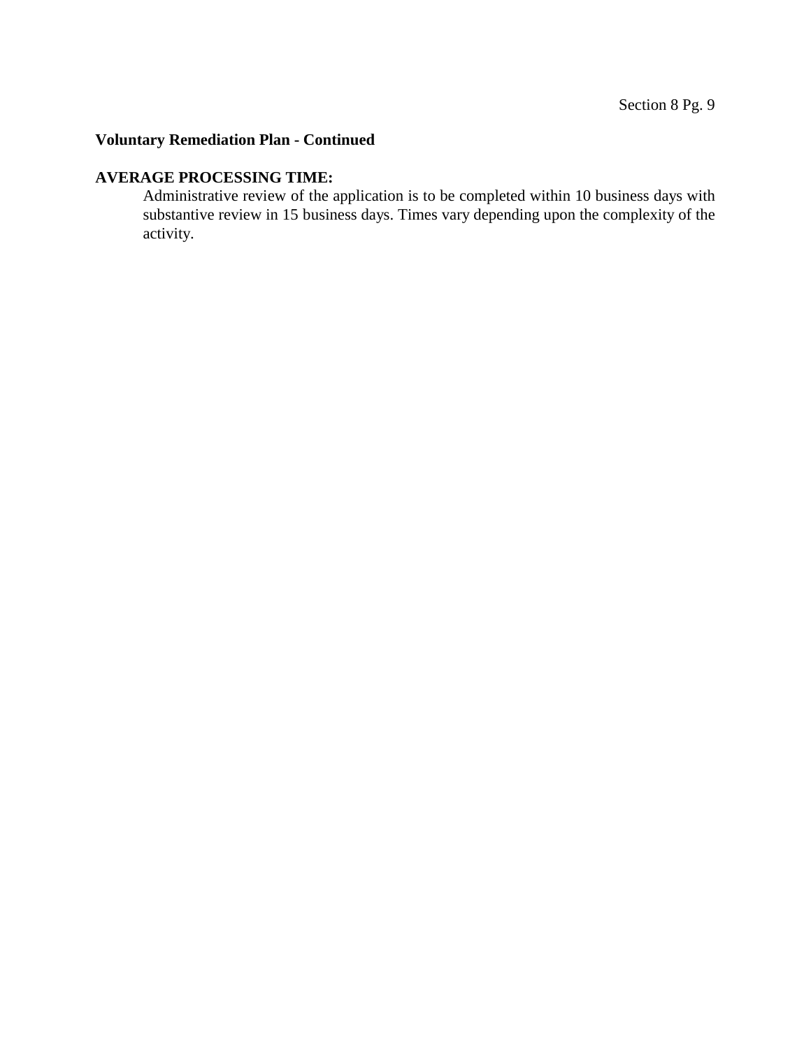**Voluntary Remediation Plan - Continued**

**AVERAGE PROCESSING TIME:**

Administrative review of the application is to be completed within 10 business days with substantive review in 15 business days. Times vary depending upon the complexity of the activity.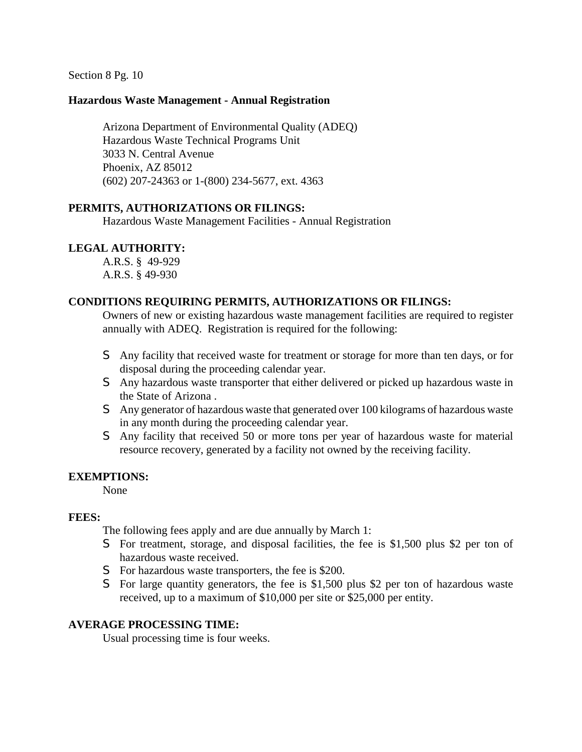Section 8 Pg. 10

**Hazardous Waste Management - Annual Registration**

Arizona Department of Environmental Quality (ADEQ)
Hazardous Waste Technical Programs Unit
3033 N. Central Avenue
Phoenix, AZ 85012
(602) 207-24363 or 1-(800) 234-5677, ext. 4363

**PERMITS, AUTHORIZATIONS OR FILINGS:**

Hazardous Waste Management Facilities - Annual Registration

**LEGAL AUTHORITY:**

A.R.S. § 49-929
A.R.S. § 49-930

**CONDITIONS REQUIRING PERMITS, AUTHORIZATIONS OR FILINGS:**

Owners of new or existing hazardous waste management facilities are required to register annually with ADEQ. Registration is required for the following:

- Any facility that received waste for treatment or storage for more than ten days, or for disposal during the proceeding calendar year.
- Any hazardous waste transporter that either delivered or picked up hazardous waste in the State of Arizona .
- Any generator of hazardous waste that generated over 100 kilograms of hazardous waste in any month during the proceeding calendar year.
- Any facility that received 50 or more tons per year of hazardous waste for material resource recovery, generated by a facility not owned by the receiving facility.

**EXEMPTIONS:**

None

**FEES:**

The following fees apply and are due annually by March 1:

- For treatment, storage, and disposal facilities, the fee is $1,500 plus $2 per ton of hazardous waste received.
- For hazardous waste transporters, the fee is $200.
- For large quantity generators, the fee is $1,500 plus $2 per ton of hazardous waste received, up to a maximum of $10,000 per site or $25,000 per entity.

**AVERAGE PROCESSING TIME:**

Usual processing time is four weeks.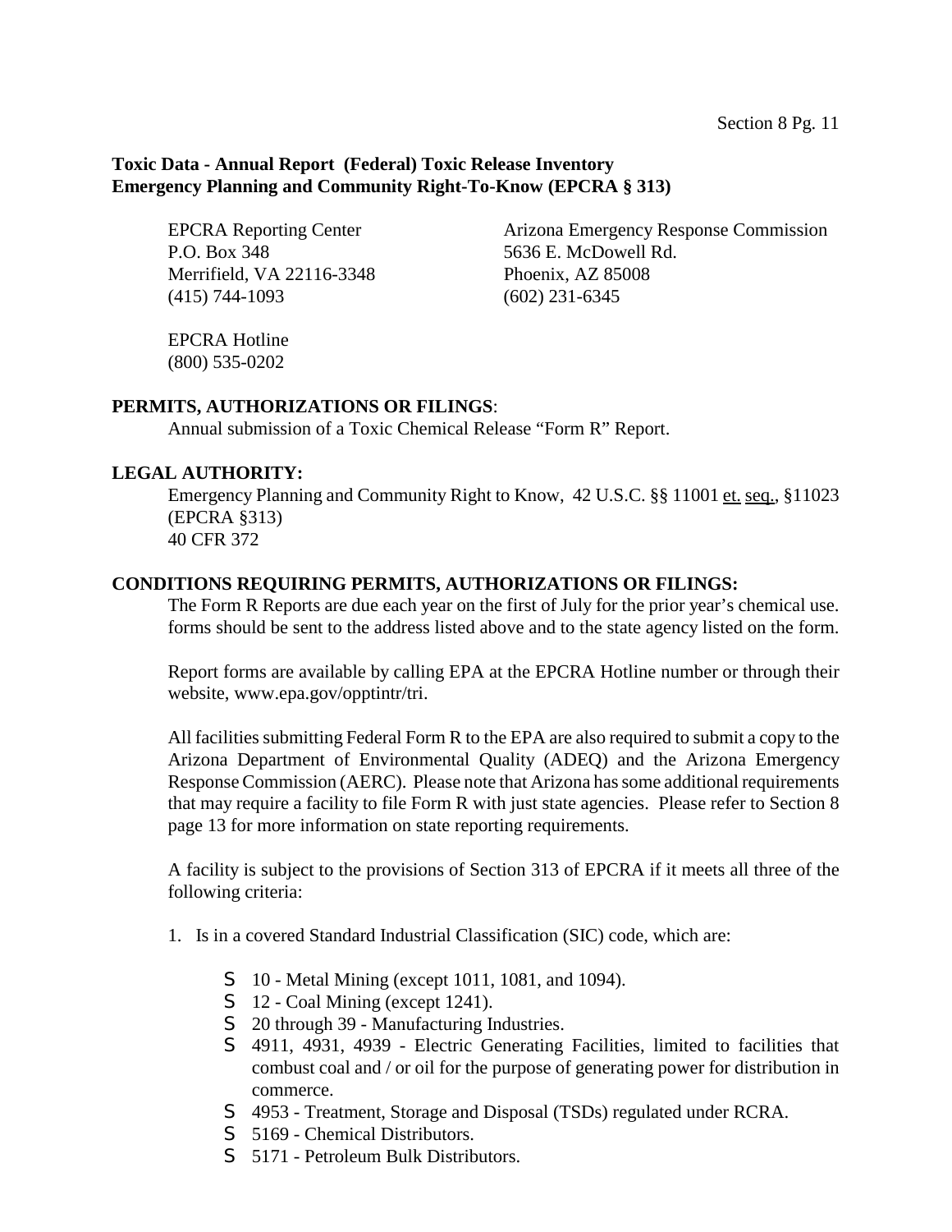**Toxic Data - Annual Report (Federal) Toxic Release Inventory**
**Emergency Planning and Community Right-To-Know (EPCRA § 313)**

EPCRA Reporting Center
P.O. Box 348
Merrifield, VA 22116-3348
(415) 744-1093

Arizona Emergency Response Commission
5636 E. McDowell Rd.
Phoenix, AZ 85008
(602) 231-6345

EPCRA Hotline
(800) 535-0202

**PERMITS, AUTHORIZATIONS OR FILINGS**:

Annual submission of a Toxic Chemical Release "Form R" Report.

**LEGAL AUTHORITY:**

Emergency Planning and Community Right to Know, 42 U.S.C. §§ 11001 et. seq., §11023 (EPCRA §313)
40 CFR 372

**CONDITIONS REQUIRING PERMITS, AUTHORIZATIONS OR FILINGS:**

The Form R Reports are due each year on the first of July for the prior year's chemical use. forms should be sent to the address listed above and to the state agency listed on the form.

Report forms are available by calling EPA at the EPCRA Hotline number or through their website, www.epa.gov/opptintr/tri.

All facilities submitting Federal Form R to the EPA are also required to submit a copy to the Arizona Department of Environmental Quality (ADEQ) and the Arizona Emergency Response Commission (AERC). Please note that Arizona has some additional requirements that may require a facility to file Form R with just state agencies. Please refer to Section 8 page 13 for more information on state reporting requirements.

A facility is subject to the provisions of Section 313 of EPCRA if it meets all three of the following criteria:

1. Is in a covered Standard Industrial Classification (SIC) code, which are:
   - 10 - Metal Mining (except 1011, 1081, and 1094).
   - 12 - Coal Mining (except 1241).
   - 20 through 39 - Manufacturing Industries.
   - 4911, 4931, 4939 - Electric Generating Facilities, limited to facilities that combust coal and / or oil for the purpose of generating power for distribution in commerce.
   - 4953 - Treatment, Storage and Disposal (TSDs) regulated under RCRA.
   - 5169 - Chemical Distributors.
   - 5171 - Petroleum Bulk Distributors.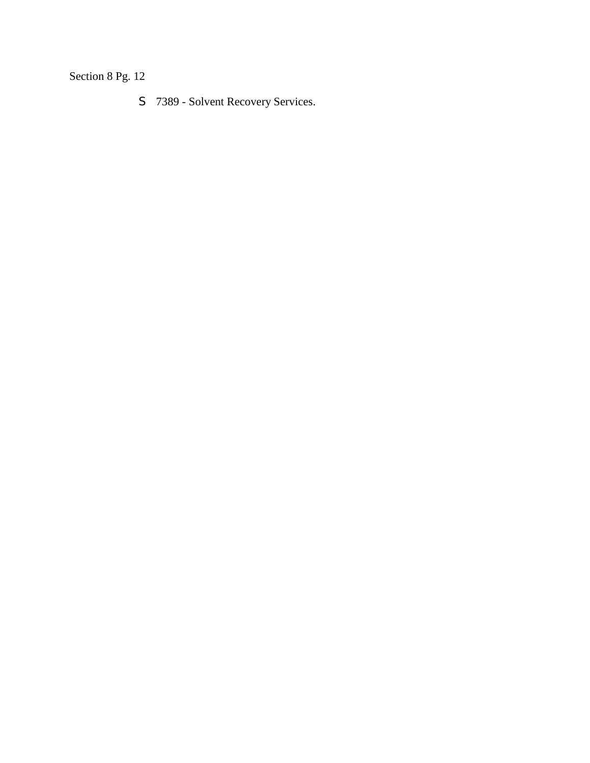- 7389 - Solvent Recovery Services.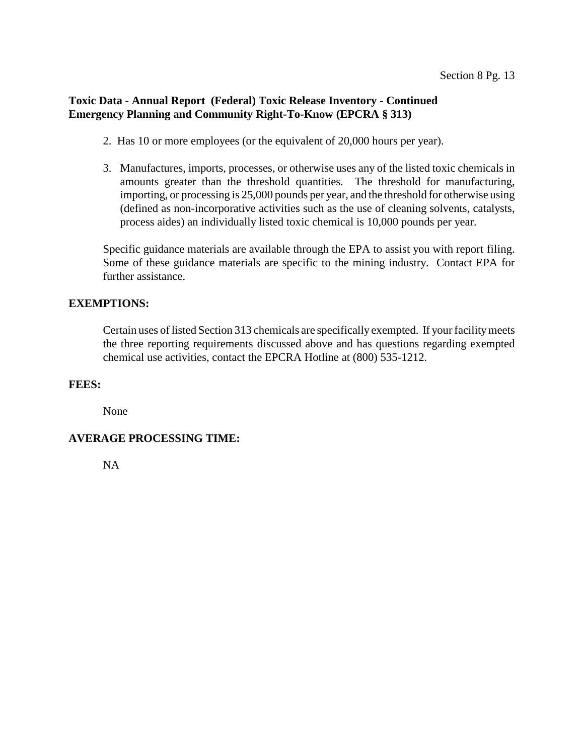**Toxic Data - Annual Report (Federal) Toxic Release Inventory - Continued**
**Emergency Planning and Community Right-To-Know (EPCRA § 313)**

2. Has 10 or more employees (or the equivalent of 20,000 hours per year).

3. Manufactures, imports, processes, or otherwise uses any of the listed toxic chemicals in amounts greater than the threshold quantities. The threshold for manufacturing, importing, or processing is 25,000 pounds per year, and the threshold for otherwise using (defined as non-incorporative activities such as the use of cleaning solvents, catalysts, process aides) an individually listed toxic chemical is 10,000 pounds per year.

Specific guidance materials are available through the EPA to assist you with report filing. Some of these guidance materials are specific to the mining industry. Contact EPA for further assistance.

**EXEMPTIONS:**

Certain uses of listed Section 313 chemicals are specifically exempted. If your facility meets the three reporting requirements discussed above and has questions regarding exempted chemical use activities, contact the EPCRA Hotline at (800) 535-1212.

**FEES:**

None

**AVERAGE PROCESSING TIME:**

NA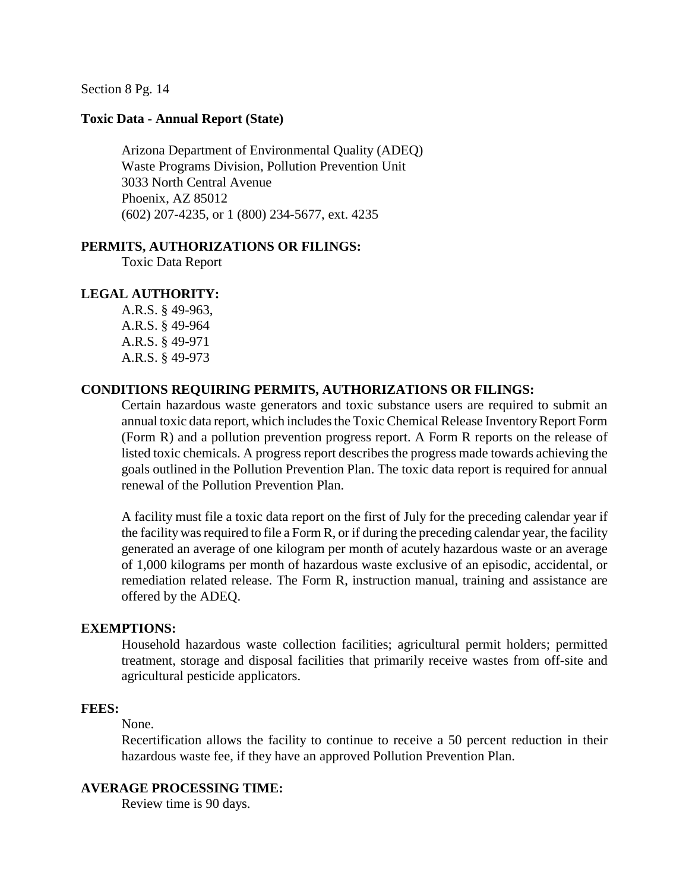Section 8 Pg. 14

**Toxic Data - Annual Report (State)**

Arizona Department of Environmental Quality (ADEQ)
Waste Programs Division, Pollution Prevention Unit
3033 North Central Avenue
Phoenix, AZ 85012
(602) 207-4235, or 1 (800) 234-5677, ext. 4235

**PERMITS, AUTHORIZATIONS OR FILINGS:**

Toxic Data Report

**LEGAL AUTHORITY:**

A.R.S. § 49-963,
A.R.S. § 49-964
A.R.S. § 49-971
A.R.S. § 49-973

**CONDITIONS REQUIRING PERMITS, AUTHORIZATIONS OR FILINGS:**

Certain hazardous waste generators and toxic substance users are required to submit an annual toxic data report, which includes the Toxic Chemical Release Inventory Report Form (Form R) and a pollution prevention progress report. A Form R reports on the release of listed toxic chemicals. A progress report describes the progress made towards achieving the goals outlined in the Pollution Prevention Plan. The toxic data report is required for annual renewal of the Pollution Prevention Plan.

A facility must file a toxic data report on the first of July for the preceding calendar year if the facility was required to file a Form R, or if during the preceding calendar year, the facility generated an average of one kilogram per month of acutely hazardous waste or an average of 1,000 kilograms per month of hazardous waste exclusive of an episodic, accidental, or remediation related release. The Form R, instruction manual, training and assistance are offered by the ADEQ.

**EXEMPTIONS:**

Household hazardous waste collection facilities; agricultural permit holders; permitted treatment, storage and disposal facilities that primarily receive wastes from off-site and agricultural pesticide applicators.

**FEES:**

None.
Recertification allows the facility to continue to receive a 50 percent reduction in their hazardous waste fee, if they have an approved Pollution Prevention Plan.

**AVERAGE PROCESSING TIME:**

Review time is 90 days.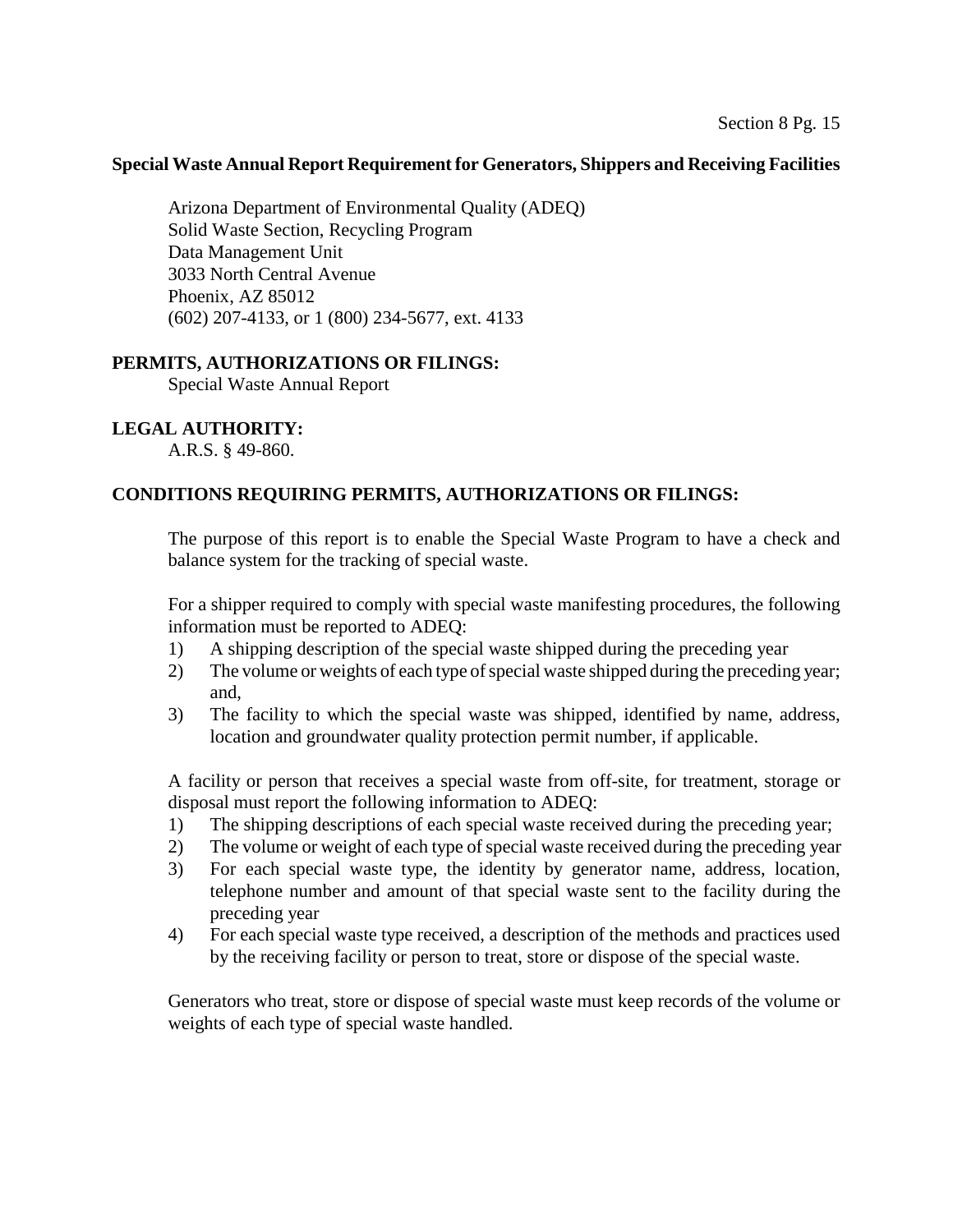**Special Waste Annual Report Requirement for Generators, Shippers and Receiving Facilities**

Arizona Department of Environmental Quality (ADEQ)
Solid Waste Section, Recycling Program
Data Management Unit
3033 North Central Avenue
Phoenix, AZ 85012
(602) 207-4133, or 1 (800) 234-5677, ext. 4133

**PERMITS, AUTHORIZATIONS OR FILINGS:**

Special Waste Annual Report

**LEGAL AUTHORITY:**

A.R.S. § 49-860.

**CONDITIONS REQUIRING PERMITS, AUTHORIZATIONS OR FILINGS:**

The purpose of this report is to enable the Special Waste Program to have a check and balance system for the tracking of special waste.

For a shipper required to comply with special waste manifesting procedures, the following information must be reported to ADEQ:

1) A shipping description of the special waste shipped during the preceding year
2) The volume or weights of each type of special waste shipped during the preceding year; and,
3) The facility to which the special waste was shipped, identified by name, address, location and groundwater quality protection permit number, if applicable.

A facility or person that receives a special waste from off-site, for treatment, storage or disposal must report the following information to ADEQ:

1) The shipping descriptions of each special waste received during the preceding year;
2) The volume or weight of each type of special waste received during the preceding year
3) For each special waste type, the identity by generator name, address, location, telephone number and amount of that special waste sent to the facility during the preceding year
4) For each special waste type received, a description of the methods and practices used by the receiving facility or person to treat, store or dispose of the special waste.

Generators who treat, store or dispose of special waste must keep records of the volume or weights of each type of special waste handled.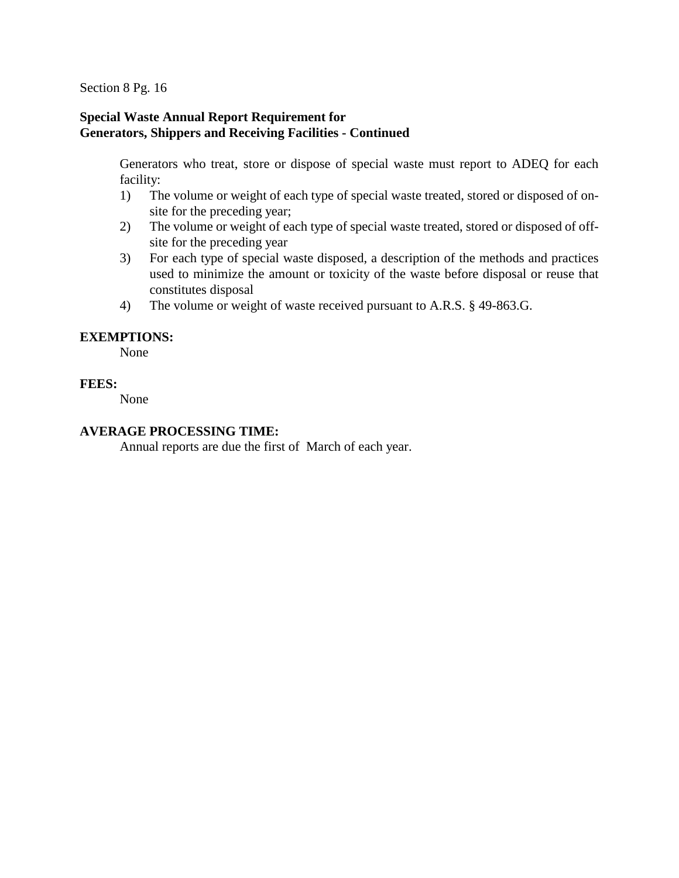Section 8 Pg. 16

**Special Waste Annual Report Requirement for Generators, Shippers and Receiving Facilities - Continued**

Generators who treat, store or dispose of special waste must report to ADEQ for each facility:

1) The volume or weight of each type of special waste treated, stored or disposed of on-site for the preceding year;
2) The volume or weight of each type of special waste treated, stored or disposed of off-site for the preceding year
3) For each type of special waste disposed, a description of the methods and practices used to minimize the amount or toxicity of the waste before disposal or reuse that constitutes disposal
4) The volume or weight of waste received pursuant to A.R.S. § 49-863.G.

**EXEMPTIONS:**

None

**FEES:**

None

**AVERAGE PROCESSING TIME:**

Annual reports are due the first of March of each year.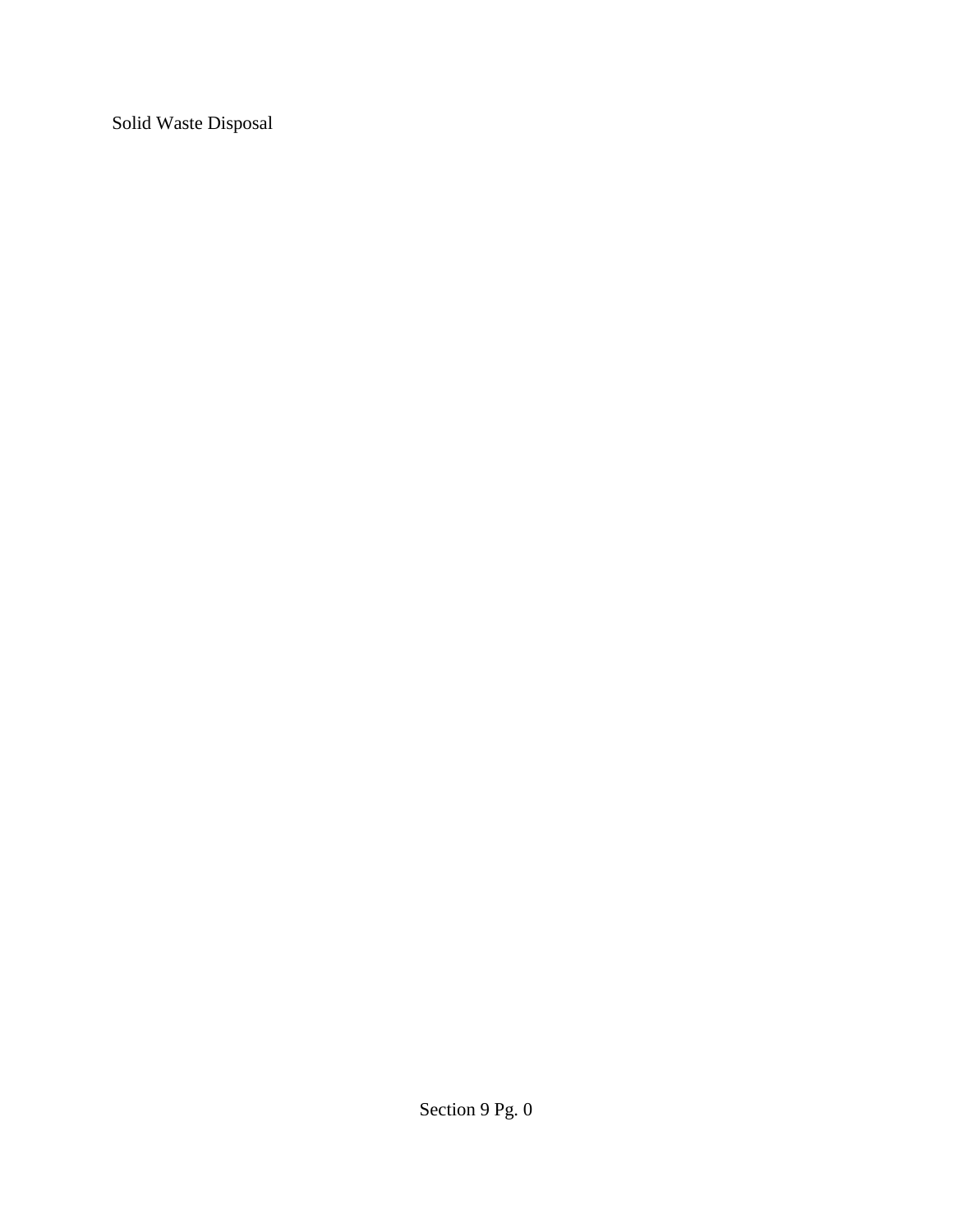Solid Waste Disposal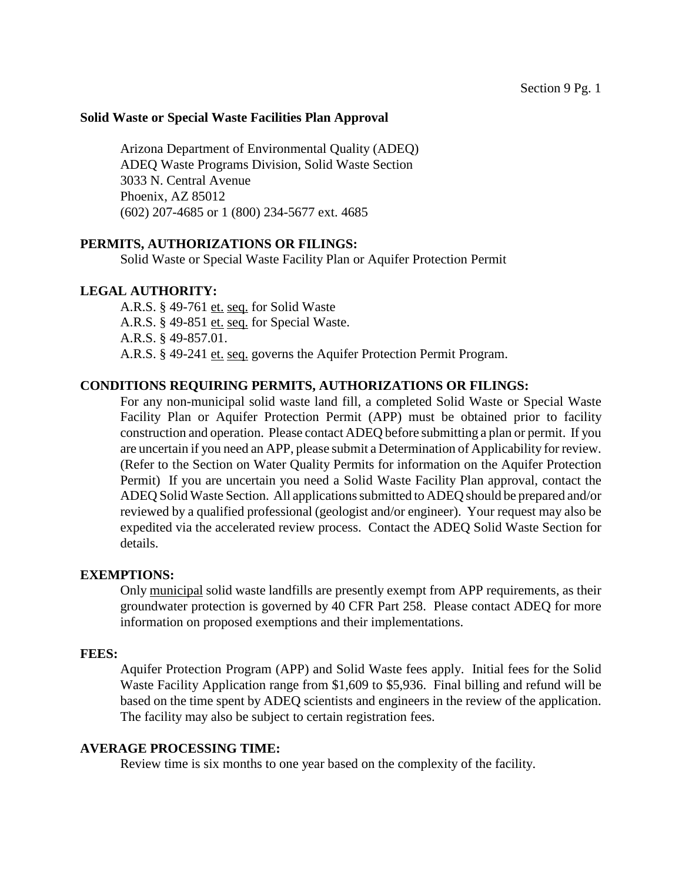## Solid Waste or Special Waste Facilities Plan Approval

Arizona Department of Environmental Quality (ADEQ)
ADEQ Waste Programs Division, Solid Waste Section
3033 N. Central Avenue
Phoenix, AZ 85012
(602) 207-4685 or 1 (800) 234-5677 ext. 4685

### PERMITS, AUTHORIZATIONS OR FILINGS:

Solid Waste or Special Waste Facility Plan or Aquifer Protection Permit

### LEGAL AUTHORITY:

A.R.S. § 49-761 et. seq. for Solid Waste
A.R.S. § 49-851 et. seq. for Special Waste.
A.R.S. § 49-857.01.
A.R.S. § 49-241 et. seq. governs the Aquifer Protection Permit Program.

### CONDITIONS REQUIRING PERMITS, AUTHORIZATIONS OR FILINGS:

For any non-municipal solid waste land fill, a completed Solid Waste or Special Waste Facility Plan or Aquifer Protection Permit (APP) must be obtained prior to facility construction and operation. Please contact ADEQ before submitting a plan or permit. If you are uncertain if you need an APP, please submit a Determination of Applicability for review. (Refer to the Section on Water Quality Permits for information on the Aquifer Protection Permit) If you are uncertain you need a Solid Waste Facility Plan approval, contact the ADEQ Solid Waste Section. All applications submitted to ADEQ should be prepared and/or reviewed by a qualified professional (geologist and/or engineer). Your request may also be expedited via the accelerated review process. Contact the ADEQ Solid Waste Section for details.

### EXEMPTIONS:

Only municipal solid waste landfills are presently exempt from APP requirements, as their groundwater protection is governed by 40 CFR Part 258. Please contact ADEQ for more information on proposed exemptions and their implementations.

### FEES:

Aquifer Protection Program (APP) and Solid Waste fees apply. Initial fees for the Solid Waste Facility Application range from $1,609 to $5,936. Final billing and refund will be based on the time spent by ADEQ scientists and engineers in the review of the application. The facility may also be subject to certain registration fees.

### AVERAGE PROCESSING TIME:

Review time is six months to one year based on the complexity of the facility.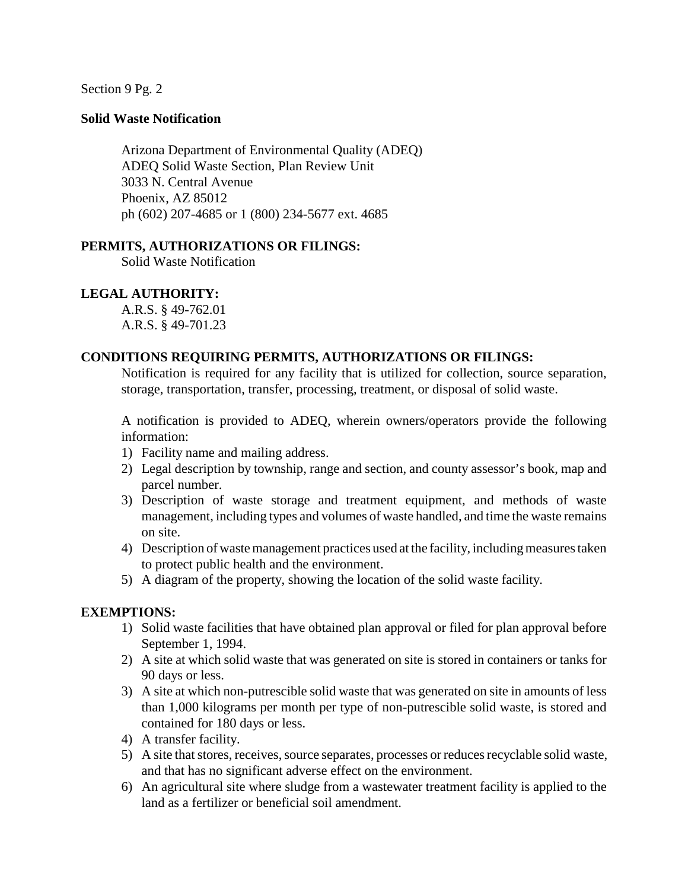Section 9 Pg. 2

**Solid Waste Notification**

Arizona Department of Environmental Quality (ADEQ)
ADEQ Solid Waste Section, Plan Review Unit
3033 N. Central Avenue
Phoenix, AZ 85012
ph (602) 207-4685 or 1 (800) 234-5677 ext. 4685

**PERMITS, AUTHORIZATIONS OR FILINGS:**

Solid Waste Notification

**LEGAL AUTHORITY:**

A.R.S. § 49-762.01
A.R.S. § 49-701.23

**CONDITIONS REQUIRING PERMITS, AUTHORIZATIONS OR FILINGS:**

Notification is required for any facility that is utilized for collection, source separation, storage, transportation, transfer, processing, treatment, or disposal of solid waste.

A notification is provided to ADEQ, wherein owners/operators provide the following information:

1) Facility name and mailing address.
2) Legal description by township, range and section, and county assessor's book, map and parcel number.
3) Description of waste storage and treatment equipment, and methods of waste management, including types and volumes of waste handled, and time the waste remains on site.
4) Description of waste management practices used at the facility, including measures taken to protect public health and the environment.
5) A diagram of the property, showing the location of the solid waste facility.

**EXEMPTIONS:**

1) Solid waste facilities that have obtained plan approval or filed for plan approval before September 1, 1994.
2) A site at which solid waste that was generated on site is stored in containers or tanks for 90 days or less.
3) A site at which non-putrescible solid waste that was generated on site in amounts of less than 1,000 kilograms per month per type of non-putrescible solid waste, is stored and contained for 180 days or less.
4) A transfer facility.
5) A site that stores, receives, source separates, processes or reduces recyclable solid waste, and that has no significant adverse effect on the environment.
6) An agricultural site where sludge from a wastewater treatment facility is applied to the land as a fertilizer or beneficial soil amendment.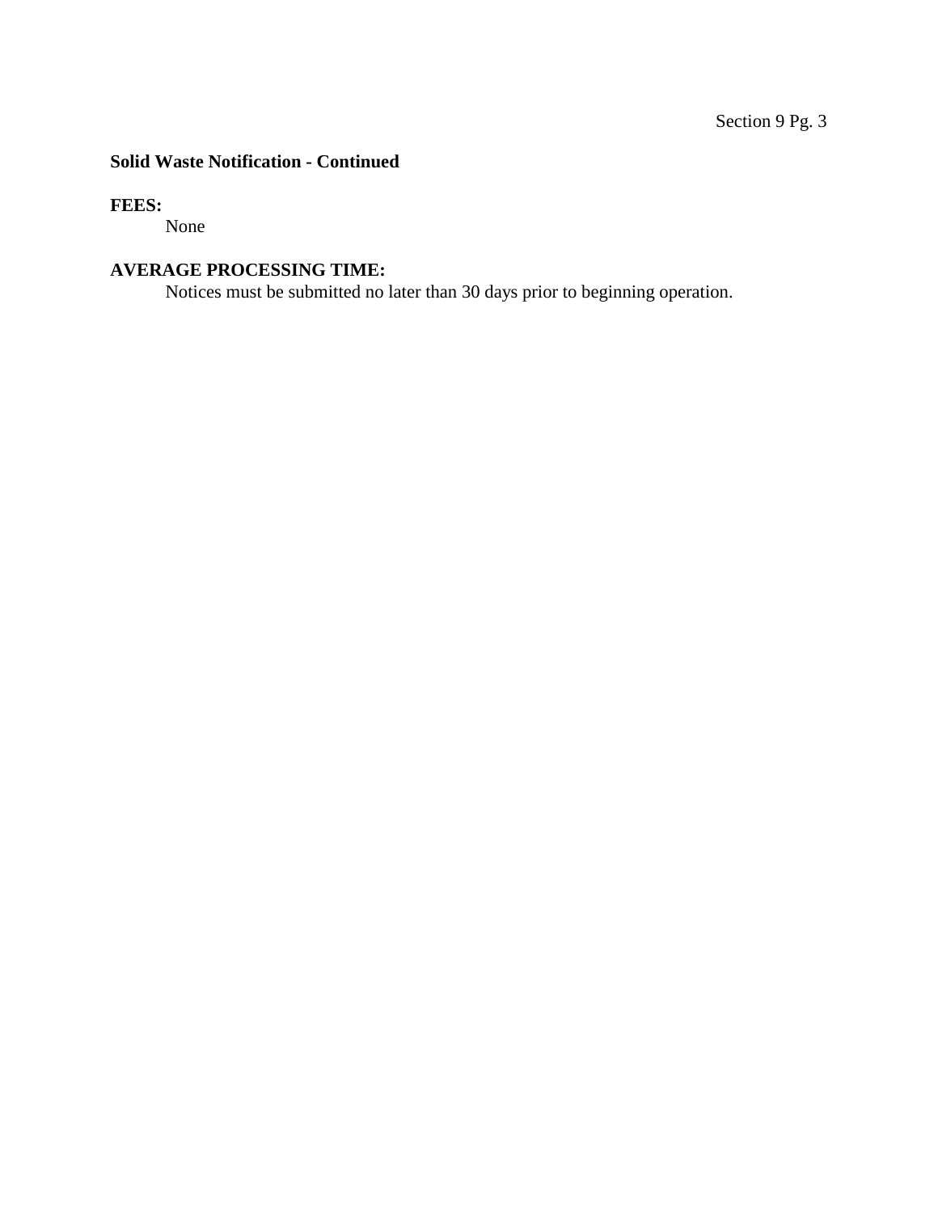**Solid Waste Notification - Continued**

**FEES:**

None

**AVERAGE PROCESSING TIME:**

Notices must be submitted no later than 30 days prior to beginning operation.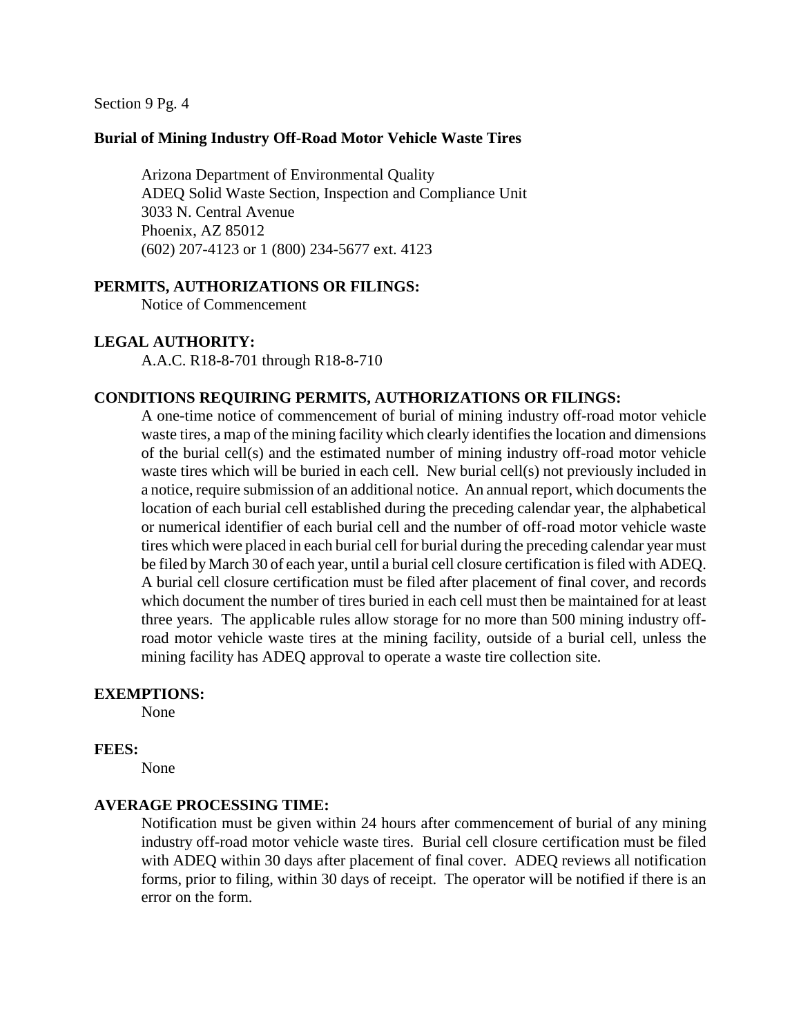**Burial of Mining Industry Off-Road Motor Vehicle Waste Tires**

Arizona Department of Environmental Quality
ADEQ Solid Waste Section, Inspection and Compliance Unit
3033 N. Central Avenue
Phoenix, AZ 85012
(602) 207-4123 or 1 (800) 234-5677 ext. 4123

**PERMITS, AUTHORIZATIONS OR FILINGS:**

Notice of Commencement

**LEGAL AUTHORITY:**

A.A.C. R18-8-701 through R18-8-710

**CONDITIONS REQUIRING PERMITS, AUTHORIZATIONS OR FILINGS:**

A one-time notice of commencement of burial of mining industry off-road motor vehicle waste tires, a map of the mining facility which clearly identifies the location and dimensions of the burial cell(s) and the estimated number of mining industry off-road motor vehicle waste tires which will be buried in each cell. New burial cell(s) not previously included in a notice, require submission of an additional notice. An annual report, which documents the location of each burial cell established during the preceding calendar year, the alphabetical or numerical identifier of each burial cell and the number of off-road motor vehicle waste tires which were placed in each burial cell for burial during the preceding calendar year must be filed by March 30 of each year, until a burial cell closure certification is filed with ADEQ. A burial cell closure certification must be filed after placement of final cover, and records which document the number of tires buried in each cell must then be maintained for at least three years. The applicable rules allow storage for no more than 500 mining industry off-road motor vehicle waste tires at the mining facility, outside of a burial cell, unless the mining facility has ADEQ approval to operate a waste tire collection site.

**EXEMPTIONS:**

None

**FEES:**

None

**AVERAGE PROCESSING TIME:**

Notification must be given within 24 hours after commencement of burial of any mining industry off-road motor vehicle waste tires. Burial cell closure certification must be filed with ADEQ within 30 days after placement of final cover. ADEQ reviews all notification forms, prior to filing, within 30 days of receipt. The operator will be notified if there is an error on the form.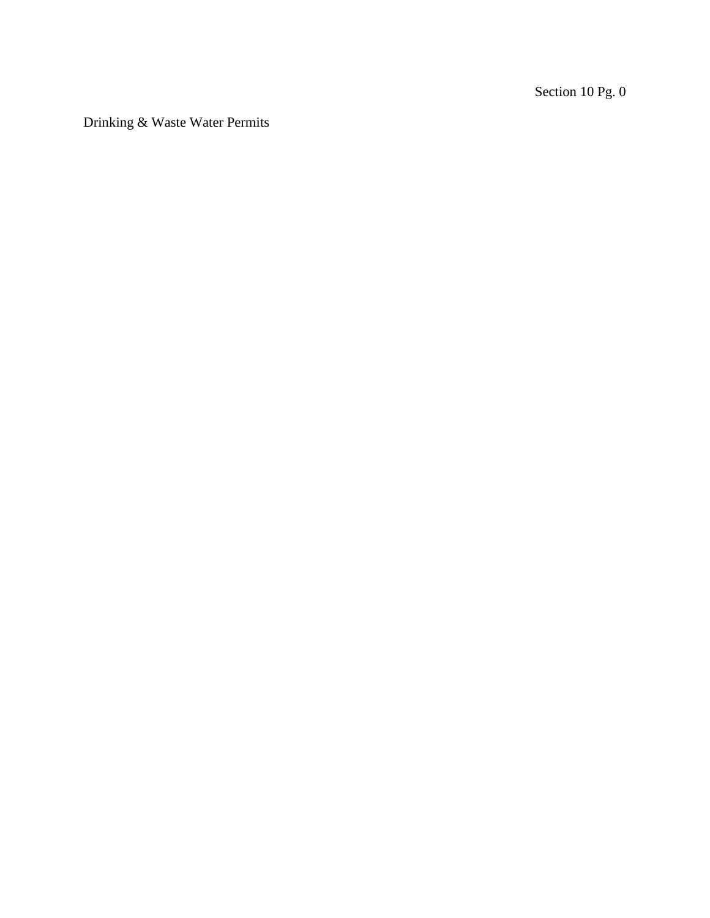Section 10 Pg. 0

Drinking & Waste Water Permits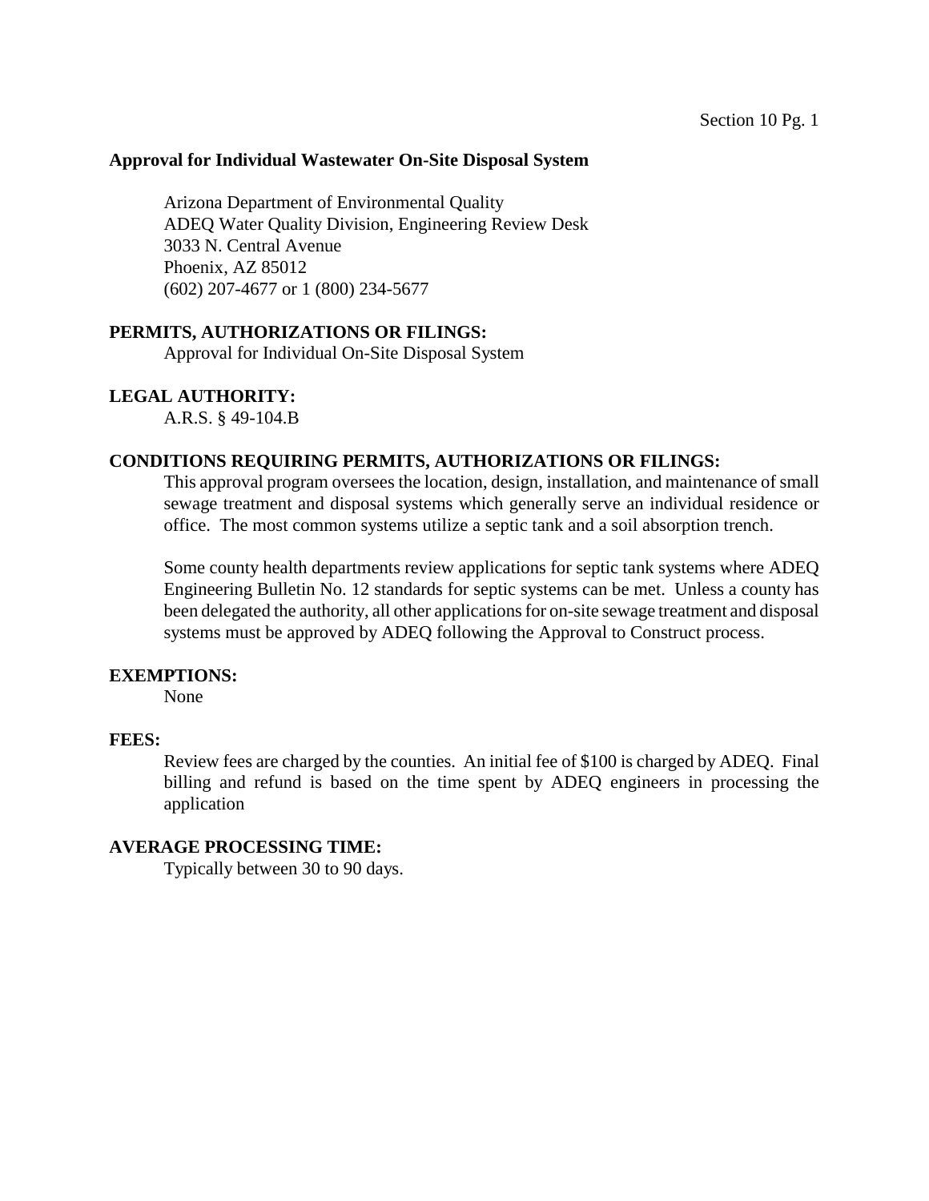**Approval for Individual Wastewater On-Site Disposal System**

Arizona Department of Environmental Quality
ADEQ Water Quality Division, Engineering Review Desk
3033 N. Central Avenue
Phoenix, AZ 85012
(602) 207-4677 or 1 (800) 234-5677

**PERMITS, AUTHORIZATIONS OR FILINGS:**

Approval for Individual On-Site Disposal System

**LEGAL AUTHORITY:**

A.R.S. § 49-104.B

**CONDITIONS REQUIRING PERMITS, AUTHORIZATIONS OR FILINGS:**

This approval program oversees the location, design, installation, and maintenance of small sewage treatment and disposal systems which generally serve an individual residence or office. The most common systems utilize a septic tank and a soil absorption trench.

Some county health departments review applications for septic tank systems where ADEQ Engineering Bulletin No. 12 standards for septic systems can be met. Unless a county has been delegated the authority, all other applications for on-site sewage treatment and disposal systems must be approved by ADEQ following the Approval to Construct process.

**EXEMPTIONS:**

None

**FEES:**

Review fees are charged by the counties. An initial fee of $100 is charged by ADEQ. Final billing and refund is based on the time spent by ADEQ engineers in processing the application

**AVERAGE PROCESSING TIME:**

Typically between 30 to 90 days.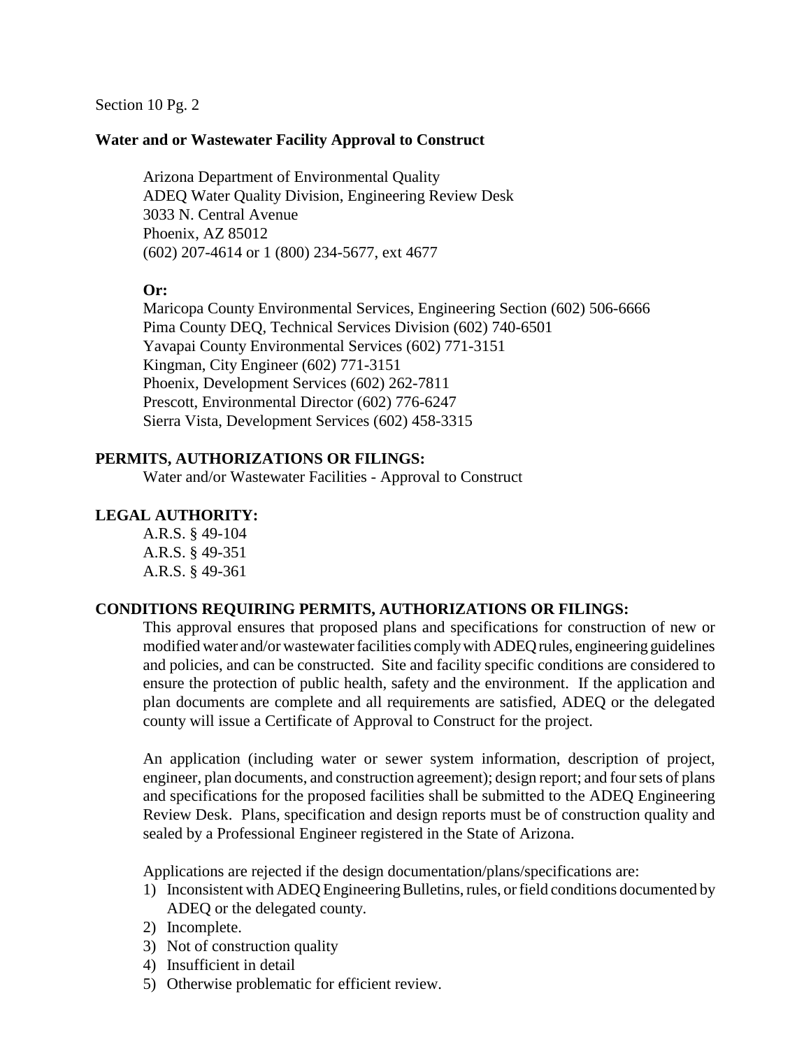Section 10 Pg. 2

**Water and or Wastewater Facility Approval to Construct**

Arizona Department of Environmental Quality
ADEQ Water Quality Division, Engineering Review Desk
3033 N. Central Avenue
Phoenix, AZ 85012
(602) 207-4614 or 1 (800) 234-5677, ext 4677

**Or:**

Maricopa County Environmental Services, Engineering Section (602) 506-6666
Pima County DEQ, Technical Services Division (602) 740-6501
Yavapai County Environmental Services (602) 771-3151
Kingman, City Engineer (602) 771-3151
Phoenix, Development Services (602) 262-7811
Prescott, Environmental Director (602) 776-6247
Sierra Vista, Development Services (602) 458-3315

**PERMITS, AUTHORIZATIONS OR FILINGS:**

Water and/or Wastewater Facilities - Approval to Construct

**LEGAL AUTHORITY:**

A.R.S. § 49-104
A.R.S. § 49-351
A.R.S. § 49-361

**CONDITIONS REQUIRING PERMITS, AUTHORIZATIONS OR FILINGS:**

This approval ensures that proposed plans and specifications for construction of new or modified water and/or wastewater facilities comply with ADEQ rules, engineering guidelines and policies, and can be constructed. Site and facility specific conditions are considered to ensure the protection of public health, safety and the environment. If the application and plan documents are complete and all requirements are satisfied, ADEQ or the delegated county will issue a Certificate of Approval to Construct for the project.

An application (including water or sewer system information, description of project, engineer, plan documents, and construction agreement); design report; and four sets of plans and specifications for the proposed facilities shall be submitted to the ADEQ Engineering Review Desk. Plans, specification and design reports must be of construction quality and sealed by a Professional Engineer registered in the State of Arizona.

Applications are rejected if the design documentation/plans/specifications are:

1) Inconsistent with ADEQ Engineering Bulletins, rules, or field conditions documented by ADEQ or the delegated county.
2) Incomplete.
3) Not of construction quality
4) Insufficient in detail
5) Otherwise problematic for efficient review.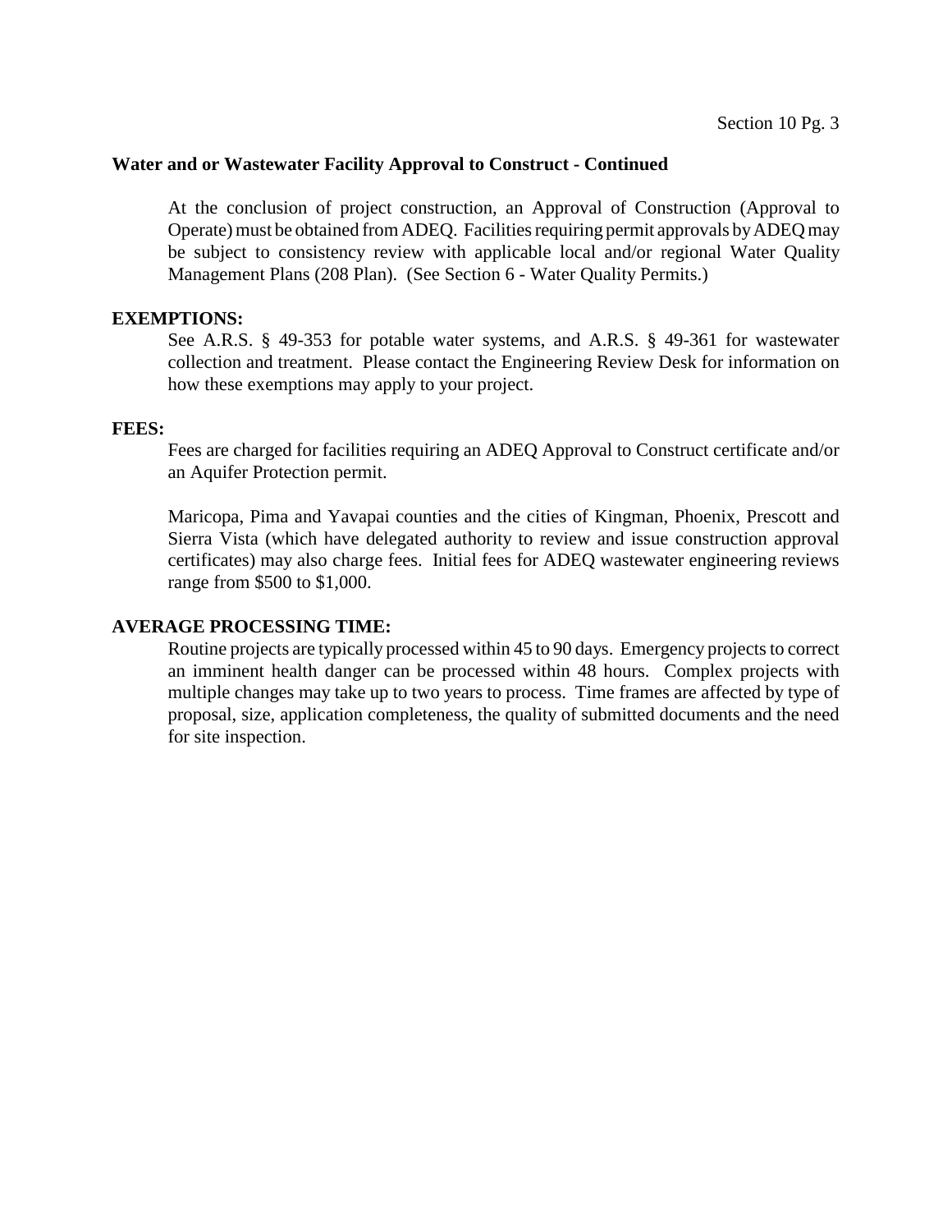**Water and or Wastewater Facility Approval to Construct - Continued**

At the conclusion of project construction, an Approval of Construction (Approval to Operate) must be obtained from ADEQ. Facilities requiring permit approvals by ADEQ may be subject to consistency review with applicable local and/or regional Water Quality Management Plans (208 Plan). (See Section 6 - Water Quality Permits.)

**EXEMPTIONS:**

See A.R.S. § 49-353 for potable water systems, and A.R.S. § 49-361 for wastewater collection and treatment. Please contact the Engineering Review Desk for information on how these exemptions may apply to your project.

**FEES:**

Fees are charged for facilities requiring an ADEQ Approval to Construct certificate and/or an Aquifer Protection permit.

Maricopa, Pima and Yavapai counties and the cities of Kingman, Phoenix, Prescott and Sierra Vista (which have delegated authority to review and issue construction approval certificates) may also charge fees. Initial fees for ADEQ wastewater engineering reviews range from $500 to $1,000.

**AVERAGE PROCESSING TIME:**

Routine projects are typically processed within 45 to 90 days. Emergency projects to correct an imminent health danger can be processed within 48 hours. Complex projects with multiple changes may take up to two years to process. Time frames are affected by type of proposal, size, application completeness, the quality of submitted documents and the need for site inspection.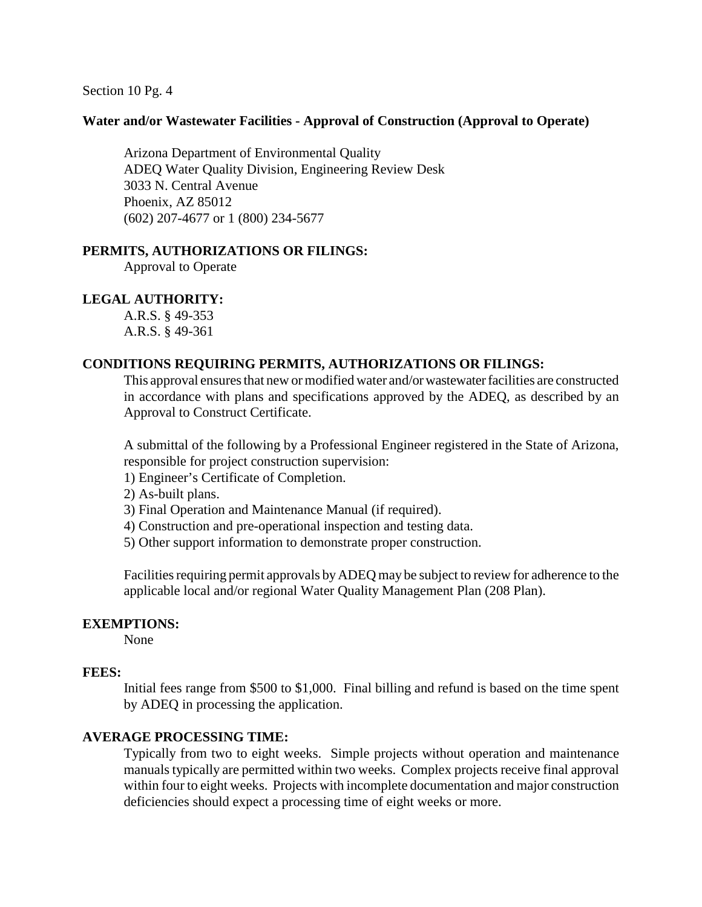**Water and/or Wastewater Facilities - Approval of Construction (Approval to Operate)**

Arizona Department of Environmental Quality
ADEQ Water Quality Division, Engineering Review Desk
3033 N. Central Avenue
Phoenix, AZ 85012
(602) 207-4677 or 1 (800) 234-5677

**PERMITS, AUTHORIZATIONS OR FILINGS:**

Approval to Operate

**LEGAL AUTHORITY:**

A.R.S. § 49-353
A.R.S. § 49-361

**CONDITIONS REQUIRING PERMITS, AUTHORIZATIONS OR FILINGS:**

This approval ensures that new or modified water and/or wastewater facilities are constructed in accordance with plans and specifications approved by the ADEQ, as described by an Approval to Construct Certificate.

A submittal of the following by a Professional Engineer registered in the State of Arizona, responsible for project construction supervision:

1) Engineer's Certificate of Completion.
2) As-built plans.
3) Final Operation and Maintenance Manual (if required).
4) Construction and pre-operational inspection and testing data.
5) Other support information to demonstrate proper construction.

Facilities requiring permit approvals by ADEQ may be subject to review for adherence to the applicable local and/or regional Water Quality Management Plan (208 Plan).

**EXEMPTIONS:**

None

**FEES:**

Initial fees range from $500 to $1,000. Final billing and refund is based on the time spent by ADEQ in processing the application.

**AVERAGE PROCESSING TIME:**

Typically from two to eight weeks. Simple projects without operation and maintenance manuals typically are permitted within two weeks. Complex projects receive final approval within four to eight weeks. Projects with incomplete documentation and major construction deficiencies should expect a processing time of eight weeks or more.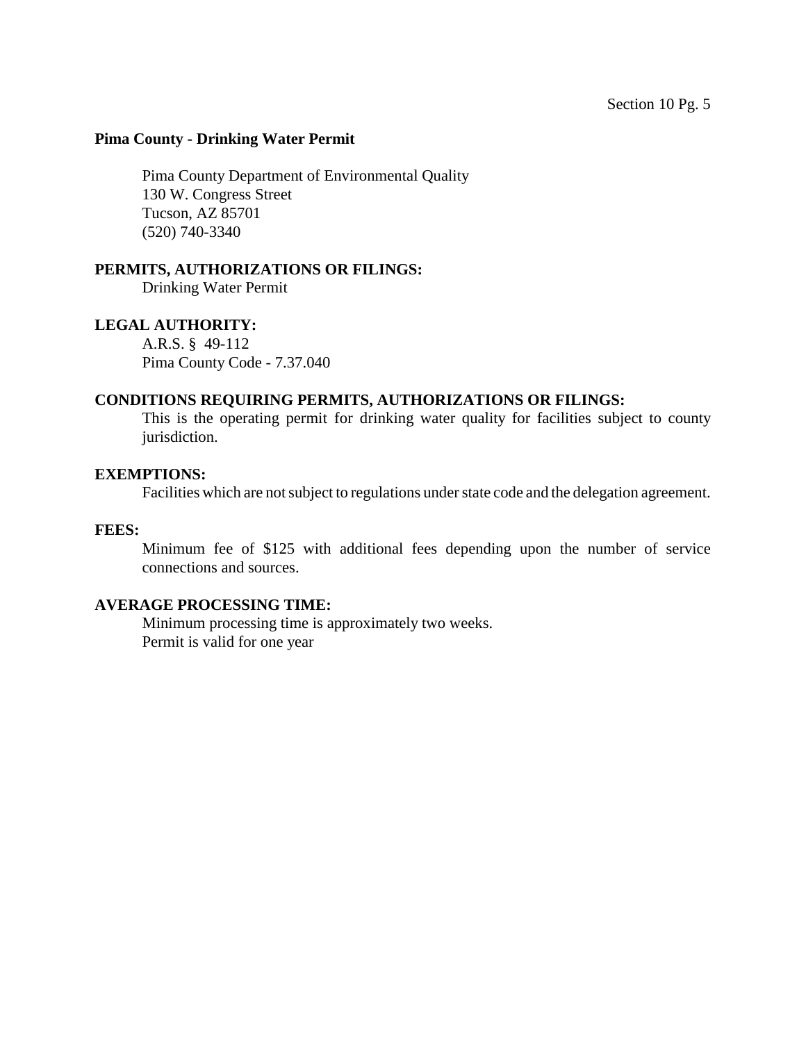**Pima County - Drinking Water Permit**

Pima County Department of Environmental Quality
130 W. Congress Street
Tucson, AZ 85701
(520) 740-3340

**PERMITS, AUTHORIZATIONS OR FILINGS:**

Drinking Water Permit

**LEGAL AUTHORITY:**

A.R.S. § 49-112
Pima County Code - 7.37.040

**CONDITIONS REQUIRING PERMITS, AUTHORIZATIONS OR FILINGS:**

This is the operating permit for drinking water quality for facilities subject to county jurisdiction.

**EXEMPTIONS:**

Facilities which are not subject to regulations under state code and the delegation agreement.

**FEES:**

Minimum fee of $125 with additional fees depending upon the number of service connections and sources.

**AVERAGE PROCESSING TIME:**

Minimum processing time is approximately two weeks.
Permit is valid for one year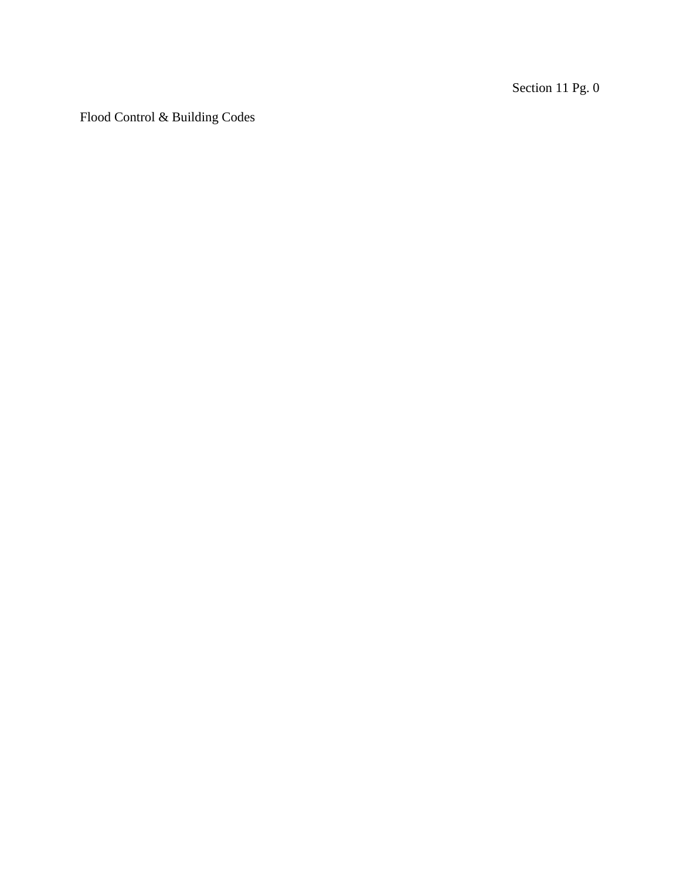Section 11 Pg. 0

Flood Control & Building Codes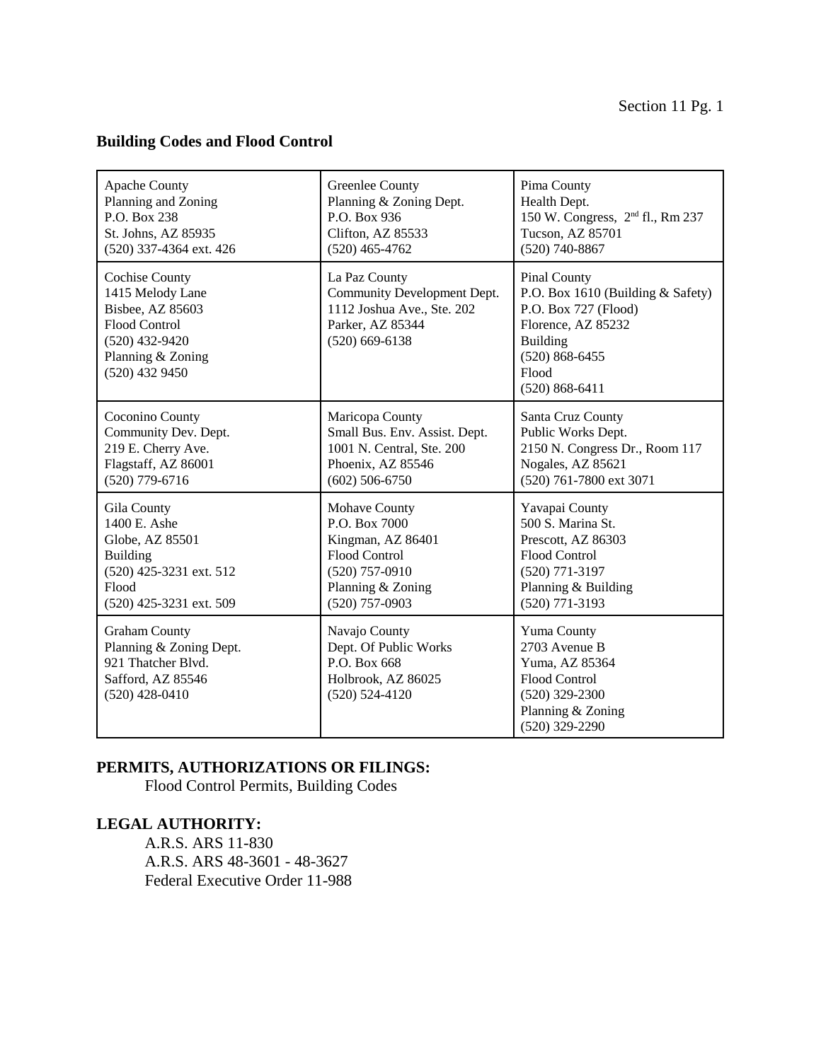## Building Codes and Flood Control

| | | |
|---|---|---|
| Apache County<br>Planning and Zoning<br>P.O. Box 238<br>St. Johns, AZ 85935<br>(520) 337-4364 ext. 426 | Greenlee County<br>Planning & Zoning Dept.<br>P.O. Box 936<br>Clifton, AZ 85533<br>(520) 465-4762 | Pima County<br>Health Dept.<br>150 W. Congress, 2nd fl., Rm 237<br>Tucson, AZ 85701<br>(520) 740-8867 |
| Cochise County<br>1415 Melody Lane<br>Bisbee, AZ 85603<br>Flood Control<br>(520) 432-9420<br>Planning & Zoning<br>(520) 432 9450 | La Paz County<br>Community Development Dept.<br>1112 Joshua Ave., Ste. 202<br>Parker, AZ 85344<br>(520) 669-6138 | Pinal County<br>P.O. Box 1610 (Building & Safety)<br>P.O. Box 727 (Flood)<br>Florence, AZ 85232<br>Building<br>(520) 868-6455<br>Flood<br>(520) 868-6411 |
| Coconino County<br>Community Dev. Dept.<br>219 E. Cherry Ave.<br>Flagstaff, AZ 86001<br>(520) 779-6716 | Maricopa County<br>Small Bus. Env. Assist. Dept.<br>1001 N. Central, Ste. 200<br>Phoenix, AZ 85546<br>(602) 506-6750 | Santa Cruz County<br>Public Works Dept.<br>2150 N. Congress Dr., Room 117<br>Nogales, AZ 85621<br>(520) 761-7800 ext 3071 |
| Gila County<br>1400 E. Ashe<br>Globe, AZ 85501<br>Building<br>(520) 425-3231 ext. 512<br>Flood<br>(520) 425-3231 ext. 509 | Mohave County<br>P.O. Box 7000<br>Kingman, AZ 86401<br>Flood Control<br>(520) 757-0910<br>Planning & Zoning<br>(520) 757-0903 | Yavapai County<br>500 S. Marina St.<br>Prescott, AZ 86303<br>Flood Control<br>(520) 771-3197<br>Planning & Building<br>(520) 771-3193 |
| Graham County<br>Planning & Zoning Dept.<br>921 Thatcher Blvd.<br>Safford, AZ 85546<br>(520) 428-0410 | Navajo County<br>Dept. Of Public Works<br>P.O. Box 668<br>Holbrook, AZ 86025<br>(520) 524-4120 | Yuma County<br>2703 Avenue B<br>Yuma, AZ 85364<br>Flood Control<br>(520) 329-2300<br>Planning & Zoning<br>(520) 329-2290 |

### PERMITS, AUTHORIZATIONS OR FILINGS:

Flood Control Permits, Building Codes

### LEGAL AUTHORITY:

A.R.S. ARS 11-830
A.R.S. ARS 48-3601 - 48-3627
Federal Executive Order 11-988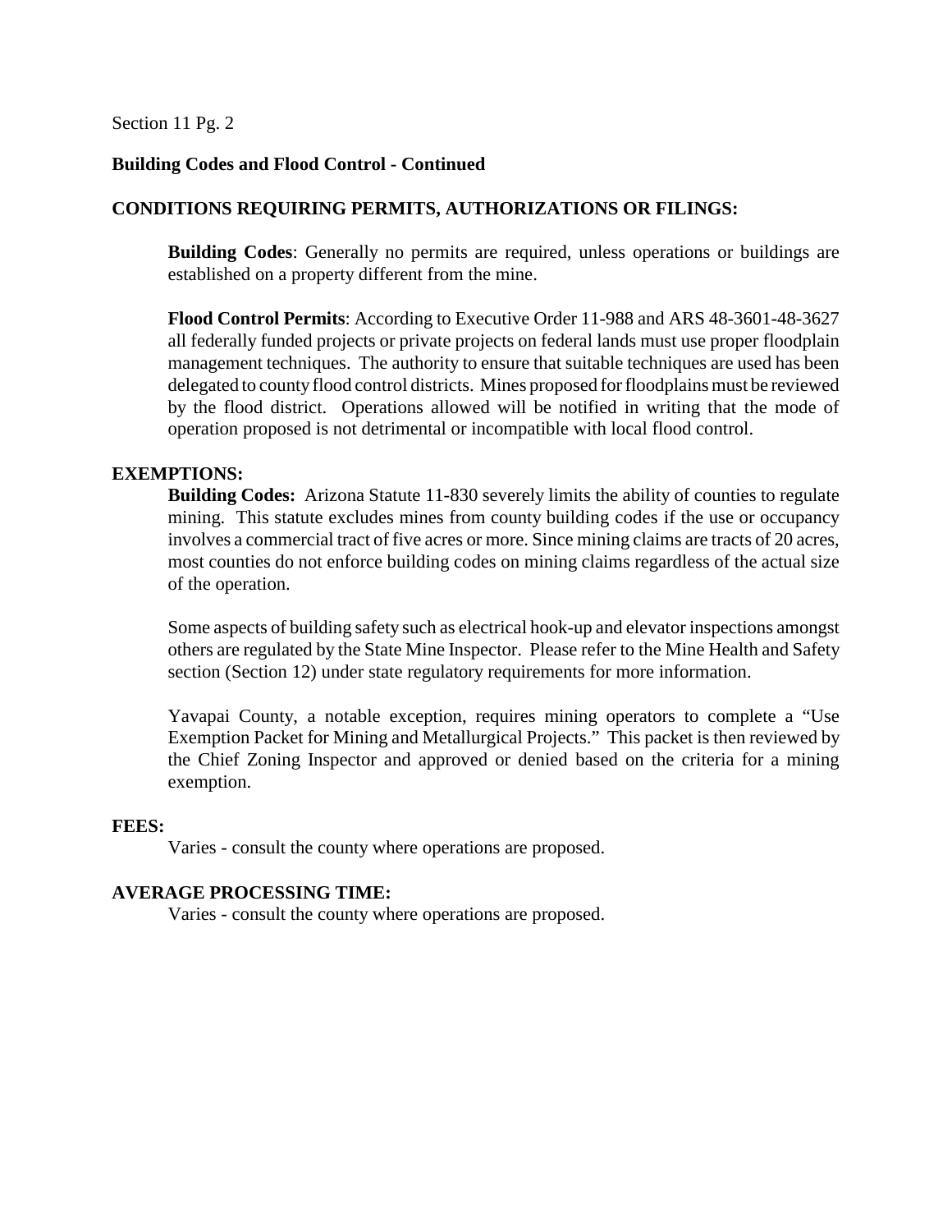Section 11 Pg. 2

**Building Codes and Flood Control - Continued**

**CONDITIONS REQUIRING PERMITS, AUTHORIZATIONS OR FILINGS:**

**Building Codes**: Generally no permits are required, unless operations or buildings are established on a property different from the mine.

**Flood Control Permits**: According to Executive Order 11-988 and ARS 48-3601-48-3627 all federally funded projects or private projects on federal lands must use proper floodplain management techniques. The authority to ensure that suitable techniques are used has been delegated to county flood control districts. Mines proposed for floodplains must be reviewed by the flood district. Operations allowed will be notified in writing that the mode of operation proposed is not detrimental or incompatible with local flood control.

**EXEMPTIONS:**

**Building Codes:** Arizona Statute 11-830 severely limits the ability of counties to regulate mining. This statute excludes mines from county building codes if the use or occupancy involves a commercial tract of five acres or more. Since mining claims are tracts of 20 acres, most counties do not enforce building codes on mining claims regardless of the actual size of the operation.

Some aspects of building safety such as electrical hook-up and elevator inspections amongst others are regulated by the State Mine Inspector. Please refer to the Mine Health and Safety section (Section 12) under state regulatory requirements for more information.

Yavapai County, a notable exception, requires mining operators to complete a "Use Exemption Packet for Mining and Metallurgical Projects." This packet is then reviewed by the Chief Zoning Inspector and approved or denied based on the criteria for a mining exemption.

**FEES:**

Varies - consult the county where operations are proposed.

**AVERAGE PROCESSING TIME:**

Varies - consult the county where operations are proposed.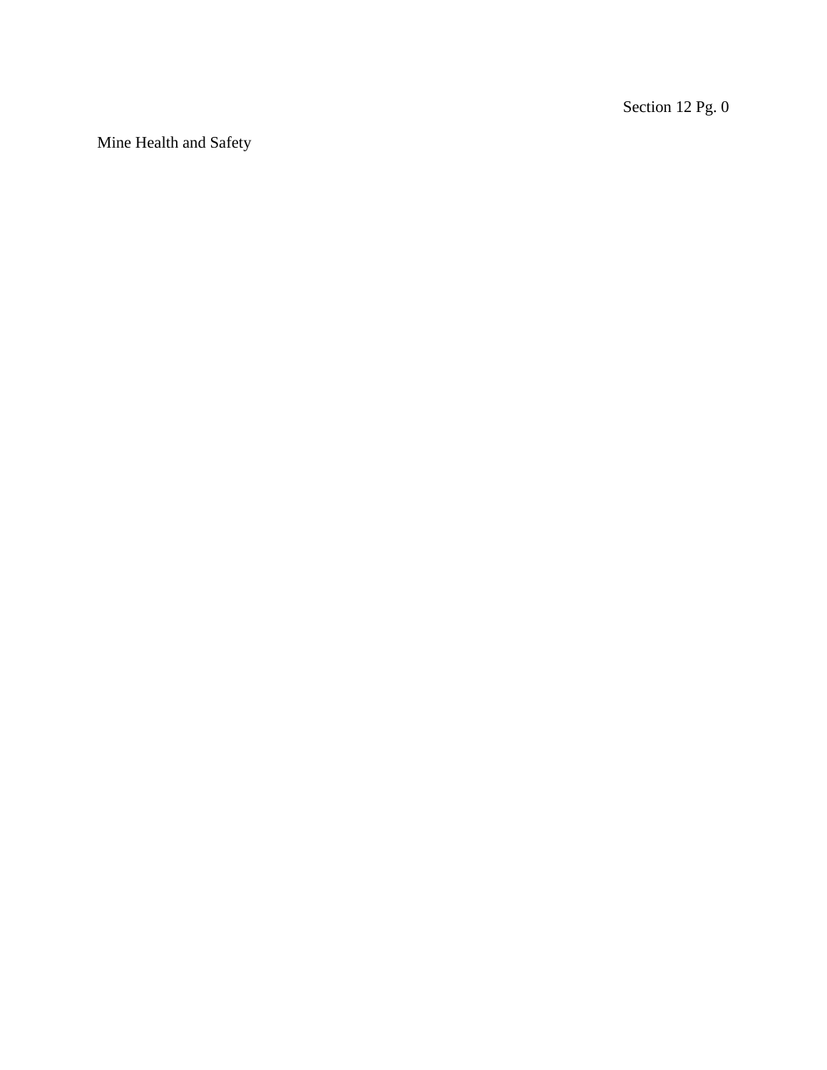Mine Health and Safety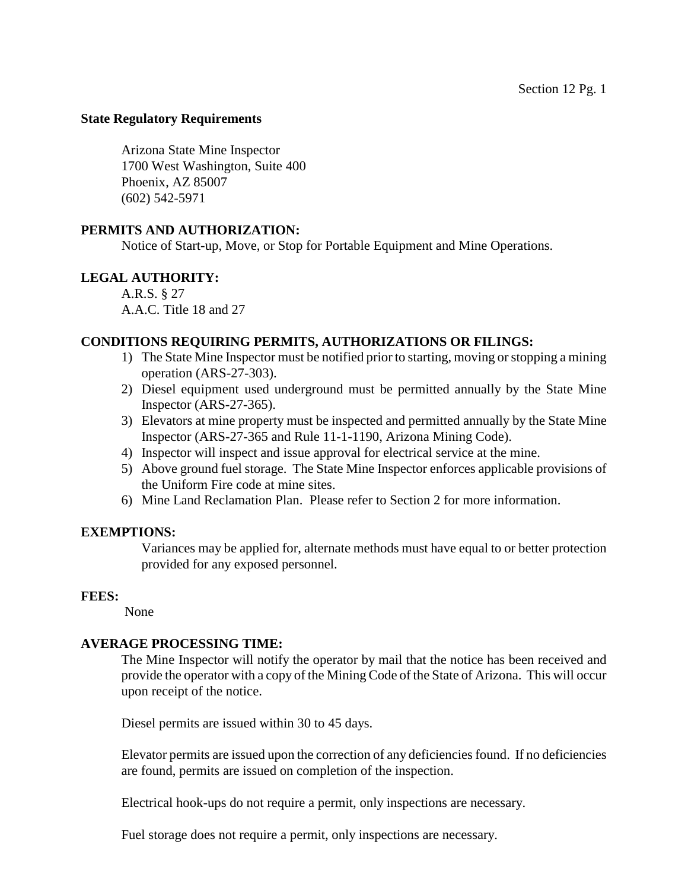## State Regulatory Requirements

Arizona State Mine Inspector
1700 West Washington, Suite 400
Phoenix, AZ 85007
(602) 542-5971

**PERMITS AND AUTHORIZATION:**

Notice of Start-up, Move, or Stop for Portable Equipment and Mine Operations.

**LEGAL AUTHORITY:**

A.R.S. § 27
A.A.C. Title 18 and 27

**CONDITIONS REQUIRING PERMITS, AUTHORIZATIONS OR FILINGS:**

1) The State Mine Inspector must be notified prior to starting, moving or stopping a mining operation (ARS-27-303).
2) Diesel equipment used underground must be permitted annually by the State Mine Inspector (ARS-27-365).
3) Elevators at mine property must be inspected and permitted annually by the State Mine Inspector (ARS-27-365 and Rule 11-1-1190, Arizona Mining Code).
4) Inspector will inspect and issue approval for electrical service at the mine.
5) Above ground fuel storage. The State Mine Inspector enforces applicable provisions of the Uniform Fire code at mine sites.
6) Mine Land Reclamation Plan. Please refer to Section 2 for more information.

**EXEMPTIONS:**

Variances may be applied for, alternate methods must have equal to or better protection provided for any exposed personnel.

**FEES:**

None

**AVERAGE PROCESSING TIME:**

The Mine Inspector will notify the operator by mail that the notice has been received and provide the operator with a copy of the Mining Code of the State of Arizona. This will occur upon receipt of the notice.

Diesel permits are issued within 30 to 45 days.

Elevator permits are issued upon the correction of any deficiencies found. If no deficiencies are found, permits are issued on completion of the inspection.

Electrical hook-ups do not require a permit, only inspections are necessary.

Fuel storage does not require a permit, only inspections are necessary.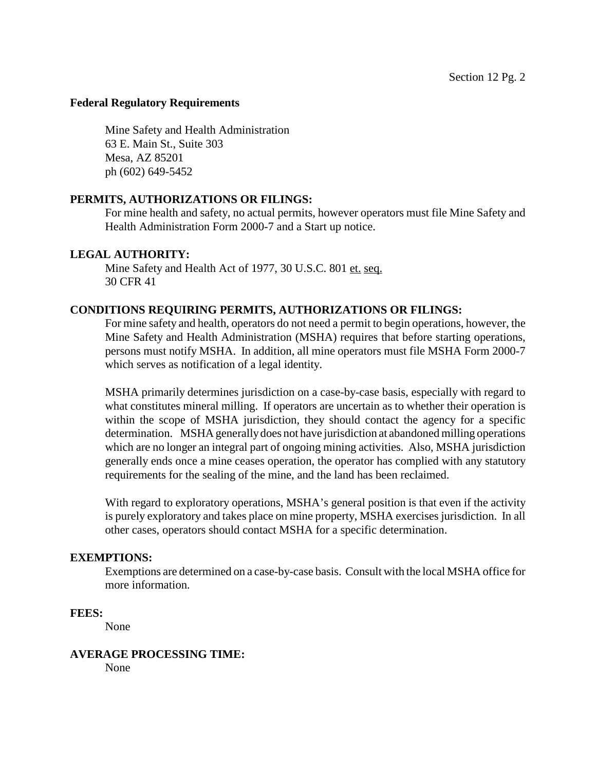## Federal Regulatory Requirements

Mine Safety and Health Administration
63 E. Main St., Suite 303
Mesa, AZ 85201
ph (602) 649-5452

### PERMITS, AUTHORIZATIONS OR FILINGS:

For mine health and safety, no actual permits, however operators must file Mine Safety and Health Administration Form 2000-7 and a Start up notice.

### LEGAL AUTHORITY:

Mine Safety and Health Act of 1977, 30 U.S.C. 801 et. seq.
30 CFR 41

### CONDITIONS REQUIRING PERMITS, AUTHORIZATIONS OR FILINGS:

For mine safety and health, operators do not need a permit to begin operations, however, the Mine Safety and Health Administration (MSHA) requires that before starting operations, persons must notify MSHA. In addition, all mine operators must file MSHA Form 2000-7 which serves as notification of a legal identity.

MSHA primarily determines jurisdiction on a case-by-case basis, especially with regard to what constitutes mineral milling. If operators are uncertain as to whether their operation is within the scope of MSHA jurisdiction, they should contact the agency for a specific determination. MSHA generally does not have jurisdiction at abandoned milling operations which are no longer an integral part of ongoing mining activities. Also, MSHA jurisdiction generally ends once a mine ceases operation, the operator has complied with any statutory requirements for the sealing of the mine, and the land has been reclaimed.

With regard to exploratory operations, MSHA's general position is that even if the activity is purely exploratory and takes place on mine property, MSHA exercises jurisdiction. In all other cases, operators should contact MSHA for a specific determination.

### EXEMPTIONS:

Exemptions are determined on a case-by-case basis. Consult with the local MSHA office for more information.

### FEES:

None

### AVERAGE PROCESSING TIME:

None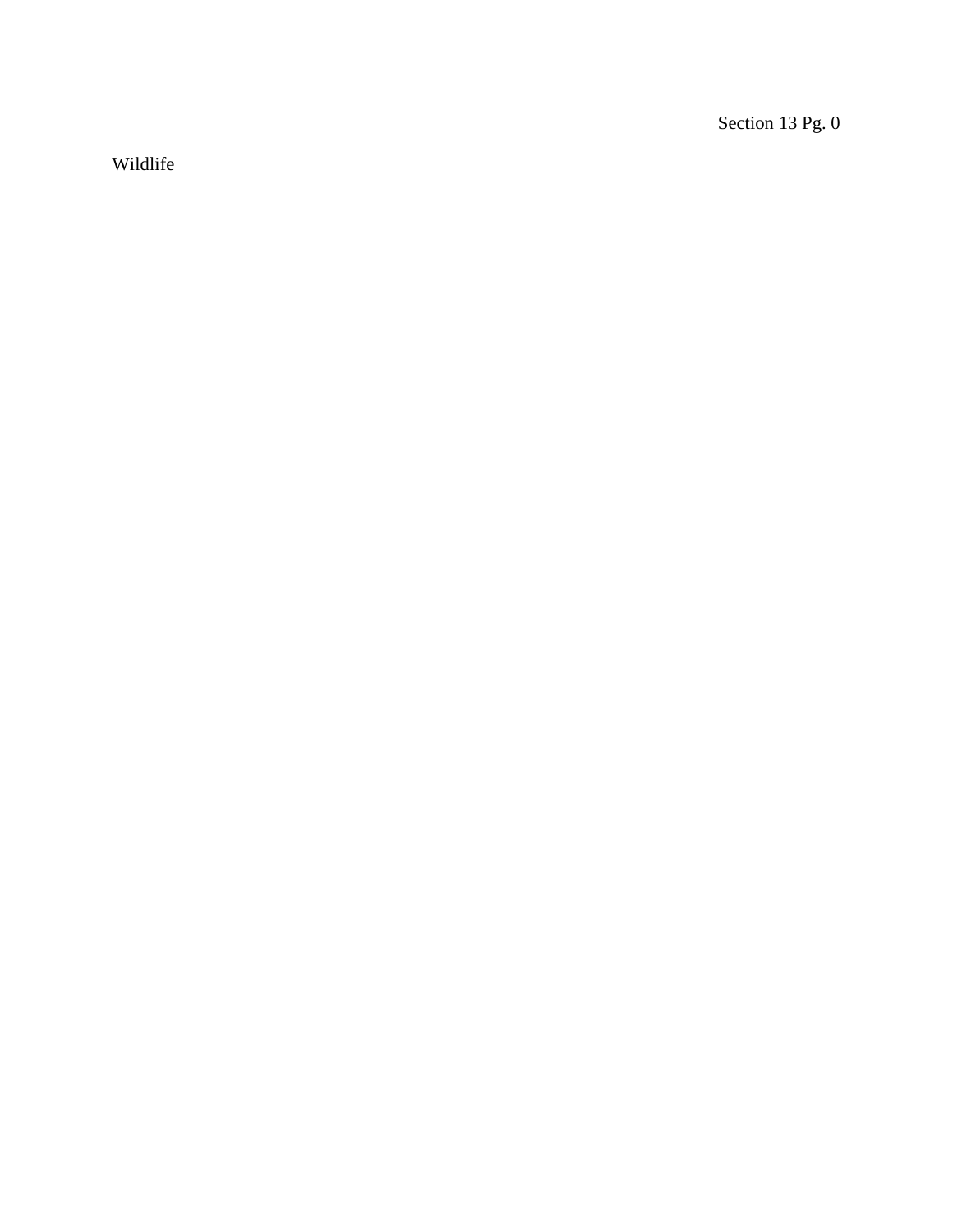Wildlife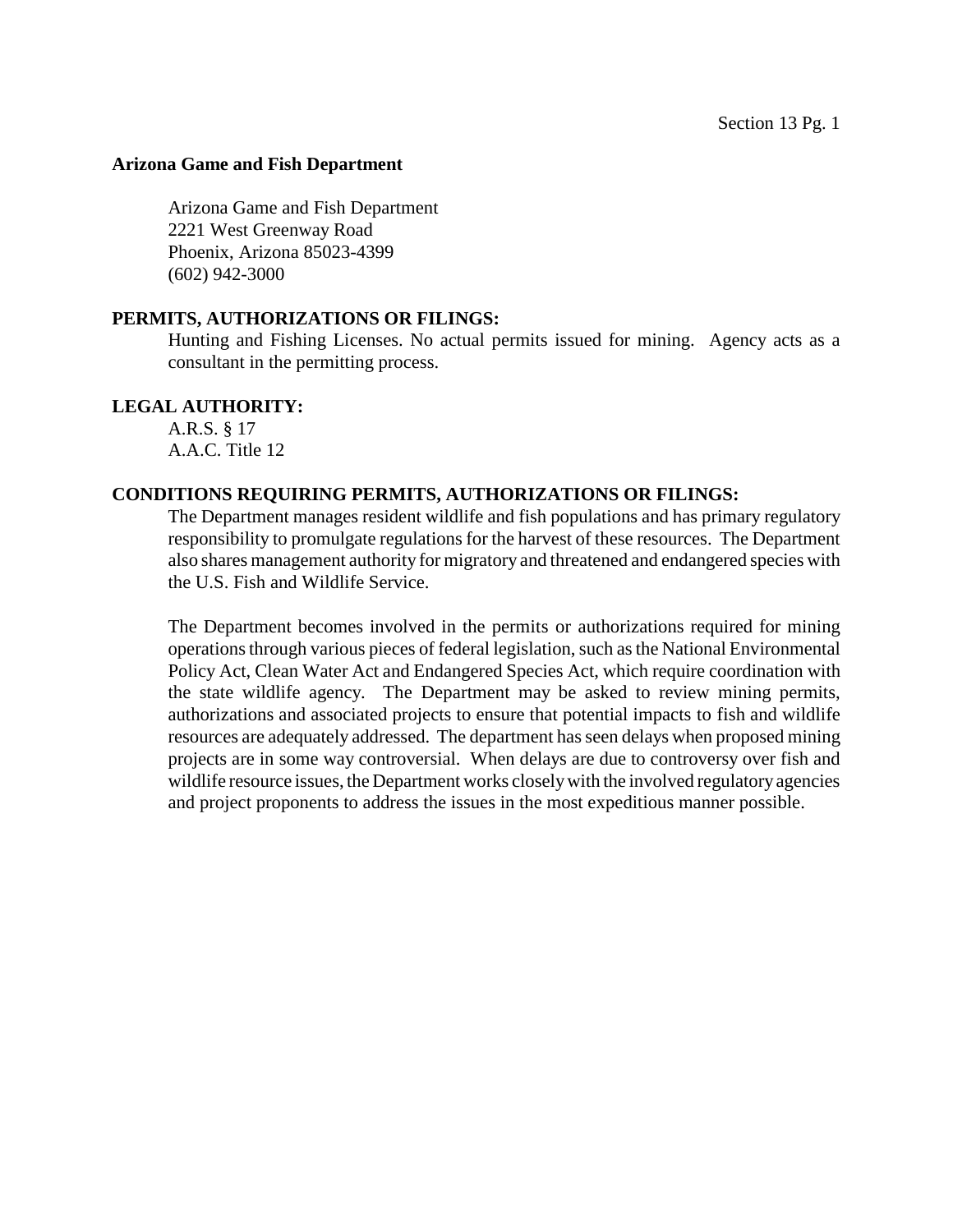## Arizona Game and Fish Department

Arizona Game and Fish Department
2221 West Greenway Road
Phoenix, Arizona 85023-4399
(602) 942-3000

### PERMITS, AUTHORIZATIONS OR FILINGS:

Hunting and Fishing Licenses. No actual permits issued for mining. Agency acts as a consultant in the permitting process.

### LEGAL AUTHORITY:

A.R.S. § 17
A.A.C. Title 12

### CONDITIONS REQUIRING PERMITS, AUTHORIZATIONS OR FILINGS:

The Department manages resident wildlife and fish populations and has primary regulatory responsibility to promulgate regulations for the harvest of these resources. The Department also shares management authority for migratory and threatened and endangered species with the U.S. Fish and Wildlife Service.

The Department becomes involved in the permits or authorizations required for mining operations through various pieces of federal legislation, such as the National Environmental Policy Act, Clean Water Act and Endangered Species Act, which require coordination with the state wildlife agency. The Department may be asked to review mining permits, authorizations and associated projects to ensure that potential impacts to fish and wildlife resources are adequately addressed. The department has seen delays when proposed mining projects are in some way controversial. When delays are due to controversy over fish and wildlife resource issues, the Department works closely with the involved regulatory agencies and project proponents to address the issues in the most expeditious manner possible.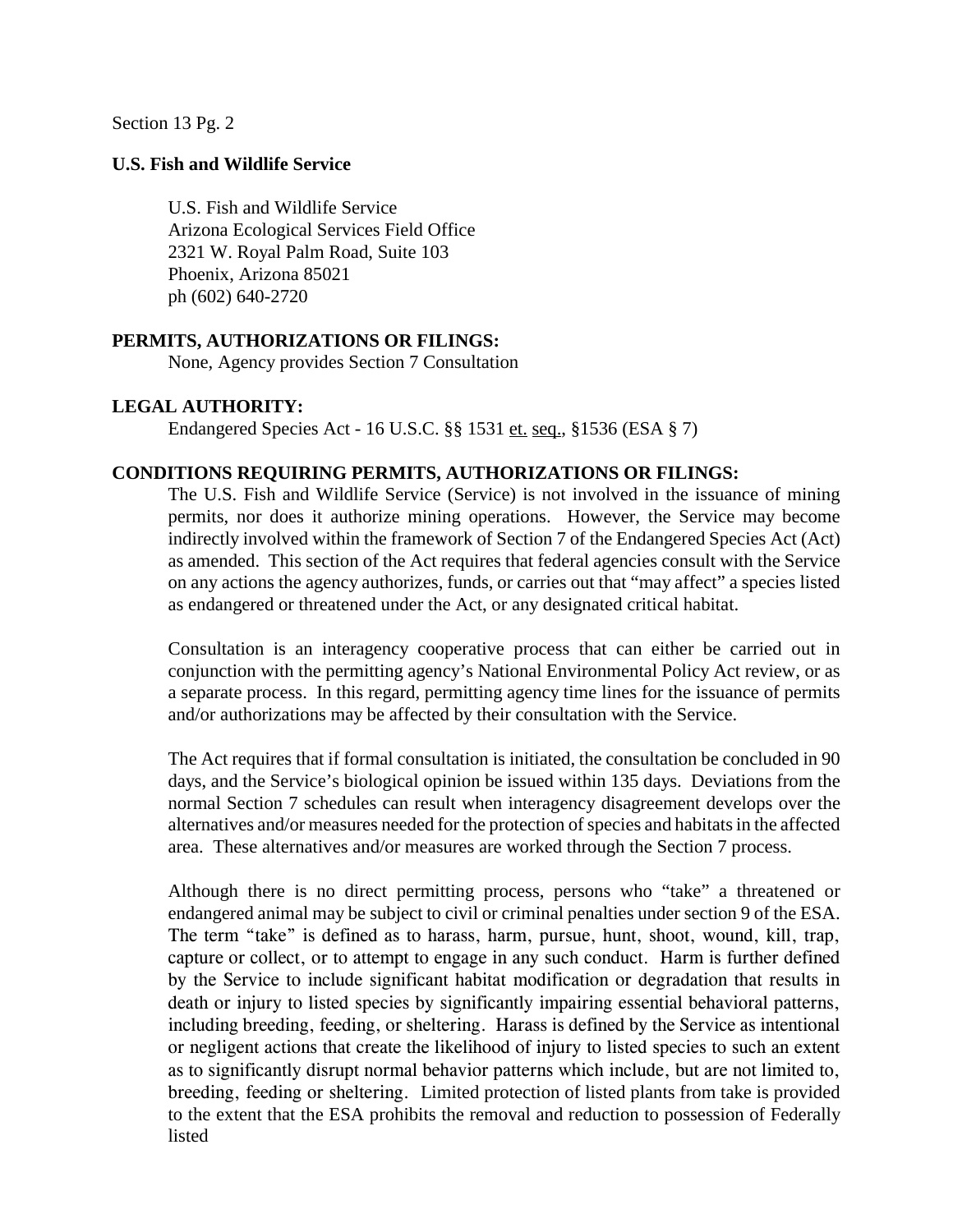Section 13 Pg. 2

**U.S. Fish and Wildlife Service**

U.S. Fish and Wildlife Service
Arizona Ecological Services Field Office
2321 W. Royal Palm Road, Suite 103
Phoenix, Arizona 85021
ph (602) 640-2720

**PERMITS, AUTHORIZATIONS OR FILINGS:**

None, Agency provides Section 7 Consultation

**LEGAL AUTHORITY:**

Endangered Species Act - 16 U.S.C. §§ 1531 et. seq., §1536 (ESA § 7)

**CONDITIONS REQUIRING PERMITS, AUTHORIZATIONS OR FILINGS:**

The U.S. Fish and Wildlife Service (Service) is not involved in the issuance of mining permits, nor does it authorize mining operations. However, the Service may become indirectly involved within the framework of Section 7 of the Endangered Species Act (Act) as amended. This section of the Act requires that federal agencies consult with the Service on any actions the agency authorizes, funds, or carries out that "may affect" a species listed as endangered or threatened under the Act, or any designated critical habitat.

Consultation is an interagency cooperative process that can either be carried out in conjunction with the permitting agency's National Environmental Policy Act review, or as a separate process. In this regard, permitting agency time lines for the issuance of permits and/or authorizations may be affected by their consultation with the Service.

The Act requires that if formal consultation is initiated, the consultation be concluded in 90 days, and the Service's biological opinion be issued within 135 days. Deviations from the normal Section 7 schedules can result when interagency disagreement develops over the alternatives and/or measures needed for the protection of species and habitats in the affected area. These alternatives and/or measures are worked through the Section 7 process.

Although there is no direct permitting process, persons who "take" a threatened or endangered animal may be subject to civil or criminal penalties under section 9 of the ESA. The term "take" is defined as to harass, harm, pursue, hunt, shoot, wound, kill, trap, capture or collect, or to attempt to engage in any such conduct. Harm is further defined by the Service to include significant habitat modification or degradation that results in death or injury to listed species by significantly impairing essential behavioral patterns, including breeding, feeding, or sheltering. Harass is defined by the Service as intentional or negligent actions that create the likelihood of injury to listed species to such an extent as to significantly disrupt normal behavior patterns which include, but are not limited to, breeding, feeding or sheltering. Limited protection of listed plants from take is provided to the extent that the ESA prohibits the removal and reduction to possession of Federally listed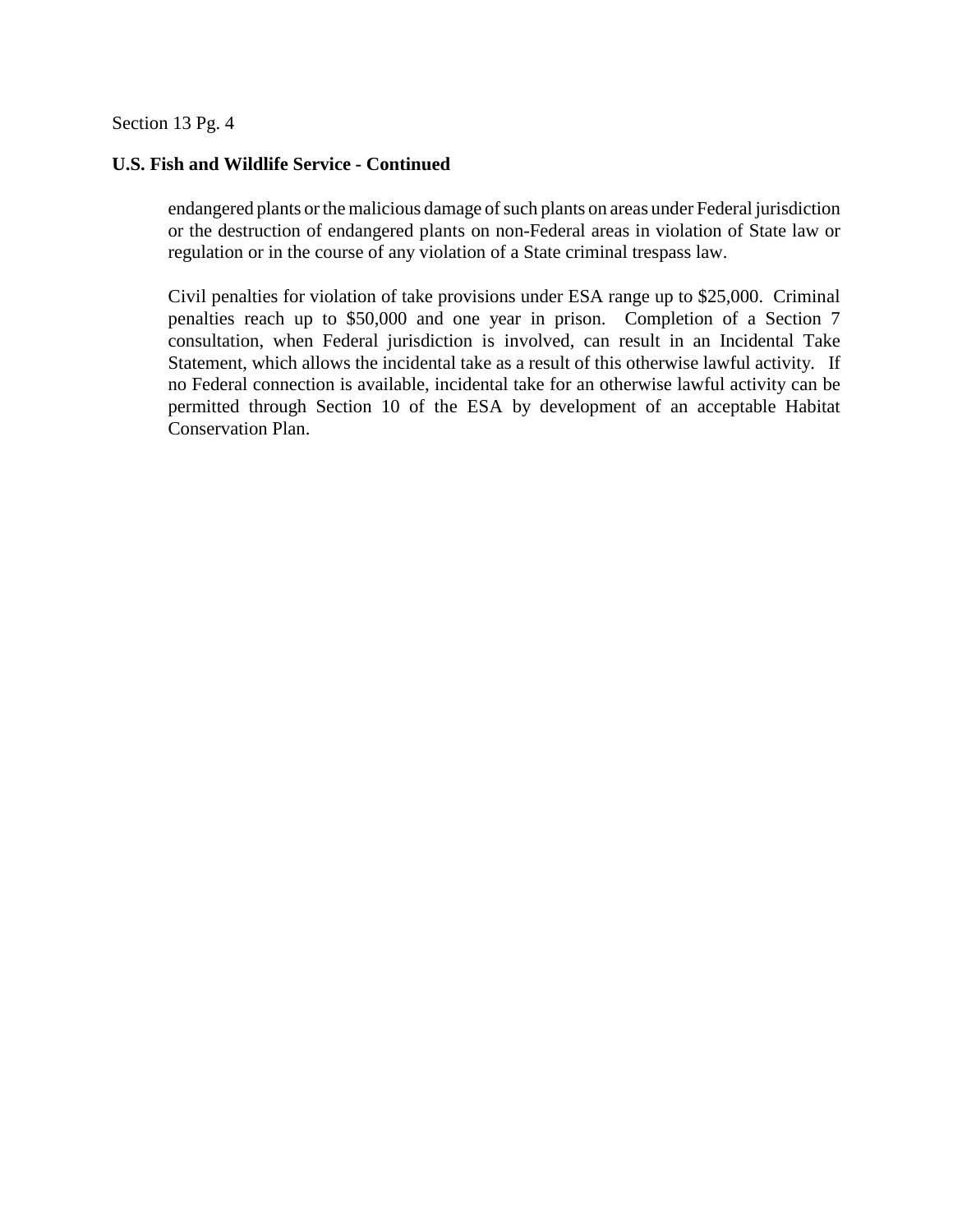## U.S. Fish and Wildlife Service - Continued

endangered plants or the malicious damage of such plants on areas under Federal jurisdiction or the destruction of endangered plants on non-Federal areas in violation of State law or regulation or in the course of any violation of a State criminal trespass law.

Civil penalties for violation of take provisions under ESA range up to $25,000. Criminal penalties reach up to $50,000 and one year in prison. Completion of a Section 7 consultation, when Federal jurisdiction is involved, can result in an Incidental Take Statement, which allows the incidental take as a result of this otherwise lawful activity. If no Federal connection is available, incidental take for an otherwise lawful activity can be permitted through Section 10 of the ESA by development of an acceptable Habitat Conservation Plan.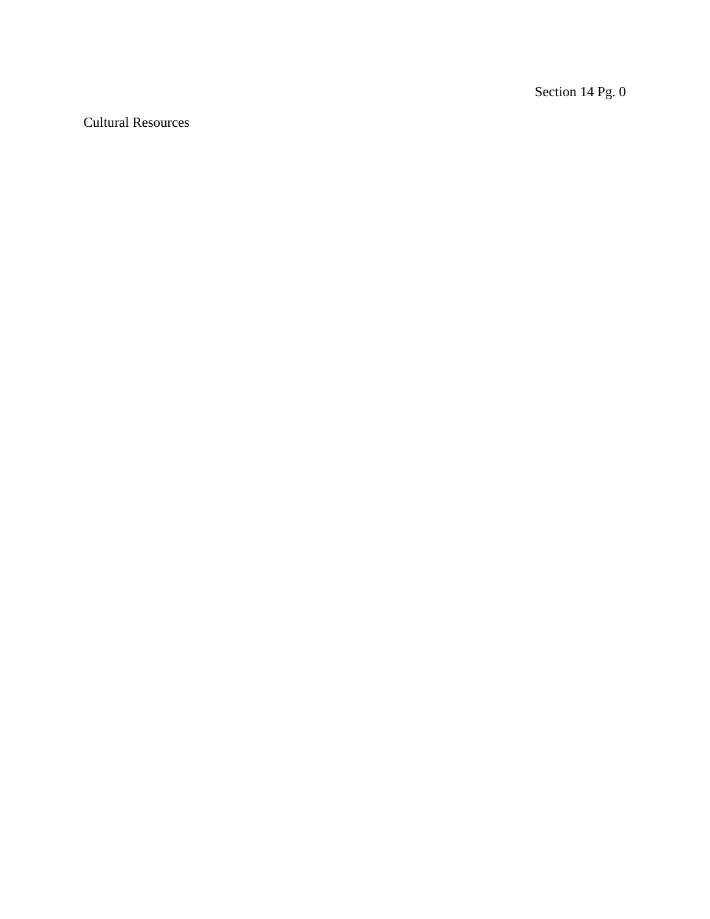Section 14 Pg. 0

Cultural Resources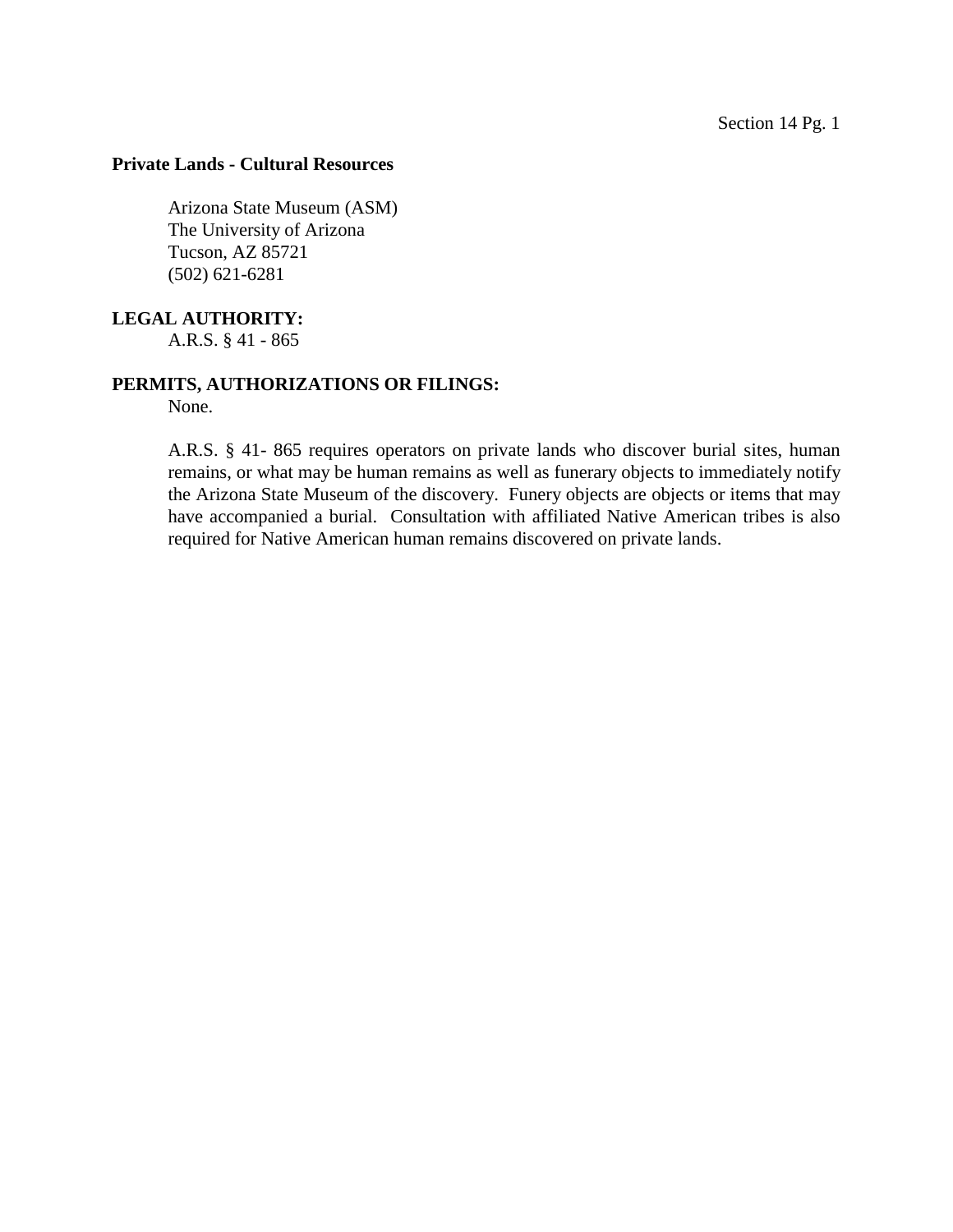**Private Lands - Cultural Resources**

Arizona State Museum (ASM)
The University of Arizona
Tucson, AZ 85721
(502) 621-6281

**LEGAL AUTHORITY:**

A.R.S. § 41 - 865

**PERMITS, AUTHORIZATIONS OR FILINGS:**

None.

A.R.S. § 41- 865 requires operators on private lands who discover burial sites, human remains, or what may be human remains as well as funerary objects to immediately notify the Arizona State Museum of the discovery. Funery objects are objects or items that may have accompanied a burial. Consultation with affiliated Native American tribes is also required for Native American human remains discovered on private lands.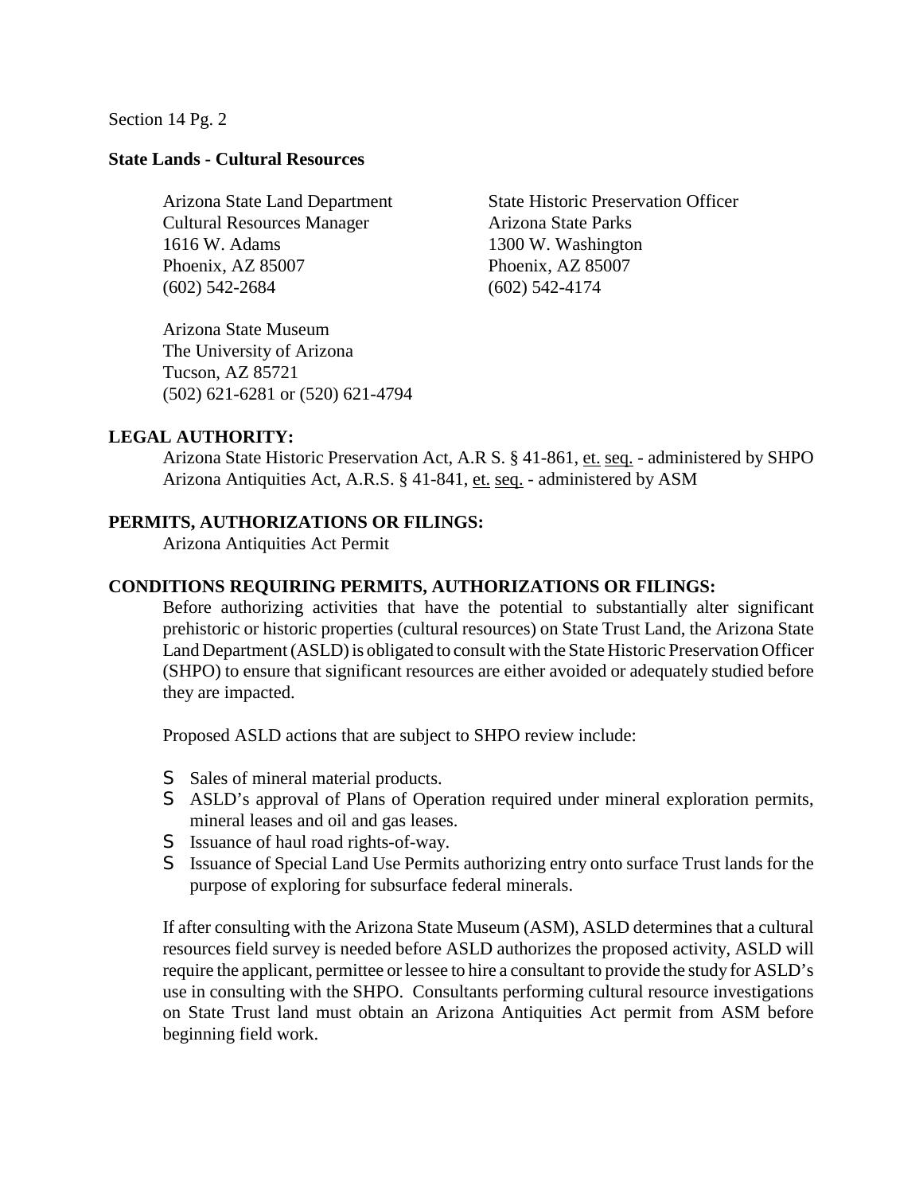Section 14 Pg. 2

**State Lands - Cultural Resources**

Arizona State Land Department
Cultural Resources Manager
1616 W. Adams
Phoenix, AZ 85007
(602) 542-2684

State Historic Preservation Officer
Arizona State Parks
1300 W. Washington
Phoenix, AZ 85007
(602) 542-4174

Arizona State Museum
The University of Arizona
Tucson, AZ 85721
(502) 621-6281 or (520) 621-4794

**LEGAL AUTHORITY:**

Arizona State Historic Preservation Act, A.R S. § 41-861, et. seq. - administered by SHPO
Arizona Antiquities Act, A.R.S. § 41-841, et. seq. - administered by ASM

**PERMITS, AUTHORIZATIONS OR FILINGS:**

Arizona Antiquities Act Permit

**CONDITIONS REQUIRING PERMITS, AUTHORIZATIONS OR FILINGS:**

Before authorizing activities that have the potential to substantially alter significant prehistoric or historic properties (cultural resources) on State Trust Land, the Arizona State Land Department (ASLD) is obligated to consult with the State Historic Preservation Officer (SHPO) to ensure that significant resources are either avoided or adequately studied before they are impacted.

Proposed ASLD actions that are subject to SHPO review include:

- Sales of mineral material products.
- ASLD's approval of Plans of Operation required under mineral exploration permits, mineral leases and oil and gas leases.
- Issuance of haul road rights-of-way.
- Issuance of Special Land Use Permits authorizing entry onto surface Trust lands for the purpose of exploring for subsurface federal minerals.

If after consulting with the Arizona State Museum (ASM), ASLD determines that a cultural resources field survey is needed before ASLD authorizes the proposed activity, ASLD will require the applicant, permittee or lessee to hire a consultant to provide the study for ASLD's use in consulting with the SHPO. Consultants performing cultural resource investigations on State Trust land must obtain an Arizona Antiquities Act permit from ASM before beginning field work.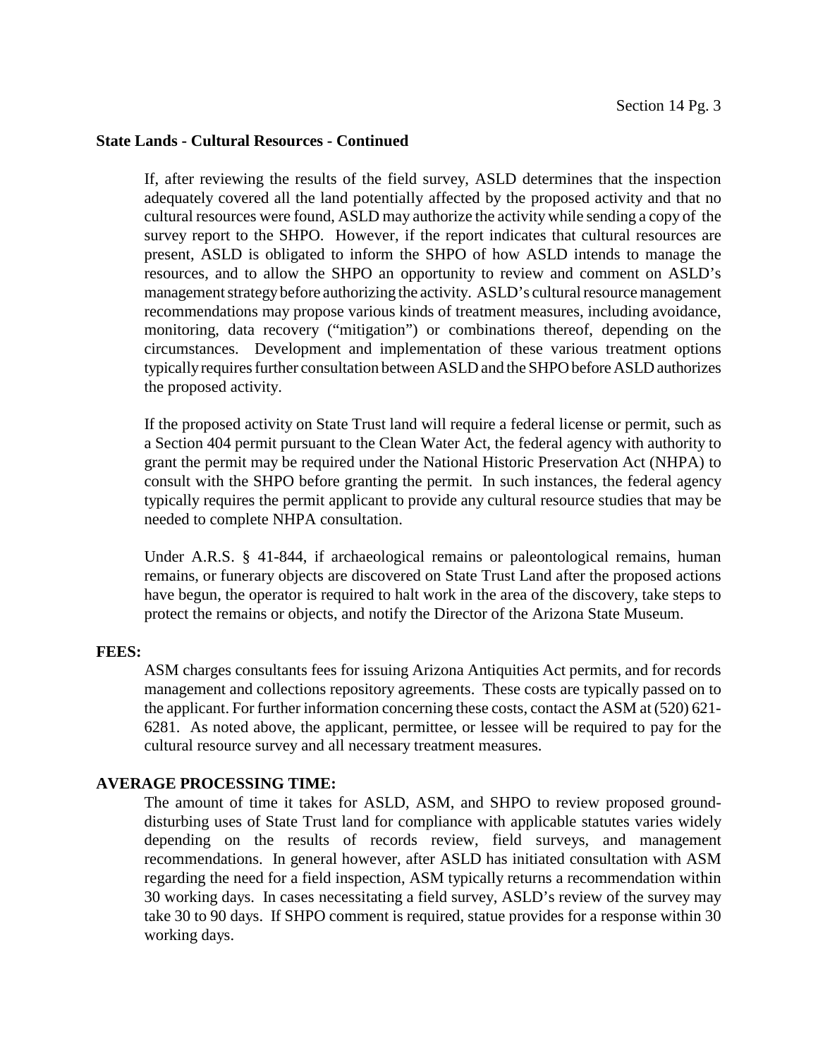**State Lands - Cultural Resources - Continued**

If, after reviewing the results of the field survey, ASLD determines that the inspection adequately covered all the land potentially affected by the proposed activity and that no cultural resources were found, ASLD may authorize the activity while sending a copy of the survey report to the SHPO. However, if the report indicates that cultural resources are present, ASLD is obligated to inform the SHPO of how ASLD intends to manage the resources, and to allow the SHPO an opportunity to review and comment on ASLD's management strategy before authorizing the activity. ASLD's cultural resource management recommendations may propose various kinds of treatment measures, including avoidance, monitoring, data recovery ("mitigation") or combinations thereof, depending on the circumstances. Development and implementation of these various treatment options typically requires further consultation between ASLD and the SHPO before ASLD authorizes the proposed activity.

If the proposed activity on State Trust land will require a federal license or permit, such as a Section 404 permit pursuant to the Clean Water Act, the federal agency with authority to grant the permit may be required under the National Historic Preservation Act (NHPA) to consult with the SHPO before granting the permit. In such instances, the federal agency typically requires the permit applicant to provide any cultural resource studies that may be needed to complete NHPA consultation.

Under A.R.S. § 41-844, if archaeological remains or paleontological remains, human remains, or funerary objects are discovered on State Trust Land after the proposed actions have begun, the operator is required to halt work in the area of the discovery, take steps to protect the remains or objects, and notify the Director of the Arizona State Museum.

**FEES:**

ASM charges consultants fees for issuing Arizona Antiquities Act permits, and for records management and collections repository agreements. These costs are typically passed on to the applicant. For further information concerning these costs, contact the ASM at (520) 621-6281. As noted above, the applicant, permittee, or lessee will be required to pay for the cultural resource survey and all necessary treatment measures.

**AVERAGE PROCESSING TIME:**

The amount of time it takes for ASLD, ASM, and SHPO to review proposed ground-disturbing uses of State Trust land for compliance with applicable statutes varies widely depending on the results of records review, field surveys, and management recommendations. In general however, after ASLD has initiated consultation with ASM regarding the need for a field inspection, ASM typically returns a recommendation within 30 working days. In cases necessitating a field survey, ASLD's review of the survey may take 30 to 90 days. If SHPO comment is required, statue provides for a response within 30 working days.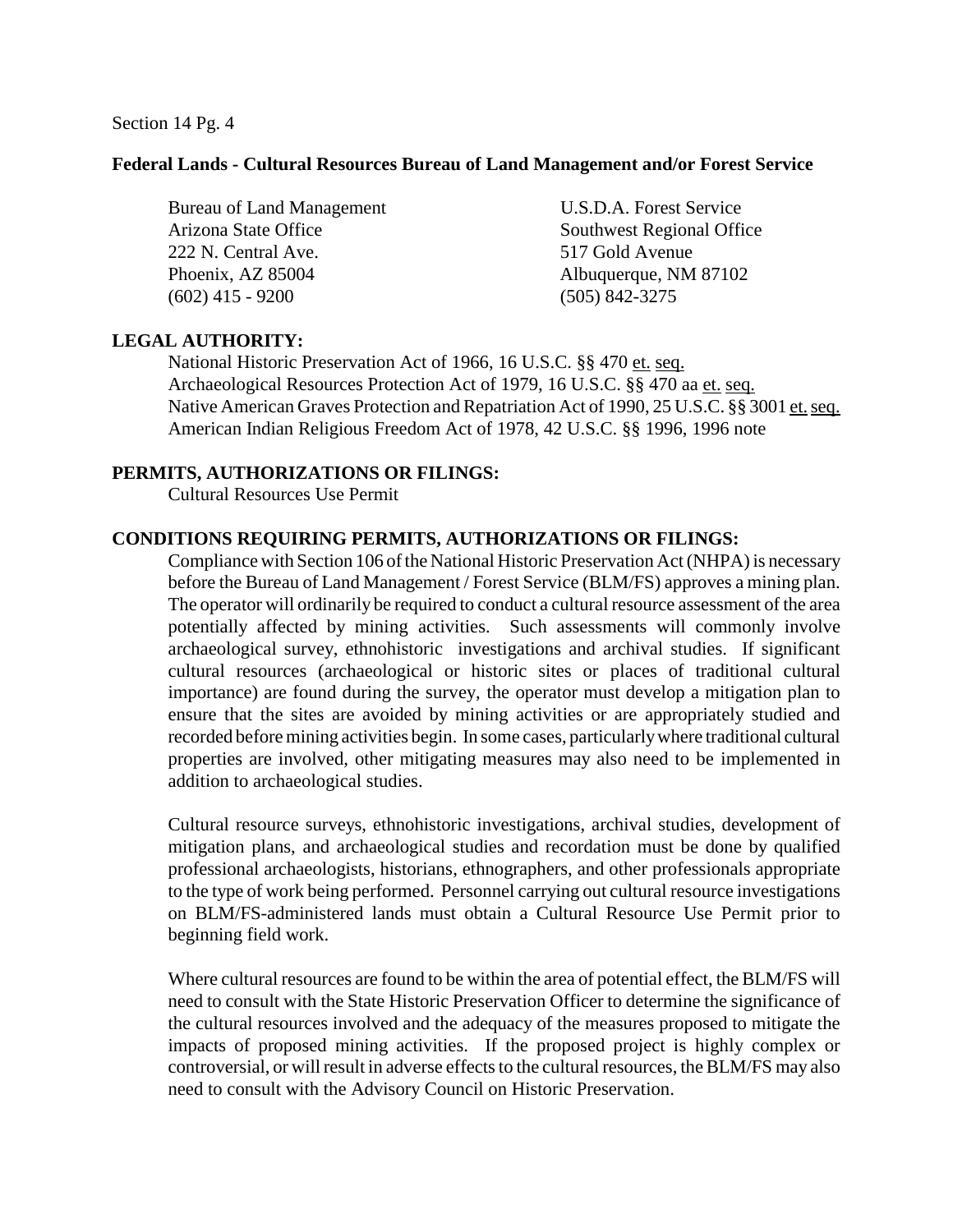Section 14 Pg. 4

**Federal Lands - Cultural Resources Bureau of Land Management and/or Forest Service**

Bureau of Land Management
Arizona State Office
222 N. Central Ave.
Phoenix, AZ 85004
(602) 415 - 9200

U.S.D.A. Forest Service
Southwest Regional Office
517 Gold Avenue
Albuquerque, NM 87102
(505) 842-3275

**LEGAL AUTHORITY:**

National Historic Preservation Act of 1966, 16 U.S.C. §§ 470 et. seq.
Archaeological Resources Protection Act of 1979, 16 U.S.C. §§ 470 aa et. seq.
Native American Graves Protection and Repatriation Act of 1990, 25 U.S.C. §§ 3001 et. seq.
American Indian Religious Freedom Act of 1978, 42 U.S.C. §§ 1996, 1996 note

**PERMITS, AUTHORIZATIONS OR FILINGS:**

Cultural Resources Use Permit

**CONDITIONS REQUIRING PERMITS, AUTHORIZATIONS OR FILINGS:**

Compliance with Section 106 of the National Historic Preservation Act (NHPA) is necessary before the Bureau of Land Management / Forest Service (BLM/FS) approves a mining plan. The operator will ordinarily be required to conduct a cultural resource assessment of the area potentially affected by mining activities. Such assessments will commonly involve archaeological survey, ethnohistoric investigations and archival studies. If significant cultural resources (archaeological or historic sites or places of traditional cultural importance) are found during the survey, the operator must develop a mitigation plan to ensure that the sites are avoided by mining activities or are appropriately studied and recorded before mining activities begin. In some cases, particularly where traditional cultural properties are involved, other mitigating measures may also need to be implemented in addition to archaeological studies.

Cultural resource surveys, ethnohistoric investigations, archival studies, development of mitigation plans, and archaeological studies and recordation must be done by qualified professional archaeologists, historians, ethnographers, and other professionals appropriate to the type of work being performed. Personnel carrying out cultural resource investigations on BLM/FS-administered lands must obtain a Cultural Resource Use Permit prior to beginning field work.

Where cultural resources are found to be within the area of potential effect, the BLM/FS will need to consult with the State Historic Preservation Officer to determine the significance of the cultural resources involved and the adequacy of the measures proposed to mitigate the impacts of proposed mining activities. If the proposed project is highly complex or controversial, or will result in adverse effects to the cultural resources, the BLM/FS may also need to consult with the Advisory Council on Historic Preservation.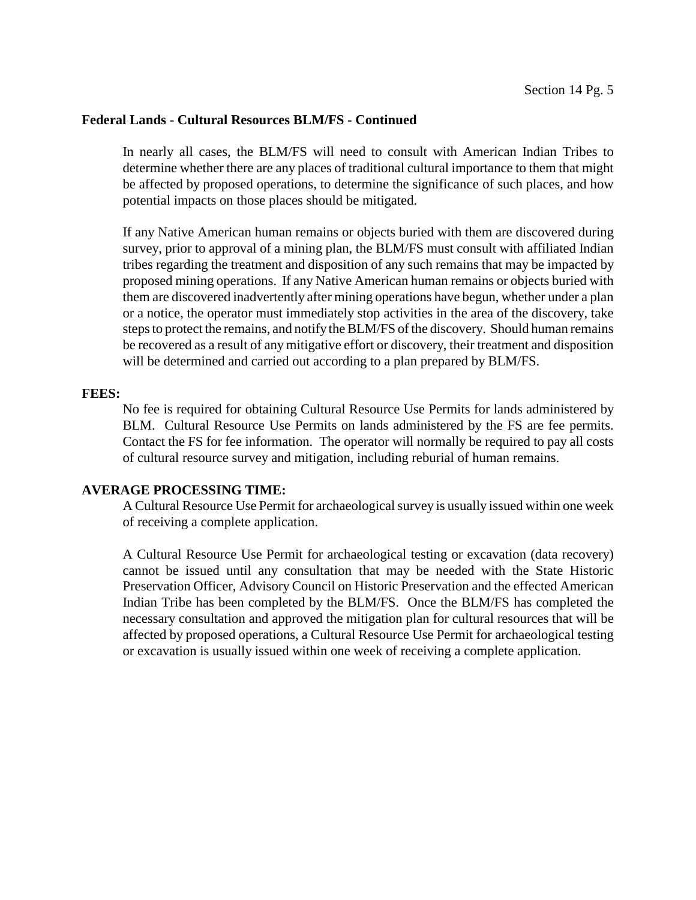**Federal Lands - Cultural Resources BLM/FS - Continued**

In nearly all cases, the BLM/FS will need to consult with American Indian Tribes to determine whether there are any places of traditional cultural importance to them that might be affected by proposed operations, to determine the significance of such places, and how potential impacts on those places should be mitigated.

If any Native American human remains or objects buried with them are discovered during survey, prior to approval of a mining plan, the BLM/FS must consult with affiliated Indian tribes regarding the treatment and disposition of any such remains that may be impacted by proposed mining operations. If any Native American human remains or objects buried with them are discovered inadvertently after mining operations have begun, whether under a plan or a notice, the operator must immediately stop activities in the area of the discovery, take steps to protect the remains, and notify the BLM/FS of the discovery. Should human remains be recovered as a result of any mitigative effort or discovery, their treatment and disposition will be determined and carried out according to a plan prepared by BLM/FS.

**FEES:**

No fee is required for obtaining Cultural Resource Use Permits for lands administered by BLM. Cultural Resource Use Permits on lands administered by the FS are fee permits. Contact the FS for fee information. The operator will normally be required to pay all costs of cultural resource survey and mitigation, including reburial of human remains.

**AVERAGE PROCESSING TIME:**

A Cultural Resource Use Permit for archaeological survey is usually issued within one week of receiving a complete application.

A Cultural Resource Use Permit for archaeological testing or excavation (data recovery) cannot be issued until any consultation that may be needed with the State Historic Preservation Officer, Advisory Council on Historic Preservation and the effected American Indian Tribe has been completed by the BLM/FS. Once the BLM/FS has completed the necessary consultation and approved the mitigation plan for cultural resources that will be affected by proposed operations, a Cultural Resource Use Permit for archaeological testing or excavation is usually issued within one week of receiving a complete application.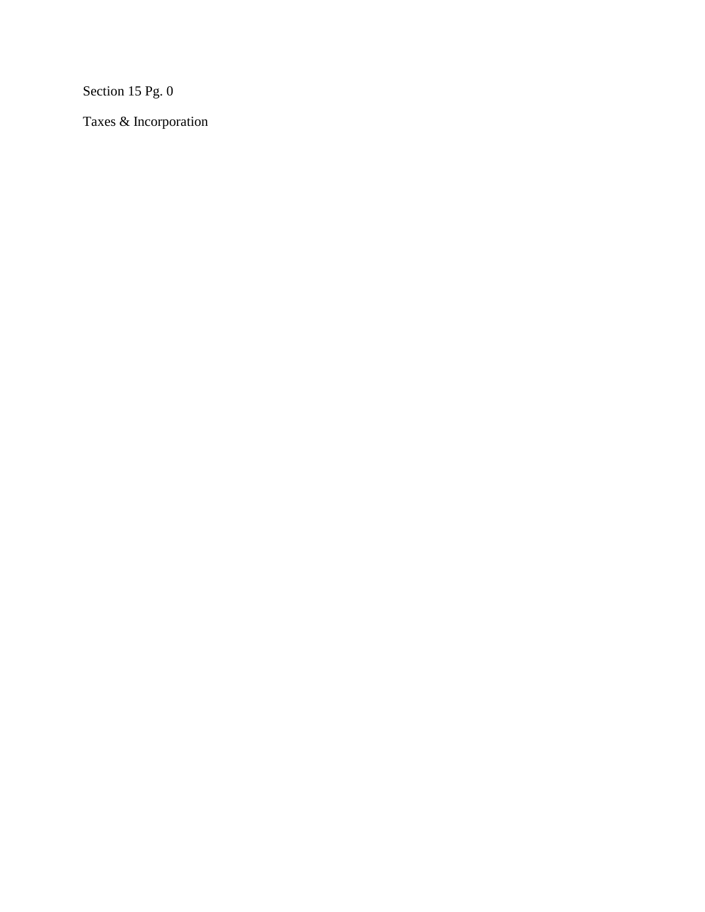Section 15 Pg. 0

Taxes & Incorporation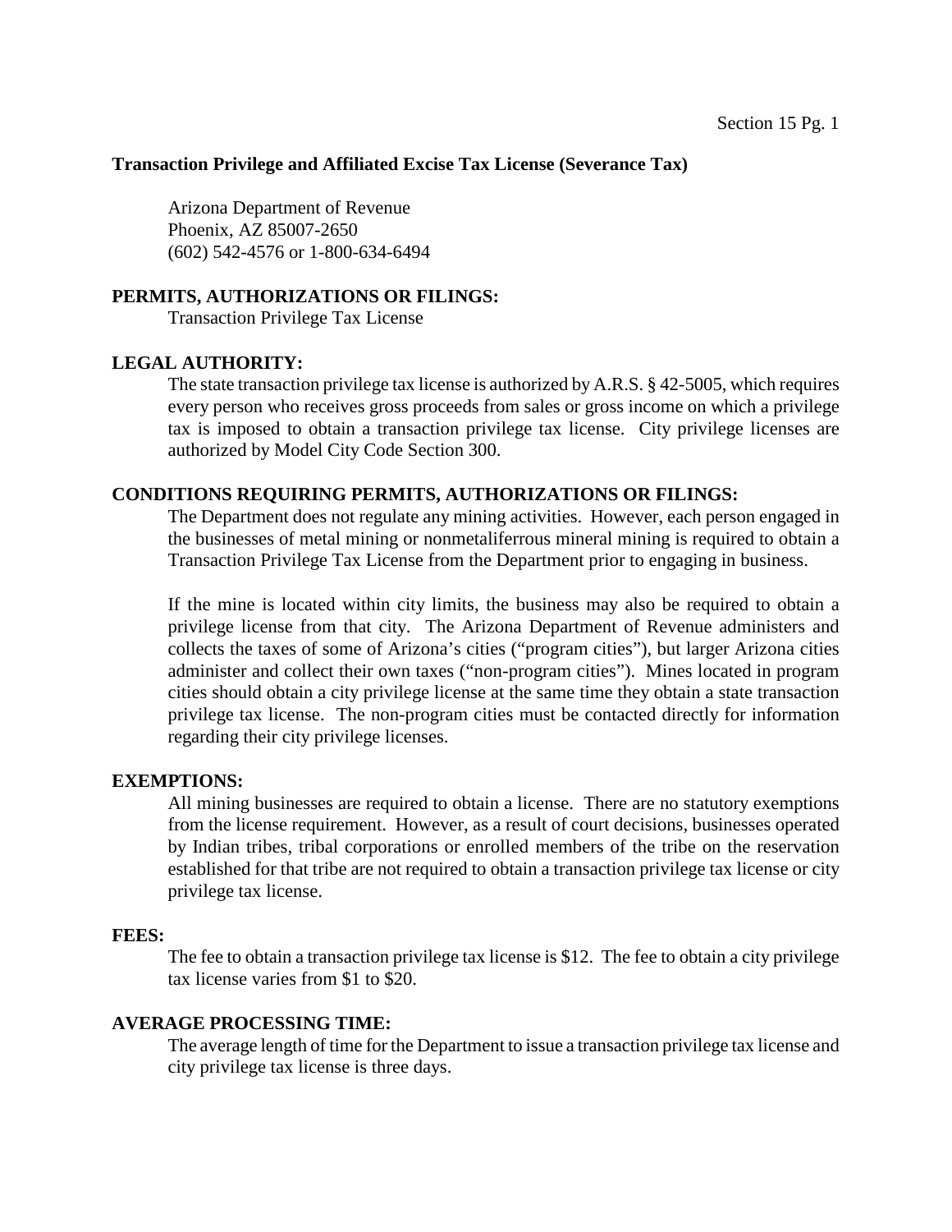**Transaction Privilege and Affiliated Excise Tax License (Severance Tax)**

Arizona Department of Revenue
Phoenix, AZ 85007-2650
(602) 542-4576 or 1-800-634-6494

**PERMITS, AUTHORIZATIONS OR FILINGS:**

Transaction Privilege Tax License

**LEGAL AUTHORITY:**

The state transaction privilege tax license is authorized by A.R.S. § 42-5005, which requires every person who receives gross proceeds from sales or gross income on which a privilege tax is imposed to obtain a transaction privilege tax license. City privilege licenses are authorized by Model City Code Section 300.

**CONDITIONS REQUIRING PERMITS, AUTHORIZATIONS OR FILINGS:**

The Department does not regulate any mining activities. However, each person engaged in the businesses of metal mining or nonmetaliferrous mineral mining is required to obtain a Transaction Privilege Tax License from the Department prior to engaging in business.

If the mine is located within city limits, the business may also be required to obtain a privilege license from that city. The Arizona Department of Revenue administers and collects the taxes of some of Arizona's cities ("program cities"), but larger Arizona cities administer and collect their own taxes ("non-program cities"). Mines located in program cities should obtain a city privilege license at the same time they obtain a state transaction privilege tax license. The non-program cities must be contacted directly for information regarding their city privilege licenses.

**EXEMPTIONS:**

All mining businesses are required to obtain a license. There are no statutory exemptions from the license requirement. However, as a result of court decisions, businesses operated by Indian tribes, tribal corporations or enrolled members of the tribe on the reservation established for that tribe are not required to obtain a transaction privilege tax license or city privilege tax license.

**FEES:**

The fee to obtain a transaction privilege tax license is $12. The fee to obtain a city privilege tax license varies from $1 to $20.

**AVERAGE PROCESSING TIME:**

The average length of time for the Department to issue a transaction privilege tax license and city privilege tax license is three days.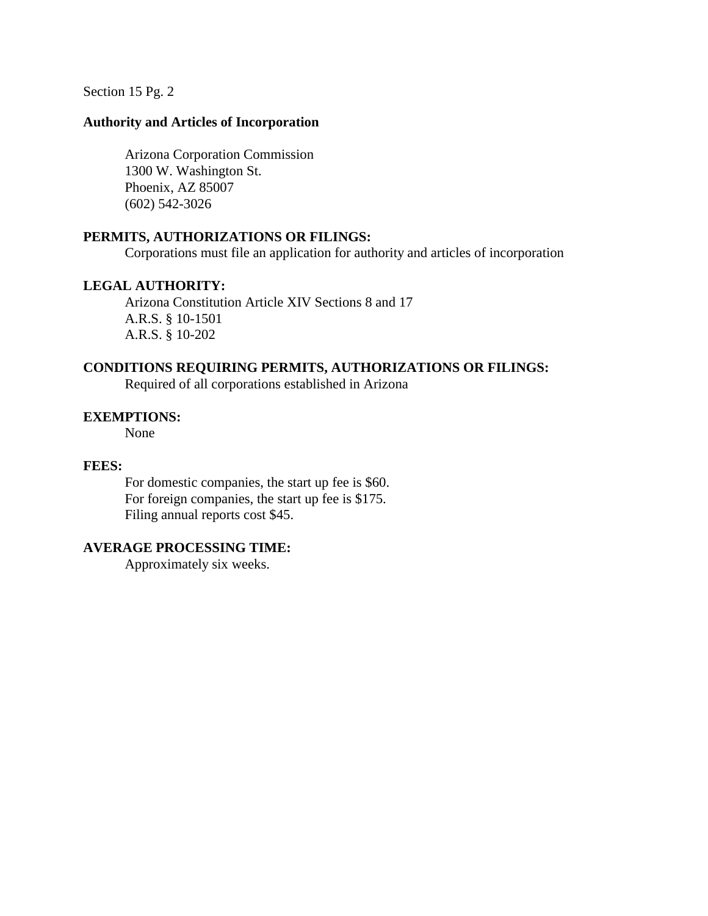Section 15 Pg. 2

**Authority and Articles of Incorporation**

Arizona Corporation Commission
1300 W. Washington St.
Phoenix, AZ 85007
(602) 542-3026

**PERMITS, AUTHORIZATIONS OR FILINGS:**

Corporations must file an application for authority and articles of incorporation

**LEGAL AUTHORITY:**

Arizona Constitution Article XIV Sections 8 and 17
A.R.S. § 10-1501
A.R.S. § 10-202

**CONDITIONS REQUIRING PERMITS, AUTHORIZATIONS OR FILINGS:**

Required of all corporations established in Arizona

**EXEMPTIONS:**

None

**FEES:**

For domestic companies, the start up fee is $60.
For foreign companies, the start up fee is $175.
Filing annual reports cost $45.

**AVERAGE PROCESSING TIME:**

Approximately six weeks.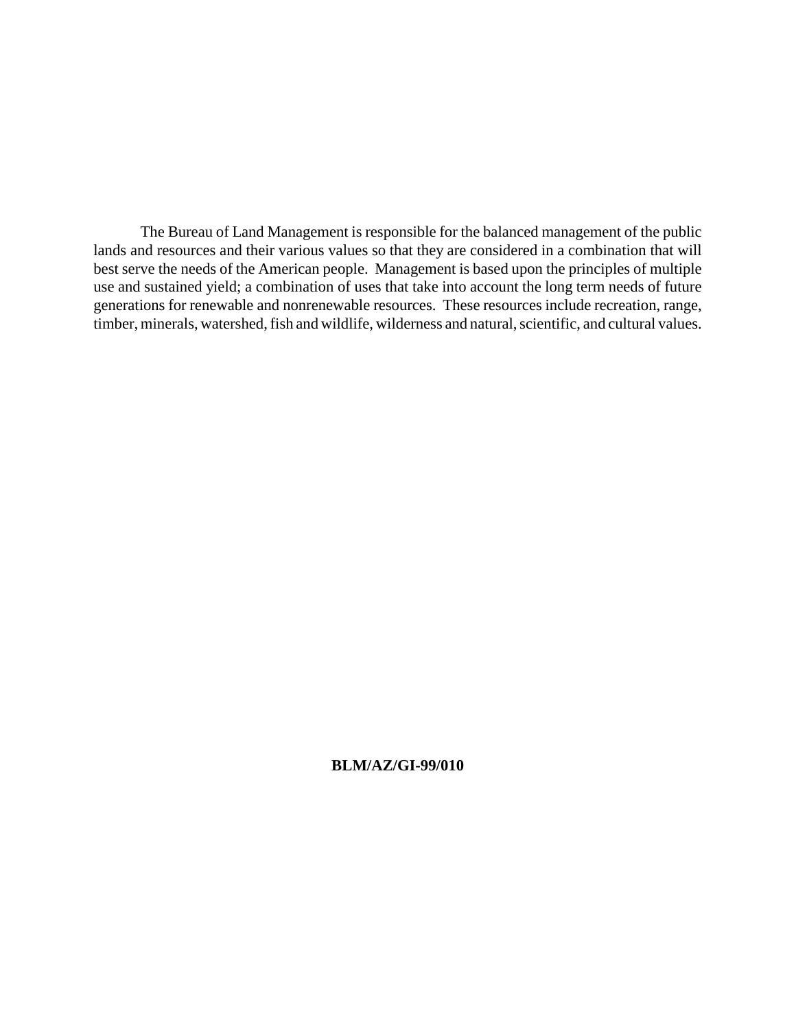The Bureau of Land Management is responsible for the balanced management of the public lands and resources and their various values so that they are considered in a combination that will best serve the needs of the American people. Management is based upon the principles of multiple use and sustained yield; a combination of uses that take into account the long term needs of future generations for renewable and nonrenewable resources. These resources include recreation, range, timber, minerals, watershed, fish and wildlife, wilderness and natural, scientific, and cultural values.

**BLM/AZ/GI-99/010**